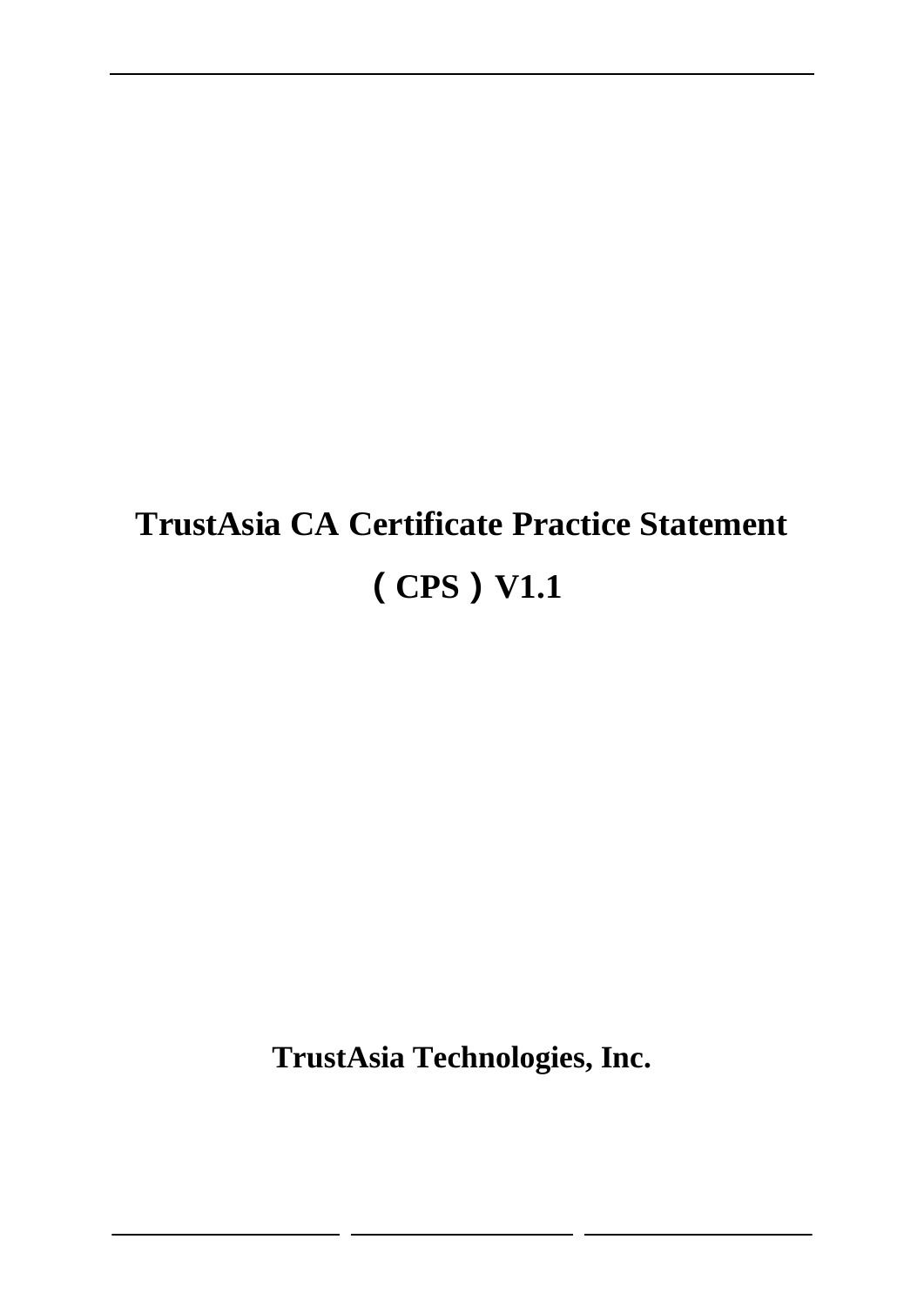# TrustAsia CA Certificate Practice Statement

# （CPS）V1.1

**TrustAsia Technologies, Inc.**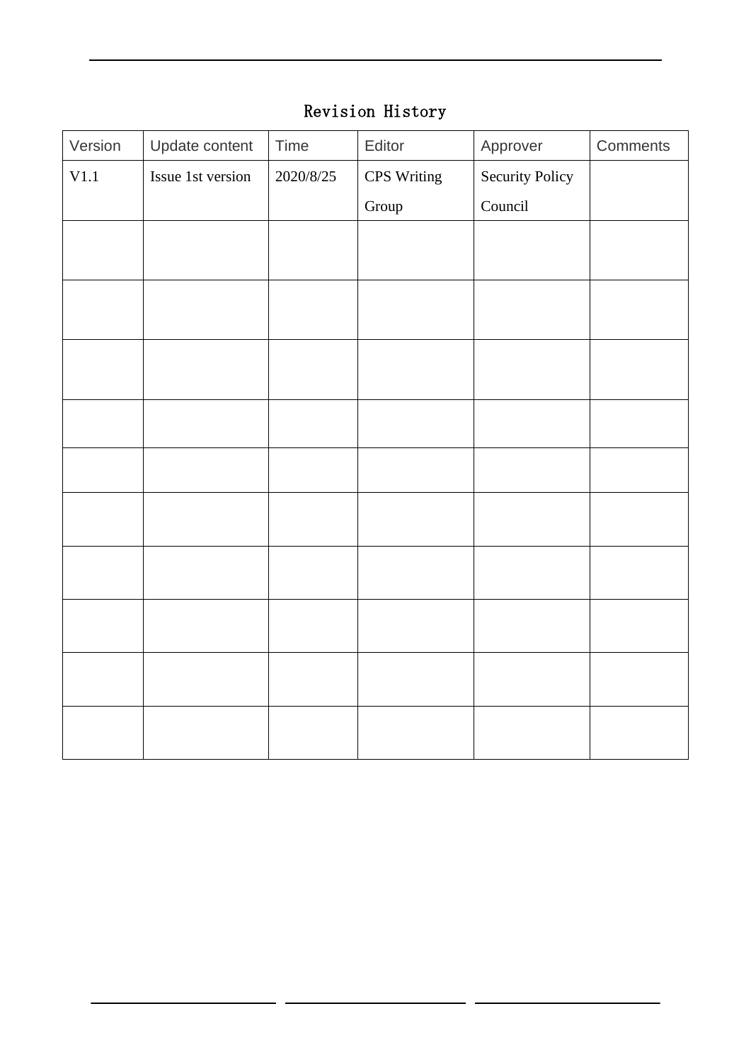# Revision History

| Version | Update content | Time | Editor | Approver | Comments |
|---|---|---|---|---|---|
| V1.1 | Issue 1st version | 2020/8/25 | CPS Writing Group | Security Policy Council | |
| | | | | | |
| | | | | | |
| | | | | | |
| | | | | | |
| | | | | | |
| | | | | | |
| | | | | | |
| | | | | | |
| | | | | | |
| | | | | | |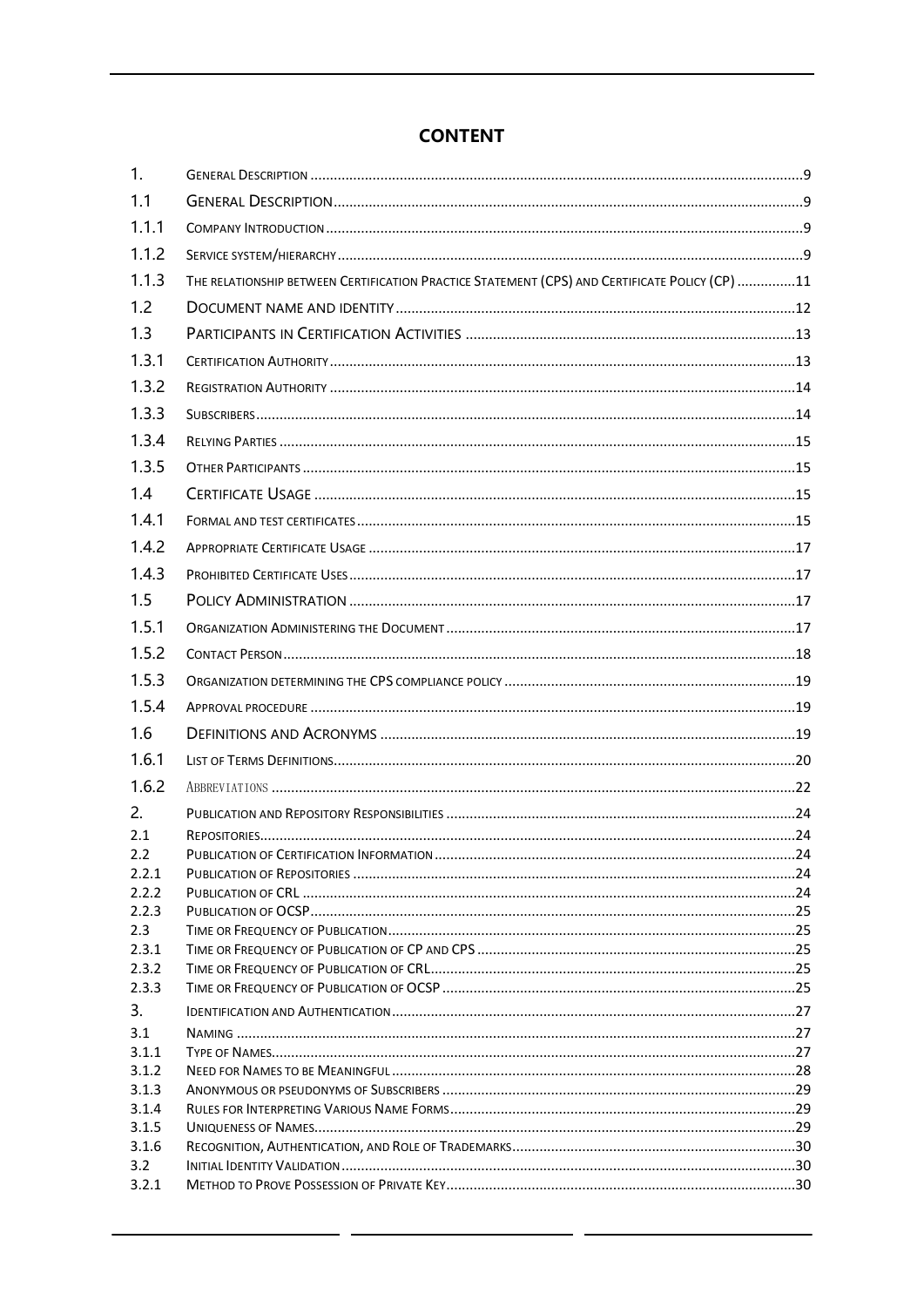# CONTENT

| | | |
|---|---|---|
| 1. | GENERAL DESCRIPTION | 9 |
| 1.1 | GENERAL DESCRIPTION | 9 |
| 1.1.1 | COMPANY INTRODUCTION | 9 |
| 1.1.2 | SERVICE SYSTEM/HIERARCHY | 9 |
| 1.1.3 | THE RELATIONSHIP BETWEEN CERTIFICATION PRACTICE STATEMENT (CPS) AND CERTIFICATE POLICY (CP) | 11 |
| 1.2 | DOCUMENT NAME AND IDENTITY | 12 |
| 1.3 | PARTICIPANTS IN CERTIFICATION ACTIVITIES | 13 |
| 1.3.1 | CERTIFICATION AUTHORITY | 13 |
| 1.3.2 | REGISTRATION AUTHORITY | 14 |
| 1.3.3 | SUBSCRIBERS | 14 |
| 1.3.4 | RELYING PARTIES | 15 |
| 1.3.5 | OTHER PARTICIPANTS | 15 |
| 1.4 | CERTIFICATE USAGE | 15 |
| 1.4.1 | FORMAL AND TEST CERTIFICATES | 15 |
| 1.4.2 | APPROPRIATE CERTIFICATE USAGE | 17 |
| 1.4.3 | PROHIBITED CERTIFICATE USES | 17 |
| 1.5 | POLICY ADMINISTRATION | 17 |
| 1.5.1 | ORGANIZATION ADMINISTERING THE DOCUMENT | 17 |
| 1.5.2 | CONTACT PERSON | 18 |
| 1.5.3 | ORGANIZATION DETERMINING THE CPS COMPLIANCE POLICY | 19 |
| 1.5.4 | APPROVAL PROCEDURE | 19 |
| 1.6 | DEFINITIONS AND ACRONYMS | 19 |
| 1.6.1 | LIST OF TERMS DEFINITIONS | 20 |
| 1.6.2 | ABBREVIATIONS | 22 |
| 2. | PUBLICATION AND REPOSITORY RESPONSIBILITIES | 24 |
| 2.1 | REPOSITORIES | 24 |
| 2.2 | PUBLICATION OF CERTIFICATION INFORMATION | 24 |
| 2.2.1 | PUBLICATION OF REPOSITORIES | 24 |
| 2.2.2 | PUBLICATION OF CRL | 24 |
| 2.2.3 | PUBLICATION OF OCSP | 25 |
| 2.3 | TIME OR FREQUENCY OF PUBLICATION | 25 |
| 2.3.1 | TIME OR FREQUENCY OF PUBLICATION OF CP AND CPS | 25 |
| 2.3.2 | TIME OR FREQUENCY OF PUBLICATION OF CRL | 25 |
| 2.3.3 | TIME OR FREQUENCY OF PUBLICATION OF OCSP | 25 |
| 3. | IDENTIFICATION AND AUTHENTICATION | 27 |
| 3.1 | NAMING | 27 |
| 3.1.1 | TYPE OF NAMES | 27 |
| 3.1.2 | NEED FOR NAMES TO BE MEANINGFUL | 28 |
| 3.1.3 | ANONYMOUS OR PSEUDONYMS OF SUBSCRIBERS | 29 |
| 3.1.4 | RULES FOR INTERPRETING VARIOUS NAME FORMS | 29 |
| 3.1.5 | UNIQUENESS OF NAMES | 29 |
| 3.1.6 | RECOGNITION, AUTHENTICATION, AND ROLE OF TRADEMARKS | 30 |
| 3.2 | INITIAL IDENTITY VALIDATION | 30 |
| 3.2.1 | METHOD TO PROVE POSSESSION OF PRIVATE KEY | 30 |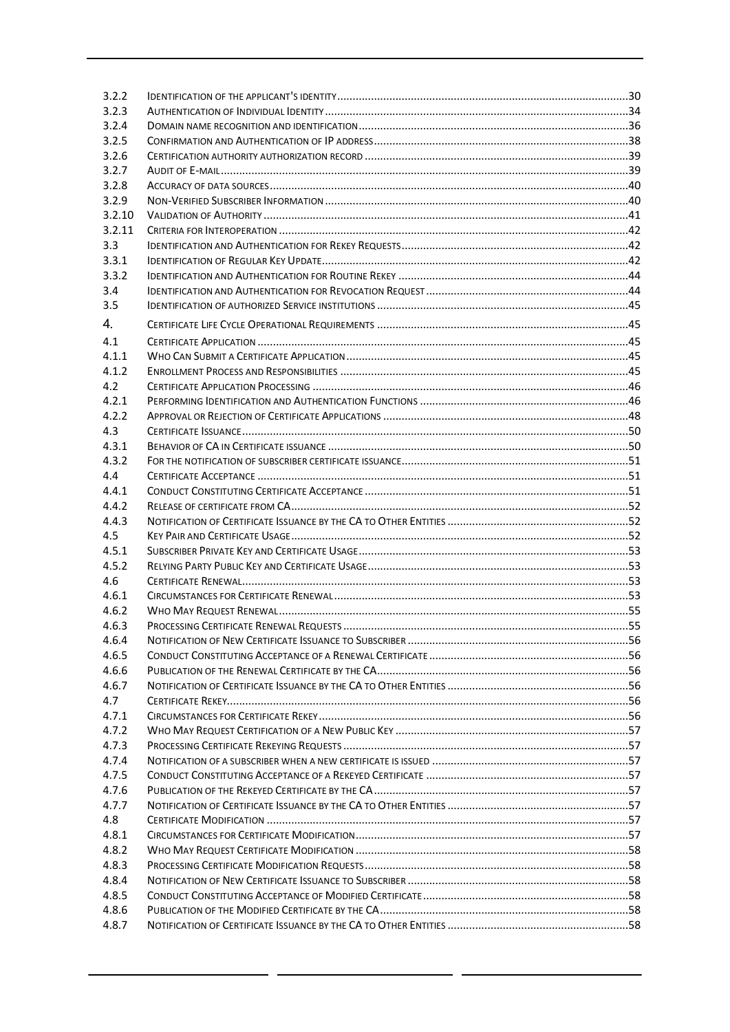| | | |
|---|---|---|
| 3.2.2 | IDENTIFICATION OF THE APPLICANT'S IDENTITY | 30 |
| 3.2.3 | AUTHENTICATION OF INDIVIDUAL IDENTITY | 34 |
| 3.2.4 | DOMAIN NAME RECOGNITION AND IDENTIFICATION | 36 |
| 3.2.5 | CONFIRMATION AND AUTHENTICATION OF IP ADDRESS | 38 |
| 3.2.6 | CERTIFICATION AUTHORITY AUTHORIZATION RECORD | 39 |
| 3.2.7 | AUDIT OF E-MAIL | 39 |
| 3.2.8 | ACCURACY OF DATA SOURCES | 40 |
| 3.2.9 | NON-VERIFIED SUBSCRIBER INFORMATION | 40 |
| 3.2.10 | VALIDATION OF AUTHORITY | 41 |
| 3.2.11 | CRITERIA FOR INTEROPERATION | 42 |
| 3.3 | IDENTIFICATION AND AUTHENTICATION FOR REKEY REQUESTS | 42 |
| 3.3.1 | IDENTIFICATION OF REGULAR KEY UPDATE | 42 |
| 3.3.2 | IDENTIFICATION AND AUTHENTICATION FOR ROUTINE REKEY | 44 |
| 3.4 | IDENTIFICATION AND AUTHENTICATION FOR REVOCATION REQUEST | 44 |
| 3.5 | IDENTIFICATION OF AUTHORIZED SERVICE INSTITUTIONS | 45 |
| 4. | CERTIFICATE LIFE CYCLE OPERATIONAL REQUIREMENTS | 45 |
| 4.1 | CERTIFICATE APPLICATION | 45 |
| 4.1.1 | WHO CAN SUBMIT A CERTIFICATE APPLICATION | 45 |
| 4.1.2 | ENROLLMENT PROCESS AND RESPONSIBILITIES | 45 |
| 4.2 | CERTIFICATE APPLICATION PROCESSING | 46 |
| 4.2.1 | PERFORMING IDENTIFICATION AND AUTHENTICATION FUNCTIONS | 46 |
| 4.2.2 | APPROVAL OR REJECTION OF CERTIFICATE APPLICATIONS | 48 |
| 4.3 | CERTIFICATE ISSUANCE | 50 |
| 4.3.1 | BEHAVIOR OF CA IN CERTIFICATE ISSUANCE | 50 |
| 4.3.2 | FOR THE NOTIFICATION OF SUBSCRIBER CERTIFICATE ISSUANCE | 51 |
| 4.4 | CERTIFICATE ACCEPTANCE | 51 |
| 4.4.1 | CONDUCT CONSTITUTING CERTIFICATE ACCEPTANCE | 51 |
| 4.4.2 | RELEASE OF CERTIFICATE FROM CA | 52 |
| 4.4.3 | NOTIFICATION OF CERTIFICATE ISSUANCE BY THE CA TO OTHER ENTITIES | 52 |
| 4.5 | KEY PAIR AND CERTIFICATE USAGE | 52 |
| 4.5.1 | SUBSCRIBER PRIVATE KEY AND CERTIFICATE USAGE | 53 |
| 4.5.2 | RELYING PARTY PUBLIC KEY AND CERTIFICATE USAGE | 53 |
| 4.6 | CERTIFICATE RENEWAL | 53 |
| 4.6.1 | CIRCUMSTANCES FOR CERTIFICATE RENEWAL | 53 |
| 4.6.2 | WHO MAY REQUEST RENEWAL | 55 |
| 4.6.3 | PROCESSING CERTIFICATE RENEWAL REQUESTS | 55 |
| 4.6.4 | NOTIFICATION OF NEW CERTIFICATE ISSUANCE TO SUBSCRIBER | 56 |
| 4.6.5 | CONDUCT CONSTITUTING ACCEPTANCE OF A RENEWAL CERTIFICATE | 56 |
| 4.6.6 | PUBLICATION OF THE RENEWAL CERTIFICATE BY THE CA | 56 |
| 4.6.7 | NOTIFICATION OF CERTIFICATE ISSUANCE BY THE CA TO OTHER ENTITIES | 56 |
| 4.7 | CERTIFICATE REKEY | 56 |
| 4.7.1 | CIRCUMSTANCES FOR CERTIFICATE REKEY | 56 |
| 4.7.2 | WHO MAY REQUEST CERTIFICATION OF A NEW PUBLIC KEY | 57 |
| 4.7.3 | PROCESSING CERTIFICATE REKEYING REQUESTS | 57 |
| 4.7.4 | NOTIFICATION OF A SUBSCRIBER WHEN A NEW CERTIFICATE IS ISSUED | 57 |
| 4.7.5 | CONDUCT CONSTITUTING ACCEPTANCE OF A REKEYED CERTIFICATE | 57 |
| 4.7.6 | PUBLICATION OF THE REKEYED CERTIFICATE BY THE CA | 57 |
| 4.7.7 | NOTIFICATION OF CERTIFICATE ISSUANCE BY THE CA TO OTHER ENTITIES | 57 |
| 4.8 | CERTIFICATE MODIFICATION | 57 |
| 4.8.1 | CIRCUMSTANCES FOR CERTIFICATE MODIFICATION | 57 |
| 4.8.2 | WHO MAY REQUEST CERTIFICATE MODIFICATION | 58 |
| 4.8.3 | PROCESSING CERTIFICATE MODIFICATION REQUESTS | 58 |
| 4.8.4 | NOTIFICATION OF NEW CERTIFICATE ISSUANCE TO SUBSCRIBER | 58 |
| 4.8.5 | CONDUCT CONSTITUTING ACCEPTANCE OF MODIFIED CERTIFICATE | 58 |
| 4.8.6 | PUBLICATION OF THE MODIFIED CERTIFICATE BY THE CA | 58 |
| 4.8.7 | NOTIFICATION OF CERTIFICATE ISSUANCE BY THE CA TO OTHER ENTITIES | 58 |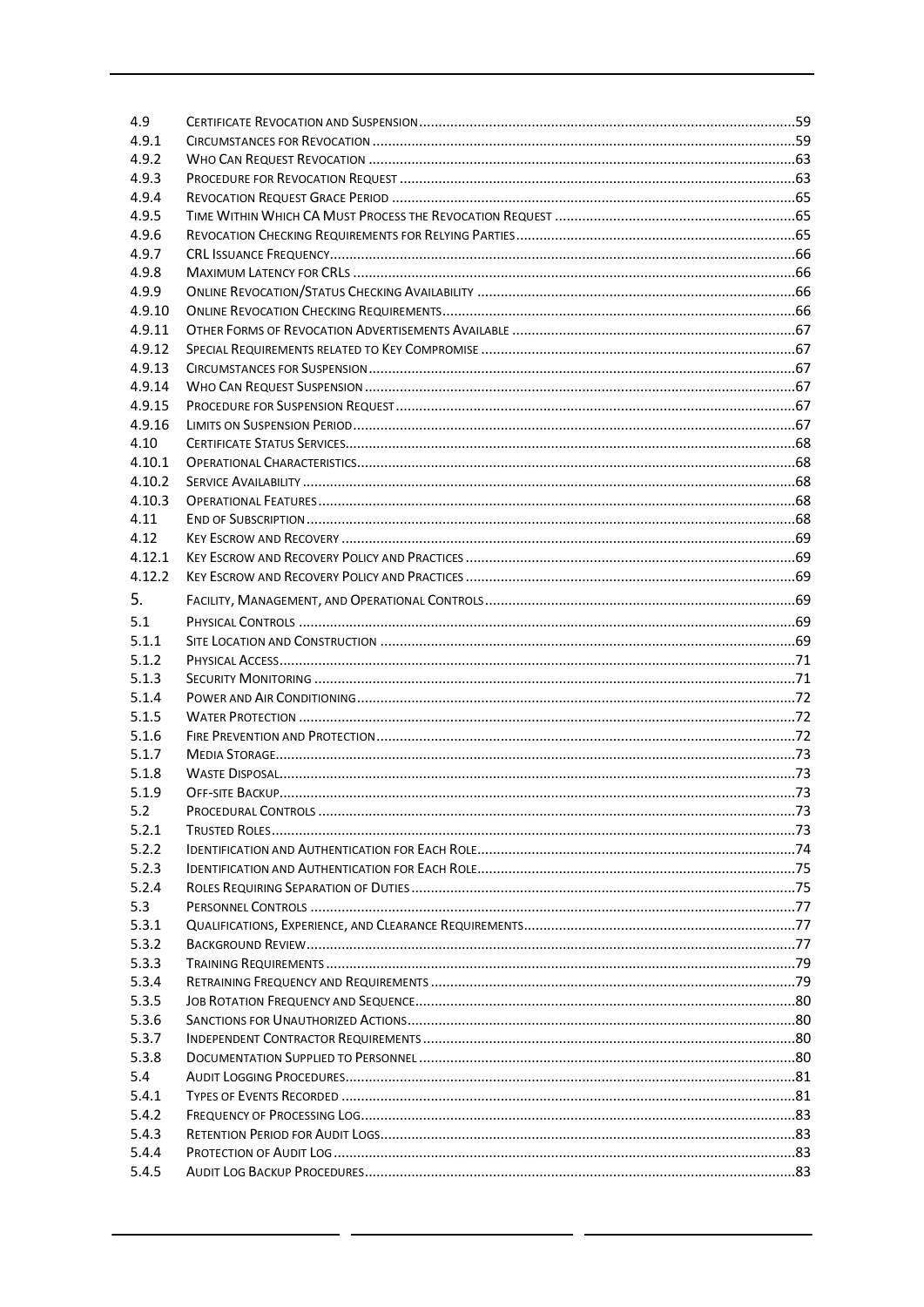| | | |
|---|---|---|
| 4.9 | Certificate Revocation and Suspension | 59 |
| 4.9.1 | Circumstances for Revocation | 59 |
| 4.9.2 | Who Can Request Revocation | 63 |
| 4.9.3 | Procedure for Revocation Request | 63 |
| 4.9.4 | Revocation Request Grace Period | 65 |
| 4.9.5 | Time Within Which CA Must Process the Revocation Request | 65 |
| 4.9.6 | Revocation Checking Requirements for Relying Parties | 65 |
| 4.9.7 | CRL Issuance Frequency | 66 |
| 4.9.8 | Maximum Latency for CRLs | 66 |
| 4.9.9 | Online Revocation/Status Checking Availability | 66 |
| 4.9.10 | Online Revocation Checking Requirements | 66 |
| 4.9.11 | Other Forms of Revocation Advertisements Available | 67 |
| 4.9.12 | Special Requirements related to Key Compromise | 67 |
| 4.9.13 | Circumstances for Suspension | 67 |
| 4.9.14 | Who Can Request Suspension | 67 |
| 4.9.15 | Procedure for Suspension Request | 67 |
| 4.9.16 | Limits on Suspension Period | 67 |
| 4.10 | Certificate Status Services | 68 |
| 4.10.1 | Operational Characteristics | 68 |
| 4.10.2 | Service Availability | 68 |
| 4.10.3 | Operational Features | 68 |
| 4.11 | End of Subscription | 68 |
| 4.12 | Key Escrow and Recovery | 69 |
| 4.12.1 | Key Escrow and Recovery Policy and Practices | 69 |
| 4.12.2 | Key Escrow and Recovery Policy and Practices | 69 |
| 5. | Facility, Management, and Operational Controls | 69 |
| 5.1 | Physical Controls | 69 |
| 5.1.1 | Site Location and Construction | 69 |
| 5.1.2 | Physical Access | 71 |
| 5.1.3 | Security Monitoring | 71 |
| 5.1.4 | Power and Air Conditioning | 72 |
| 5.1.5 | Water Protection | 72 |
| 5.1.6 | Fire Prevention and Protection | 72 |
| 5.1.7 | Media Storage | 73 |
| 5.1.8 | Waste Disposal | 73 |
| 5.1.9 | Off-site Backup | 73 |
| 5.2 | Procedural Controls | 73 |
| 5.2.1 | Trusted Roles | 73 |
| 5.2.2 | Identification and Authentication for Each Role | 74 |
| 5.2.3 | Identification and Authentication for Each Role | 75 |
| 5.2.4 | Roles Requiring Separation of Duties | 75 |
| 5.3 | Personnel Controls | 77 |
| 5.3.1 | Qualifications, Experience, and Clearance Requirements | 77 |
| 5.3.2 | Background Review | 77 |
| 5.3.3 | Training Requirements | 79 |
| 5.3.4 | Retraining Frequency and Requirements | 79 |
| 5.3.5 | Job Rotation Frequency and Sequence | 80 |
| 5.3.6 | Sanctions for Unauthorized Actions | 80 |
| 5.3.7 | Independent Contractor Requirements | 80 |
| 5.3.8 | Documentation Supplied to Personnel | 80 |
| 5.4 | Audit Logging Procedures | 81 |
| 5.4.1 | Types of Events Recorded | 81 |
| 5.4.2 | Frequency of Processing Log | 83 |
| 5.4.3 | Retention Period for Audit Logs | 83 |
| 5.4.4 | Protection of Audit Log | 83 |
| 5.4.5 | Audit Log Backup Procedures | 83 |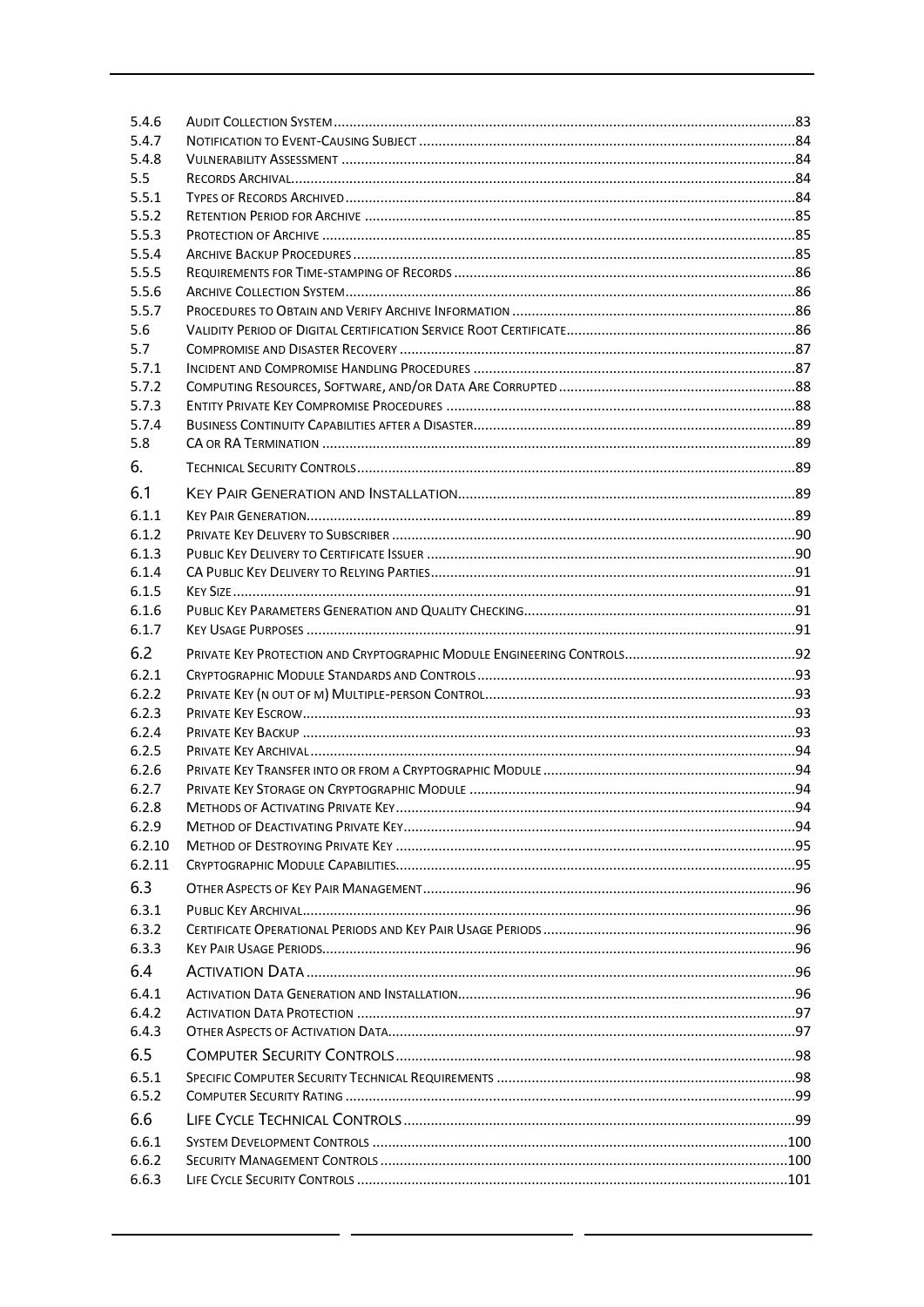5.4.6 Audit Collection System ....................................................................................................................83
5.4.7 Notification to Event-Causing Subject ................................................................................................84
5.4.8 Vulnerability Assessment ....................................................................................................................84
5.5 Records Archival..................................................................................................................................84
5.5.1 Types of Records Archived..................................................................................................................84
5.5.2 Retention Period for Archive ..............................................................................................................85
5.5.3 Protection of Archive ..........................................................................................................................85
5.5.4 Archive Backup Procedures .................................................................................................................85
5.5.5 Requirements for Time-stamping of Records ........................................................................................86
5.5.6 Archive Collection System....................................................................................................................86
5.5.7 Procedures to Obtain and Verify Archive Information ........................................................................86
5.6 Validity Period of Digital Certification Service Root Certificate............................................................86
5.7 Compromise and Disaster Recovery ......................................................................................................87
5.7.1 Incident and Compromise Handling Procedures ...................................................................................87
5.7.2 Computing Resources, Software, and/or Data Are Corrupted .............................................................88
5.7.3 Entity Private Key Compromise Procedures ..........................................................................................88
5.7.4 Business Continuity Capabilities after a Disaster...................................................................................89
5.8 CA or RA Termination ..........................................................................................................................89

6. Technical Security Controls.................................................................................................................89

6.1 Key Pair Generation and Installation.......................................................................................................89

6.1.1 Key Pair Generation..............................................................................................................................89
6.1.2 Private Key Delivery to Subscriber ........................................................................................................90
6.1.3 Public Key Delivery to Certificate Issuer ...............................................................................................90
6.1.4 CA Public Key Delivery to Relying Parties..............................................................................................91
6.1.5 Key Size..................................................................................................................................................91
6.1.6 Public Key Parameters Generation and Quality Checking......................................................................91
6.1.7 Key Usage Purposes ..............................................................................................................................91

6.2 Private Key Protection and Cryptographic Module Engineering Controls............................................92

6.2.1 Cryptographic Module Standards and Controls ...................................................................................93
6.2.2 Private Key (n out of m) Multiple-person Control.................................................................................93
6.2.3 Private Key Escrow................................................................................................................................93
6.2.4 Private Key Backup ...............................................................................................................................93
6.2.5 Private Key Archival...............................................................................................................................94
6.2.6 Private Key Transfer into or from a Cryptographic Module .................................................................94
6.2.7 Private Key Storage on Cryptographic Module ....................................................................................94
6.2.8 Methods of Activating Private Key.......................................................................................................94
6.2.9 Method of Deactivating Private Key.....................................................................................................94
6.2.10 Method of Destroying Private Key .......................................................................................................95
6.2.11 Cryptographic Module Capabilities.......................................................................................................95

6.3 Other Aspects of Key Pair Management................................................................................................96

6.3.1 Public Key Archival................................................................................................................................96
6.3.2 Certificate Operational Periods and Key Pair Usage Periods .................................................................96
6.3.3 Key Pair Usage Periods..........................................................................................................................96

6.4 Activation Data .......................................................................................................................................96

6.4.1 Activation Data Generation and Installation.........................................................................................96
6.4.2 Activation Data Protection ...................................................................................................................97
6.4.3 Other Aspects of Activation Data..........................................................................................................97

6.5 Computer Security Controls....................................................................................................................98

6.5.1 Specific Computer Security Technical Requirements ............................................................................98
6.5.2 Computer Security Rating .....................................................................................................................99

6.6 Life Cycle Technical Controls...................................................................................................................99

6.6.1 System Development Controls ............................................................................................................100
6.6.2 Security Management Controls ..........................................................................................................100
6.6.3 Life Cycle Security Controls ................................................................................................................101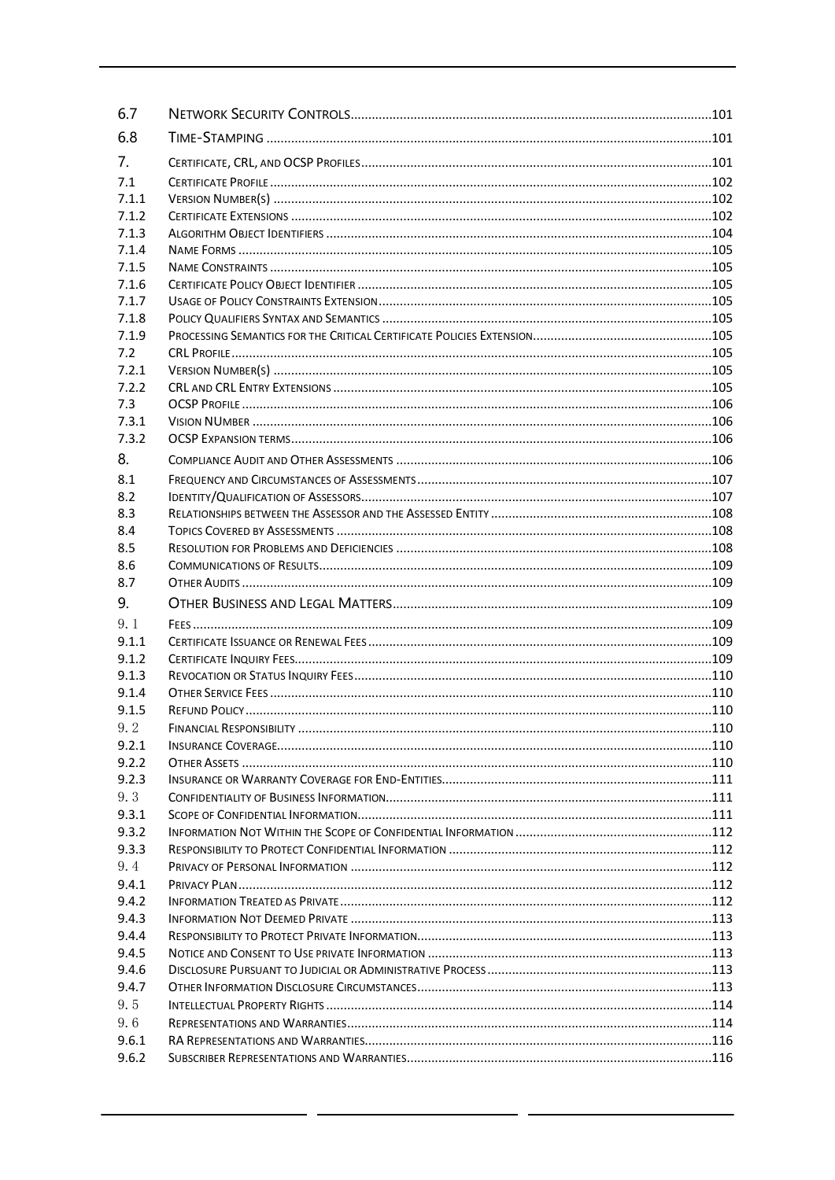| | | |
|---|---|---|
| 6.7 | NETWORK SECURITY CONTROLS | 101 |
| 6.8 | TIME-STAMPING | 101 |
| 7. | CERTIFICATE, CRL, AND OCSP PROFILES | 101 |
| 7.1 | CERTIFICATE PROFILE | 102 |
| 7.1.1 | VERSION NUMBER(S) | 102 |
| 7.1.2 | CERTIFICATE EXTENSIONS | 102 |
| 7.1.3 | ALGORITHM OBJECT IDENTIFIERS | 104 |
| 7.1.4 | NAME FORMS | 105 |
| 7.1.5 | NAME CONSTRAINTS | 105 |
| 7.1.6 | CERTIFICATE POLICY OBJECT IDENTIFIER | 105 |
| 7.1.7 | USAGE OF POLICY CONSTRAINTS EXTENSION | 105 |
| 7.1.8 | POLICY QUALIFIERS SYNTAX AND SEMANTICS | 105 |
| 7.1.9 | PROCESSING SEMANTICS FOR THE CRITICAL CERTIFICATE POLICIES EXTENSION | 105 |
| 7.2 | CRL PROFILE | 105 |
| 7.2.1 | VERSION NUMBER(S) | 105 |
| 7.2.2 | CRL AND CRL ENTRY EXTENSIONS | 105 |
| 7.3 | OCSP PROFILE | 106 |
| 7.3.1 | VISION NUMBER | 106 |
| 7.3.2 | OCSP EXPANSION TERMS | 106 |
| 8. | COMPLIANCE AUDIT AND OTHER ASSESSMENTS | 106 |
| 8.1 | FREQUENCY AND CIRCUMSTANCES OF ASSESSMENTS | 107 |
| 8.2 | IDENTITY/QUALIFICATION OF ASSESSORS | 107 |
| 8.3 | RELATIONSHIPS BETWEEN THE ASSESSOR AND THE ASSESSED ENTITY | 108 |
| 8.4 | TOPICS COVERED BY ASSESSMENTS | 108 |
| 8.5 | RESOLUTION FOR PROBLEMS AND DEFICIENCIES | 108 |
| 8.6 | COMMUNICATIONS OF RESULTS | 109 |
| 8.7 | OTHER AUDITS | 109 |
| 9. | OTHER BUSINESS AND LEGAL MATTERS | 109 |
| 9.1 | FEES | 109 |
| 9.1.1 | CERTIFICATE ISSUANCE OR RENEWAL FEES | 109 |
| 9.1.2 | CERTIFICATE INQUIRY FEES | 109 |
| 9.1.3 | REVOCATION OR STATUS INQUIRY FEES | 110 |
| 9.1.4 | OTHER SERVICE FEES | 110 |
| 9.1.5 | REFUND POLICY | 110 |
| 9.2 | FINANCIAL RESPONSIBILITY | 110 |
| 9.2.1 | INSURANCE COVERAGE | 110 |
| 9.2.2 | OTHER ASSETS | 110 |
| 9.2.3 | INSURANCE OR WARRANTY COVERAGE FOR END-ENTITIES | 111 |
| 9.3 | CONFIDENTIALITY OF BUSINESS INFORMATION | 111 |
| 9.3.1 | SCOPE OF CONFIDENTIAL INFORMATION | 111 |
| 9.3.2 | INFORMATION NOT WITHIN THE SCOPE OF CONFIDENTIAL INFORMATION | 112 |
| 9.3.3 | RESPONSIBILITY TO PROTECT CONFIDENTIAL INFORMATION | 112 |
| 9.4 | PRIVACY OF PERSONAL INFORMATION | 112 |
| 9.4.1 | PRIVACY PLAN | 112 |
| 9.4.2 | INFORMATION TREATED AS PRIVATE | 112 |
| 9.4.3 | INFORMATION NOT DEEMED PRIVATE | 113 |
| 9.4.4 | RESPONSIBILITY TO PROTECT PRIVATE INFORMATION | 113 |
| 9.4.5 | NOTICE AND CONSENT TO USE PRIVATE INFORMATION | 113 |
| 9.4.6 | DISCLOSURE PURSUANT TO JUDICIAL OR ADMINISTRATIVE PROCESS | 113 |
| 9.4.7 | OTHER INFORMATION DISCLOSURE CIRCUMSTANCES | 113 |
| 9.5 | INTELLECTUAL PROPERTY RIGHTS | 114 |
| 9.6 | REPRESENTATIONS AND WARRANTIES | 114 |
| 9.6.1 | RA REPRESENTATIONS AND WARRANTIES | 116 |
| 9.6.2 | SUBSCRIBER REPRESENTATIONS AND WARRANTIES | 116 |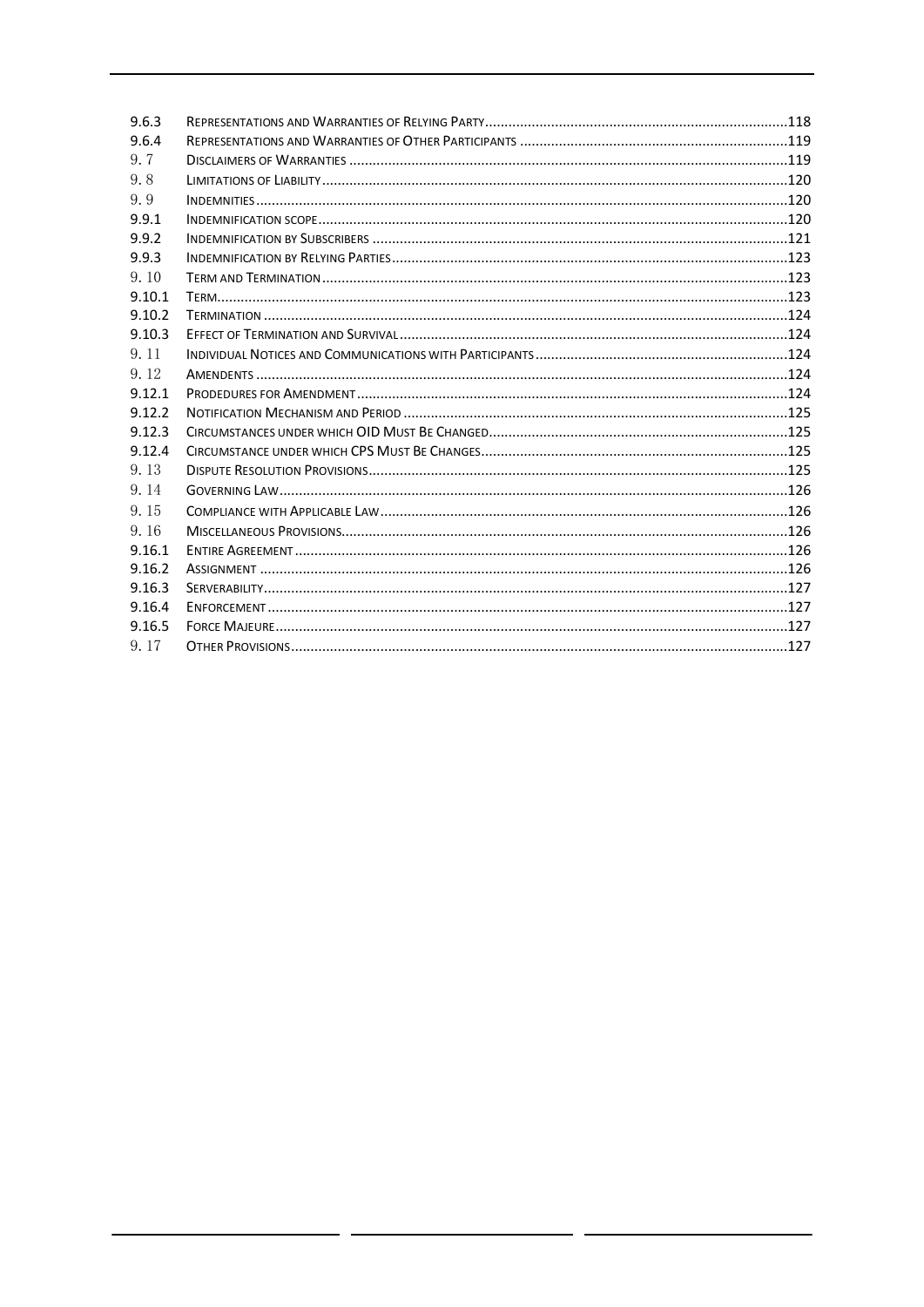| | | |
|---|---|---|
| 9.6.3 | REPRESENTATIONS AND WARRANTIES OF RELYING PARTY | 118 |
| 9.6.4 | REPRESENTATIONS AND WARRANTIES OF OTHER PARTICIPANTS | 119 |
| 9.7 | DISCLAIMERS OF WARRANTIES | 119 |
| 9.8 | LIMITATIONS OF LIABILITY | 120 |
| 9.9 | INDEMNITIES | 120 |
| 9.9.1 | INDEMNIFICATION SCOPE | 120 |
| 9.9.2 | INDEMNIFICATION BY SUBSCRIBERS | 121 |
| 9.9.3 | INDEMNIFICATION BY RELYING PARTIES | 123 |
| 9.10 | TERM AND TERMINATION | 123 |
| 9.10.1 | TERM | 123 |
| 9.10.2 | TERMINATION | 124 |
| 9.10.3 | EFFECT OF TERMINATION AND SURVIVAL | 124 |
| 9.11 | INDIVIDUAL NOTICES AND COMMUNICATIONS WITH PARTICIPANTS | 124 |
| 9.12 | AMENDENTS | 124 |
| 9.12.1 | PRODEDURES FOR AMENDMENT | 124 |
| 9.12.2 | NOTIFICATION MECHANISM AND PERIOD | 125 |
| 9.12.3 | CIRCUMSTANCES UNDER WHICH OID MUST BE CHANGED | 125 |
| 9.12.4 | CIRCUMSTANCE UNDER WHICH CPS MUST BE CHANGES | 125 |
| 9.13 | DISPUTE RESOLUTION PROVISIONS | 125 |
| 9.14 | GOVERNING LAW | 126 |
| 9.15 | COMPLIANCE WITH APPLICABLE LAW | 126 |
| 9.16 | MISCELLANEOUS PROVISIONS | 126 |
| 9.16.1 | ENTIRE AGREEMENT | 126 |
| 9.16.2 | ASSIGNMENT | 126 |
| 9.16.3 | SERVERABILITY | 127 |
| 9.16.4 | ENFORCEMENT | 127 |
| 9.16.5 | FORCE MAJEURE | 127 |
| 9.17 | OTHER PROVISIONS | 127 |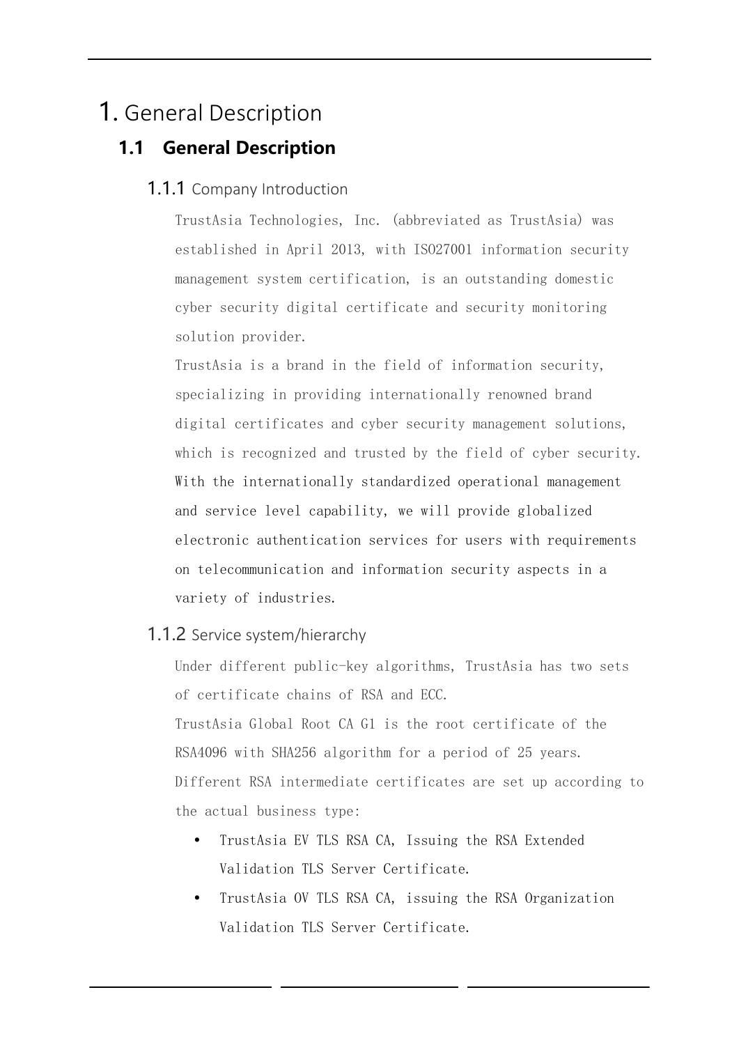# 1. General Description

## 1.1 General Description

### 1.1.1 Company Introduction

TrustAsia Technologies, Inc. (abbreviated as TrustAsia) was established in April 2013, with ISO27001 information security management system certification, is an outstanding domestic cyber security digital certificate and security monitoring solution provider.

TrustAsia is a brand in the field of information security, specializing in providing internationally renowned brand digital certificates and cyber security management solutions, which is recognized and trusted by the field of cyber security. With the internationally standardized operational management and service level capability, we will provide globalized electronic authentication services for users with requirements on telecommunication and information security aspects in a variety of industries.

### 1.1.2 Service system/hierarchy

Under different public-key algorithms, TrustAsia has two sets of certificate chains of RSA and ECC.

TrustAsia Global Root CA G1 is the root certificate of the RSA4096 with SHA256 algorithm for a period of 25 years. Different RSA intermediate certificates are set up according to the actual business type:

- TrustAsia EV TLS RSA CA, Issuing the RSA Extended Validation TLS Server Certificate.
- TrustAsia OV TLS RSA CA, issuing the RSA Organization Validation TLS Server Certificate.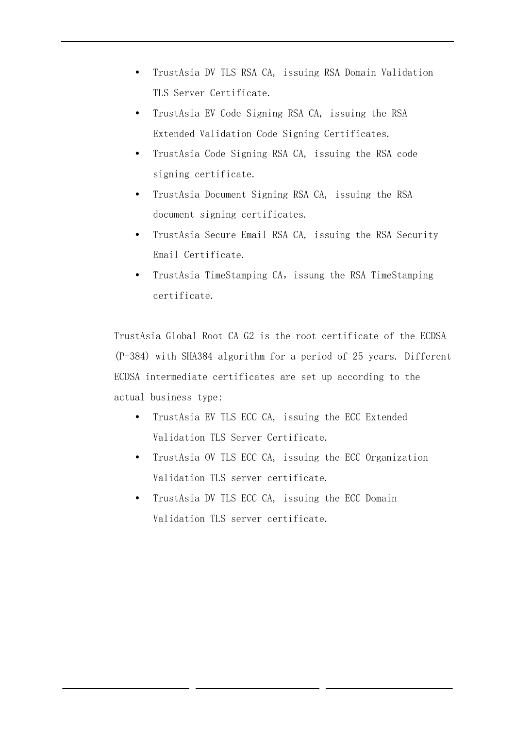- TrustAsia DV TLS RSA CA, issuing RSA Domain Validation TLS Server Certificate.
- TrustAsia EV Code Signing RSA CA, issuing the RSA Extended Validation Code Signing Certificates.
- TrustAsia Code Signing RSA CA, issuing the RSA code signing certificate.
- TrustAsia Document Signing RSA CA, issuing the RSA document signing certificates.
- TrustAsia Secure Email RSA CA, issuing the RSA Security Email Certificate.
- TrustAsia TimeStamping CA，issung the RSA TimeStamping certificate.

TrustAsia Global Root CA G2 is the root certificate of the ECDSA (P-384) with SHA384 algorithm for a period of 25 years. Different ECDSA intermediate certificates are set up according to the actual business type:

- TrustAsia EV TLS ECC CA, issuing the ECC Extended Validation TLS Server Certificate.
- TrustAsia OV TLS ECC CA, issuing the ECC Organization Validation TLS server certificate.
- TrustAsia DV TLS ECC CA, issuing the ECC Domain Validation TLS server certificate.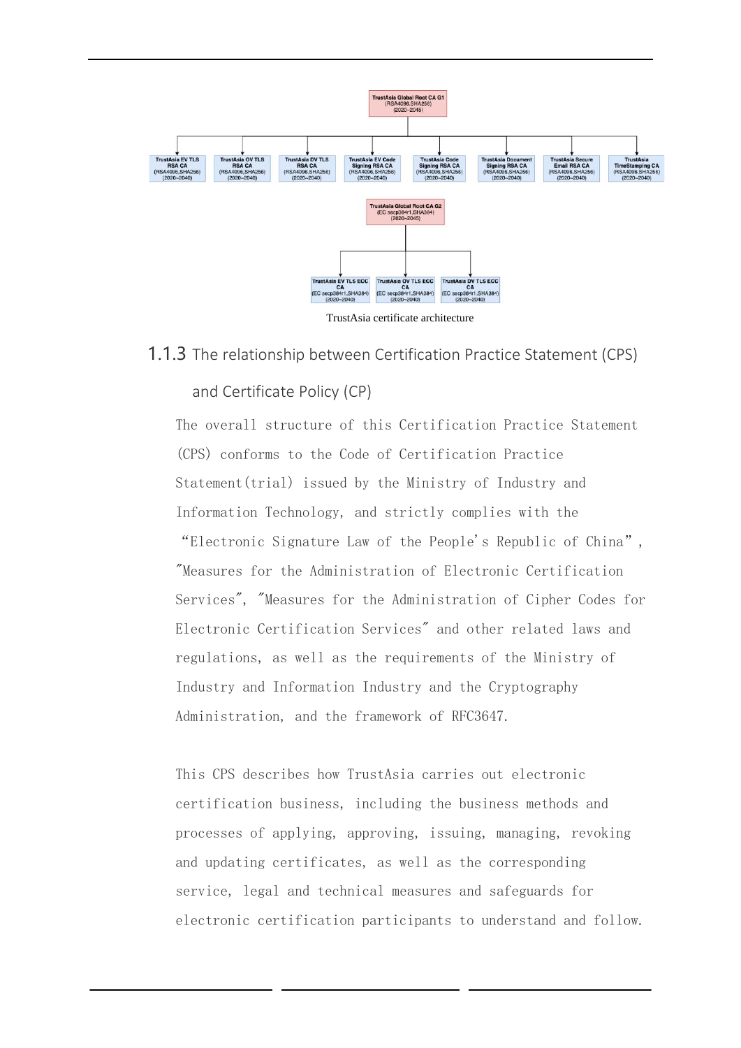- TrustAsia Global Root CA G1 (RSA4096,SHA256) (2020~2045)
  - TrustAsia EV TLS RSA CA (RSA4096,SHA256) (2020~2040)
  - TrustAsia OV TLS RSA CA (RSA4096,SHA256) (2020~2040)
  - TrustAsia DV TLS RSA CA (RSA4096,SHA256) (2020~2040)
  - TrustAsia EV Code Signing RSA CA (RSA4096,SHA256) (2020~2040)
  - TrustAsia Code Signing RSA CA (RSA4096,SHA256) (2020~2040)
  - TrustAsia Document Signing RSA CA (RSA4096,SHA256) (2020~2040)
  - TrustAsia Secure Email RSA CA (RSA4096,SHA256) (2020~2040)
  - TrustAsia TimeStamping CA (RSA4096,SHA256) (2020~2040)
- TrustAsia Global Root CA G2 (EC secp384r1,SHA384) (2020~2045)
  - TrustAsia EV TLS ECC CA (EC secp384r1,SHA384) (2020~2040)
  - TrustAsia OV TLS ECC CA (EC secp384r1,SHA384) (2020~2040)
  - TrustAsia DV TLS ECC CA (EC secp384r1,SHA384) (2020~2040)

TrustAsia certificate architecture

### 1.1.3 The relationship between Certification Practice Statement (CPS) and Certificate Policy (CP)

The overall structure of this Certification Practice Statement (CPS) conforms to the Code of Certification Practice Statement(trial) issued by the Ministry of Industry and Information Technology, and strictly complies with the "Electronic Signature Law of the People's Republic of China", "Measures for the Administration of Electronic Certification Services", "Measures for the Administration of Cipher Codes for Electronic Certification Services" and other related laws and regulations, as well as the requirements of the Ministry of Industry and Information Industry and the Cryptography Administration, and the framework of RFC3647.

This CPS describes how TrustAsia carries out electronic certification business, including the business methods and processes of applying, approving, issuing, managing, revoking and updating certificates, as well as the corresponding service, legal and technical measures and safeguards for electronic certification participants to understand and follow.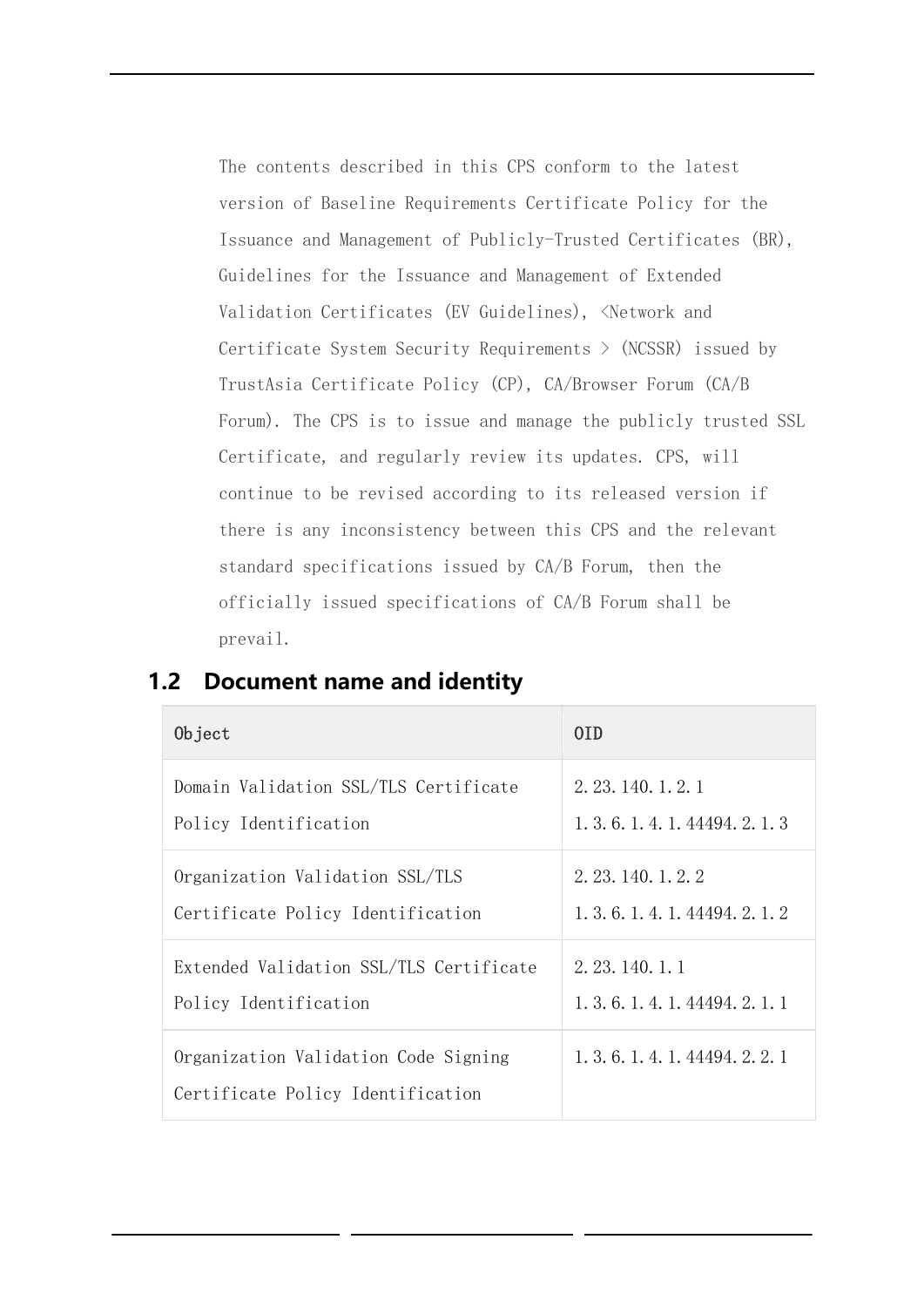The contents described in this CPS conform to the latest version of Baseline Requirements Certificate Policy for the Issuance and Management of Publicly-Trusted Certificates (BR), Guidelines for the Issuance and Management of Extended Validation Certificates (EV Guidelines), <Network and Certificate System Security Requirements > (NCSSR) issued by TrustAsia Certificate Policy (CP), CA/Browser Forum (CA/B Forum). The CPS is to issue and manage the publicly trusted SSL Certificate, and regularly review its updates. CPS, will continue to be revised according to its released version if there is any inconsistency between this CPS and the relevant standard specifications issued by CA/B Forum, then the officially issued specifications of CA/B Forum shall be prevail.

## 1.2 Document name and identity

| Object | OID |
|---|---|
| Domain Validation SSL/TLS Certificate Policy Identification | 2.23.140.1.2.1<br>1.3.6.1.4.1.44494.2.1.3 |
| Organization Validation SSL/TLS Certificate Policy Identification | 2.23.140.1.2.2<br>1.3.6.1.4.1.44494.2.1.2 |
| Extended Validation SSL/TLS Certificate Policy Identification | 2.23.140.1.1<br>1.3.6.1.4.1.44494.2.1.1 |
| Organization Validation Code Signing Certificate Policy Identification | 1.3.6.1.4.1.44494.2.2.1 |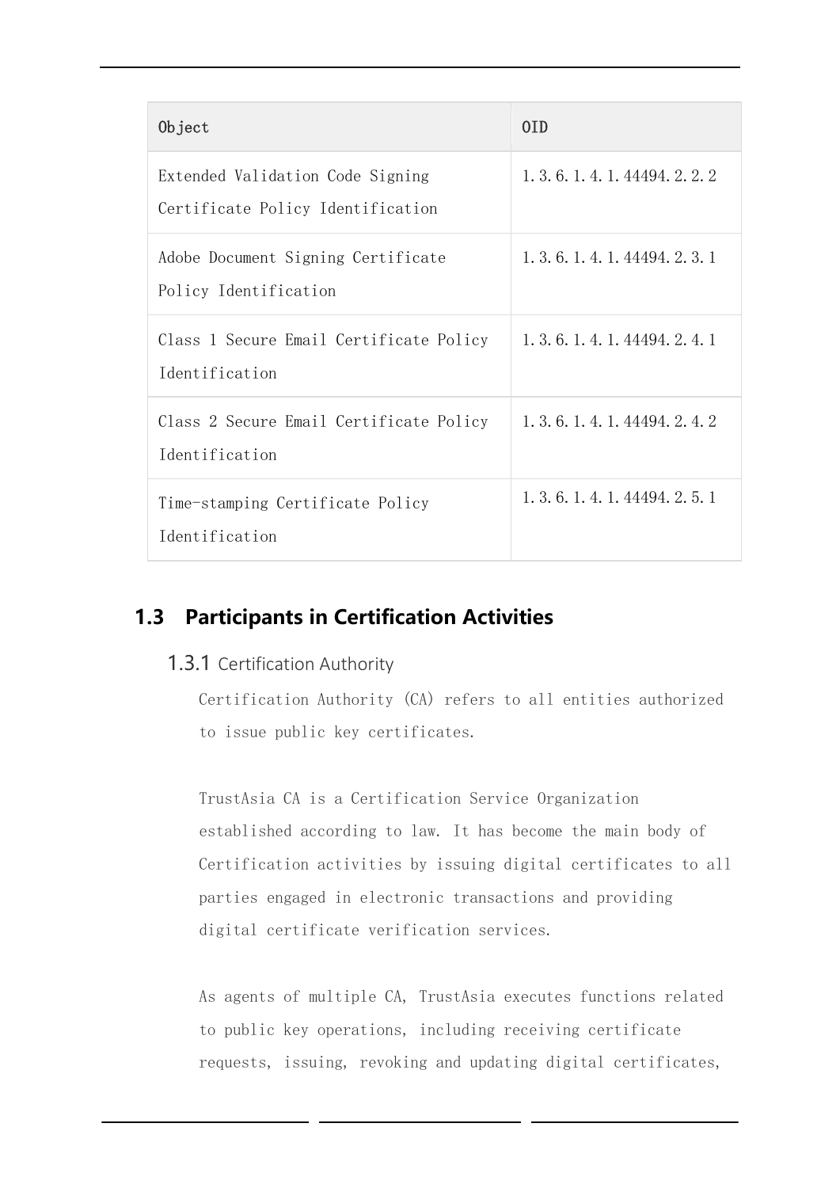| Object | OID |
| --- | --- |
| Extended Validation Code Signing Certificate Policy Identification | 1.3.6.1.4.1.44494.2.2.2 |
| Adobe Document Signing Certificate Policy Identification | 1.3.6.1.4.1.44494.2.3.1 |
| Class 1 Secure Email Certificate Policy Identification | 1.3.6.1.4.1.44494.2.4.1 |
| Class 2 Secure Email Certificate Policy Identification | 1.3.6.1.4.1.44494.2.4.2 |
| Time-stamping Certificate Policy Identification | 1.3.6.1.4.1.44494.2.5.1 |

## 1.3 Participants in Certification Activities

### 1.3.1 Certification Authority

Certification Authority (CA) refers to all entities authorized to issue public key certificates.

TrustAsia CA is a Certification Service Organization established according to law. It has become the main body of Certification activities by issuing digital certificates to all parties engaged in electronic transactions and providing digital certificate verification services.

As agents of multiple CA, TrustAsia executes functions related to public key operations, including receiving certificate requests, issuing, revoking and updating digital certificates,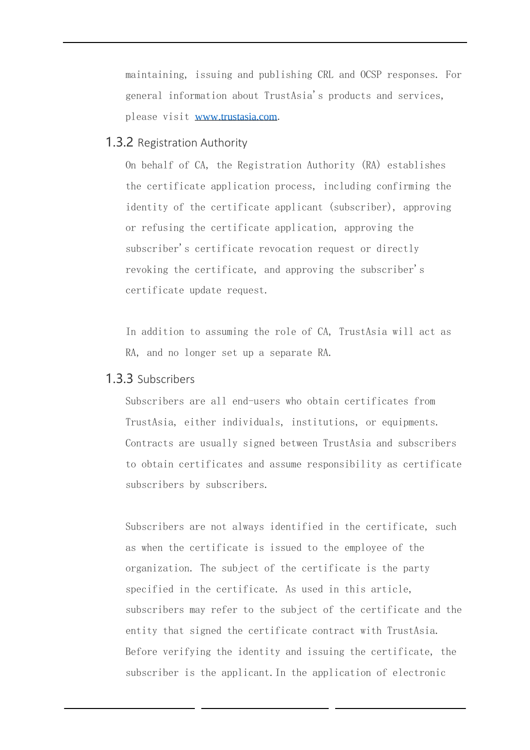maintaining, issuing and publishing CRL and OCSP responses. For general information about TrustAsia's products and services, please visit [www.trustasia.com](http://www.trustasia.com).

### 1.3.2 Registration Authority

On behalf of CA, the Registration Authority (RA) establishes the certificate application process, including confirming the identity of the certificate applicant (subscriber), approving or refusing the certificate application, approving the subscriber's certificate revocation request or directly revoking the certificate, and approving the subscriber's certificate update request.

In addition to assuming the role of CA, TrustAsia will act as RA, and no longer set up a separate RA.

### 1.3.3 Subscribers

Subscribers are all end-users who obtain certificates from TrustAsia, either individuals, institutions, or equipments. Contracts are usually signed between TrustAsia and subscribers to obtain certificates and assume responsibility as certificate subscribers by subscribers.

Subscribers are not always identified in the certificate, such as when the certificate is issued to the employee of the organization. The subject of the certificate is the party specified in the certificate. As used in this article, subscribers may refer to the subject of the certificate and the entity that signed the certificate contract with TrustAsia. Before verifying the identity and issuing the certificate, the subscriber is the applicant. In the application of electronic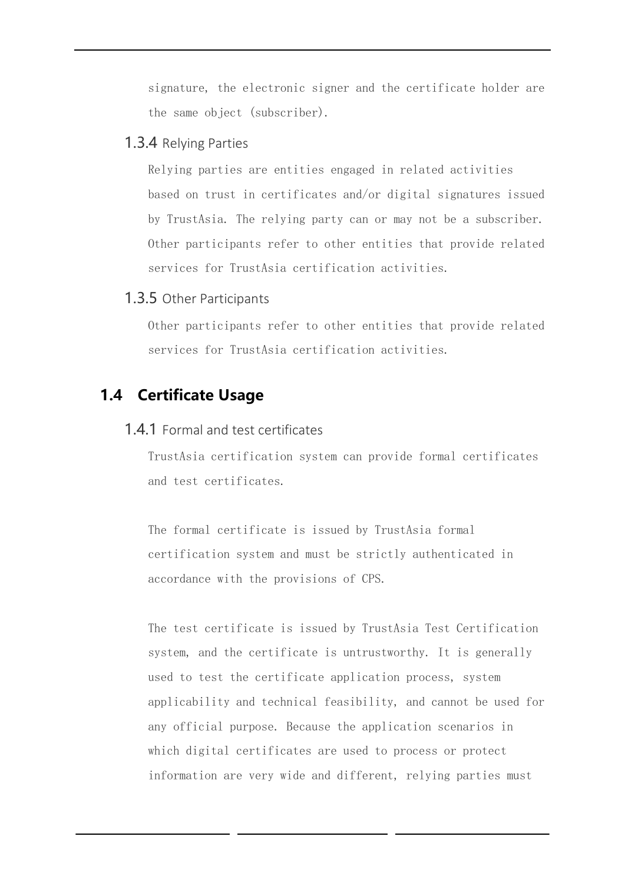signature, the electronic signer and the certificate holder are the same object (subscriber).

### 1.3.4 Relying Parties

Relying parties are entities engaged in related activities based on trust in certificates and/or digital signatures issued by TrustAsia. The relying party can or may not be a subscriber. Other participants refer to other entities that provide related services for TrustAsia certification activities.

### 1.3.5 Other Participants

Other participants refer to other entities that provide related services for TrustAsia certification activities.

## 1.4 Certificate Usage

### 1.4.1 Formal and test certificates

TrustAsia certification system can provide formal certificates and test certificates.

The formal certificate is issued by TrustAsia formal certification system and must be strictly authenticated in accordance with the provisions of CPS.

The test certificate is issued by TrustAsia Test Certification system, and the certificate is untrustworthy. It is generally used to test the certificate application process, system applicability and technical feasibility, and cannot be used for any official purpose. Because the application scenarios in which digital certificates are used to process or protect information are very wide and different, relying parties must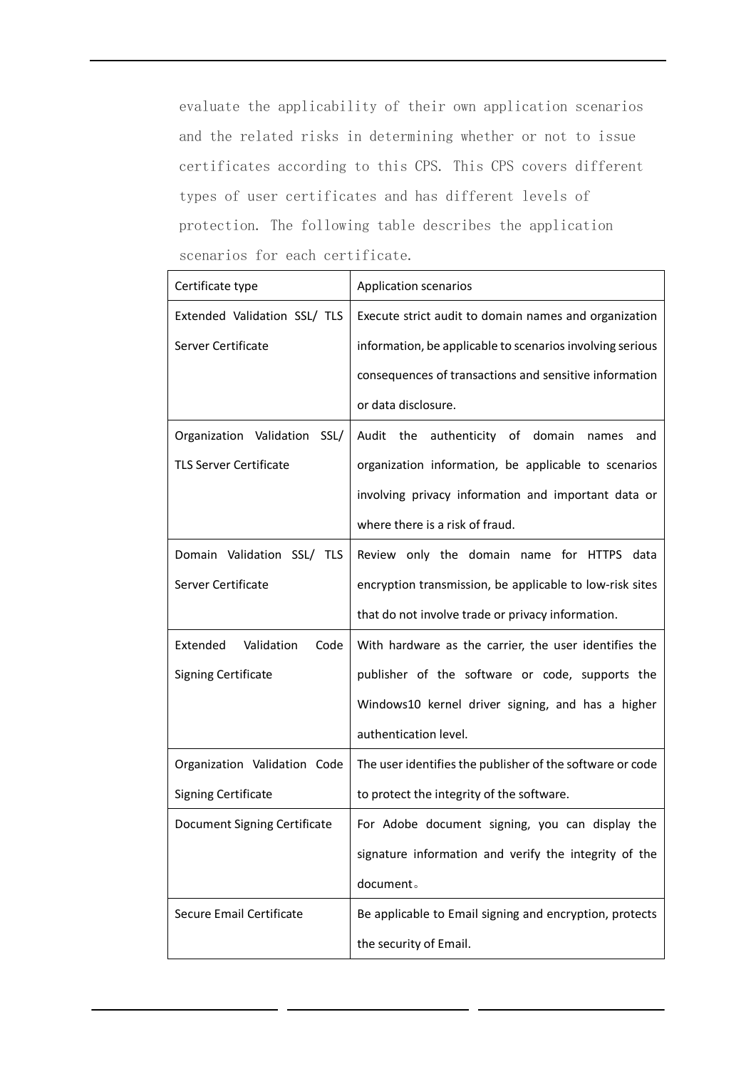evaluate the applicability of their own application scenarios and the related risks in determining whether or not to issue certificates according to this CPS. This CPS covers different types of user certificates and has different levels of protection. The following table describes the application scenarios for each certificate.

| Certificate type | Application scenarios |
|---|---|
| Extended Validation SSL/ TLS Server Certificate | Execute strict audit to domain names and organization information, be applicable to scenarios involving serious consequences of transactions and sensitive information or data disclosure. |
| Organization Validation SSL/ TLS Server Certificate | Audit the authenticity of domain names and organization information, be applicable to scenarios involving privacy information and important data or where there is a risk of fraud. |
| Domain Validation SSL/ TLS Server Certificate | Review only the domain name for HTTPS data encryption transmission, be applicable to low-risk sites that do not involve trade or privacy information. |
| Extended Validation Code Signing Certificate | With hardware as the carrier, the user identifies the publisher of the software or code, supports the Windows10 kernel driver signing, and has a higher authentication level. |
| Organization Validation Code Signing Certificate | The user identifies the publisher of the software or code to protect the integrity of the software. |
| Document Signing Certificate | For Adobe document signing, you can display the signature information and verify the integrity of the document。 |
| Secure Email Certificate | Be applicable to Email signing and encryption, protects the security of Email. |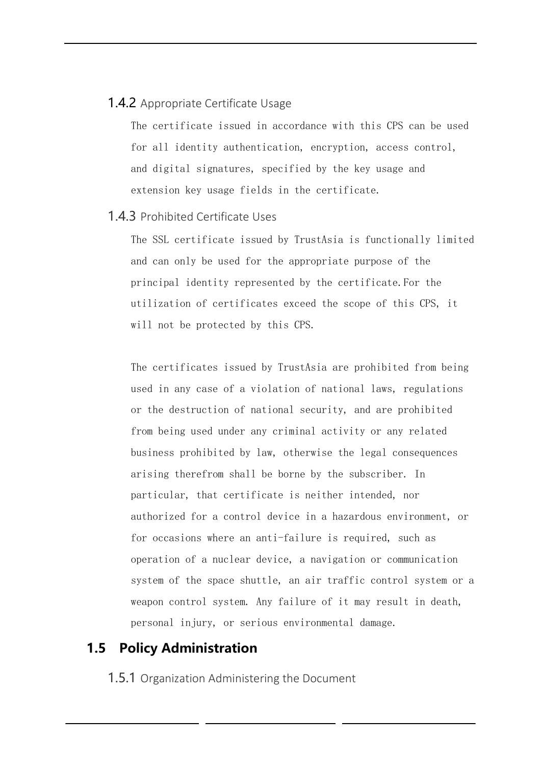### 1.4.2 Appropriate Certificate Usage

The certificate issued in accordance with this CPS can be used for all identity authentication, encryption, access control, and digital signatures, specified by the key usage and extension key usage fields in the certificate.

### 1.4.3 Prohibited Certificate Uses

The SSL certificate issued by TrustAsia is functionally limited and can only be used for the appropriate purpose of the principal identity represented by the certificate.For the utilization of certificates exceed the scope of this CPS, it will not be protected by this CPS.

The certificates issued by TrustAsia are prohibited from being used in any case of a violation of national laws, regulations or the destruction of national security, and are prohibited from being used under any criminal activity or any related business prohibited by law, otherwise the legal consequences arising therefrom shall be borne by the subscriber. In particular, that certificate is neither intended, nor authorized for a control device in a hazardous environment, or for occasions where an anti-failure is required, such as operation of a nuclear device, a navigation or communication system of the space shuttle, an air traffic control system or a weapon control system. Any failure of it may result in death, personal injury, or serious environmental damage.

## 1.5 Policy Administration

### 1.5.1 Organization Administering the Document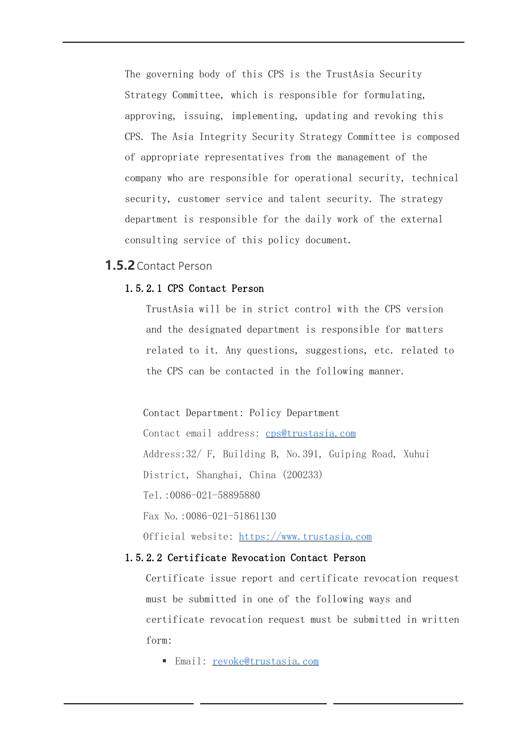The governing body of this CPS is the TrustAsia Security Strategy Committee, which is responsible for formulating, approving, issuing, implementing, updating and revoking this CPS. The Asia Integrity Security Strategy Committee is composed of appropriate representatives from the management of the company who are responsible for operational security, technical security, customer service and talent security. The strategy department is responsible for the daily work of the external consulting service of this policy document.

### 1.5.2 Contact Person

#### 1.5.2.1 CPS Contact Person

TrustAsia will be in strict control with the CPS version and the designated department is responsible for matters related to it. Any questions, suggestions, etc. related to the CPS can be contacted in the following manner.

Contact Department: Policy Department

Contact email address: cps@trustasia.com

Address:32/ F, Building B, No.391, Guiping Road, Xuhui District, Shanghai, China (200233)

Tel.:0086-021-58895880

Fax No.:0086-021-51861130

Official website: https://www.trustasia.com

#### 1.5.2.2 Certificate Revocation Contact Person

Certificate issue report and certificate revocation request must be submitted in one of the following ways and certificate revocation request must be submitted in written form:

- Email: revoke@trustasia.com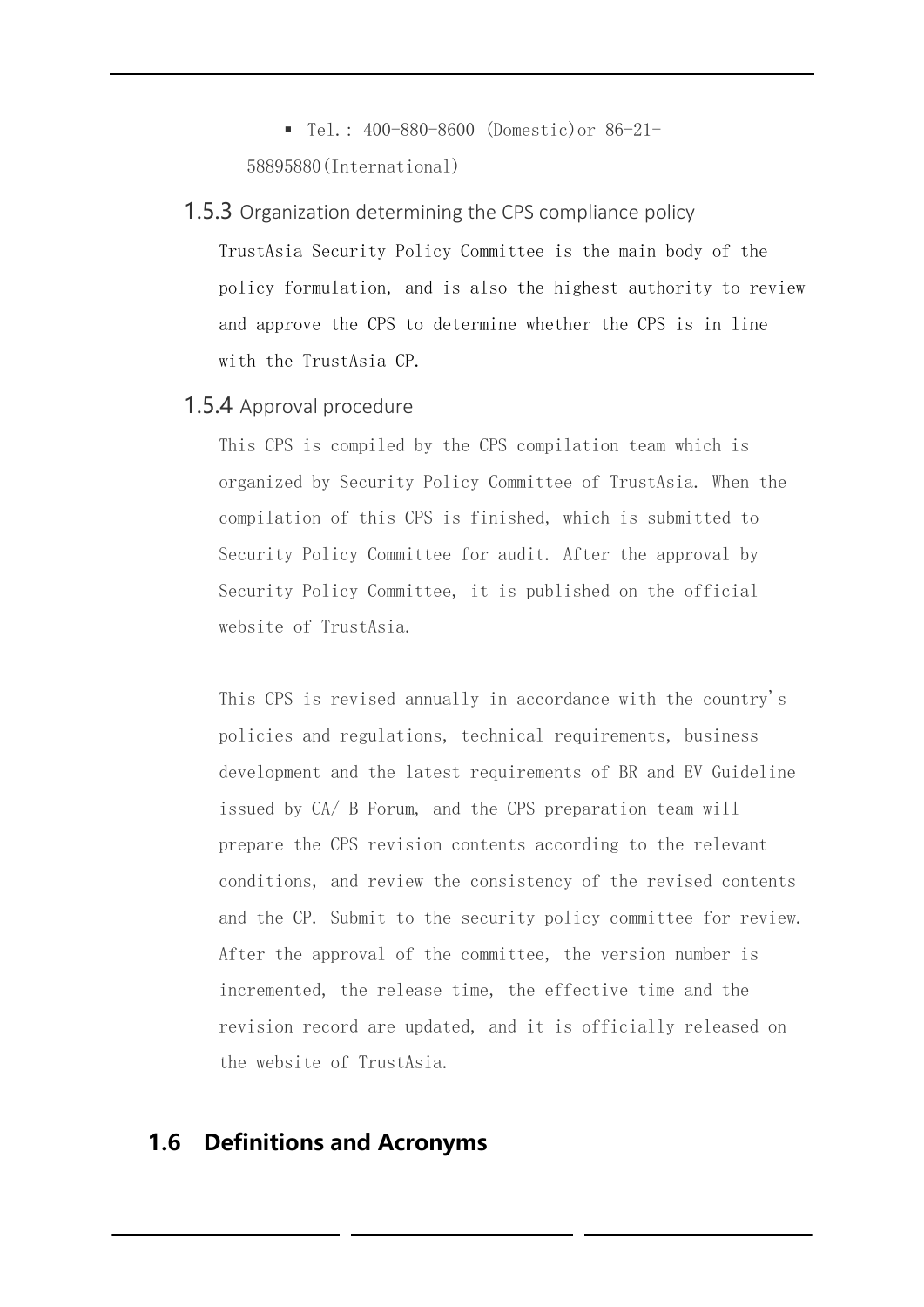- Tel.: 400-880-8600 (Domestic)or 86-21-58895880(International)

### 1.5.3 Organization determining the CPS compliance policy

TrustAsia Security Policy Committee is the main body of the policy formulation, and is also the highest authority to review and approve the CPS to determine whether the CPS is in line with the TrustAsia CP.

### 1.5.4 Approval procedure

This CPS is compiled by the CPS compilation team which is organized by Security Policy Committee of TrustAsia. When the compilation of this CPS is finished, which is submitted to Security Policy Committee for audit. After the approval by Security Policy Committee, it is published on the official website of TrustAsia.

This CPS is revised annually in accordance with the country's policies and regulations, technical requirements, business development and the latest requirements of BR and EV Guideline issued by CA/ B Forum, and the CPS preparation team will prepare the CPS revision contents according to the relevant conditions, and review the consistency of the revised contents and the CP. Submit to the security policy committee for review. After the approval of the committee, the version number is incremented, the release time, the effective time and the revision record are updated, and it is officially released on the website of TrustAsia.

## 1.6 Definitions and Acronyms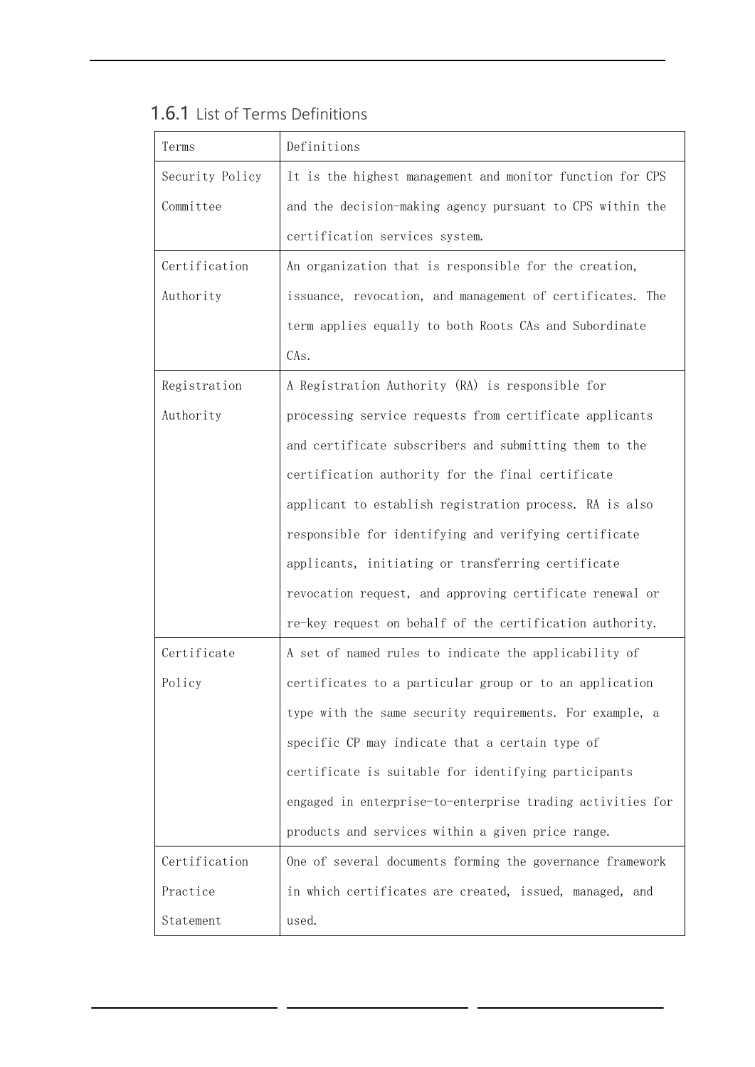### 1.6.1 List of Terms Definitions

| Terms | Definitions |
|---|---|
| Security Policy Committee | It is the highest management and monitor function for CPS and the decision-making agency pursuant to CPS within the certification services system. |
| Certification Authority | An organization that is responsible for the creation, issuance, revocation, and management of certificates. The term applies equally to both Roots CAs and Subordinate CAs. |
| Registration Authority | A Registration Authority (RA) is responsible for processing service requests from certificate applicants and certificate subscribers and submitting them to the certification authority for the final certificate applicant to establish registration process. RA is also responsible for identifying and verifying certificate applicants, initiating or transferring certificate revocation request, and approving certificate renewal or re-key request on behalf of the certification authority. |
| Certificate Policy | A set of named rules to indicate the applicability of certificates to a particular group or to an application type with the same security requirements. For example, a specific CP may indicate that a certain type of certificate is suitable for identifying participants engaged in enterprise-to-enterprise trading activities for products and services within a given price range. |
| Certification Practice Statement | One of several documents forming the governance framework in which certificates are created, issued, managed, and used. |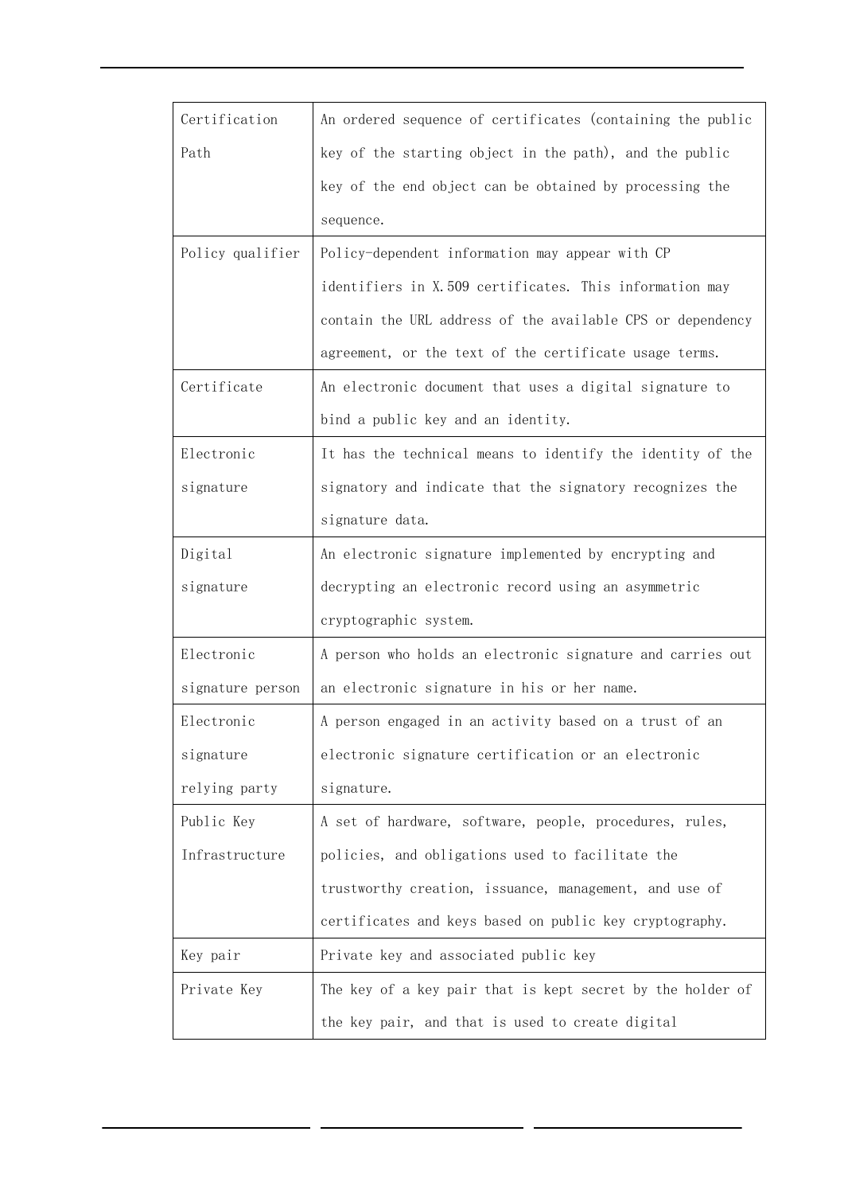| | |
|---|---|
| Certification Path | An ordered sequence of certificates (containing the public key of the starting object in the path), and the public key of the end object can be obtained by processing the sequence. |
| Policy qualifier | Policy-dependent information may appear with CP identifiers in X.509 certificates. This information may contain the URL address of the available CPS or dependency agreement, or the text of the certificate usage terms. |
| Certificate | An electronic document that uses a digital signature to bind a public key and an identity. |
| Electronic signature | It has the technical means to identify the identity of the signatory and indicate that the signatory recognizes the signature data. |
| Digital signature | An electronic signature implemented by encrypting and decrypting an electronic record using an asymmetric cryptographic system. |
| Electronic signature person | A person who holds an electronic signature and carries out an electronic signature in his or her name. |
| Electronic signature relying party | A person engaged in an activity based on a trust of an electronic signature certification or an electronic signature. |
| Public Key Infrastructure | A set of hardware, software, people, procedures, rules, policies, and obligations used to facilitate the trustworthy creation, issuance, management, and use of certificates and keys based on public key cryptography. |
| Key pair | Private key and associated public key |
| Private Key | The key of a key pair that is kept secret by the holder of the key pair, and that is used to create digital |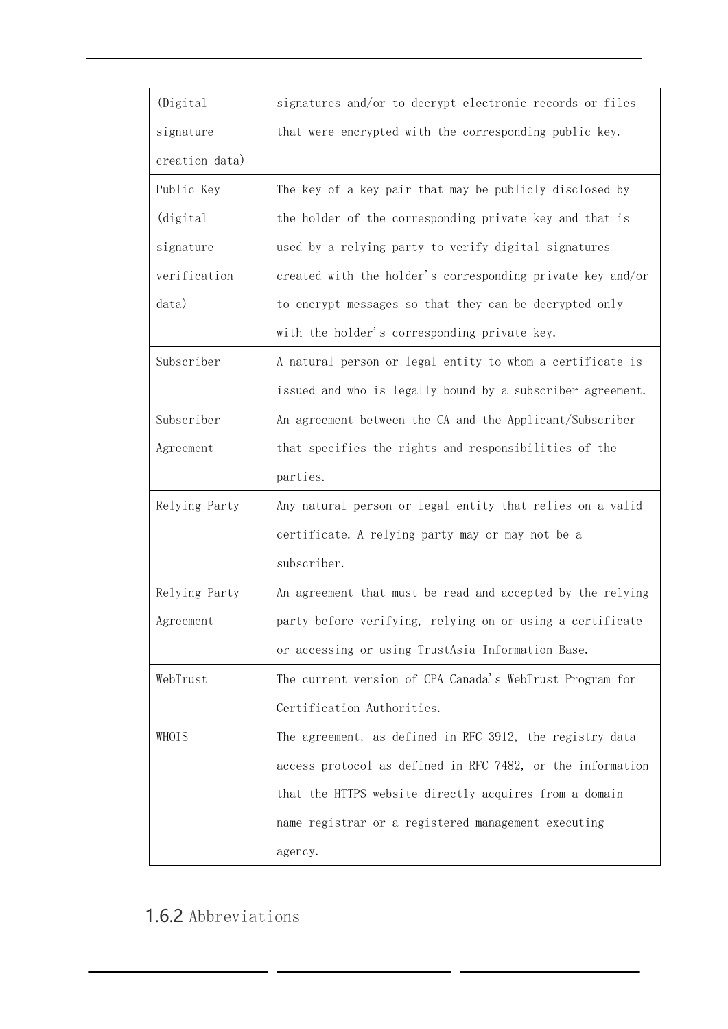| | |
|---|---|
| (Digital signature creation data) | signatures and/or to decrypt electronic records or files that were encrypted with the corresponding public key. |
| Public Key (digital signature verification data) | The key of a key pair that may be publicly disclosed by the holder of the corresponding private key and that is used by a relying party to verify digital signatures created with the holder's corresponding private key and/or to encrypt messages so that they can be decrypted only with the holder's corresponding private key. |
| Subscriber | A natural person or legal entity to whom a certificate is issued and who is legally bound by a subscriber agreement. |
| Subscriber Agreement | An agreement between the CA and the Applicant/Subscriber that specifies the rights and responsibilities of the parties. |
| Relying Party | Any natural person or legal entity that relies on a valid certificate. A relying party may or may not be a subscriber. |
| Relying Party Agreement | An agreement that must be read and accepted by the relying party before verifying, relying on or using a certificate or accessing or using TrustAsia Information Base. |
| WebTrust | The current version of CPA Canada's WebTrust Program for Certification Authorities. |
| WHOIS | The agreement, as defined in RFC 3912, the registry data access protocol as defined in RFC 7482, or the information that the HTTPS website directly acquires from a domain name registrar or a registered management executing agency. |

### 1.6.2 Abbreviations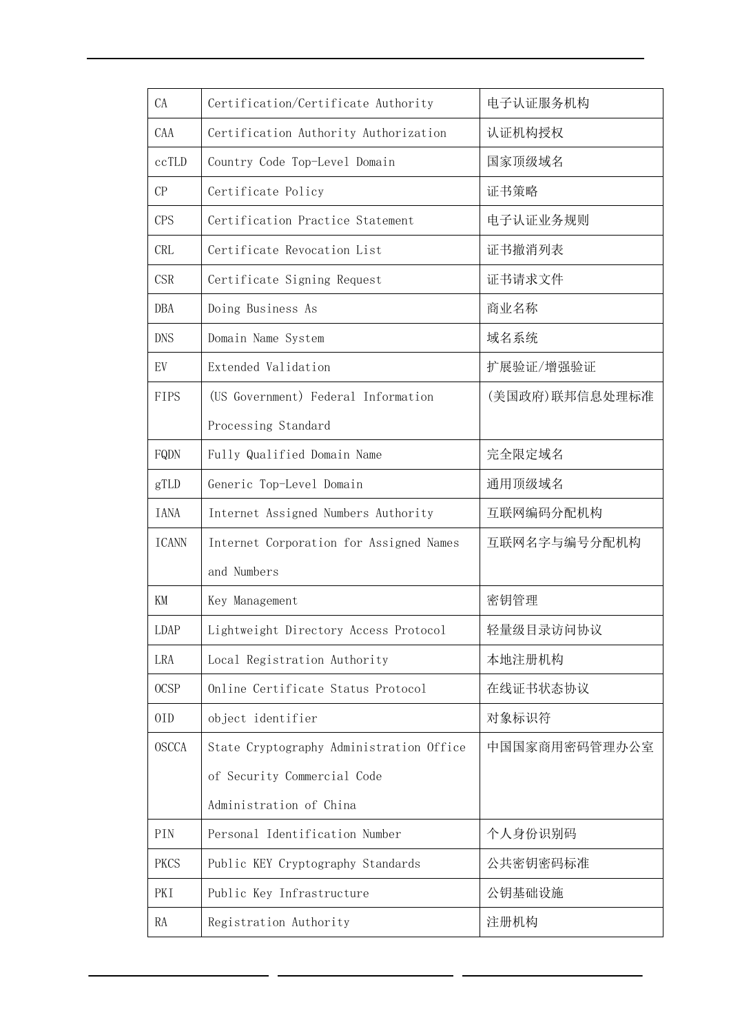| CA | Certification/Certificate Authority | 电子认证服务机构 |
|---|---|---|
| CAA | Certification Authority Authorization | 认证机构授权 |
| ccTLD | Country Code Top-Level Domain | 国家顶级域名 |
| CP | Certificate Policy | 证书策略 |
| CPS | Certification Practice Statement | 电子认证业务规则 |
| CRL | Certificate Revocation List | 证书撤消列表 |
| CSR | Certificate Signing Request | 证书请求文件 |
| DBA | Doing Business As | 商业名称 |
| DNS | Domain Name System | 域名系统 |
| EV | Extended Validation | 扩展验证/增强验证 |
| FIPS | (US Government) Federal Information Processing Standard | (美国政府)联邦信息处理标准 |
| FQDN | Fully Qualified Domain Name | 完全限定域名 |
| gTLD | Generic Top-Level Domain | 通用顶级域名 |
| IANA | Internet Assigned Numbers Authority | 互联网编码分配机构 |
| ICANN | Internet Corporation for Assigned Names and Numbers | 互联网名字与编号分配机构 |
| KM | Key Management | 密钥管理 |
| LDAP | Lightweight Directory Access Protocol | 轻量级目录访问协议 |
| LRA | Local Registration Authority | 本地注册机构 |
| OCSP | Online Certificate Status Protocol | 在线证书状态协议 |
| OID | object identifier | 对象标识符 |
| OSCCA | State Cryptography Administration Office of Security Commercial Code Administration of China | 中国国家商用密码管理办公室 |
| PIN | Personal Identification Number | 个人身份识别码 |
| PKCS | Public KEY Cryptography Standards | 公共密钥密码标准 |
| PKI | Public Key Infrastructure | 公钥基础设施 |
| RA | Registration Authority | 注册机构 |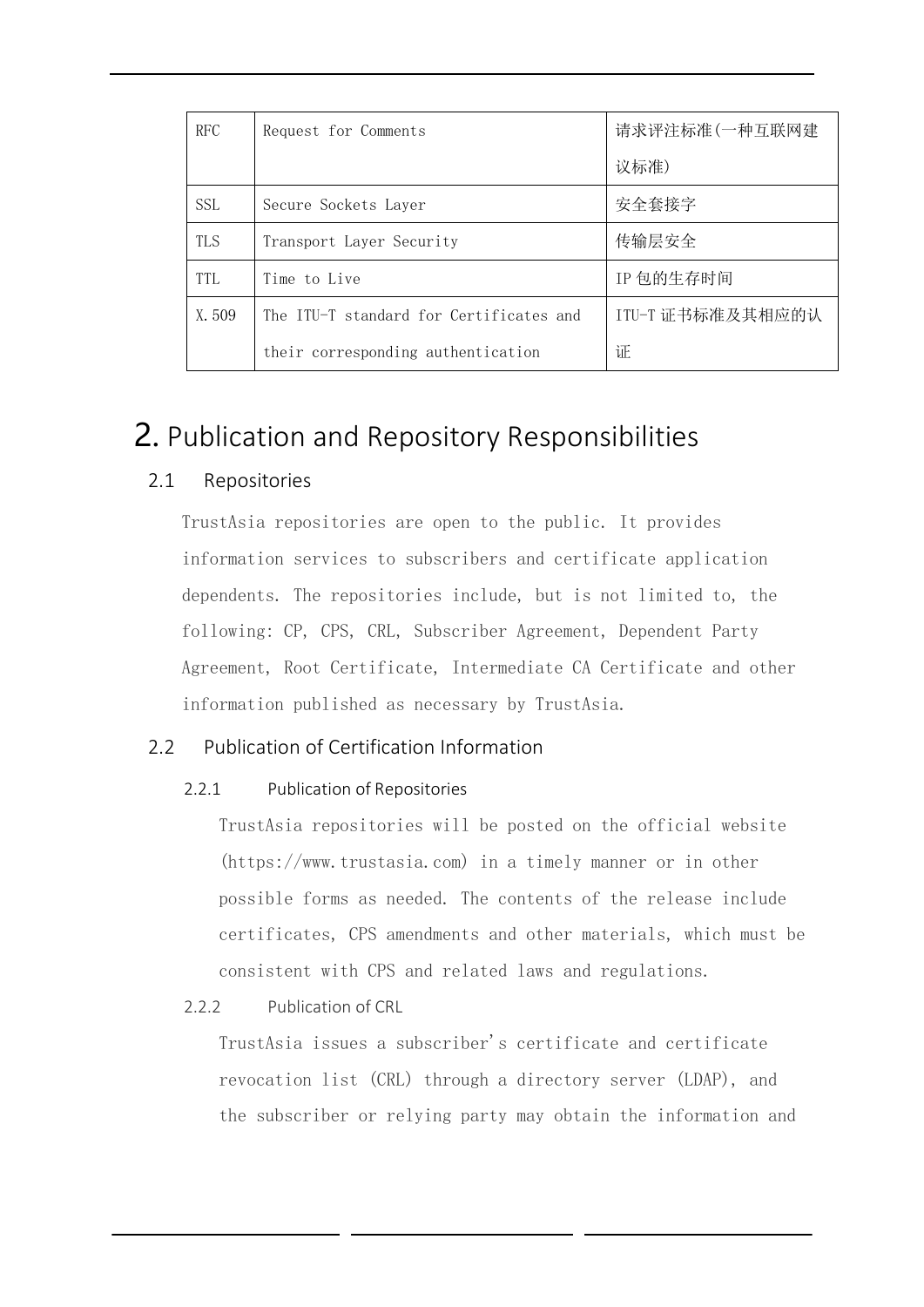| RFC | Request for Comments | 请求评注标准(一种互联网建议标准) |
|---|---|---|
| SSL | Secure Sockets Layer | 安全套接字 |
| TLS | Transport Layer Security | 传输层安全 |
| TTL | Time to Live | IP 包的生存时间 |
| X.509 | The ITU-T standard for Certificates and their corresponding authentication | ITU-T 证书标准及其相应的认证 |

# 2. Publication and Repository Responsibilities

## 2.1 Repositories

TrustAsia repositories are open to the public. It provides information services to subscribers and certificate application dependents. The repositories include, but is not limited to, the following: CP, CPS, CRL, Subscriber Agreement, Dependent Party Agreement, Root Certificate, Intermediate CA Certificate and other information published as necessary by TrustAsia.

## 2.2 Publication of Certification Information

### 2.2.1 Publication of Repositories

TrustAsia repositories will be posted on the official website (https://www.trustasia.com) in a timely manner or in other possible forms as needed. The contents of the release include certificates, CPS amendments and other materials, which must be consistent with CPS and related laws and regulations.

### 2.2.2 Publication of CRL

TrustAsia issues a subscriber's certificate and certificate revocation list (CRL) through a directory server (LDAP), and the subscriber or relying party may obtain the information and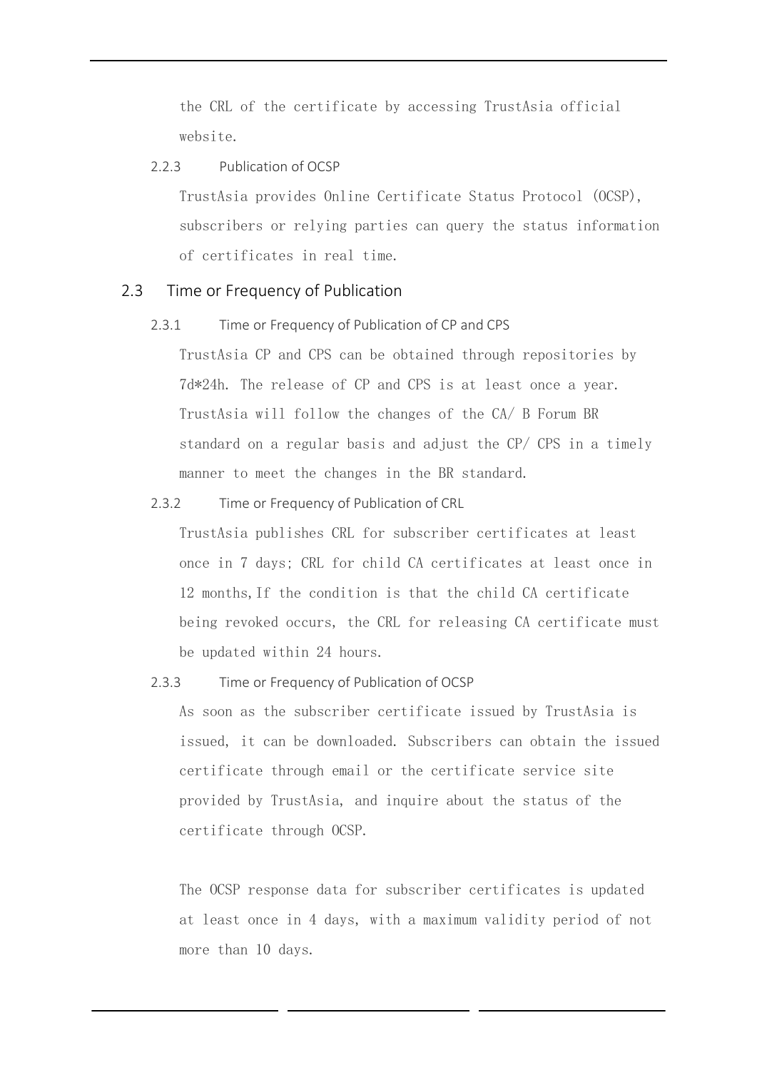the CRL of the certificate by accessing TrustAsia official website.

#### 2.2.3 Publication of OCSP

TrustAsia provides Online Certificate Status Protocol (OCSP), subscribers or relying parties can query the status information of certificates in real time.

### 2.3 Time or Frequency of Publication

#### 2.3.1 Time or Frequency of Publication of CP and CPS

TrustAsia CP and CPS can be obtained through repositories by 7d*24h. The release of CP and CPS is at least once a year. TrustAsia will follow the changes of the CA/ B Forum BR standard on a regular basis and adjust the CP/ CPS in a timely manner to meet the changes in the BR standard.

#### 2.3.2 Time or Frequency of Publication of CRL

TrustAsia publishes CRL for subscriber certificates at least once in 7 days; CRL for child CA certificates at least once in 12 months,If the condition is that the child CA certificate being revoked occurs, the CRL for releasing CA certificate must be updated within 24 hours.

#### 2.3.3 Time or Frequency of Publication of OCSP

As soon as the subscriber certificate issued by TrustAsia is issued, it can be downloaded. Subscribers can obtain the issued certificate through email or the certificate service site provided by TrustAsia, and inquire about the status of the certificate through OCSP.

The OCSP response data for subscriber certificates is updated at least once in 4 days, with a maximum validity period of not more than 10 days.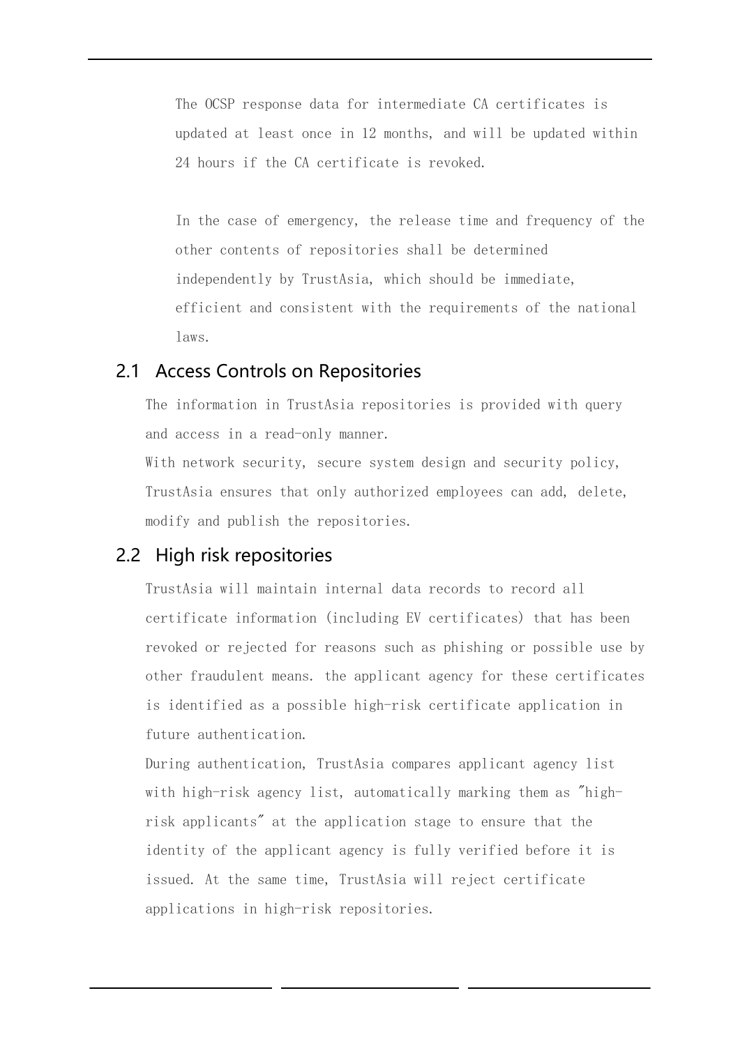The OCSP response data for intermediate CA certificates is updated at least once in 12 months, and will be updated within 24 hours if the CA certificate is revoked.

In the case of emergency, the release time and frequency of the other contents of repositories shall be determined independently by TrustAsia, which should be immediate, efficient and consistent with the requirements of the national laws.

## 2.1 Access Controls on Repositories

The information in TrustAsia repositories is provided with query and access in a read-only manner.

With network security, secure system design and security policy, TrustAsia ensures that only authorized employees can add, delete, modify and publish the repositories.

## 2.2 High risk repositories

TrustAsia will maintain internal data records to record all certificate information (including EV certificates) that has been revoked or rejected for reasons such as phishing or possible use by other fraudulent means. the applicant agency for these certificates is identified as a possible high-risk certificate application in future authentication.

During authentication, TrustAsia compares applicant agency list with high-risk agency list, automatically marking them as "high-risk applicants" at the application stage to ensure that the identity of the applicant agency is fully verified before it is issued. At the same time, TrustAsia will reject certificate applications in high-risk repositories.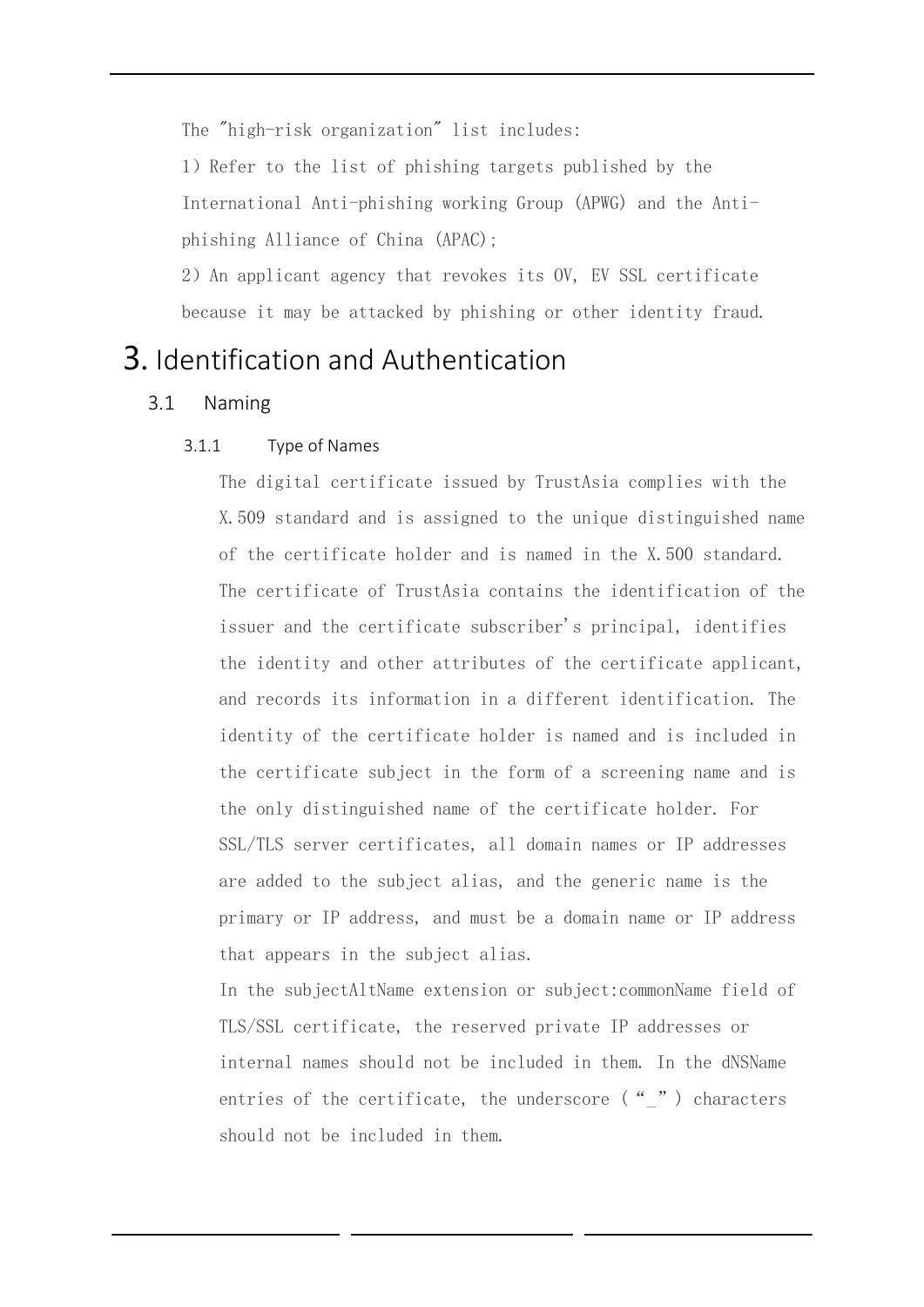The "high-risk organization" list includes:

1) Refer to the list of phishing targets published by the International Anti-phishing working Group (APWG) and the Anti-phishing Alliance of China (APAC);

2) An applicant agency that revokes its OV, EV SSL certificate because it may be attacked by phishing or other identity fraud.

# 3. Identification and Authentication

## 3.1 Naming

### 3.1.1 Type of Names

The digital certificate issued by TrustAsia complies with the X.509 standard and is assigned to the unique distinguished name of the certificate holder and is named in the X.500 standard. The certificate of TrustAsia contains the identification of the issuer and the certificate subscriber's principal, identifies the identity and other attributes of the certificate applicant, and records its information in a different identification. The identity of the certificate holder is named and is included in the certificate subject in the form of a screening name and is the only distinguished name of the certificate holder. For SSL/TLS server certificates, all domain names or IP addresses are added to the subject alias, and the generic name is the primary or IP address, and must be a domain name or IP address that appears in the subject alias.

In the subjectAltName extension or subject:commonName field of TLS/SSL certificate, the reserved private IP addresses or internal names should not be included in them. In the dNSName entries of the certificate, the underscore (“_”) characters should not be included in them.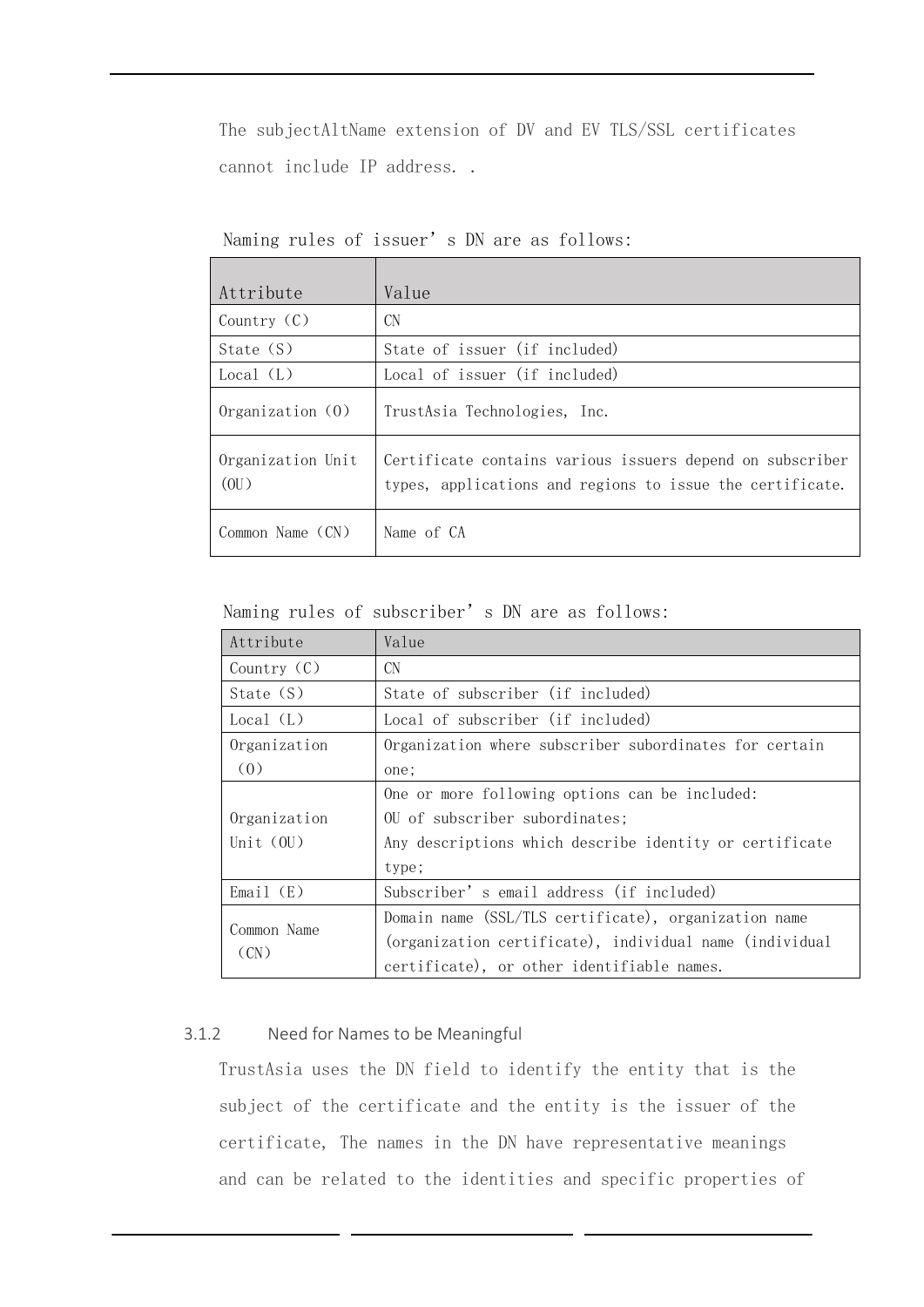The subjectAltName extension of DV and EV TLS/SSL certificates cannot include IP address. .

Naming rules of issuer’s DN are as follows:

| Attribute | Value |
|---|---|
| Country（C） | CN |
| State（S） | State of issuer (if included) |
| Local（L） | Local of issuer (if included) |
| Organization（O） | TrustAsia Technologies, Inc. |
| Organization Unit (OU) | Certificate contains various issuers depend on subscriber types, applications and regions to issue the certificate. |
| Common Name（CN） | Name of CA |

Naming rules of subscriber’s DN are as follows:

| Attribute | Value |
|---|---|
| Country（C） | CN |
| State（S） | State of subscriber (if included) |
| Local（L） | Local of subscriber (if included) |
| Organization （O） | Organization where subscriber subordinates for certain one; |
| Organization Unit（OU） | One or more following options can be included:<br>OU of subscriber subordinates;<br>Any descriptions which describe identity or certificate type; |
| Email（E） | Subscriber’s email address (if included) |
| Common Name （CN） | Domain name (SSL/TLS certificate), organization name (organization certificate), individual name (individual certificate), or other identifiable names. |

### 3.1.2 Need for Names to be Meaningful

TrustAsia uses the DN field to identify the entity that is the subject of the certificate and the entity is the issuer of the certificate, The names in the DN have representative meanings and can be related to the identities and specific properties of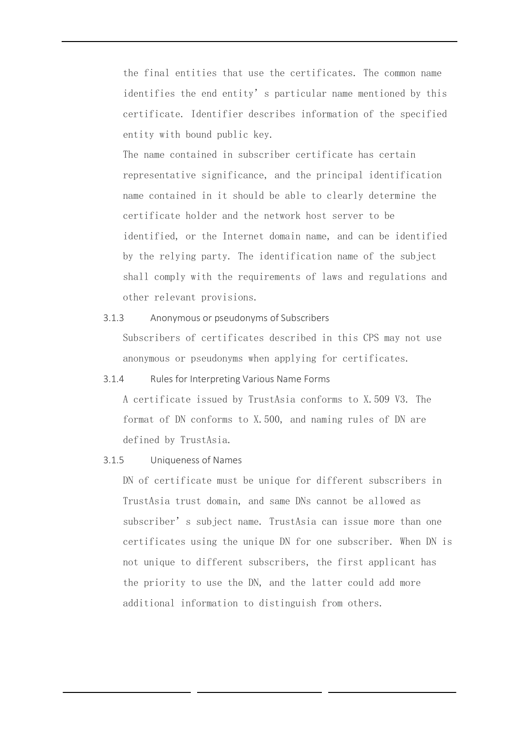the final entities that use the certificates. The common name identifies the end entity's particular name mentioned by this certificate. Identifier describes information of the specified entity with bound public key.

The name contained in subscriber certificate has certain representative significance, and the principal identification name contained in it should be able to clearly determine the certificate holder and the network host server to be identified, or the Internet domain name, and can be identified by the relying party. The identification name of the subject shall comply with the requirements of laws and regulations and other relevant provisions.

#### 3.1.3 Anonymous or pseudonyms of Subscribers

Subscribers of certificates described in this CPS may not use anonymous or pseudonyms when applying for certificates.

#### 3.1.4 Rules for Interpreting Various Name Forms

A certificate issued by TrustAsia conforms to X.509 V3. The format of DN conforms to X.500, and naming rules of DN are defined by TrustAsia.

#### 3.1.5 Uniqueness of Names

DN of certificate must be unique for different subscribers in TrustAsia trust domain, and same DNs cannot be allowed as subscriber's subject name. TrustAsia can issue more than one certificates using the unique DN for one subscriber. When DN is not unique to different subscribers, the first applicant has the priority to use the DN, and the latter could add more additional information to distinguish from others.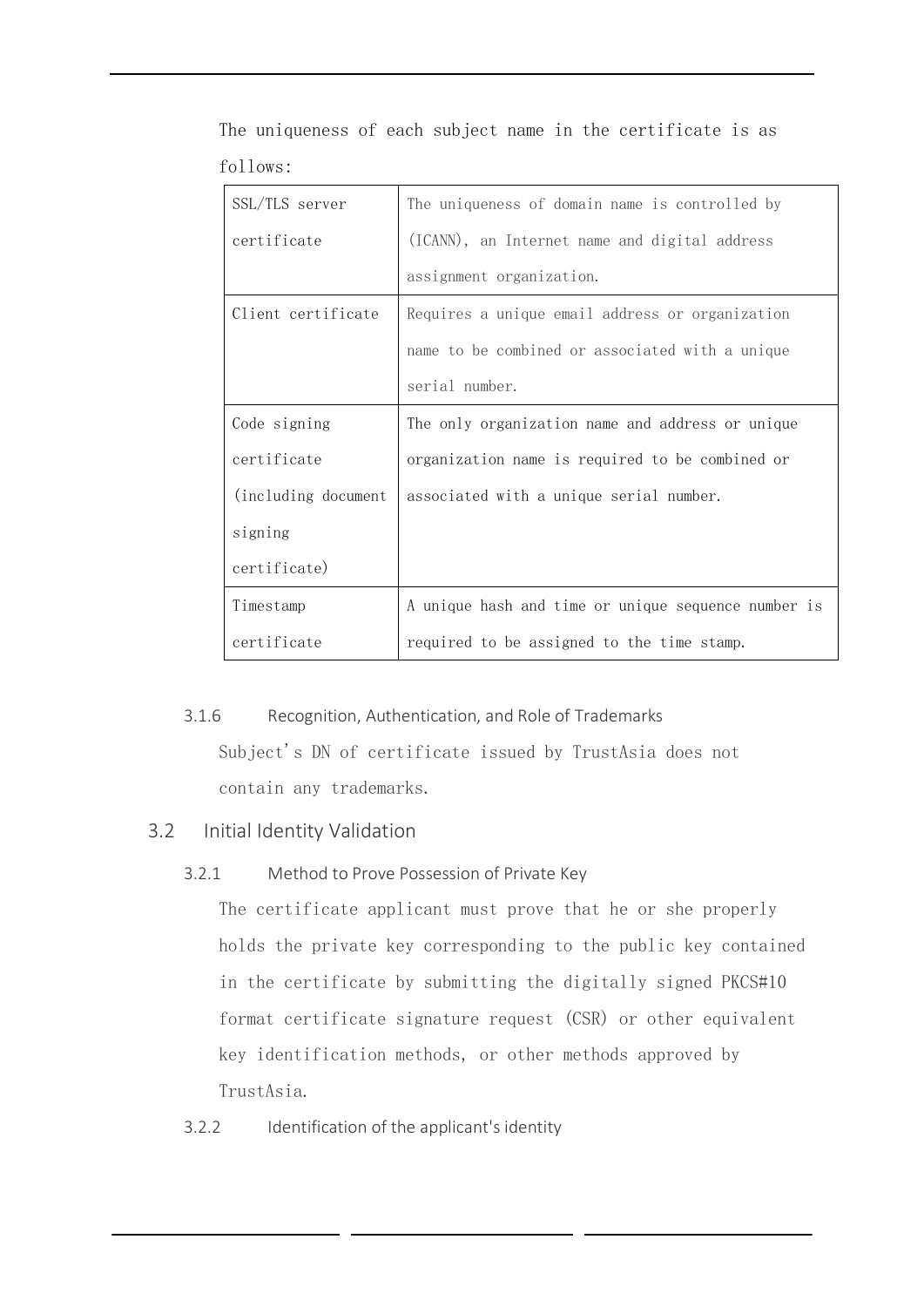The uniqueness of each subject name in the certificate is as follows:

| | |
|---|---|
| SSL/TLS server certificate | The uniqueness of domain name is controlled by (ICANN), an Internet name and digital address assignment organization. |
| Client certificate | Requires a unique email address or organization name to be combined or associated with a unique serial number. |
| Code signing certificate (including document signing certificate) | The only organization name and address or unique organization name is required to be combined or associated with a unique serial number. |
| Timestamp certificate | A unique hash and time or unique sequence number is required to be assigned to the time stamp. |

#### 3.1.6 Recognition, Authentication, and Role of Trademarks

Subject's DN of certificate issued by TrustAsia does not contain any trademarks.

### 3.2 Initial Identity Validation

#### 3.2.1 Method to Prove Possession of Private Key

The certificate applicant must prove that he or she properly holds the private key corresponding to the public key contained in the certificate by submitting the digitally signed PKCS#10 format certificate signature request (CSR) or other equivalent key identification methods, or other methods approved by TrustAsia.

#### 3.2.2 Identification of the applicant's identity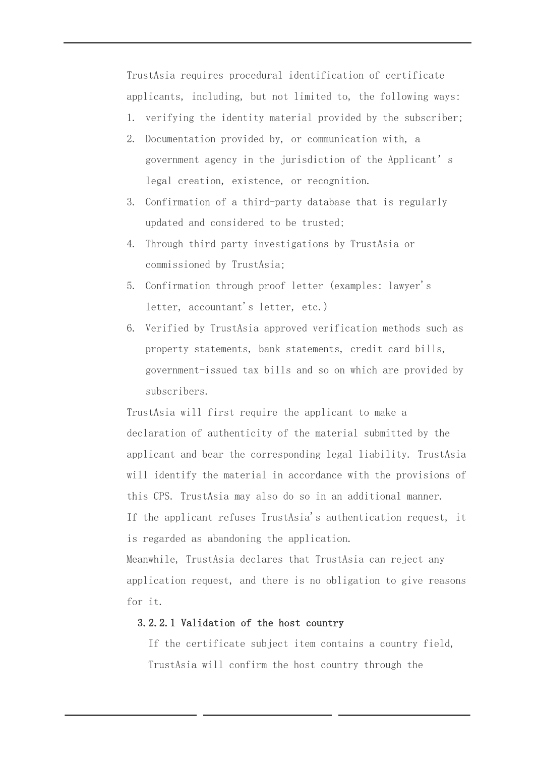TrustAsia requires procedural identification of certificate applicants, including, but not limited to, the following ways:

1. verifying the identity material provided by the subscriber;
2. Documentation provided by, or communication with, a government agency in the jurisdiction of the Applicant's legal creation, existence, or recognition.
3. Confirmation of a third-party database that is regularly updated and considered to be trusted;
4. Through third party investigations by TrustAsia or commissioned by TrustAsia;
5. Confirmation through proof letter (examples: lawyer's letter, accountant's letter, etc.)
6. Verified by TrustAsia approved verification methods such as property statements, bank statements, credit card bills, government-issued tax bills and so on which are provided by subscribers.

TrustAsia will first require the applicant to make a declaration of authenticity of the material submitted by the applicant and bear the corresponding legal liability. TrustAsia will identify the material in accordance with the provisions of this CPS. TrustAsia may also do so in an additional manner.

If the applicant refuses TrustAsia's authentication request, it is regarded as abandoning the application.

Meanwhile, TrustAsia declares that TrustAsia can reject any application request, and there is no obligation to give reasons for it.

#### 3.2.2.1 Validation of the host country

If the certificate subject item contains a country field, TrustAsia will confirm the host country through the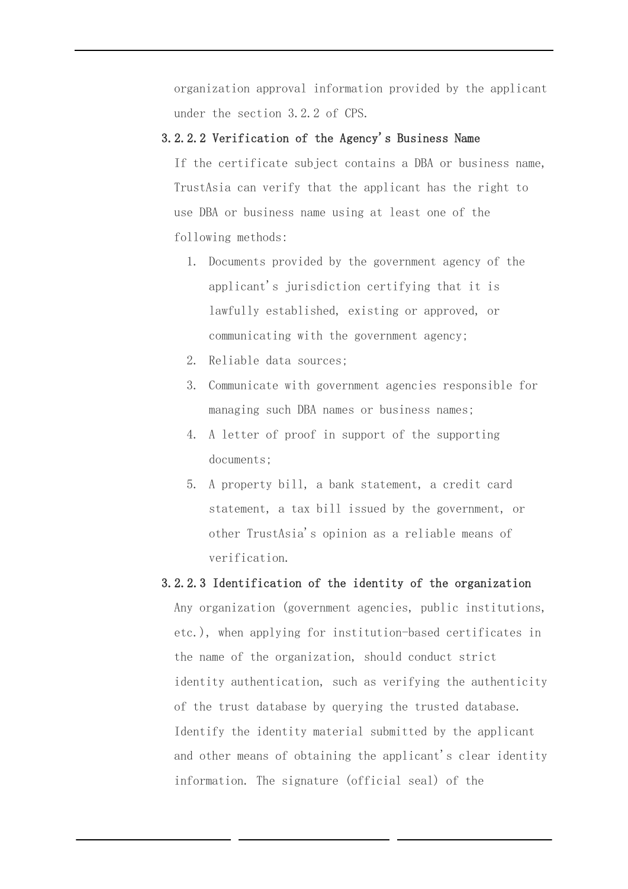organization approval information provided by the applicant under the section 3.2.2 of CPS.

#### 3.2.2.2 Verification of the Agency's Business Name

If the certificate subject contains a DBA or business name, TrustAsia can verify that the applicant has the right to use DBA or business name using at least one of the following methods:

1. Documents provided by the government agency of the applicant's jurisdiction certifying that it is lawfully established, existing or approved, or communicating with the government agency;
2. Reliable data sources;
3. Communicate with government agencies responsible for managing such DBA names or business names;
4. A letter of proof in support of the supporting documents;
5. A property bill, a bank statement, a credit card statement, a tax bill issued by the government, or other TrustAsia's opinion as a reliable means of verification.

#### 3.2.2.3 Identification of the identity of the organization

Any organization (government agencies, public institutions, etc.), when applying for institution-based certificates in the name of the organization, should conduct strict identity authentication, such as verifying the authenticity of the trust database by querying the trusted database. Identify the identity material submitted by the applicant and other means of obtaining the applicant's clear identity information. The signature (official seal) of the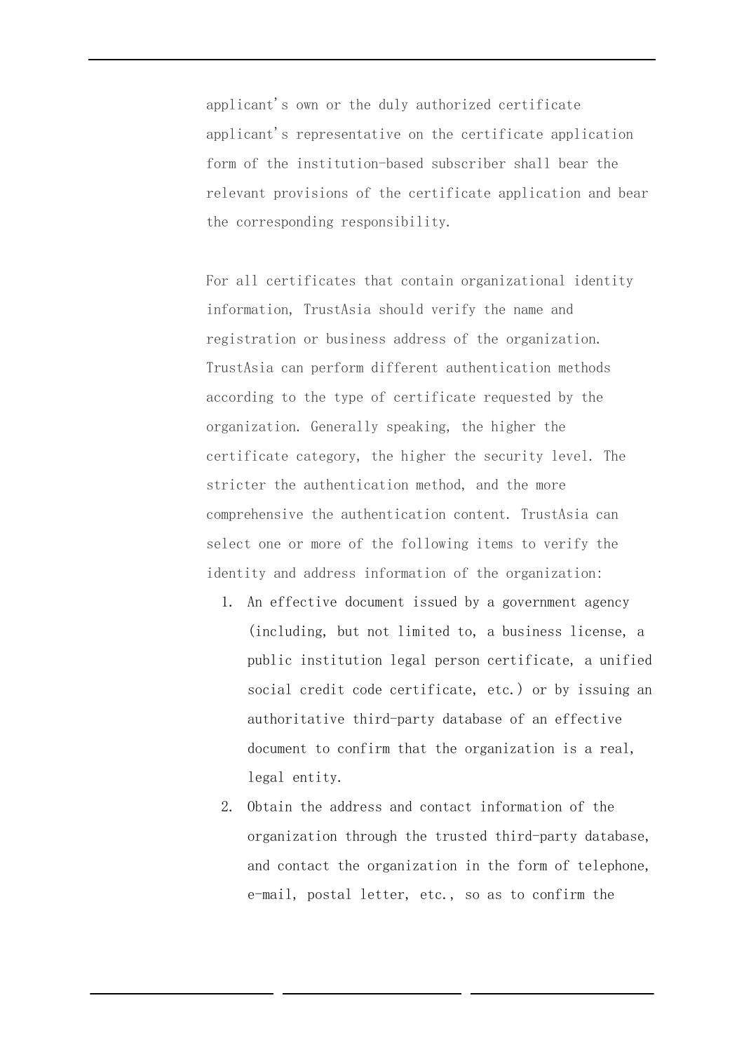applicant's own or the duly authorized certificate applicant's representative on the certificate application form of the institution-based subscriber shall bear the relevant provisions of the certificate application and bear the corresponding responsibility.

For all certificates that contain organizational identity information, TrustAsia should verify the name and registration or business address of the organization. TrustAsia can perform different authentication methods according to the type of certificate requested by the organization. Generally speaking, the higher the certificate category, the higher the security level. The stricter the authentication method, and the more comprehensive the authentication content. TrustAsia can select one or more of the following items to verify the identity and address information of the organization:

1. An effective document issued by a government agency (including, but not limited to, a business license, a public institution legal person certificate, a unified social credit code certificate, etc.) or by issuing an authoritative third-party database of an effective document to confirm that the organization is a real, legal entity.
2. Obtain the address and contact information of the organization through the trusted third-party database, and contact the organization in the form of telephone, e-mail, postal letter, etc., so as to confirm the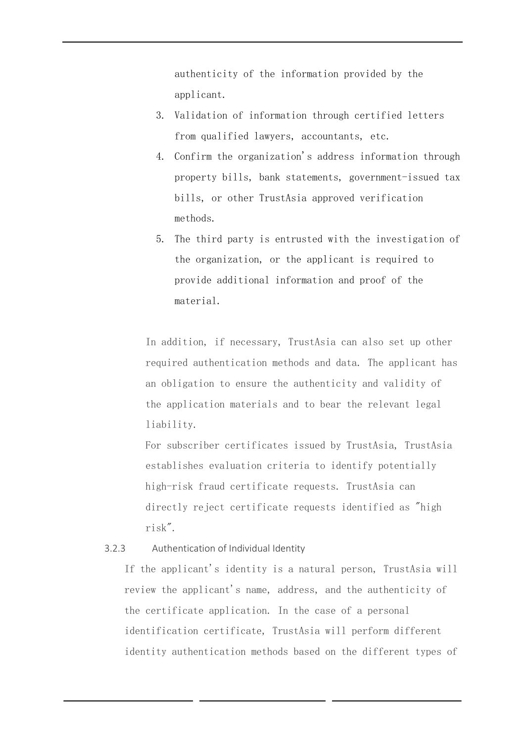authenticity of the information provided by the applicant.

3. Validation of information through certified letters from qualified lawyers, accountants, etc.
4. Confirm the organization's address information through property bills, bank statements, government-issued tax bills, or other TrustAsia approved verification methods.
5. The third party is entrusted with the investigation of the organization, or the applicant is required to provide additional information and proof of the material.

In addition, if necessary, TrustAsia can also set up other required authentication methods and data. The applicant has an obligation to ensure the authenticity and validity of the application materials and to bear the relevant legal liability.

For subscriber certificates issued by TrustAsia, TrustAsia establishes evaluation criteria to identify potentially high-risk fraud certificate requests. TrustAsia can directly reject certificate requests identified as "high risk".

### 3.2.3 Authentication of Individual Identity

If the applicant's identity is a natural person, TrustAsia will review the applicant's name, address, and the authenticity of the certificate application. In the case of a personal identification certificate, TrustAsia will perform different identity authentication methods based on the different types of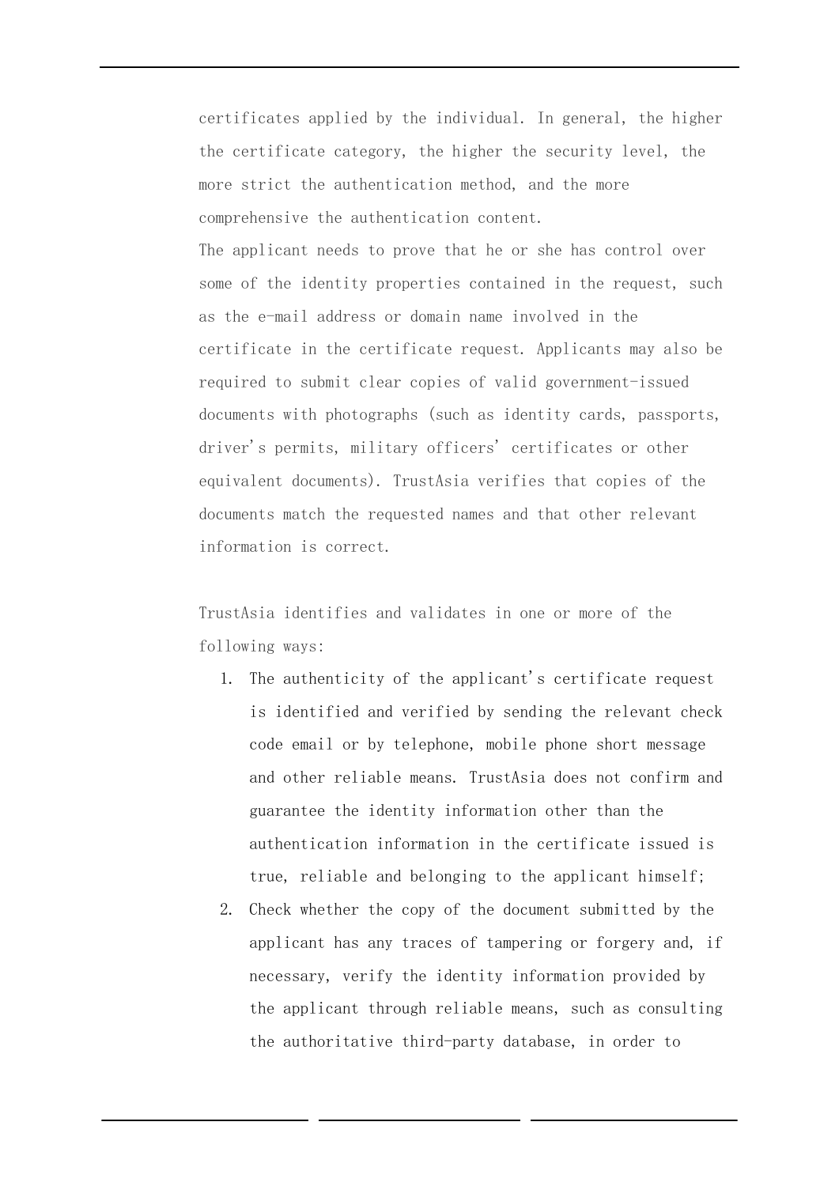certificates applied by the individual. In general, the higher the certificate category, the higher the security level, the more strict the authentication method, and the more comprehensive the authentication content.

The applicant needs to prove that he or she has control over some of the identity properties contained in the request, such as the e-mail address or domain name involved in the certificate in the certificate request. Applicants may also be required to submit clear copies of valid government-issued documents with photographs (such as identity cards, passports, driver's permits, military officers' certificates or other equivalent documents). TrustAsia verifies that copies of the documents match the requested names and that other relevant information is correct.

TrustAsia identifies and validates in one or more of the following ways:

1. The authenticity of the applicant's certificate request is identified and verified by sending the relevant check code email or by telephone, mobile phone short message and other reliable means. TrustAsia does not confirm and guarantee the identity information other than the authentication information in the certificate issued is true, reliable and belonging to the applicant himself;
2. Check whether the copy of the document submitted by the applicant has any traces of tampering or forgery and, if necessary, verify the identity information provided by the applicant through reliable means, such as consulting the authoritative third-party database, in order to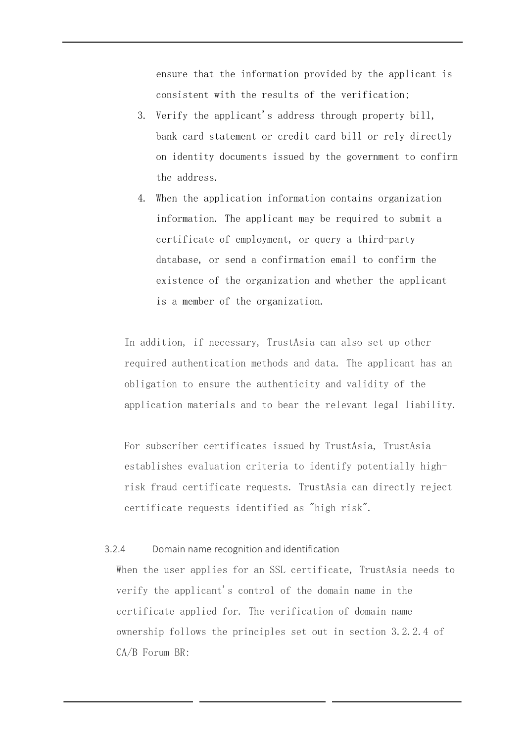ensure that the information provided by the applicant is consistent with the results of the verification;

3. Verify the applicant's address through property bill, bank card statement or credit card bill or rely directly on identity documents issued by the government to confirm the address.
4. When the application information contains organization information. The applicant may be required to submit a certificate of employment, or query a third-party database, or send a confirmation email to confirm the existence of the organization and whether the applicant is a member of the organization.

In addition, if necessary, TrustAsia can also set up other required authentication methods and data. The applicant has an obligation to ensure the authenticity and validity of the application materials and to bear the relevant legal liability.

For subscriber certificates issued by TrustAsia, TrustAsia establishes evaluation criteria to identify potentially high-risk fraud certificate requests. TrustAsia can directly reject certificate requests identified as "high risk".

#### 3.2.4 Domain name recognition and identification

When the user applies for an SSL certificate, TrustAsia needs to verify the applicant's control of the domain name in the certificate applied for. The verification of domain name ownership follows the principles set out in section 3.2.2.4 of CA/B Forum BR: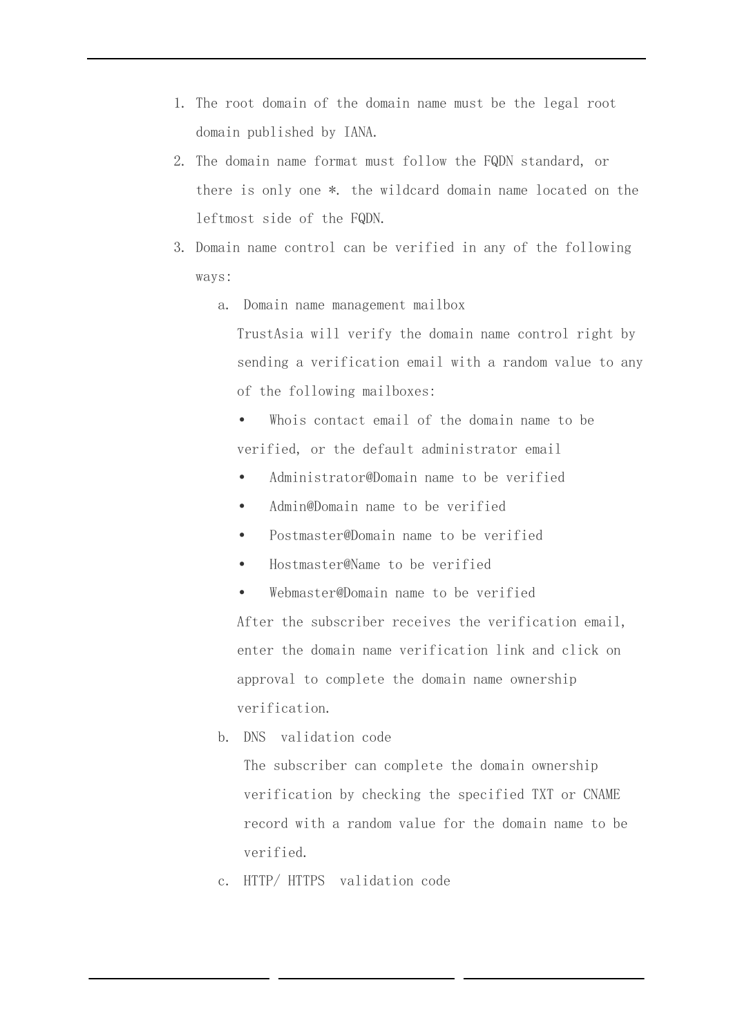1. The root domain of the domain name must be the legal root domain published by IANA.
2. The domain name format must follow the FQDN standard, or there is only one *. the wildcard domain name located on the leftmost side of the FQDN.
3. Domain name control can be verified in any of the following ways:
   a. Domain name management mailbox
      TrustAsia will verify the domain name control right by sending a verification email with a random value to any of the following mailboxes:
      - Whois contact email of the domain name to be verified, or the default administrator email
      - Administrator@Domain name to be verified
      - Admin@Domain name to be verified
      - Postmaster@Domain name to be verified
      - Hostmaster@Name to be verified
      - Webmaster@Domain name to be verified

      After the subscriber receives the verification email, enter the domain name verification link and click on approval to complete the domain name ownership verification.
   b. DNS validation code
      The subscriber can complete the domain ownership verification by checking the specified TXT or CNAME record with a random value for the domain name to be verified.
   c. HTTP/ HTTPS validation code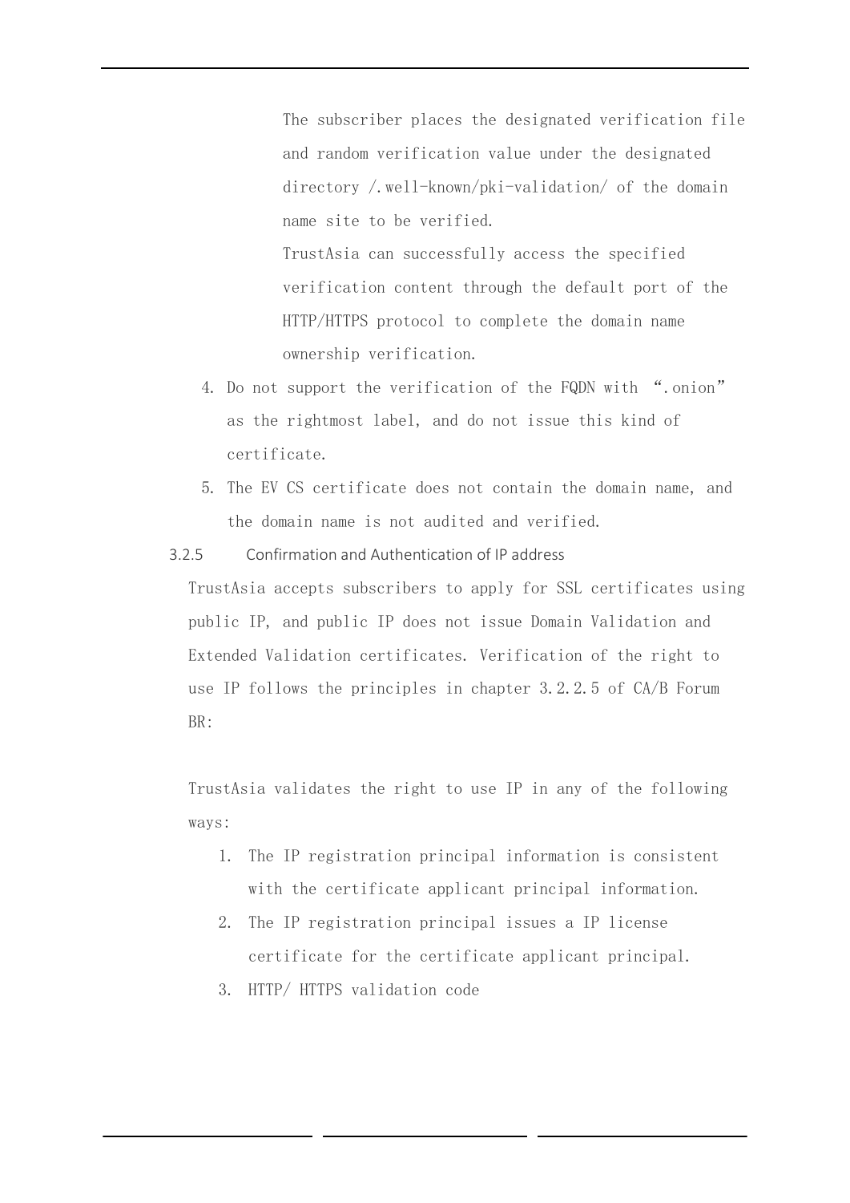The subscriber places the designated verification file and random verification value under the designated directory /.well-known/pki-validation/ of the domain name site to be verified.

TrustAsia can successfully access the specified verification content through the default port of the HTTP/HTTPS protocol to complete the domain name ownership verification.

4. Do not support the verification of the FQDN with “.onion” as the rightmost label, and do not issue this kind of certificate.
5. The EV CS certificate does not contain the domain name, and the domain name is not audited and verified.

### 3.2.5 Confirmation and Authentication of IP address

TrustAsia accepts subscribers to apply for SSL certificates using public IP, and public IP does not issue Domain Validation and Extended Validation certificates. Verification of the right to use IP follows the principles in chapter 3.2.2.5 of CA/B Forum BR:

TrustAsia validates the right to use IP in any of the following ways:

1. The IP registration principal information is consistent with the certificate applicant principal information.
2. The IP registration principal issues a IP license certificate for the certificate applicant principal.
3. HTTP/ HTTPS validation code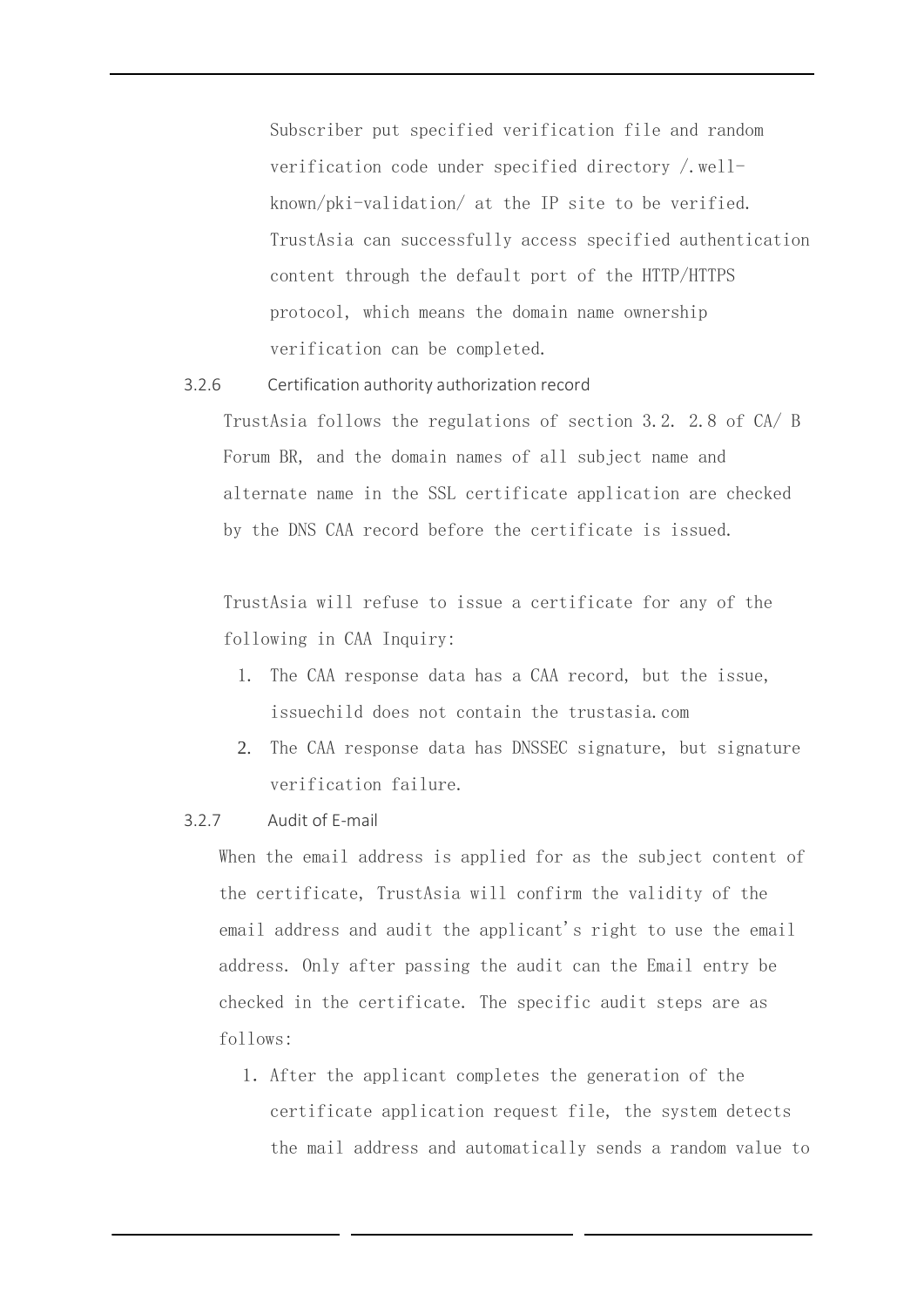Subscriber put specified verification file and random verification code under specified directory /.well-known/pki-validation/ at the IP site to be verified. TrustAsia can successfully access specified authentication content through the default port of the HTTP/HTTPS protocol, which means the domain name ownership verification can be completed.

### 3.2.6 Certification authority authorization record

TrustAsia follows the regulations of section 3.2. 2.8 of CA/ B Forum BR, and the domain names of all subject name and alternate name in the SSL certificate application are checked by the DNS CAA record before the certificate is issued.

TrustAsia will refuse to issue a certificate for any of the following in CAA Inquiry:

1. The CAA response data has a CAA record, but the issue, issuechild does not contain the trustasia.com
2. The CAA response data has DNSSEC signature, but signature verification failure.

### 3.2.7 Audit of E-mail

When the email address is applied for as the subject content of the certificate, TrustAsia will confirm the validity of the email address and audit the applicant's right to use the email address. Only after passing the audit can the Email entry be checked in the certificate. The specific audit steps are as follows:

1. After the applicant completes the generation of the certificate application request file, the system detects the mail address and automatically sends a random value to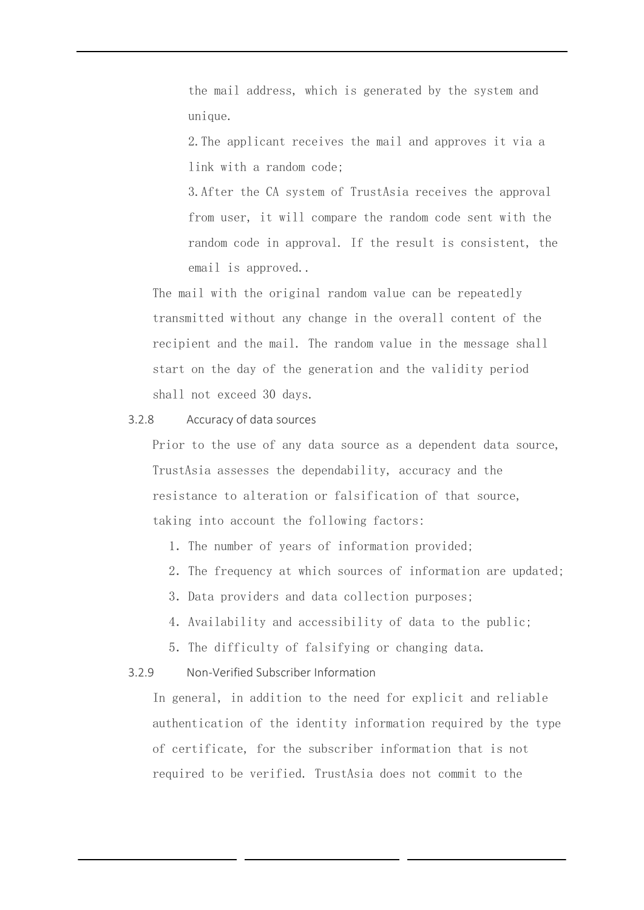the mail address, which is generated by the system and unique.

2.The applicant receives the mail and approves it via a link with a random code;

3.After the CA system of TrustAsia receives the approval from user, it will compare the random code sent with the random code in approval. If the result is consistent, the email is approved..

The mail with the original random value can be repeatedly transmitted without any change in the overall content of the recipient and the mail. The random value in the message shall start on the day of the generation and the validity period shall not exceed 30 days.

#### 3.2.8 Accuracy of data sources

Prior to the use of any data source as a dependent data source, TrustAsia assesses the dependability, accuracy and the resistance to alteration or falsification of that source, taking into account the following factors:

1. The number of years of information provided;
2. The frequency at which sources of information are updated;
3. Data providers and data collection purposes;
4. Availability and accessibility of data to the public;
5. The difficulty of falsifying or changing data.

#### 3.2.9 Non-Verified Subscriber Information

In general, in addition to the need for explicit and reliable authentication of the identity information required by the type of certificate, for the subscriber information that is not required to be verified. TrustAsia does not commit to the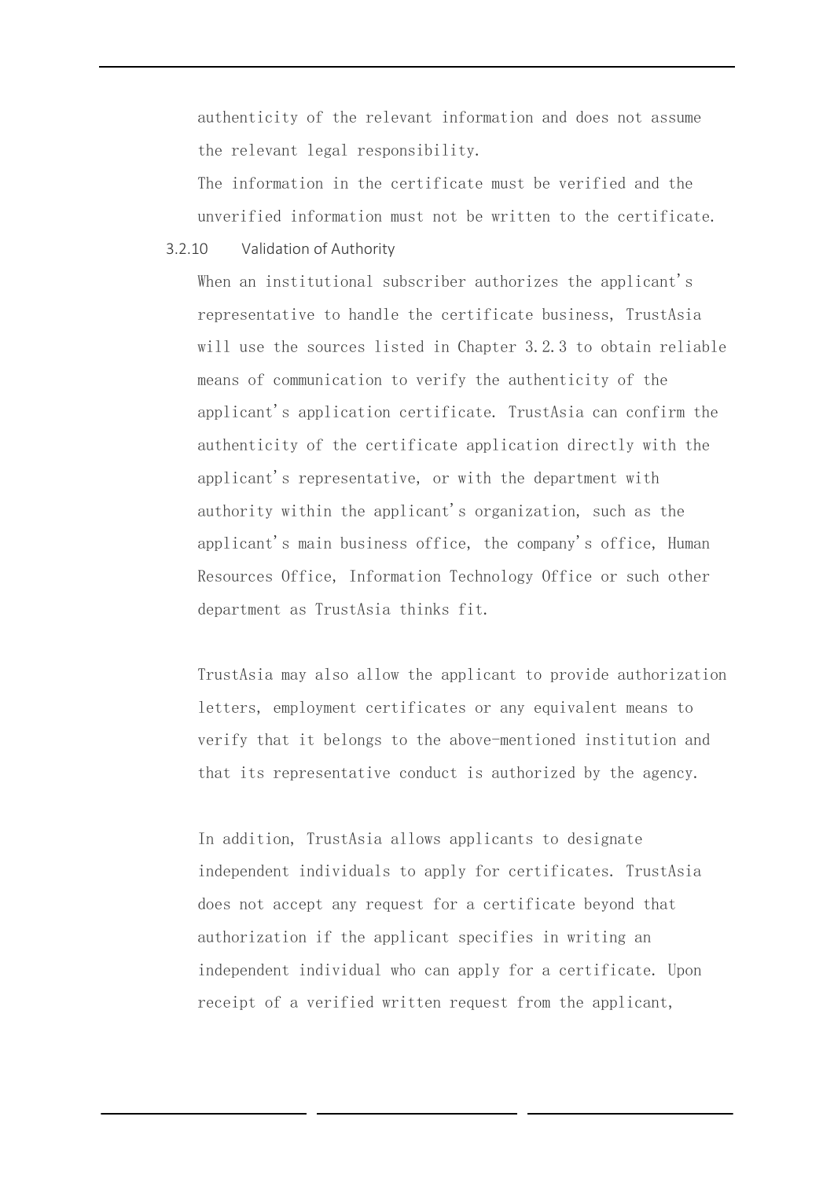authenticity of the relevant information and does not assume the relevant legal responsibility.

The information in the certificate must be verified and the unverified information must not be written to the certificate.

### 3.2.10 Validation of Authority

When an institutional subscriber authorizes the applicant's representative to handle the certificate business, TrustAsia will use the sources listed in Chapter 3.2.3 to obtain reliable means of communication to verify the authenticity of the applicant's application certificate. TrustAsia can confirm the authenticity of the certificate application directly with the applicant's representative, or with the department with authority within the applicant's organization, such as the applicant's main business office, the company's office, Human Resources Office, Information Technology Office or such other department as TrustAsia thinks fit.

TrustAsia may also allow the applicant to provide authorization letters, employment certificates or any equivalent means to verify that it belongs to the above-mentioned institution and that its representative conduct is authorized by the agency.

In addition, TrustAsia allows applicants to designate independent individuals to apply for certificates. TrustAsia does not accept any request for a certificate beyond that authorization if the applicant specifies in writing an independent individual who can apply for a certificate. Upon receipt of a verified written request from the applicant,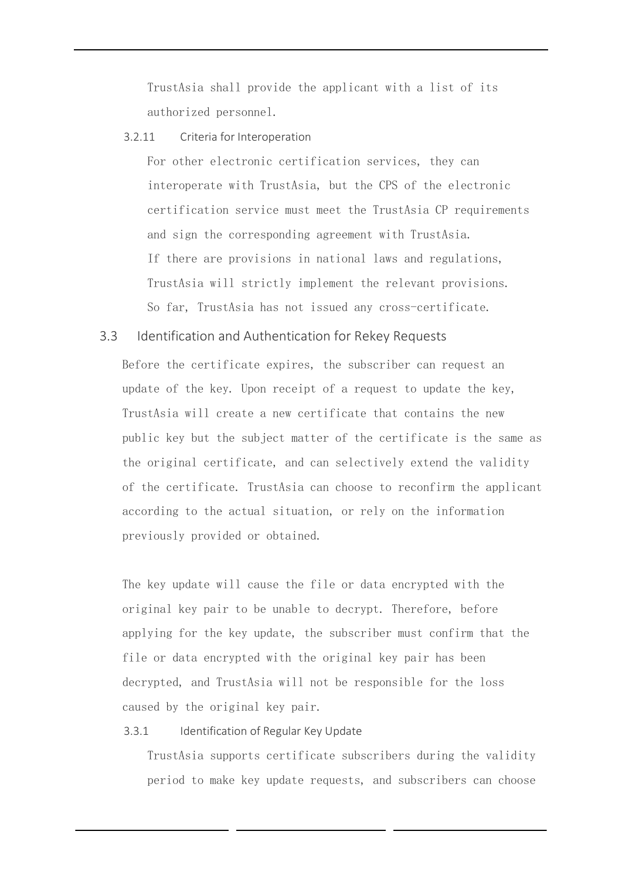TrustAsia shall provide the applicant with a list of its authorized personnel.

#### 3.2.11 Criteria for Interoperation

For other electronic certification services, they can interoperate with TrustAsia, but the CPS of the electronic certification service must meet the TrustAsia CP requirements and sign the corresponding agreement with TrustAsia.
If there are provisions in national laws and regulations, TrustAsia will strictly implement the relevant provisions.
So far, TrustAsia has not issued any cross-certificate.

### 3.3 Identification and Authentication for Rekey Requests

Before the certificate expires, the subscriber can request an update of the key. Upon receipt of a request to update the key, TrustAsia will create a new certificate that contains the new public key but the subject matter of the certificate is the same as the original certificate, and can selectively extend the validity of the certificate. TrustAsia can choose to reconfirm the applicant according to the actual situation, or rely on the information previously provided or obtained.

The key update will cause the file or data encrypted with the original key pair to be unable to decrypt. Therefore, before applying for the key update, the subscriber must confirm that the file or data encrypted with the original key pair has been decrypted, and TrustAsia will not be responsible for the loss caused by the original key pair.

#### 3.3.1 Identification of Regular Key Update

TrustAsia supports certificate subscribers during the validity period to make key update requests, and subscribers can choose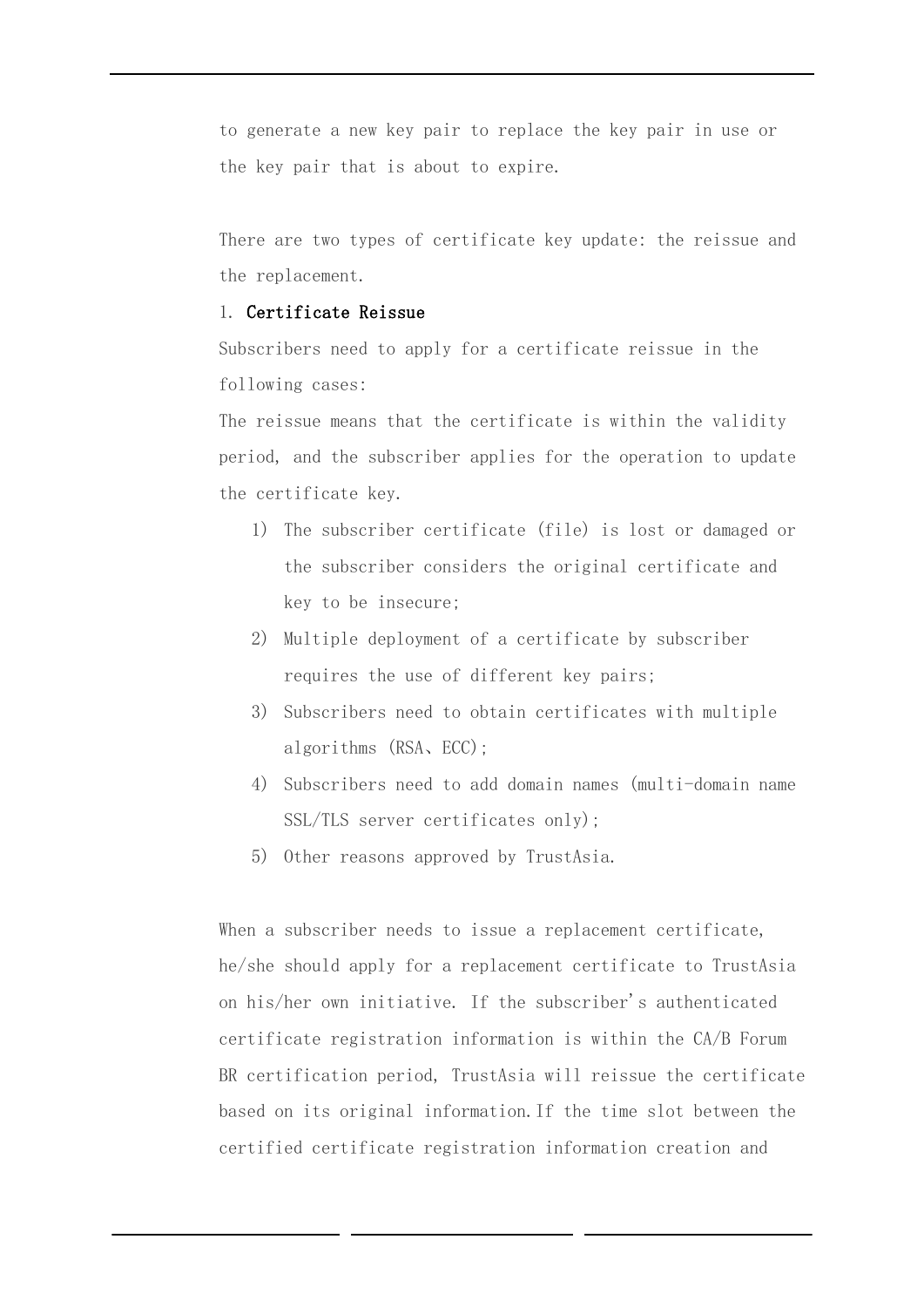to generate a new key pair to replace the key pair in use or the key pair that is about to expire.

There are two types of certificate key update: the reissue and the replacement.

1. **Certificate Reissue**

Subscribers need to apply for a certificate reissue in the following cases:

The reissue means that the certificate is within the validity period, and the subscriber applies for the operation to update the certificate key.

1) The subscriber certificate (file) is lost or damaged or the subscriber considers the original certificate and key to be insecure;
2) Multiple deployment of a certificate by subscriber requires the use of different key pairs;
3) Subscribers need to obtain certificates with multiple algorithms (RSA、ECC);
4) Subscribers need to add domain names (multi-domain name SSL/TLS server certificates only);
5) Other reasons approved by TrustAsia.

When a subscriber needs to issue a replacement certificate, he/she should apply for a replacement certificate to TrustAsia on his/her own initiative. If the subscriber's authenticated certificate registration information is within the CA/B Forum BR certification period, TrustAsia will reissue the certificate based on its original information.If the time slot between the certified certificate registration information creation and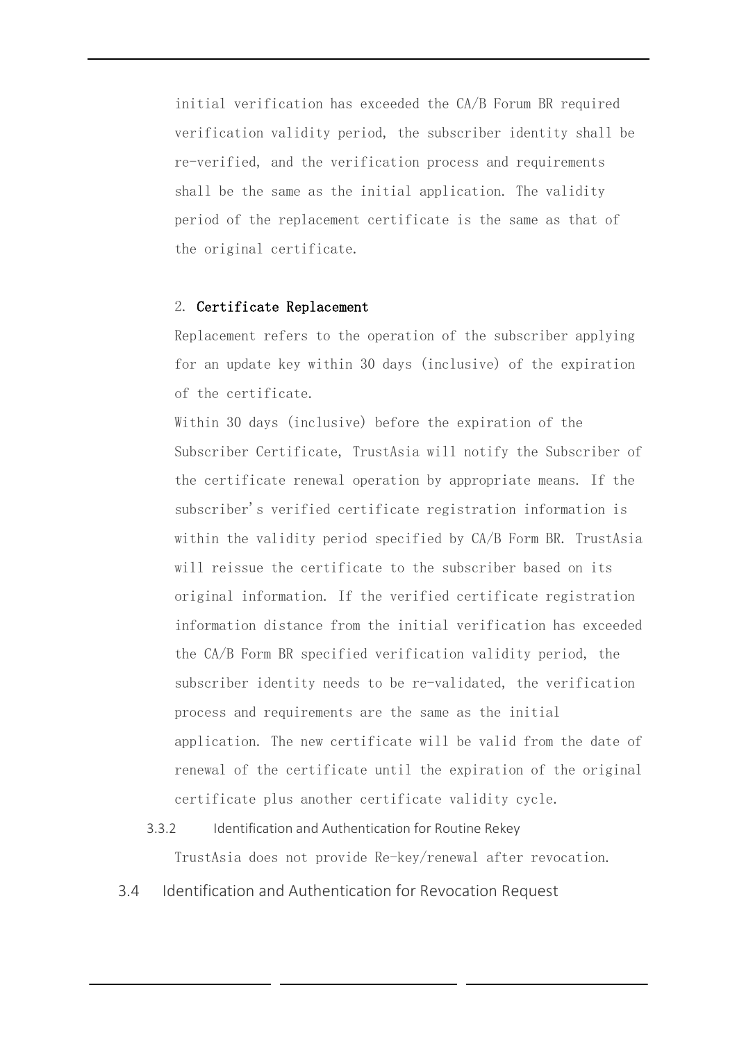initial verification has exceeded the CA/B Forum BR required verification validity period, the subscriber identity shall be re-verified, and the verification process and requirements shall be the same as the initial application. The validity period of the replacement certificate is the same as that of the original certificate.

2. **Certificate Replacement**

Replacement refers to the operation of the subscriber applying for an update key within 30 days (inclusive) of the expiration of the certificate.

Within 30 days (inclusive) before the expiration of the Subscriber Certificate, TrustAsia will notify the Subscriber of the certificate renewal operation by appropriate means. If the subscriber's verified certificate registration information is within the validity period specified by CA/B Form BR. TrustAsia will reissue the certificate to the subscriber based on its original information. If the verified certificate registration information distance from the initial verification has exceeded the CA/B Form BR specified verification validity period, the subscriber identity needs to be re-validated, the verification process and requirements are the same as the initial application. The new certificate will be valid from the date of renewal of the certificate until the expiration of the original certificate plus another certificate validity cycle.

#### 3.3.2 Identification and Authentication for Routine Rekey

TrustAsia does not provide Re-key/renewal after revocation.

### 3.4 Identification and Authentication for Revocation Request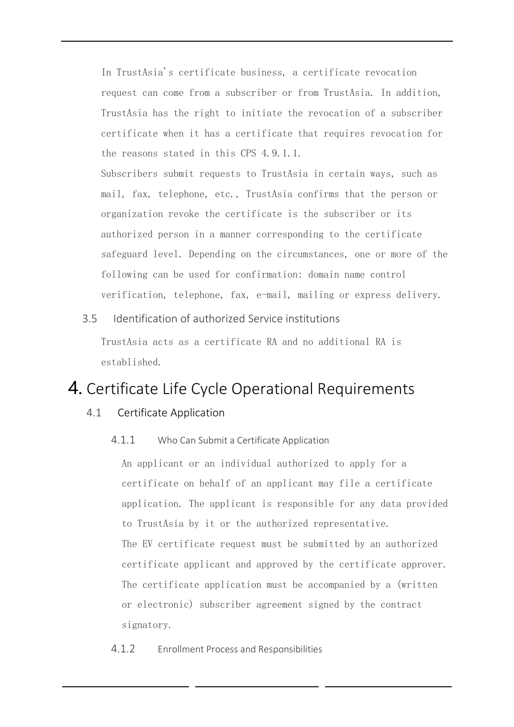In TrustAsia's certificate business, a certificate revocation request can come from a subscriber or from TrustAsia. In addition, TrustAsia has the right to initiate the revocation of a subscriber certificate when it has a certificate that requires revocation for the reasons stated in this CPS 4.9.1.1.

Subscribers submit requests to TrustAsia in certain ways, such as mail, fax, telephone, etc., TrustAsia confirms that the person or organization revoke the certificate is the subscriber or its authorized person in a manner corresponding to the certificate safeguard level. Depending on the circumstances, one or more of the following can be used for confirmation: domain name control verification, telephone, fax, e-mail, mailing or express delivery.

### 3.5 Identification of authorized Service institutions

TrustAsia acts as a certificate RA and no additional RA is established.

# 4. Certificate Life Cycle Operational Requirements

## 4.1 Certificate Application

### 4.1.1 Who Can Submit a Certificate Application

An applicant or an individual authorized to apply for a certificate on behalf of an applicant may file a certificate application. The applicant is responsible for any data provided to TrustAsia by it or the authorized representative.

The EV certificate request must be submitted by an authorized certificate applicant and approved by the certificate approver. The certificate application must be accompanied by a (written or electronic) subscriber agreement signed by the contract signatory.

### 4.1.2 Enrollment Process and Responsibilities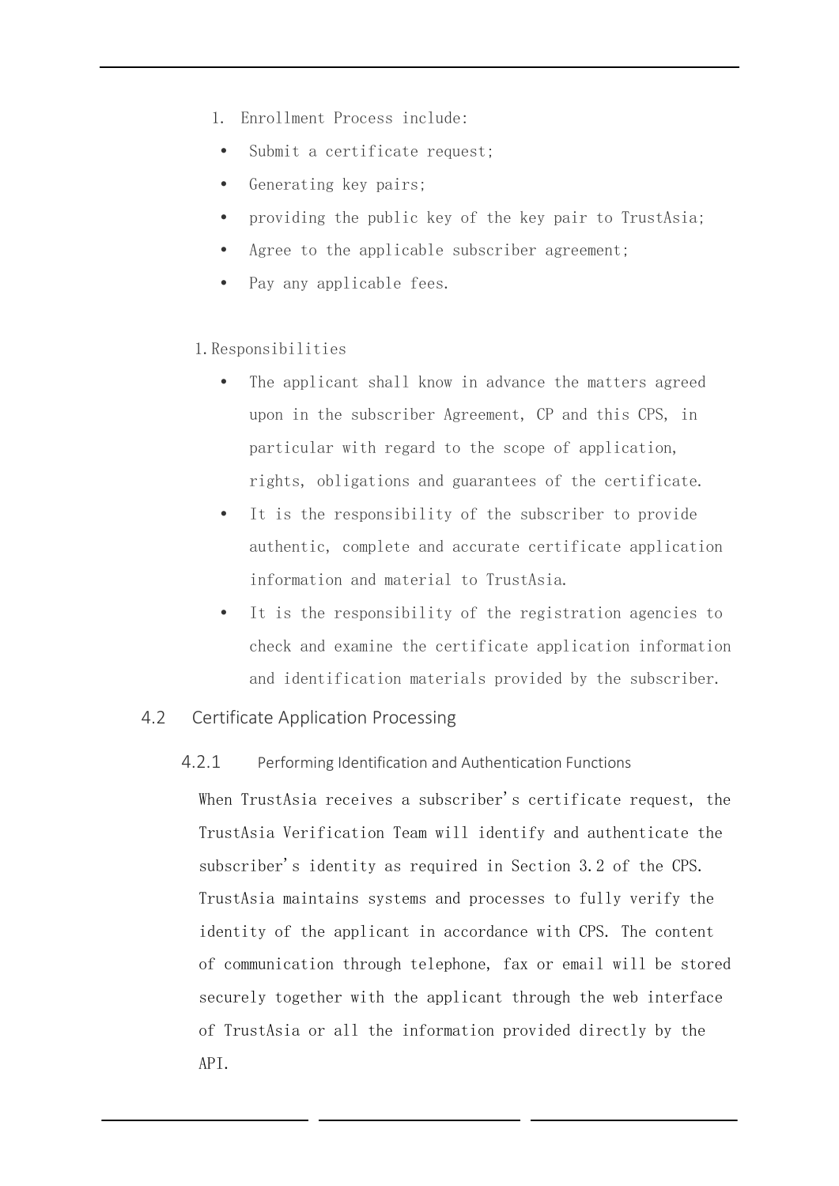1. Enrollment Process include:
   - Submit a certificate request;
   - Generating key pairs;
   - providing the public key of the key pair to TrustAsia;
   - Agree to the applicable subscriber agreement;
   - Pay any applicable fees.

1. Responsibilities
   - The applicant shall know in advance the matters agreed upon in the subscriber Agreement, CP and this CPS, in particular with regard to the scope of application, rights, obligations and guarantees of the certificate.
   - It is the responsibility of the subscriber to provide authentic, complete and accurate certificate application information and material to TrustAsia.
   - It is the responsibility of the registration agencies to check and examine the certificate application information and identification materials provided by the subscriber.

## 4.2 Certificate Application Processing

### 4.2.1 Performing Identification and Authentication Functions

When TrustAsia receives a subscriber's certificate request, the TrustAsia Verification Team will identify and authenticate the subscriber's identity as required in Section 3.2 of the CPS. TrustAsia maintains systems and processes to fully verify the identity of the applicant in accordance with CPS. The content of communication through telephone, fax or email will be stored securely together with the applicant through the web interface of TrustAsia or all the information provided directly by the API.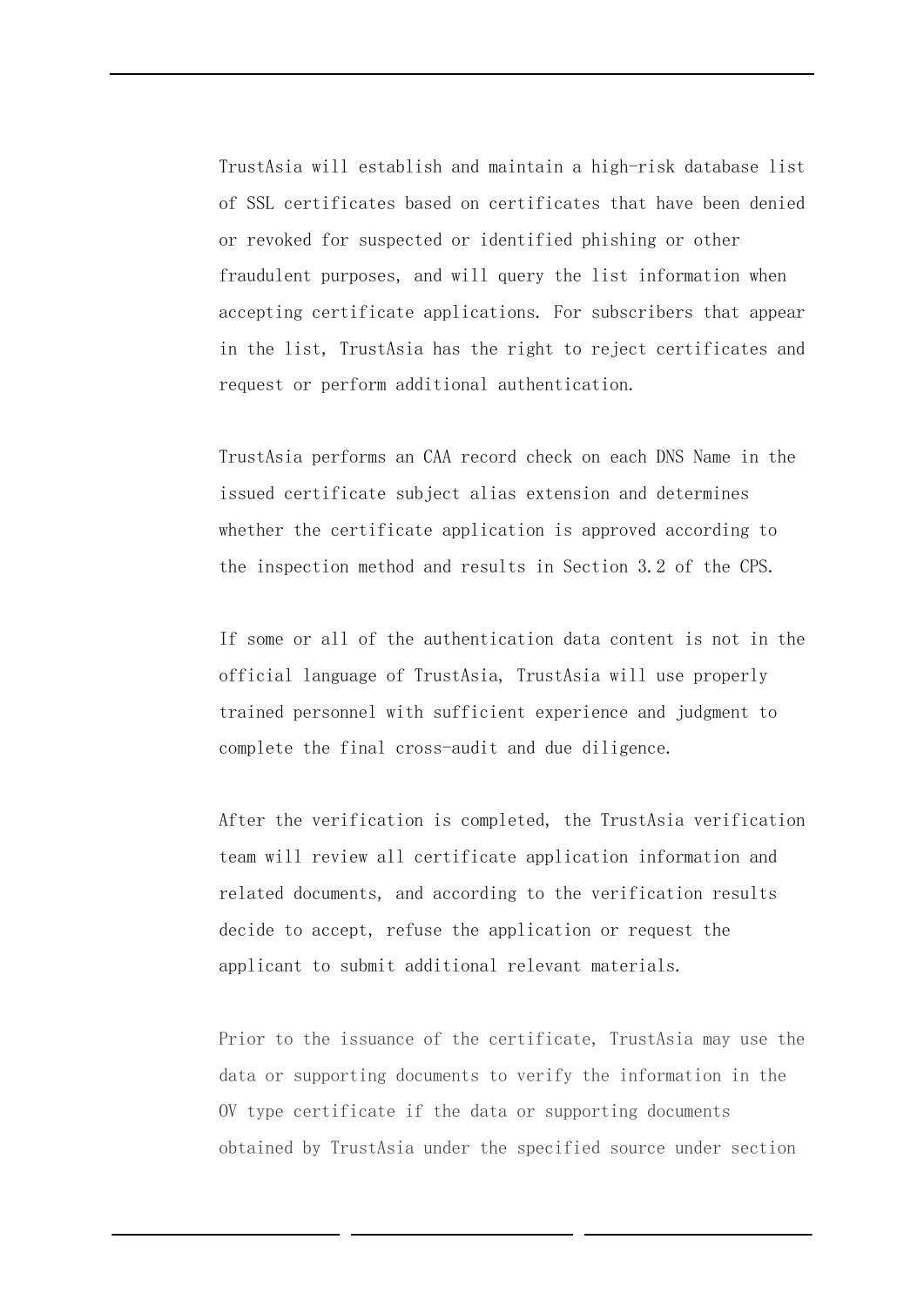TrustAsia will establish and maintain a high-risk database list of SSL certificates based on certificates that have been denied or revoked for suspected or identified phishing or other fraudulent purposes, and will query the list information when accepting certificate applications. For subscribers that appear in the list, TrustAsia has the right to reject certificates and request or perform additional authentication.

TrustAsia performs an CAA record check on each DNS Name in the issued certificate subject alias extension and determines whether the certificate application is approved according to the inspection method and results in Section 3.2 of the CPS.

If some or all of the authentication data content is not in the official language of TrustAsia, TrustAsia will use properly trained personnel with sufficient experience and judgment to complete the final cross-audit and due diligence.

After the verification is completed, the TrustAsia verification team will review all certificate application information and related documents, and according to the verification results decide to accept, refuse the application or request the applicant to submit additional relevant materials.

Prior to the issuance of the certificate, TrustAsia may use the data or supporting documents to verify the information in the OV type certificate if the data or supporting documents obtained by TrustAsia under the specified source under section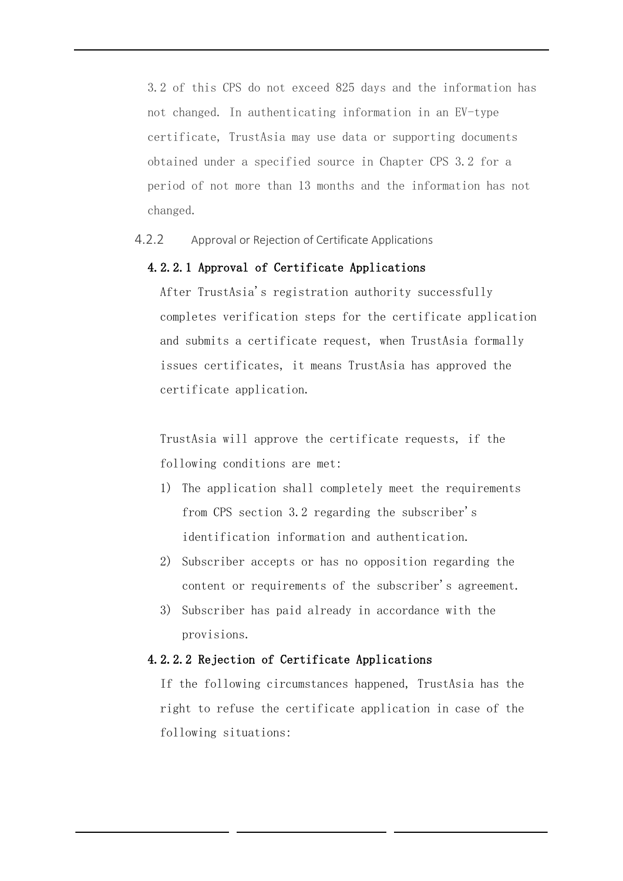3.2 of this CPS do not exceed 825 days and the information has not changed. In authenticating information in an EV-type certificate, TrustAsia may use data or supporting documents obtained under a specified source in Chapter CPS 3.2 for a period of not more than 13 months and the information has not changed.

### 4.2.2 Approval or Rejection of Certificate Applications

#### 4.2.2.1 Approval of Certificate Applications

After TrustAsia's registration authority successfully completes verification steps for the certificate application and submits a certificate request, when TrustAsia formally issues certificates, it means TrustAsia has approved the certificate application.

TrustAsia will approve the certificate requests, if the following conditions are met:

1) The application shall completely meet the requirements from CPS section 3.2 regarding the subscriber's identification information and authentication.
2) Subscriber accepts or has no opposition regarding the content or requirements of the subscriber's agreement.
3) Subscriber has paid already in accordance with the provisions.

#### 4.2.2.2 Rejection of Certificate Applications

If the following circumstances happened, TrustAsia has the right to refuse the certificate application in case of the following situations: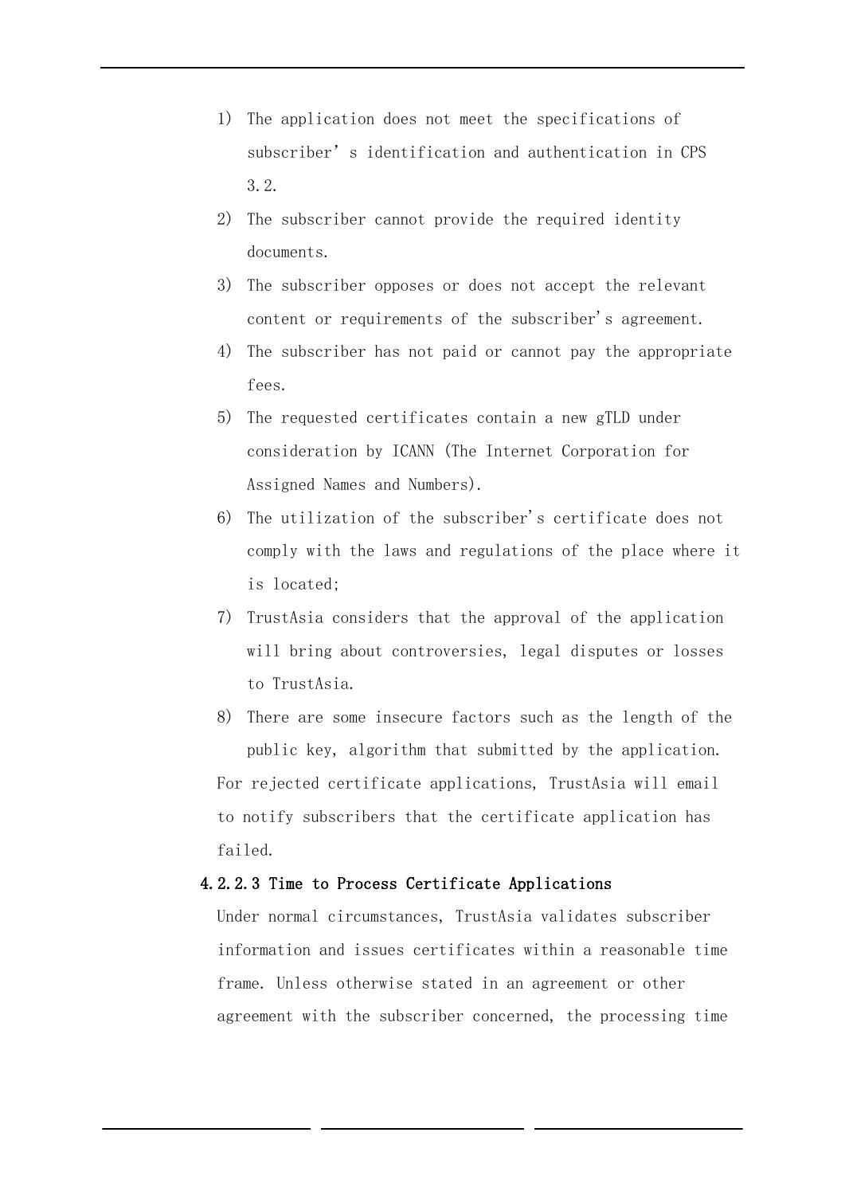1) The application does not meet the specifications of subscriber’ s identification and authentication in CPS 3.2.
2) The subscriber cannot provide the required identity documents.
3) The subscriber opposes or does not accept the relevant content or requirements of the subscriber's agreement.
4) The subscriber has not paid or cannot pay the appropriate fees.
5) The requested certificates contain a new gTLD under consideration by ICANN (The Internet Corporation for Assigned Names and Numbers).
6) The utilization of the subscriber's certificate does not comply with the laws and regulations of the place where it is located;
7) TrustAsia considers that the approval of the application will bring about controversies, legal disputes or losses to TrustAsia.
8) There are some insecure factors such as the length of the public key, algorithm that submitted by the application.

For rejected certificate applications, TrustAsia will email to notify subscribers that the certificate application has failed.

#### 4.2.2.3 Time to Process Certificate Applications

Under normal circumstances, TrustAsia validates subscriber information and issues certificates within a reasonable time frame. Unless otherwise stated in an agreement or other agreement with the subscriber concerned, the processing time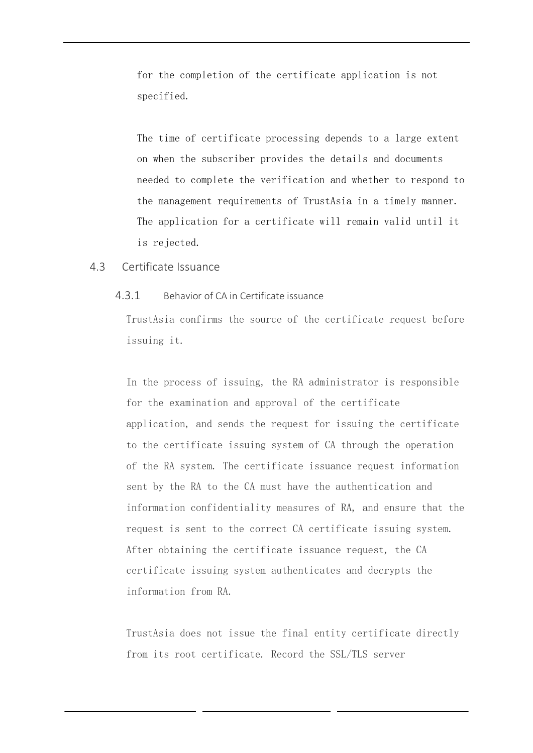for the completion of the certificate application is not specified.

The time of certificate processing depends to a large extent on when the subscriber provides the details and documents needed to complete the verification and whether to respond to the management requirements of TrustAsia in a timely manner. The application for a certificate will remain valid until it is rejected.

## 4.3 Certificate Issuance

### 4.3.1 Behavior of CA in Certificate issuance

TrustAsia confirms the source of the certificate request before issuing it.

In the process of issuing, the RA administrator is responsible for the examination and approval of the certificate application, and sends the request for issuing the certificate to the certificate issuing system of CA through the operation of the RA system. The certificate issuance request information sent by the RA to the CA must have the authentication and information confidentiality measures of RA, and ensure that the request is sent to the correct CA certificate issuing system. After obtaining the certificate issuance request, the CA certificate issuing system authenticates and decrypts the information from RA.

TrustAsia does not issue the final entity certificate directly from its root certificate. Record the SSL/TLS server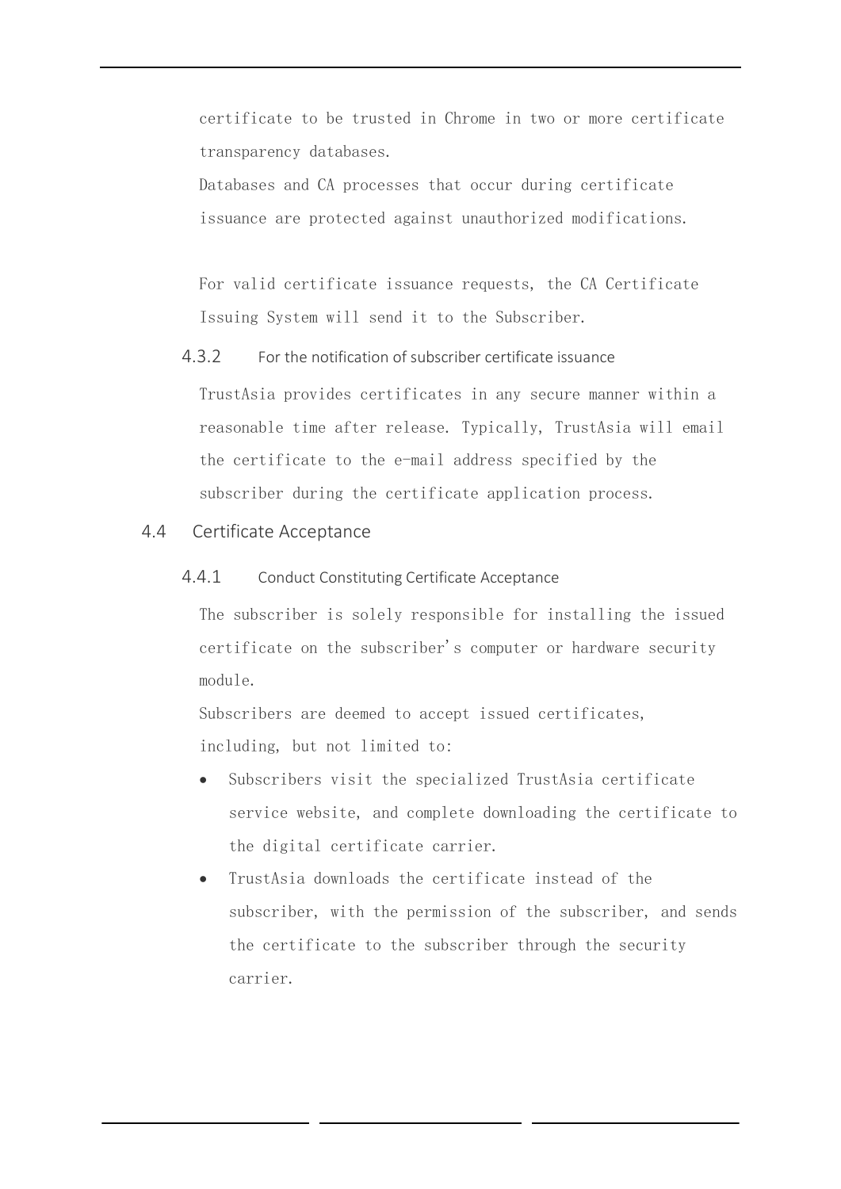certificate to be trusted in Chrome in two or more certificate transparency databases.

Databases and CA processes that occur during certificate issuance are protected against unauthorized modifications.

For valid certificate issuance requests, the CA Certificate Issuing System will send it to the Subscriber.

### 4.3.2 For the notification of subscriber certificate issuance

TrustAsia provides certificates in any secure manner within a reasonable time after release. Typically, TrustAsia will email the certificate to the e-mail address specified by the subscriber during the certificate application process.

## 4.4 Certificate Acceptance

### 4.4.1 Conduct Constituting Certificate Acceptance

The subscriber is solely responsible for installing the issued certificate on the subscriber's computer or hardware security module.

Subscribers are deemed to accept issued certificates, including, but not limited to:

- Subscribers visit the specialized TrustAsia certificate service website, and complete downloading the certificate to the digital certificate carrier.
- TrustAsia downloads the certificate instead of the subscriber, with the permission of the subscriber, and sends the certificate to the subscriber through the security carrier.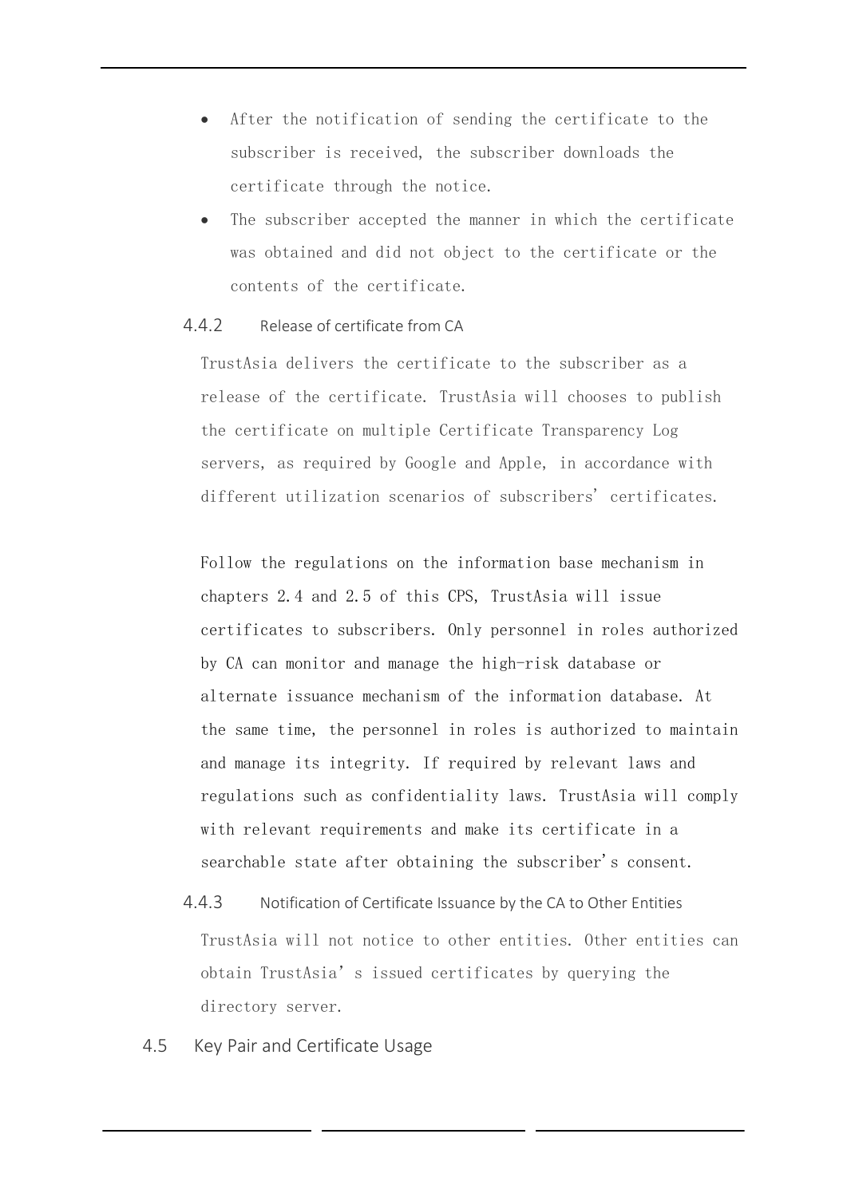- After the notification of sending the certificate to the subscriber is received, the subscriber downloads the certificate through the notice.
- The subscriber accepted the manner in which the certificate was obtained and did not object to the certificate or the contents of the certificate.

#### 4.4.2 Release of certificate from CA

TrustAsia delivers the certificate to the subscriber as a release of the certificate. TrustAsia will chooses to publish the certificate on multiple Certificate Transparency Log servers, as required by Google and Apple, in accordance with different utilization scenarios of subscribers' certificates.

Follow the regulations on the information base mechanism in chapters 2.4 and 2.5 of this CPS, TrustAsia will issue certificates to subscribers. Only personnel in roles authorized by CA can monitor and manage the high-risk database or alternate issuance mechanism of the information database. At the same time, the personnel in roles is authorized to maintain and manage its integrity. If required by relevant laws and regulations such as confidentiality laws. TrustAsia will comply with relevant requirements and make its certificate in a searchable state after obtaining the subscriber's consent.

#### 4.4.3 Notification of Certificate Issuance by the CA to Other Entities

TrustAsia will not notice to other entities. Other entities can obtain TrustAsia's issued certificates by querying the directory server.

### 4.5 Key Pair and Certificate Usage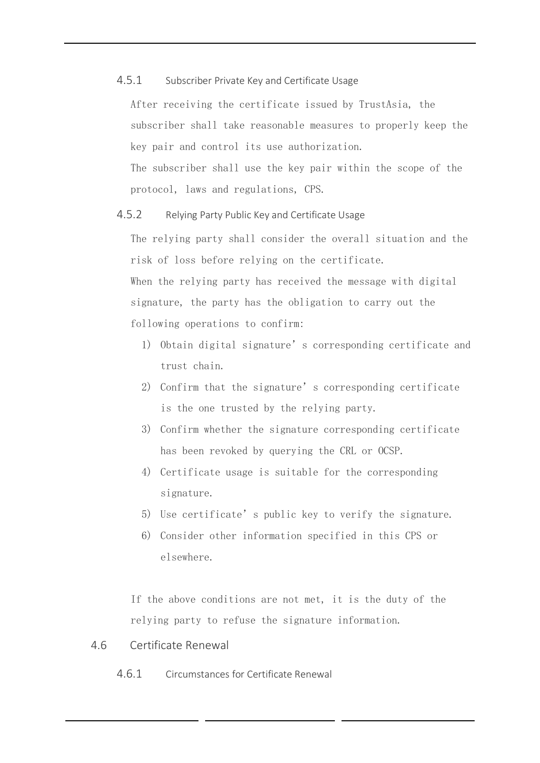#### 4.5.1 Subscriber Private Key and Certificate Usage

After receiving the certificate issued by TrustAsia, the subscriber shall take reasonable measures to properly keep the key pair and control its use authorization.

The subscriber shall use the key pair within the scope of the protocol, laws and regulations, CPS.

#### 4.5.2 Relying Party Public Key and Certificate Usage

The relying party shall consider the overall situation and the risk of loss before relying on the certificate.

When the relying party has received the message with digital signature, the party has the obligation to carry out the following operations to confirm:

1) Obtain digital signature’s corresponding certificate and trust chain.
2) Confirm that the signature’s corresponding certificate is the one trusted by the relying party.
3) Confirm whether the signature corresponding certificate has been revoked by querying the CRL or OCSP.
4) Certificate usage is suitable for the corresponding signature.
5) Use certificate’s public key to verify the signature.
6) Consider other information specified in this CPS or elsewhere.

If the above conditions are not met, it is the duty of the relying party to refuse the signature information.

### 4.6 Certificate Renewal

#### 4.6.1 Circumstances for Certificate Renewal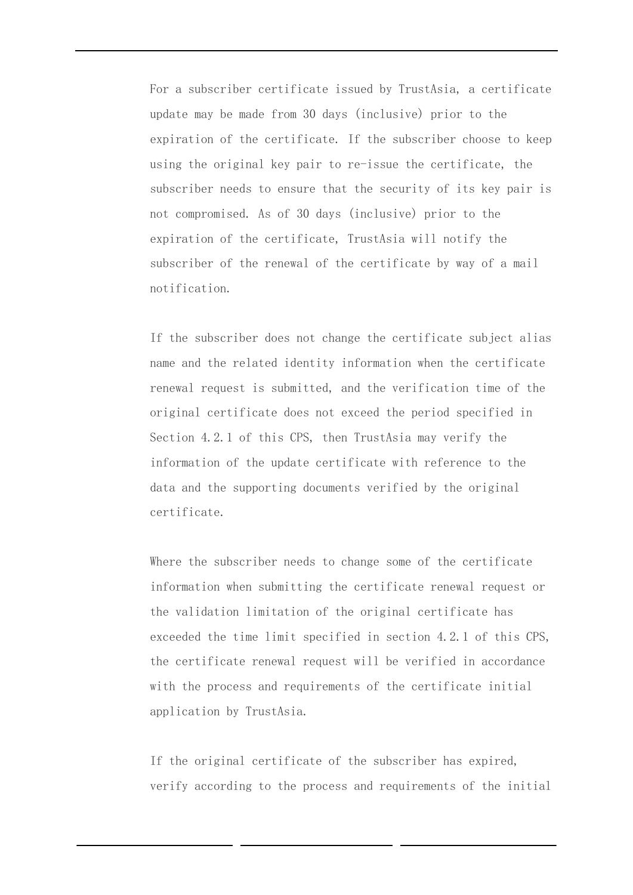For a subscriber certificate issued by TrustAsia, a certificate update may be made from 30 days (inclusive) prior to the expiration of the certificate. If the subscriber choose to keep using the original key pair to re-issue the certificate, the subscriber needs to ensure that the security of its key pair is not compromised. As of 30 days (inclusive) prior to the expiration of the certificate, TrustAsia will notify the subscriber of the renewal of the certificate by way of a mail notification.

If the subscriber does not change the certificate subject alias name and the related identity information when the certificate renewal request is submitted, and the verification time of the original certificate does not exceed the period specified in Section 4.2.1 of this CPS, then TrustAsia may verify the information of the update certificate with reference to the data and the supporting documents verified by the original certificate.

Where the subscriber needs to change some of the certificate information when submitting the certificate renewal request or the validation limitation of the original certificate has exceeded the time limit specified in section 4.2.1 of this CPS, the certificate renewal request will be verified in accordance with the process and requirements of the certificate initial application by TrustAsia.

If the original certificate of the subscriber has expired, verify according to the process and requirements of the initial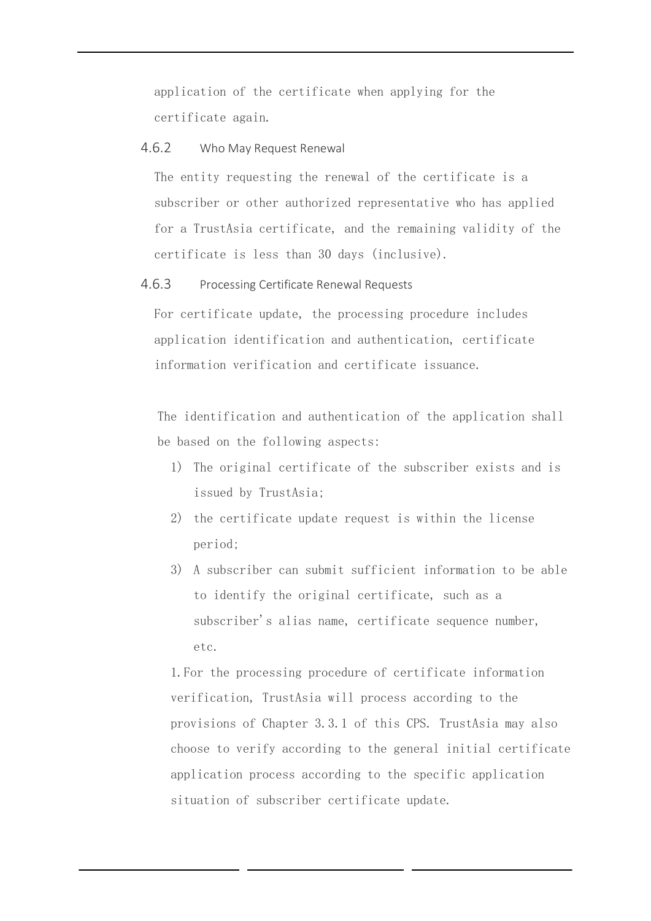application of the certificate when applying for the certificate again.

### 4.6.2 Who May Request Renewal

The entity requesting the renewal of the certificate is a subscriber or other authorized representative who has applied for a TrustAsia certificate, and the remaining validity of the certificate is less than 30 days (inclusive).

### 4.6.3 Processing Certificate Renewal Requests

For certificate update, the processing procedure includes application identification and authentication, certificate information verification and certificate issuance.

The identification and authentication of the application shall be based on the following aspects:

1) The original certificate of the subscriber exists and is issued by TrustAsia;
2) the certificate update request is within the license period;
3) A subscriber can submit sufficient information to be able to identify the original certificate, such as a subscriber's alias name, certificate sequence number, etc.

1.For the processing procedure of certificate information verification, TrustAsia will process according to the provisions of Chapter 3.3.1 of this CPS. TrustAsia may also choose to verify according to the general initial certificate application process according to the specific application situation of subscriber certificate update.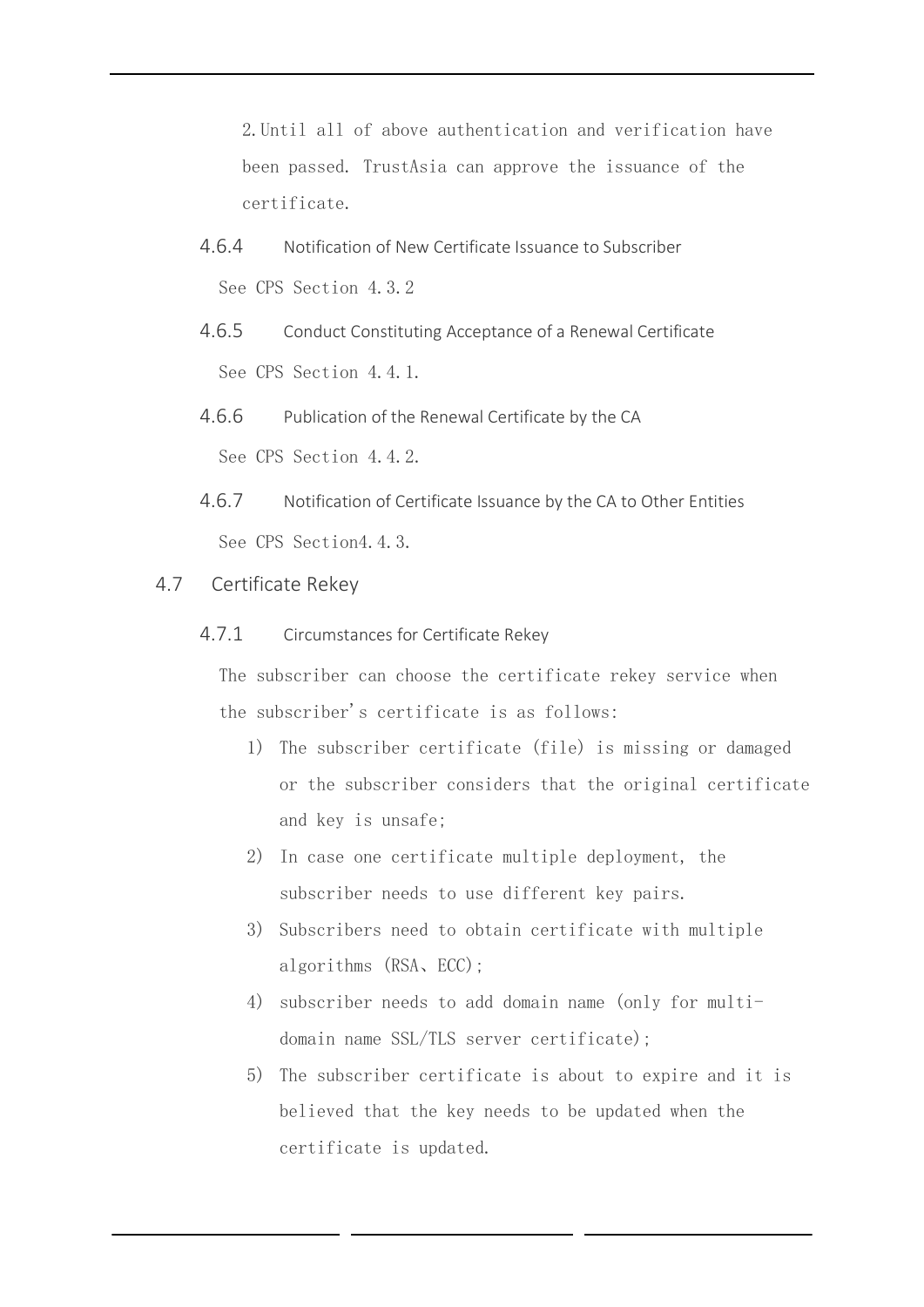2. Until all of above authentication and verification have been passed. TrustAsia can approve the issuance of the certificate.

#### 4.6.4 Notification of New Certificate Issuance to Subscriber

See CPS Section 4.3.2

#### 4.6.5 Conduct Constituting Acceptance of a Renewal Certificate

See CPS Section 4.4.1.

#### 4.6.6 Publication of the Renewal Certificate by the CA

See CPS Section 4.4.2.

#### 4.6.7 Notification of Certificate Issuance by the CA to Other Entities

See CPS Section4.4.3.

### 4.7 Certificate Rekey

#### 4.7.1 Circumstances for Certificate Rekey

The subscriber can choose the certificate rekey service when the subscriber's certificate is as follows:

1) The subscriber certificate (file) is missing or damaged or the subscriber considers that the original certificate and key is unsafe;
2) In case one certificate multiple deployment, the subscriber needs to use different key pairs.
3) Subscribers need to obtain certificate with multiple algorithms (RSA、ECC);
4) subscriber needs to add domain name (only for multi-domain name SSL/TLS server certificate);
5) The subscriber certificate is about to expire and it is believed that the key needs to be updated when the certificate is updated.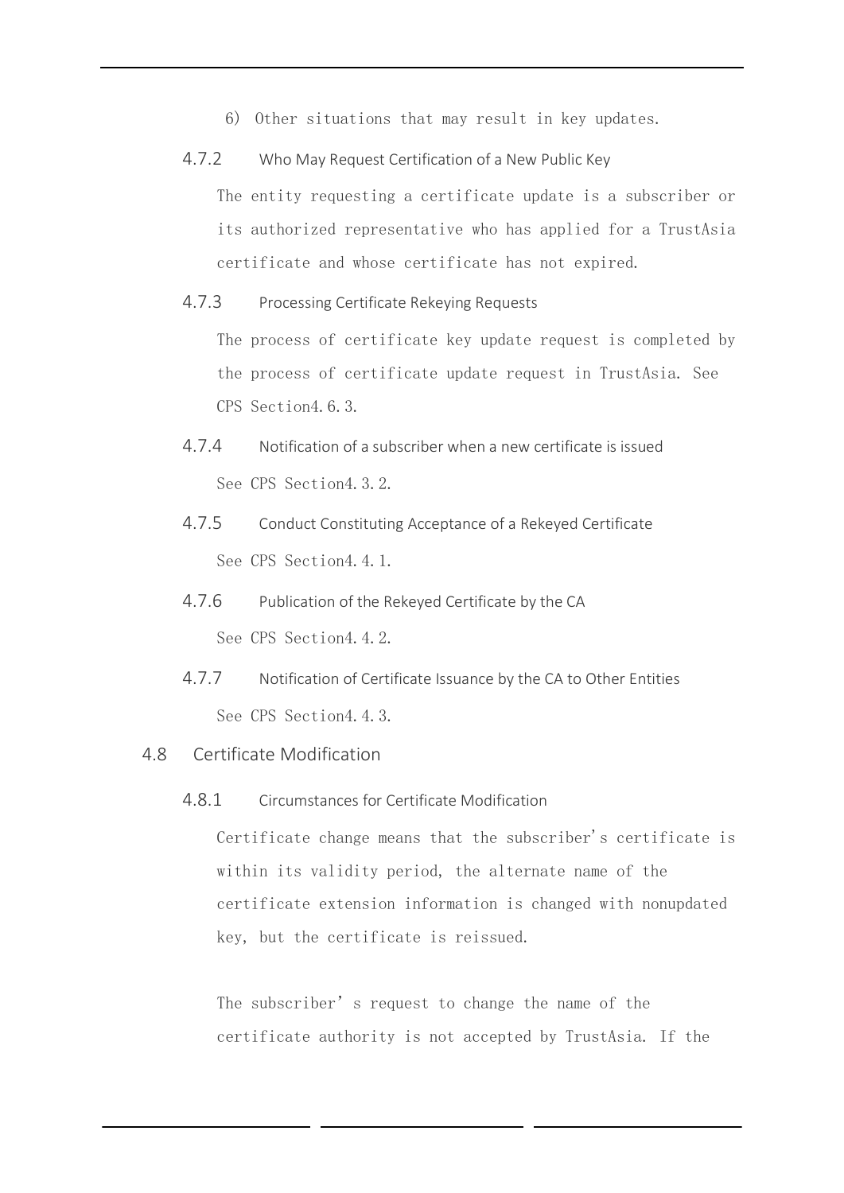6) Other situations that may result in key updates.

### 4.7.2 Who May Request Certification of a New Public Key

The entity requesting a certificate update is a subscriber or its authorized representative who has applied for a TrustAsia certificate and whose certificate has not expired.

### 4.7.3 Processing Certificate Rekeying Requests

The process of certificate key update request is completed by the process of certificate update request in TrustAsia. See CPS Section4.6.3.

### 4.7.4 Notification of a subscriber when a new certificate is issued

See CPS Section4.3.2.

### 4.7.5 Conduct Constituting Acceptance of a Rekeyed Certificate

See CPS Section4.4.1.

### 4.7.6 Publication of the Rekeyed Certificate by the CA

See CPS Section4.4.2.

### 4.7.7 Notification of Certificate Issuance by the CA to Other Entities

See CPS Section4.4.3.

## 4.8 Certificate Modification

### 4.8.1 Circumstances for Certificate Modification

Certificate change means that the subscriber's certificate is within its validity period, the alternate name of the certificate extension information is changed with nonupdated key, but the certificate is reissued.

The subscriber' s request to change the name of the certificate authority is not accepted by TrustAsia. If the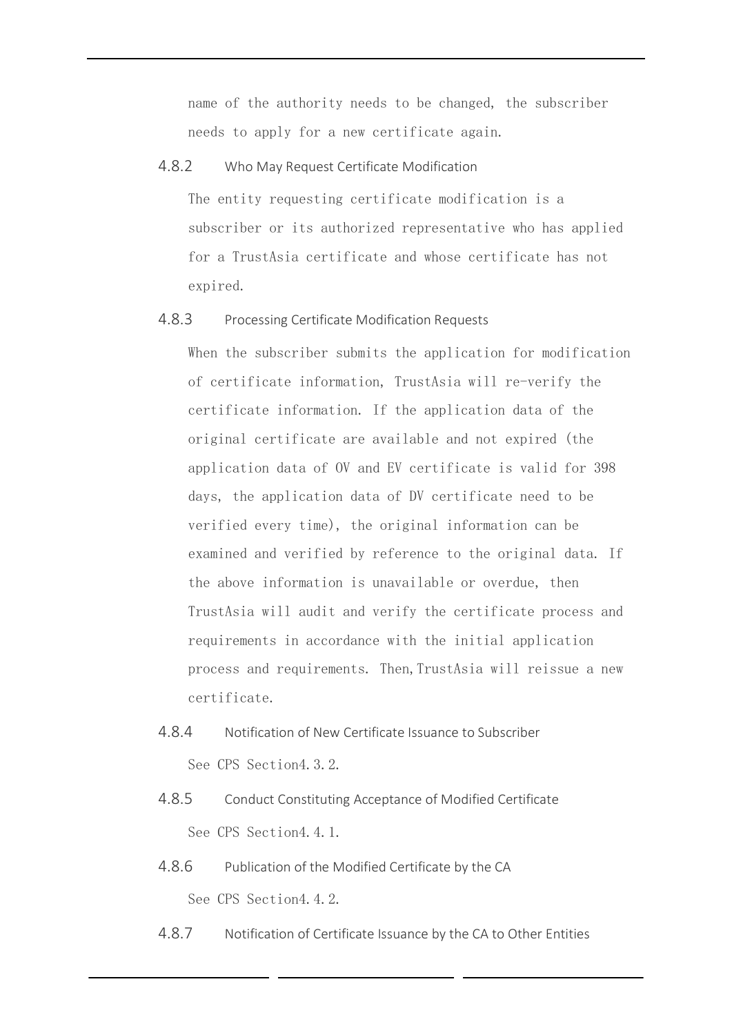name of the authority needs to be changed, the subscriber needs to apply for a new certificate again.

### 4.8.2 Who May Request Certificate Modification

The entity requesting certificate modification is a subscriber or its authorized representative who has applied for a TrustAsia certificate and whose certificate has not expired.

### 4.8.3 Processing Certificate Modification Requests

When the subscriber submits the application for modification of certificate information, TrustAsia will re-verify the certificate information. If the application data of the original certificate are available and not expired (the application data of OV and EV certificate is valid for 398 days, the application data of DV certificate need to be verified every time), the original information can be examined and verified by reference to the original data. If the above information is unavailable or overdue, then TrustAsia will audit and verify the certificate process and requirements in accordance with the initial application process and requirements. Then,TrustAsia will reissue a new certificate.

### 4.8.4 Notification of New Certificate Issuance to Subscriber

See CPS Section4.3.2.

### 4.8.5 Conduct Constituting Acceptance of Modified Certificate

See CPS Section4.4.1.

### 4.8.6 Publication of the Modified Certificate by the CA

See CPS Section4.4.2.

### 4.8.7 Notification of Certificate Issuance by the CA to Other Entities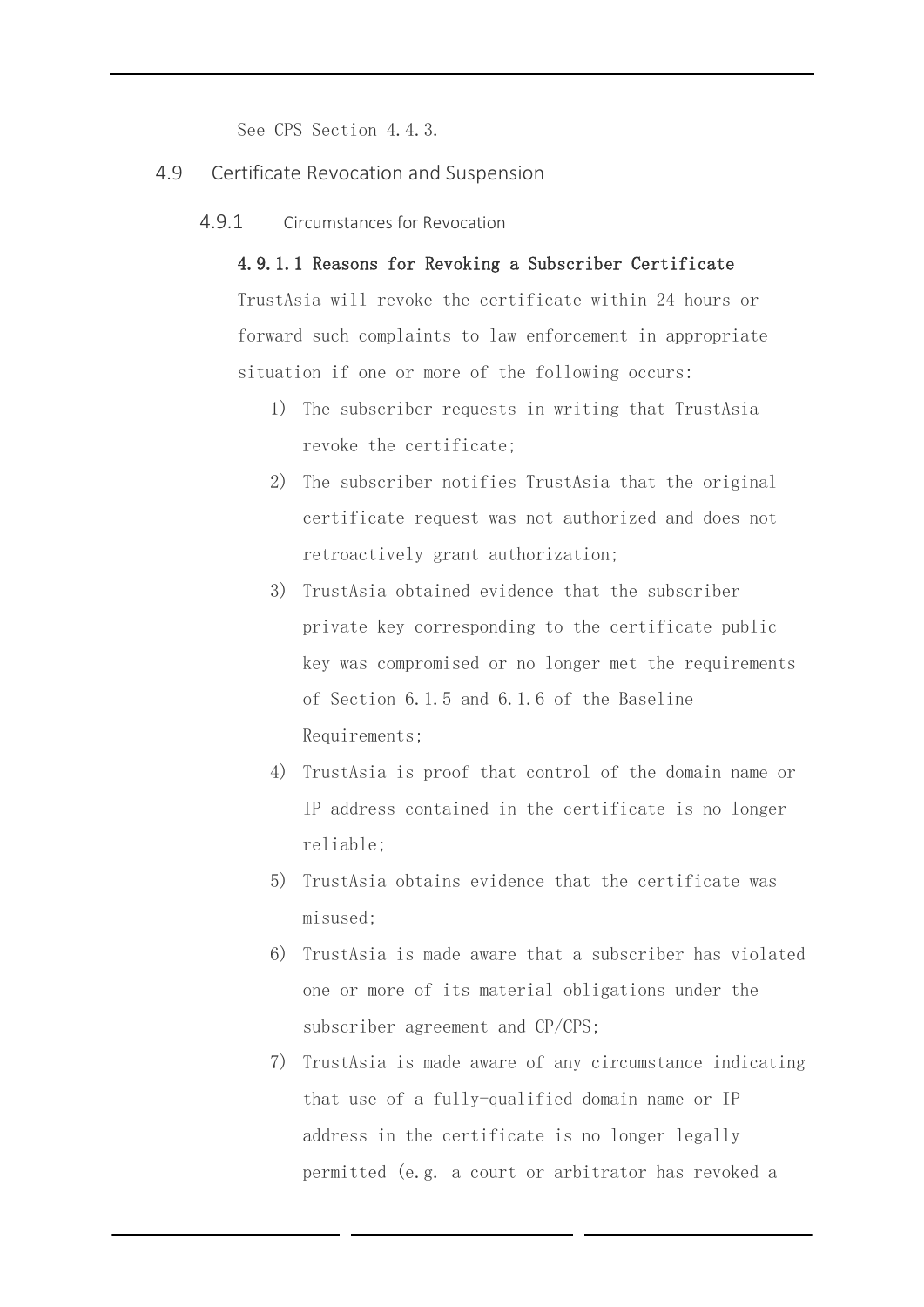See CPS Section 4.4.3.

## 4.9 Certificate Revocation and Suspension

### 4.9.1 Circumstances for Revocation

**4.9.1.1 Reasons for Revoking a Subscriber Certificate**

TrustAsia will revoke the certificate within 24 hours or forward such complaints to law enforcement in appropriate situation if one or more of the following occurs:

1) The subscriber requests in writing that TrustAsia revoke the certificate;
2) The subscriber notifies TrustAsia that the original certificate request was not authorized and does not retroactively grant authorization;
3) TrustAsia obtained evidence that the subscriber private key corresponding to the certificate public key was compromised or no longer met the requirements of Section 6.1.5 and 6.1.6 of the Baseline Requirements;
4) TrustAsia is proof that control of the domain name or IP address contained in the certificate is no longer reliable;
5) TrustAsia obtains evidence that the certificate was misused;
6) TrustAsia is made aware that a subscriber has violated one or more of its material obligations under the subscriber agreement and CP/CPS;
7) TrustAsia is made aware of any circumstance indicating that use of a fully-qualified domain name or IP address in the certificate is no longer legally permitted (e.g. a court or arbitrator has revoked a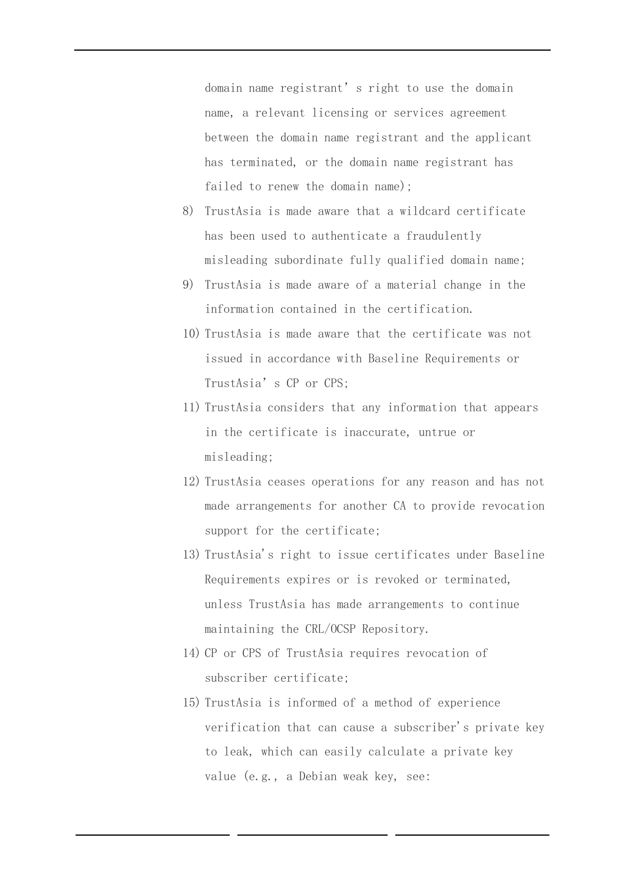domain name registrant’ s right to use the domain name, a relevant licensing or services agreement between the domain name registrant and the applicant has terminated, or the domain name registrant has failed to renew the domain name);

8) TrustAsia is made aware that a wildcard certificate has been used to authenticate a fraudulently misleading subordinate fully qualified domain name;
9) TrustAsia is made aware of a material change in the information contained in the certification.
10) TrustAsia is made aware that the certificate was not issued in accordance with Baseline Requirements or TrustAsia’ s CP or CPS;
11) TrustAsia considers that any information that appears in the certificate is inaccurate, untrue or misleading;
12) TrustAsia ceases operations for any reason and has not made arrangements for another CA to provide revocation support for the certificate;
13) TrustAsia's right to issue certificates under Baseline Requirements expires or is revoked or terminated, unless TrustAsia has made arrangements to continue maintaining the CRL/OCSP Repository.
14) CP or CPS of TrustAsia requires revocation of subscriber certificate;
15) TrustAsia is informed of a method of experience verification that can cause a subscriber's private key to leak, which can easily calculate a private key value (e.g., a Debian weak key, see: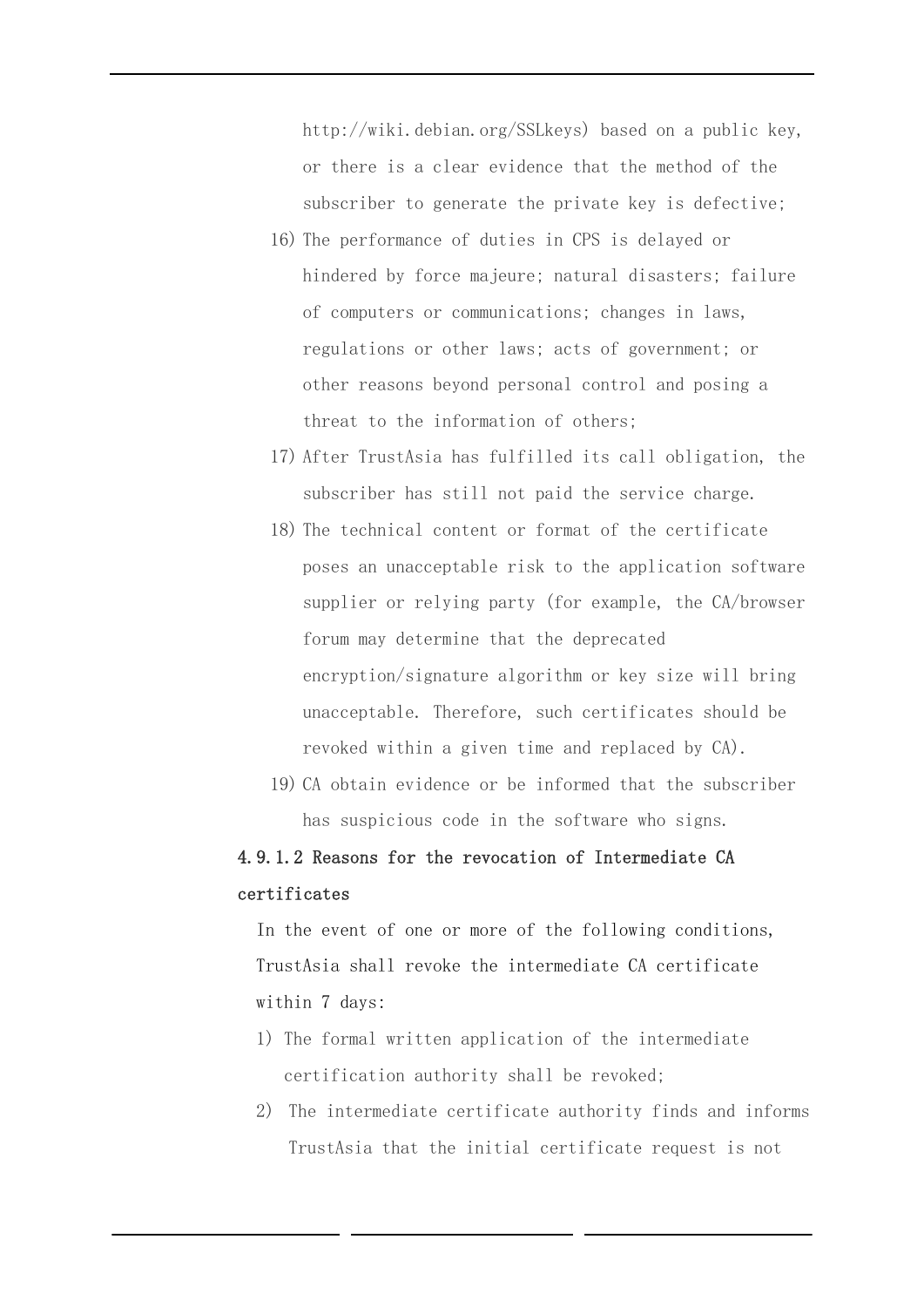http://wiki.debian.org/SSLkeys) based on a public key, or there is a clear evidence that the method of the subscriber to generate the private key is defective;

16) The performance of duties in CPS is delayed or hindered by force majeure; natural disasters; failure of computers or communications; changes in laws, regulations or other laws; acts of government; or other reasons beyond personal control and posing a threat to the information of others;
17) After TrustAsia has fulfilled its call obligation, the subscriber has still not paid the service charge.
18) The technical content or format of the certificate poses an unacceptable risk to the application software supplier or relying party (for example, the CA/browser forum may determine that the deprecated encryption/signature algorithm or key size will bring unacceptable. Therefore, such certificates should be revoked within a given time and replaced by CA).
19) CA obtain evidence or be informed that the subscriber has suspicious code in the software who signs.

#### 4.9.1.2 Reasons for the revocation of Intermediate CA certificates

In the event of one or more of the following conditions, TrustAsia shall revoke the intermediate CA certificate within 7 days:

1) The formal written application of the intermediate certification authority shall be revoked;
2) The intermediate certificate authority finds and informs TrustAsia that the initial certificate request is not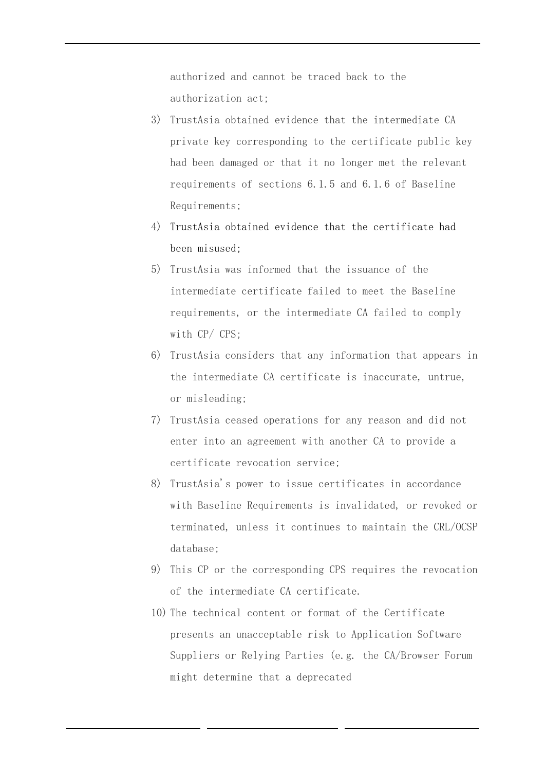authorized and cannot be traced back to the authorization act;

3) TrustAsia obtained evidence that the intermediate CA private key corresponding to the certificate public key had been damaged or that it no longer met the relevant requirements of sections 6.1.5 and 6.1.6 of Baseline Requirements;
4) TrustAsia obtained evidence that the certificate had been misused;
5) TrustAsia was informed that the issuance of the intermediate certificate failed to meet the Baseline requirements, or the intermediate CA failed to comply with CP/ CPS;
6) TrustAsia considers that any information that appears in the intermediate CA certificate is inaccurate, untrue, or misleading;
7) TrustAsia ceased operations for any reason and did not enter into an agreement with another CA to provide a certificate revocation service;
8) TrustAsia's power to issue certificates in accordance with Baseline Requirements is invalidated, or revoked or terminated, unless it continues to maintain the CRL/OCSP database;
9) This CP or the corresponding CPS requires the revocation of the intermediate CA certificate.
10) The technical content or format of the Certificate presents an unacceptable risk to Application Software Suppliers or Relying Parties (e.g. the CA/Browser Forum might determine that a deprecated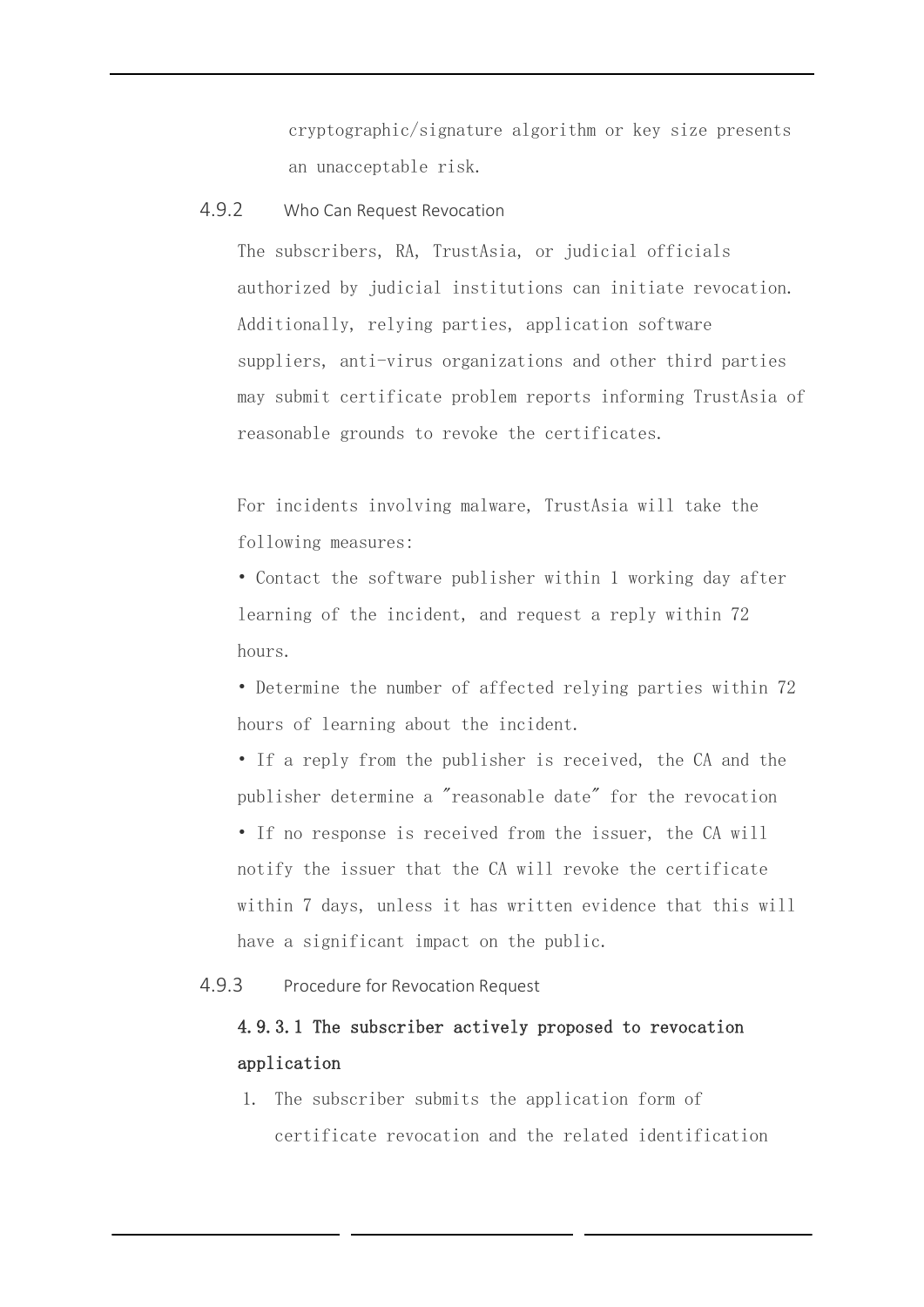cryptographic/signature algorithm or key size presents an unacceptable risk.

### 4.9.2 Who Can Request Revocation

The subscribers, RA, TrustAsia, or judicial officials authorized by judicial institutions can initiate revocation. Additionally, relying parties, application software suppliers, anti-virus organizations and other third parties may submit certificate problem reports informing TrustAsia of reasonable grounds to revoke the certificates.

For incidents involving malware, TrustAsia will take the following measures:

• Contact the software publisher within 1 working day after learning of the incident, and request a reply within 72 hours.

• Determine the number of affected relying parties within 72 hours of learning about the incident.

• If a reply from the publisher is received, the CA and the publisher determine a "reasonable date" for the revocation

• If no response is received from the issuer, the CA will notify the issuer that the CA will revoke the certificate within 7 days, unless it has written evidence that this will have a significant impact on the public.

### 4.9.3 Procedure for Revocation Request

#### 4.9.3.1 The subscriber actively proposed to revocation application

1. The subscriber submits the application form of certificate revocation and the related identification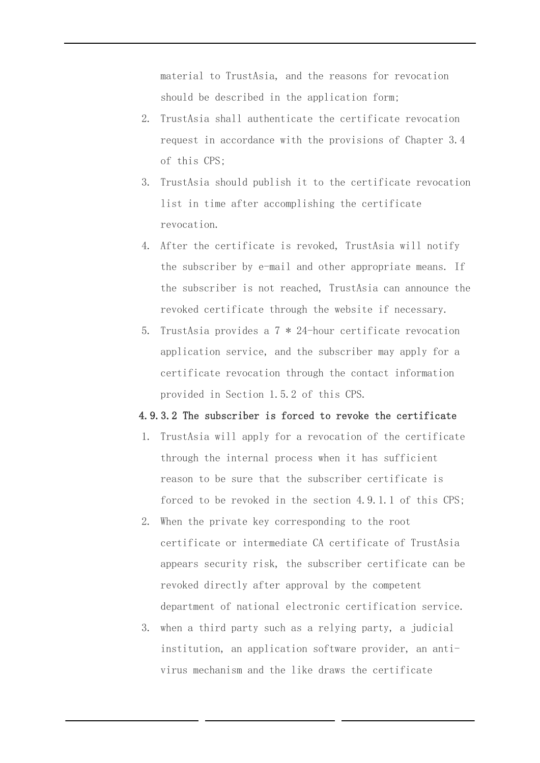material to TrustAsia, and the reasons for revocation should be described in the application form;

2. TrustAsia shall authenticate the certificate revocation request in accordance with the provisions of Chapter 3.4 of this CPS;
3. TrustAsia should publish it to the certificate revocation list in time after accomplishing the certificate revocation.
4. After the certificate is revoked, TrustAsia will notify the subscriber by e-mail and other appropriate means. If the subscriber is not reached, TrustAsia can announce the revoked certificate through the website if necessary.
5. TrustAsia provides a 7 * 24-hour certificate revocation application service, and the subscriber may apply for a certificate revocation through the contact information provided in Section 1.5.2 of this CPS.

#### 4.9.3.2 The subscriber is forced to revoke the certificate

1. TrustAsia will apply for a revocation of the certificate through the internal process when it has sufficient reason to be sure that the subscriber certificate is forced to be revoked in the section 4.9.1.1 of this CPS;
2. When the private key corresponding to the root certificate or intermediate CA certificate of TrustAsia appears security risk, the subscriber certificate can be revoked directly after approval by the competent department of national electronic certification service.
3. when a third party such as a relying party, a judicial institution, an application software provider, an anti-virus mechanism and the like draws the certificate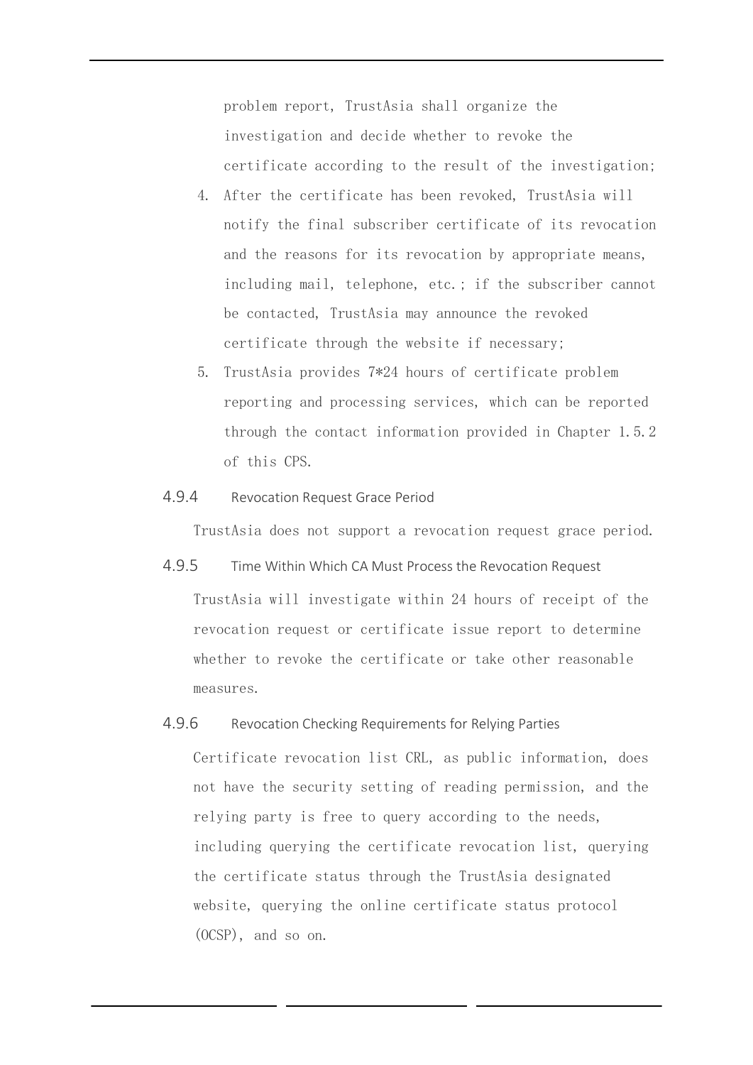problem report, TrustAsia shall organize the investigation and decide whether to revoke the certificate according to the result of the investigation;

4. After the certificate has been revoked, TrustAsia will notify the final subscriber certificate of its revocation and the reasons for its revocation by appropriate means, including mail, telephone, etc.; if the subscriber cannot be contacted, TrustAsia may announce the revoked certificate through the website if necessary;
5. TrustAsia provides 7*24 hours of certificate problem reporting and processing services, which can be reported through the contact information provided in Chapter 1.5.2 of this CPS.

### 4.9.4 Revocation Request Grace Period

TrustAsia does not support a revocation request grace period.

### 4.9.5 Time Within Which CA Must Process the Revocation Request

TrustAsia will investigate within 24 hours of receipt of the revocation request or certificate issue report to determine whether to revoke the certificate or take other reasonable measures.

### 4.9.6 Revocation Checking Requirements for Relying Parties

Certificate revocation list CRL, as public information, does not have the security setting of reading permission, and the relying party is free to query according to the needs, including querying the certificate revocation list, querying the certificate status through the TrustAsia designated website, querying the online certificate status protocol (OCSP), and so on.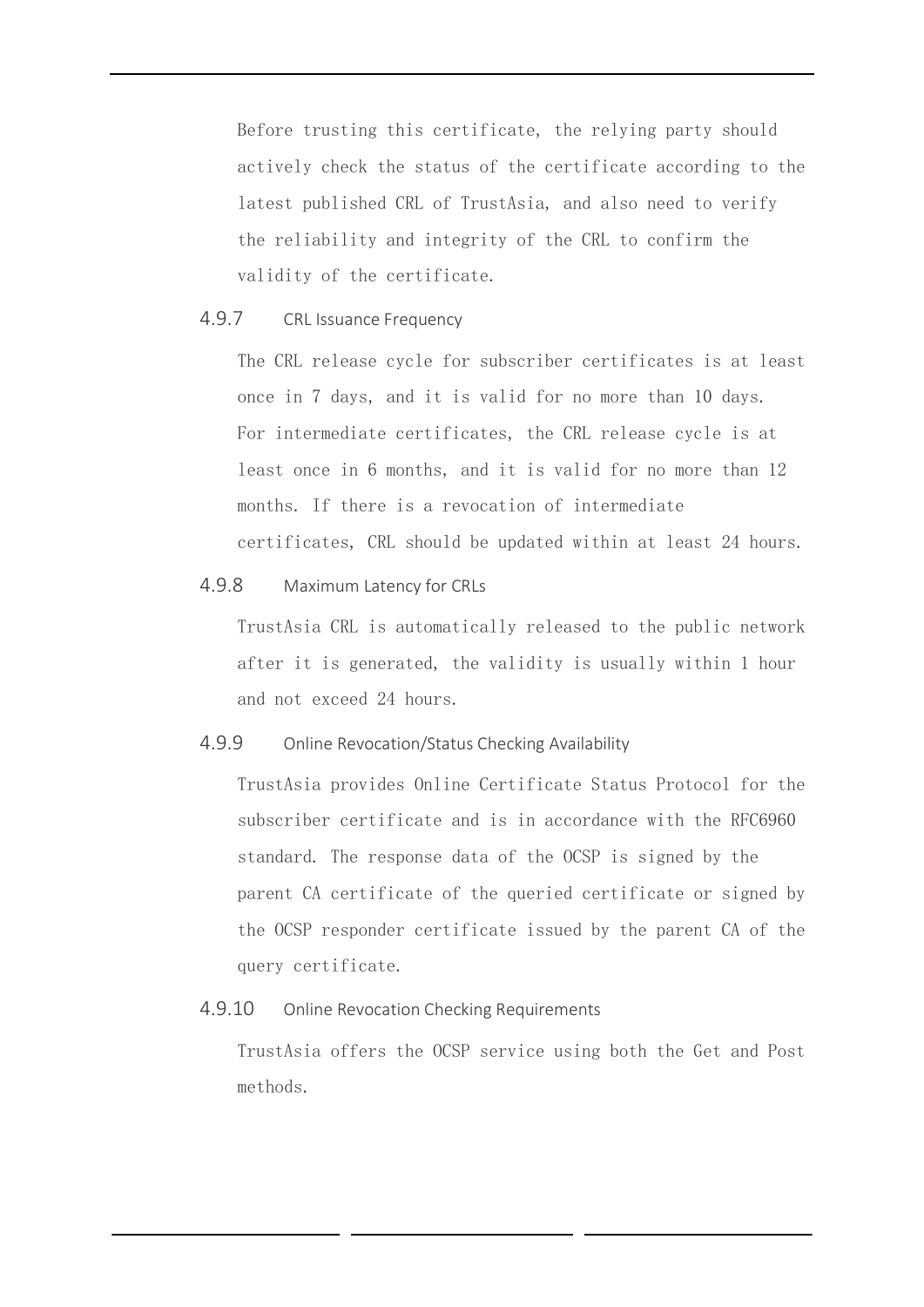Before trusting this certificate, the relying party should actively check the status of the certificate according to the latest published CRL of TrustAsia, and also need to verify the reliability and integrity of the CRL to confirm the validity of the certificate.

### 4.9.7 CRL Issuance Frequency

The CRL release cycle for subscriber certificates is at least once in 7 days, and it is valid for no more than 10 days. For intermediate certificates, the CRL release cycle is at least once in 6 months, and it is valid for no more than 12 months. If there is a revocation of intermediate certificates, CRL should be updated within at least 24 hours.

### 4.9.8 Maximum Latency for CRLs

TrustAsia CRL is automatically released to the public network after it is generated, the validity is usually within 1 hour and not exceed 24 hours.

### 4.9.9 Online Revocation/Status Checking Availability

TrustAsia provides Online Certificate Status Protocol for the subscriber certificate and is in accordance with the RFC6960 standard. The response data of the OCSP is signed by the parent CA certificate of the queried certificate or signed by the OCSP responder certificate issued by the parent CA of the query certificate.

### 4.9.10 Online Revocation Checking Requirements

TrustAsia offers the OCSP service using both the Get and Post methods.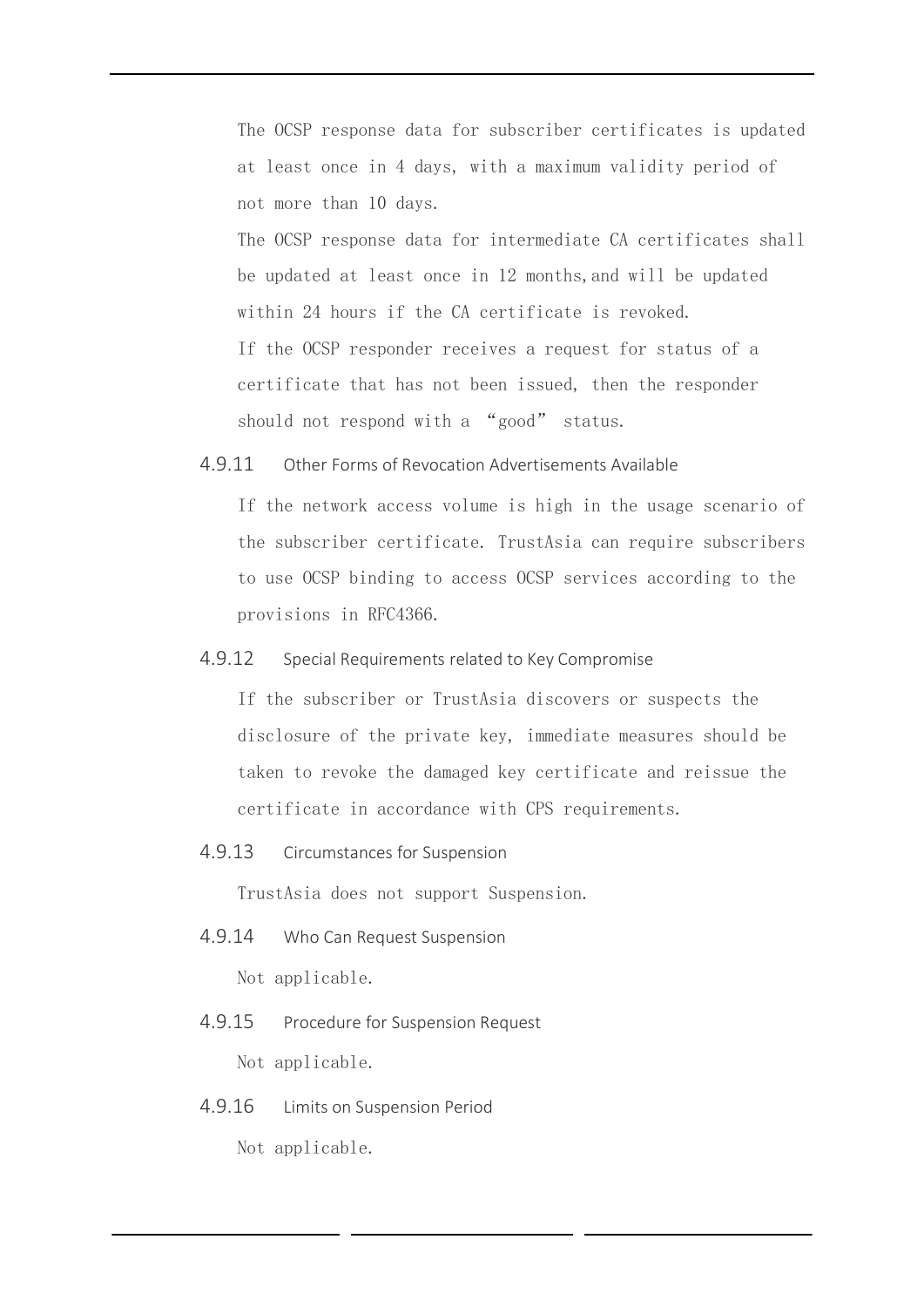The OCSP response data for subscriber certificates is updated at least once in 4 days, with a maximum validity period of not more than 10 days.

The OCSP response data for intermediate CA certificates shall be updated at least once in 12 months,and will be updated within 24 hours if the CA certificate is revoked.

If the OCSP responder receives a request for status of a certificate that has not been issued, then the responder should not respond with a “good” status.

### 4.9.11 Other Forms of Revocation Advertisements Available

If the network access volume is high in the usage scenario of the subscriber certificate. TrustAsia can require subscribers to use OCSP binding to access OCSP services according to the provisions in RFC4366.

### 4.9.12 Special Requirements related to Key Compromise

If the subscriber or TrustAsia discovers or suspects the disclosure of the private key, immediate measures should be taken to revoke the damaged key certificate and reissue the certificate in accordance with CPS requirements.

### 4.9.13 Circumstances for Suspension

TrustAsia does not support Suspension.

### 4.9.14 Who Can Request Suspension

Not applicable.

### 4.9.15 Procedure for Suspension Request

Not applicable.

### 4.9.16 Limits on Suspension Period

Not applicable.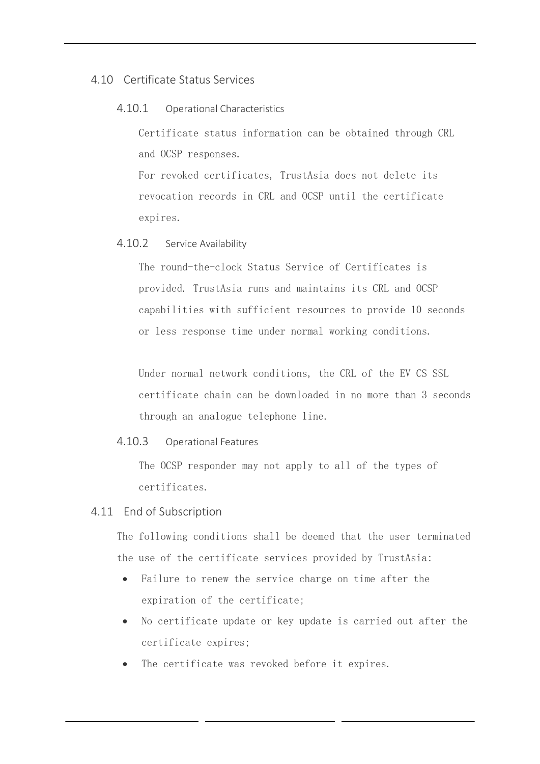## 4.10 Certificate Status Services

### 4.10.1 Operational Characteristics

Certificate status information can be obtained through CRL and OCSP responses.

For revoked certificates, TrustAsia does not delete its revocation records in CRL and OCSP until the certificate expires.

### 4.10.2 Service Availability

The round-the-clock Status Service of Certificates is provided. TrustAsia runs and maintains its CRL and OCSP capabilities with sufficient resources to provide 10 seconds or less response time under normal working conditions.

Under normal network conditions, the CRL of the EV CS SSL certificate chain can be downloaded in no more than 3 seconds through an analogue telephone line.

### 4.10.3 Operational Features

The OCSP responder may not apply to all of the types of certificates.

## 4.11 End of Subscription

The following conditions shall be deemed that the user terminated the use of the certificate services provided by TrustAsia:

- Failure to renew the service charge on time after the expiration of the certificate;
- No certificate update or key update is carried out after the certificate expires;
- The certificate was revoked before it expires.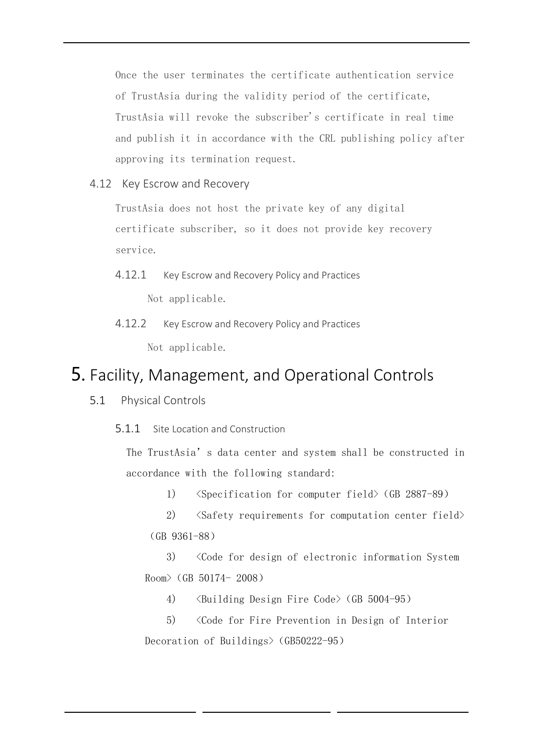Once the user terminates the certificate authentication service of TrustAsia during the validity period of the certificate, TrustAsia will revoke the subscriber's certificate in real time and publish it in accordance with the CRL publishing policy after approving its termination request.

### 4.12 Key Escrow and Recovery

TrustAsia does not host the private key of any digital certificate subscriber, so it does not provide key recovery service.

#### 4.12.1 Key Escrow and Recovery Policy and Practices

Not applicable.

#### 4.12.2 Key Escrow and Recovery Policy and Practices

Not applicable.

# 5. Facility, Management, and Operational Controls

## 5.1 Physical Controls

### 5.1.1 Site Location and Construction

The TrustAsia's data center and system shall be constructed in accordance with the following standard:

1) <Specification for computer field> (GB 2887-89)
2) <Safety requirements for computation center field> (GB 9361-88)
3) <Code for design of electronic information System Room> (GB 50174- 2008)
4) <Building Design Fire Code> (GB 5004-95)
5) <Code for Fire Prevention in Design of Interior Decoration of Buildings> (GB50222-95)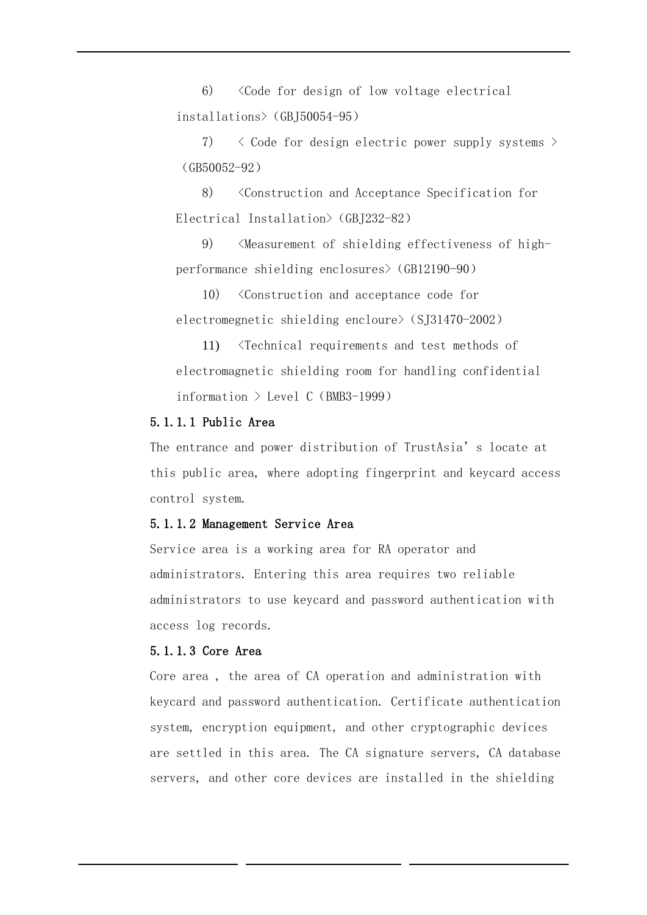6) <Code for design of low voltage electrical installations> (GBJ50054-95)

7) < Code for design electric power supply systems > (GB50052-92)

8) <Construction and Acceptance Specification for Electrical Installation> (GBJ232-82)

9) <Measurement of shielding effectiveness of high-performance shielding enclosures> (GB12190-90)

10) <Construction and acceptance code for electromegnetic shielding encloure> (SJ31470-2002)

11) <Technical requirements and test methods of electromagnetic shielding room for handling confidential information > Level C (BMB3-1999)

#### 5.1.1.1 Public Area

The entrance and power distribution of TrustAsia's locate at this public area, where adopting fingerprint and keycard access control system.

#### 5.1.1.2 Management Service Area

Service area is a working area for RA operator and administrators. Entering this area requires two reliable administrators to use keycard and password authentication with access log records.

#### 5.1.1.3 Core Area

Core area , the area of CA operation and administration with keycard and password authentication. Certificate authentication system, encryption equipment, and other cryptographic devices are settled in this area. The CA signature servers, CA database servers, and other core devices are installed in the shielding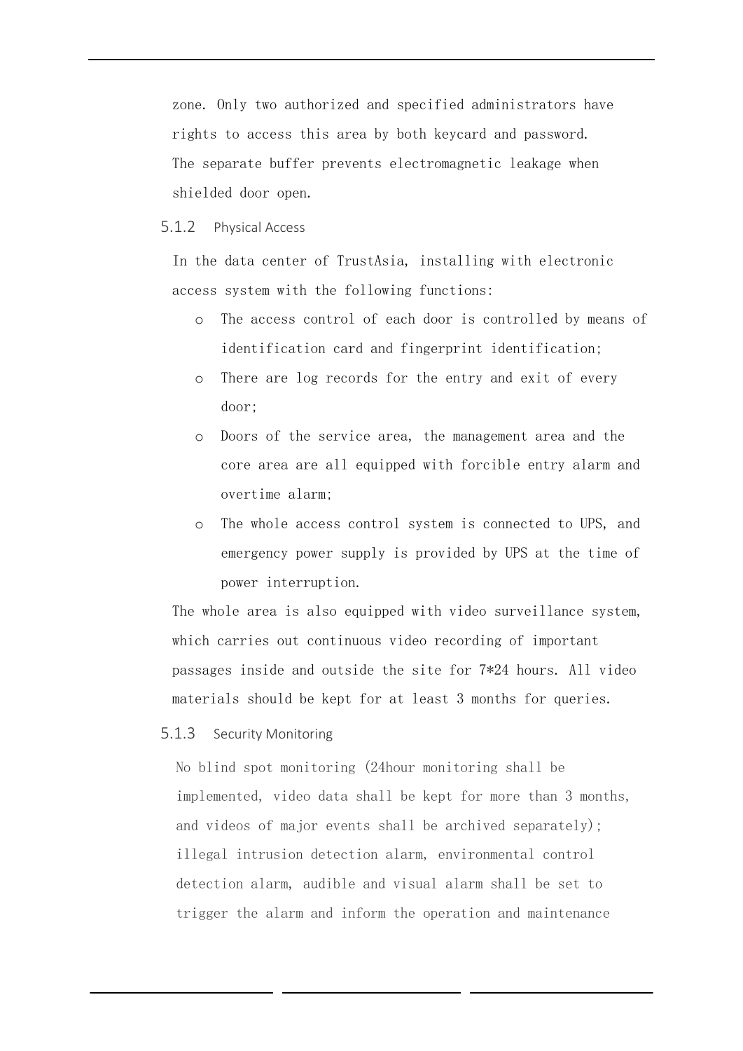zone. Only two authorized and specified administrators have rights to access this area by both keycard and password. The separate buffer prevents electromagnetic leakage when shielded door open.

### 5.1.2 Physical Access

In the data center of TrustAsia, installing with electronic access system with the following functions:

- The access control of each door is controlled by means of identification card and fingerprint identification;
- There are log records for the entry and exit of every door;
- Doors of the service area, the management area and the core area are all equipped with forcible entry alarm and overtime alarm;
- The whole access control system is connected to UPS, and emergency power supply is provided by UPS at the time of power interruption.

The whole area is also equipped with video surveillance system, which carries out continuous video recording of important passages inside and outside the site for 7*24 hours. All video materials should be kept for at least 3 months for queries.

### 5.1.3 Security Monitoring

No blind spot monitoring (24hour monitoring shall be implemented, video data shall be kept for more than 3 months, and videos of major events shall be archived separately); illegal intrusion detection alarm, environmental control detection alarm, audible and visual alarm shall be set to trigger the alarm and inform the operation and maintenance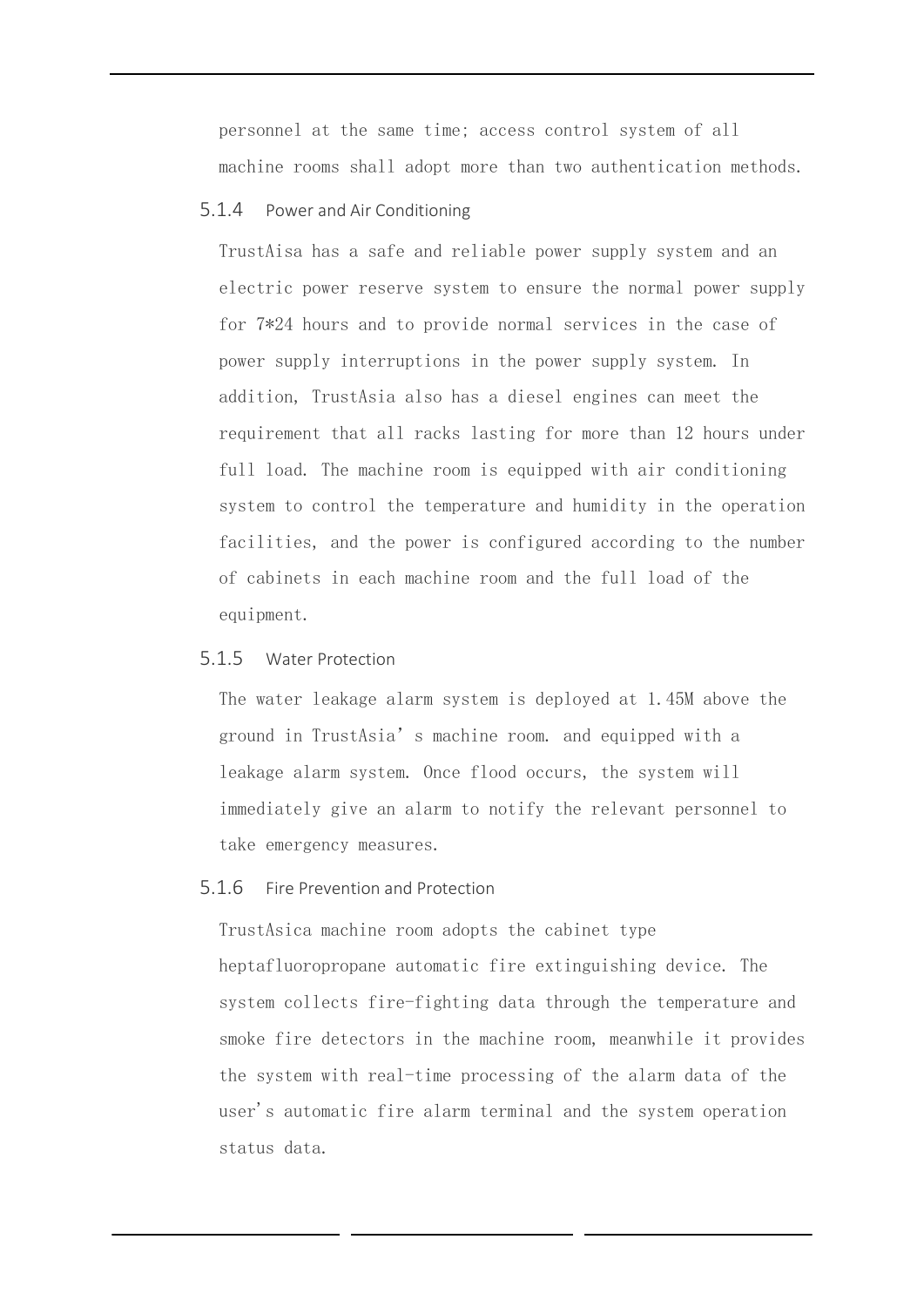personnel at the same time; access control system of all machine rooms shall adopt more than two authentication methods.

### 5.1.4 Power and Air Conditioning

TrustAisa has a safe and reliable power supply system and an electric power reserve system to ensure the normal power supply for 7*24 hours and to provide normal services in the case of power supply interruptions in the power supply system. In addition, TrustAsia also has a diesel engines can meet the requirement that all racks lasting for more than 12 hours under full load. The machine room is equipped with air conditioning system to control the temperature and humidity in the operation facilities, and the power is configured according to the number of cabinets in each machine room and the full load of the equipment.

### 5.1.5 Water Protection

The water leakage alarm system is deployed at 1.45M above the ground in TrustAsia's machine room. and equipped with a leakage alarm system. Once flood occurs, the system will immediately give an alarm to notify the relevant personnel to take emergency measures.

### 5.1.6 Fire Prevention and Protection

TrustAsica machine room adopts the cabinet type heptafluoropropane automatic fire extinguishing device. The system collects fire-fighting data through the temperature and smoke fire detectors in the machine room, meanwhile it provides the system with real-time processing of the alarm data of the user's automatic fire alarm terminal and the system operation status data.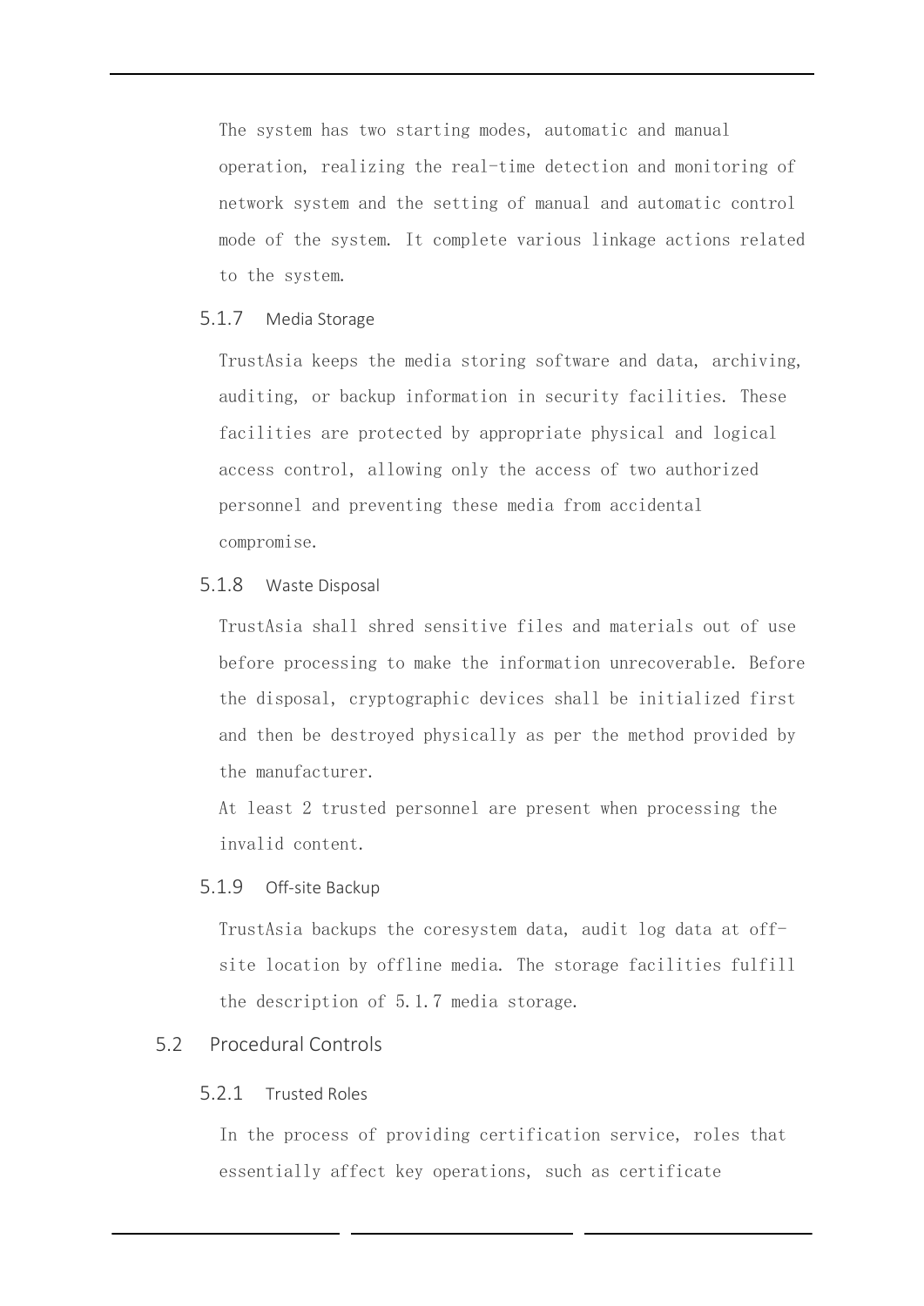The system has two starting modes, automatic and manual operation, realizing the real-time detection and monitoring of network system and the setting of manual and automatic control mode of the system. It complete various linkage actions related to the system.

### 5.1.7 Media Storage

TrustAsia keeps the media storing software and data, archiving, auditing, or backup information in security facilities. These facilities are protected by appropriate physical and logical access control, allowing only the access of two authorized personnel and preventing these media from accidental compromise.

### 5.1.8 Waste Disposal

TrustAsia shall shred sensitive files and materials out of use before processing to make the information unrecoverable. Before the disposal, cryptographic devices shall be initialized first and then be destroyed physically as per the method provided by the manufacturer.

At least 2 trusted personnel are present when processing the invalid content.

### 5.1.9 Off-site Backup

TrustAsia backups the coresystem data, audit log data at off-site location by offline media. The storage facilities fulfill the description of 5.1.7 media storage.

## 5.2 Procedural Controls

### 5.2.1 Trusted Roles

In the process of providing certification service, roles that essentially affect key operations, such as certificate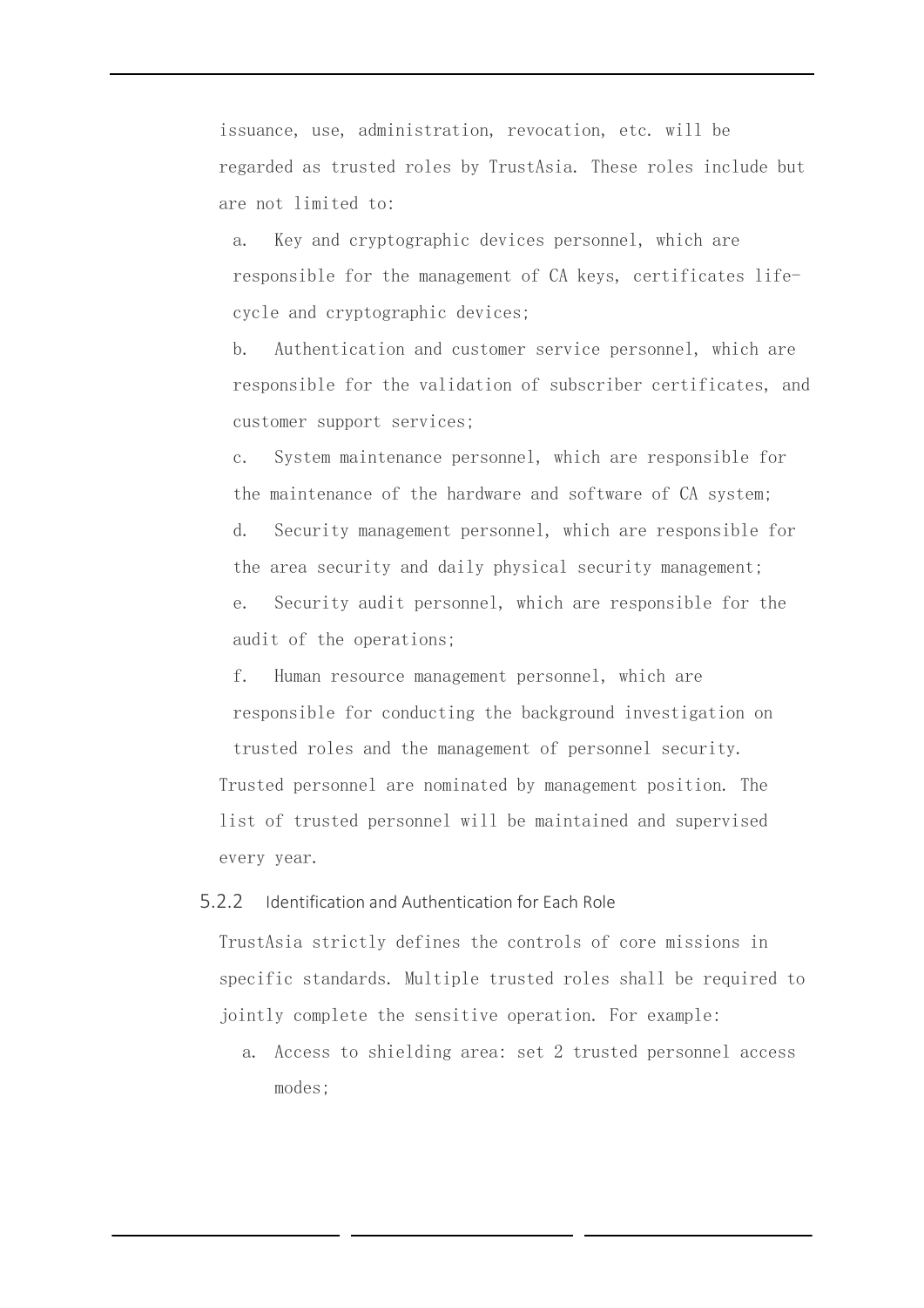issuance, use, administration, revocation, etc. will be regarded as trusted roles by TrustAsia. These roles include but are not limited to:

a. Key and cryptographic devices personnel, which are responsible for the management of CA keys, certificates life-cycle and cryptographic devices;

b. Authentication and customer service personnel, which are responsible for the validation of subscriber certificates, and customer support services;

c. System maintenance personnel, which are responsible for the maintenance of the hardware and software of CA system;

d. Security management personnel, which are responsible for the area security and daily physical security management;

e. Security audit personnel, which are responsible for the audit of the operations;

f. Human resource management personnel, which are responsible for conducting the background investigation on trusted roles and the management of personnel security.

Trusted personnel are nominated by management position. The list of trusted personnel will be maintained and supervised every year.

### 5.2.2 Identification and Authentication for Each Role

TrustAsia strictly defines the controls of core missions in specific standards. Multiple trusted roles shall be required to jointly complete the sensitive operation. For example:

a. Access to shielding area: set 2 trusted personnel access modes;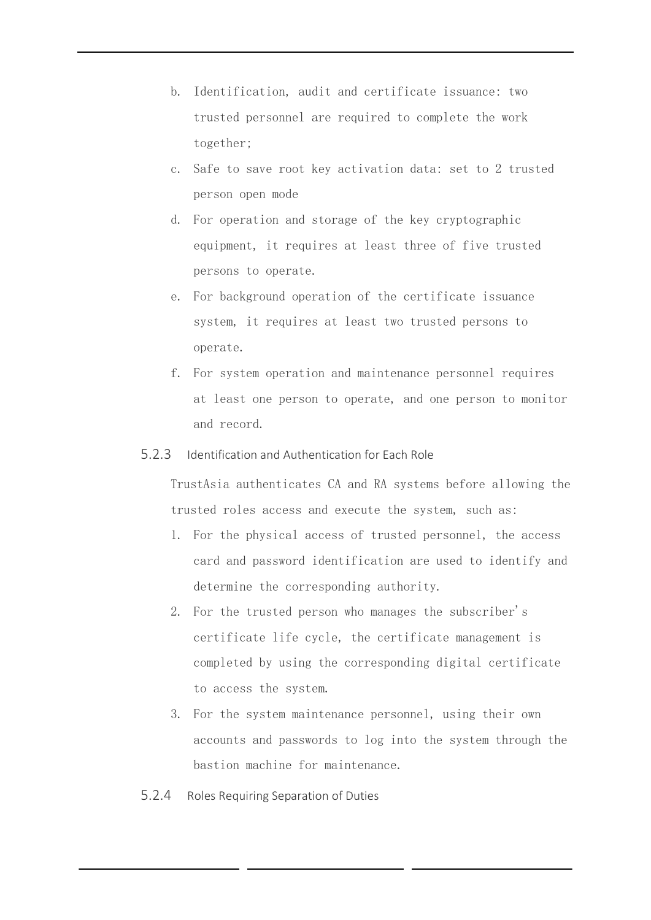b. Identification, audit and certificate issuance: two trusted personnel are required to complete the work together;
c. Safe to save root key activation data: set to 2 trusted person open mode
d. For operation and storage of the key cryptographic equipment, it requires at least three of five trusted persons to operate.
e. For background operation of the certificate issuance system, it requires at least two trusted persons to operate.
f. For system operation and maintenance personnel requires at least one person to operate, and one person to monitor and record.

### 5.2.3 Identification and Authentication for Each Role

TrustAsia authenticates CA and RA systems before allowing the trusted roles access and execute the system, such as:

1. For the physical access of trusted personnel, the access card and password identification are used to identify and determine the corresponding authority.
2. For the trusted person who manages the subscriber's certificate life cycle, the certificate management is completed by using the corresponding digital certificate to access the system.
3. For the system maintenance personnel, using their own accounts and passwords to log into the system through the bastion machine for maintenance.

### 5.2.4 Roles Requiring Separation of Duties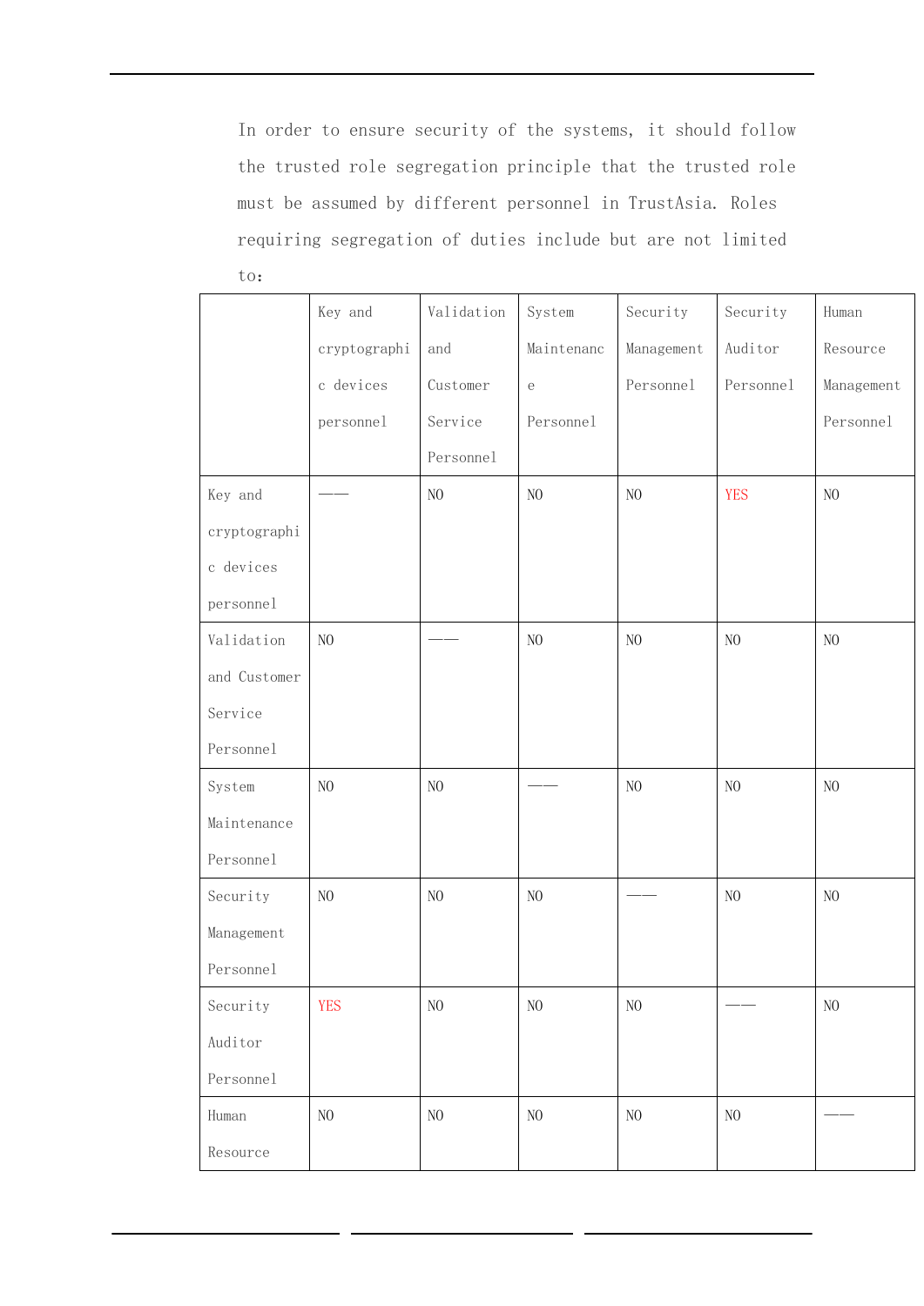In order to ensure security of the systems, it should follow the trusted role segregation principle that the trusted role must be assumed by different personnel in TrustAsia. Roles requiring segregation of duties include but are not limited to:

| | Key and cryptographic devices personnel | Validation and Customer Service Personnel | System Maintenance Personnel | Security Management Personnel | Security Auditor Personnel | Human Resource Management Personnel |
|---|---|---|---|---|---|---|
| Key and cryptographic devices personnel | —— | NO | NO | NO | YES | NO |
| Validation and Customer Service Personnel | NO | —— | NO | NO | NO | NO |
| System Maintenance Personnel | NO | NO | —— | NO | NO | NO |
| Security Management Personnel | NO | NO | NO | —— | NO | NO |
| Security Auditor Personnel | YES | NO | NO | NO | —— | NO |
| Human Resource | NO | NO | NO | NO | NO | —— |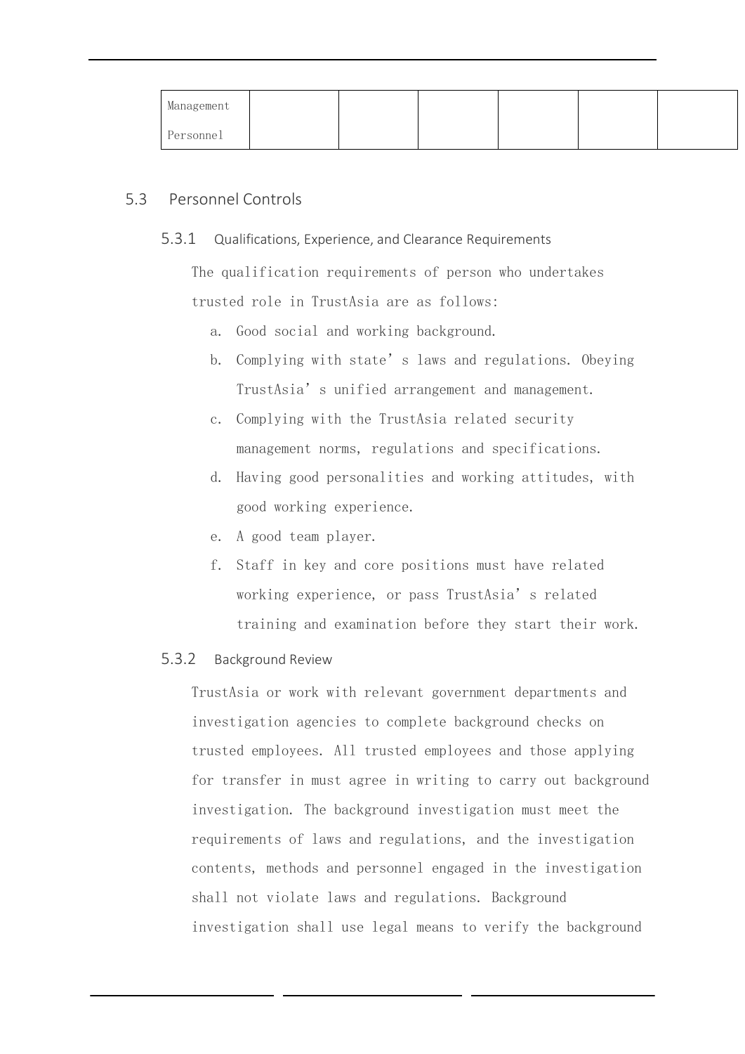| Management Personnel | | | | | | |
|---|---|---|---|---|---|---|

## 5.3 Personnel Controls

### 5.3.1 Qualifications, Experience, and Clearance Requirements

The qualification requirements of person who undertakes trusted role in TrustAsia are as follows:

a. Good social and working background.
b. Complying with state's laws and regulations. Obeying TrustAsia's unified arrangement and management.
c. Complying with the TrustAsia related security management norms, regulations and specifications.
d. Having good personalities and working attitudes, with good working experience.
e. A good team player.
f. Staff in key and core positions must have related working experience, or pass TrustAsia's related training and examination before they start their work.

### 5.3.2 Background Review

TrustAsia or work with relevant government departments and investigation agencies to complete background checks on trusted employees. All trusted employees and those applying for transfer in must agree in writing to carry out background investigation. The background investigation must meet the requirements of laws and regulations, and the investigation contents, methods and personnel engaged in the investigation shall not violate laws and regulations. Background investigation shall use legal means to verify the background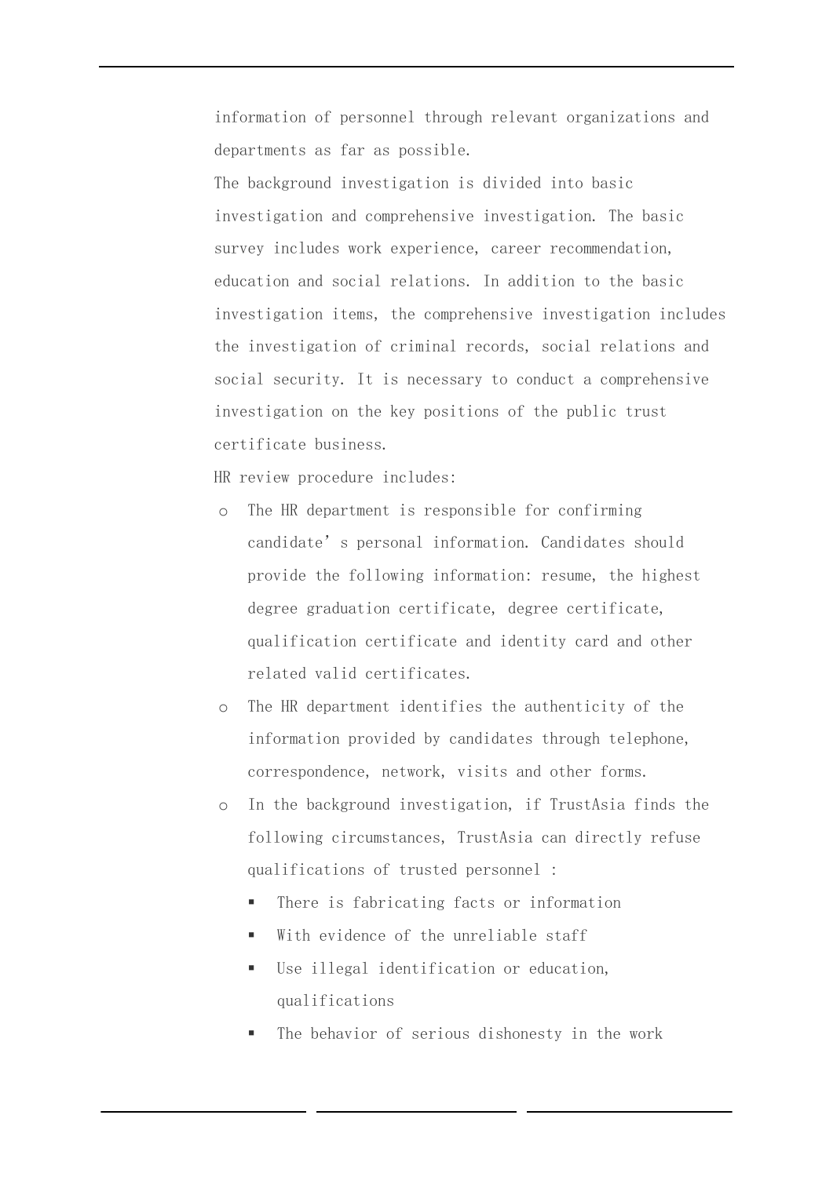information of personnel through relevant organizations and departments as far as possible.

The background investigation is divided into basic investigation and comprehensive investigation. The basic survey includes work experience, career recommendation, education and social relations. In addition to the basic investigation items, the comprehensive investigation includes the investigation of criminal records, social relations and social security. It is necessary to conduct a comprehensive investigation on the key positions of the public trust certificate business.

HR review procedure includes:

- The HR department is responsible for confirming candidate's personal information. Candidates should provide the following information: resume, the highest degree graduation certificate, degree certificate, qualification certificate and identity card and other related valid certificates.
- The HR department identifies the authenticity of the information provided by candidates through telephone, correspondence, network, visits and other forms.
- In the background investigation, if TrustAsia finds the following circumstances, TrustAsia can directly refuse qualifications of trusted personnel :
  - There is fabricating facts or information
  - With evidence of the unreliable staff
  - Use illegal identification or education, qualifications
  - The behavior of serious dishonesty in the work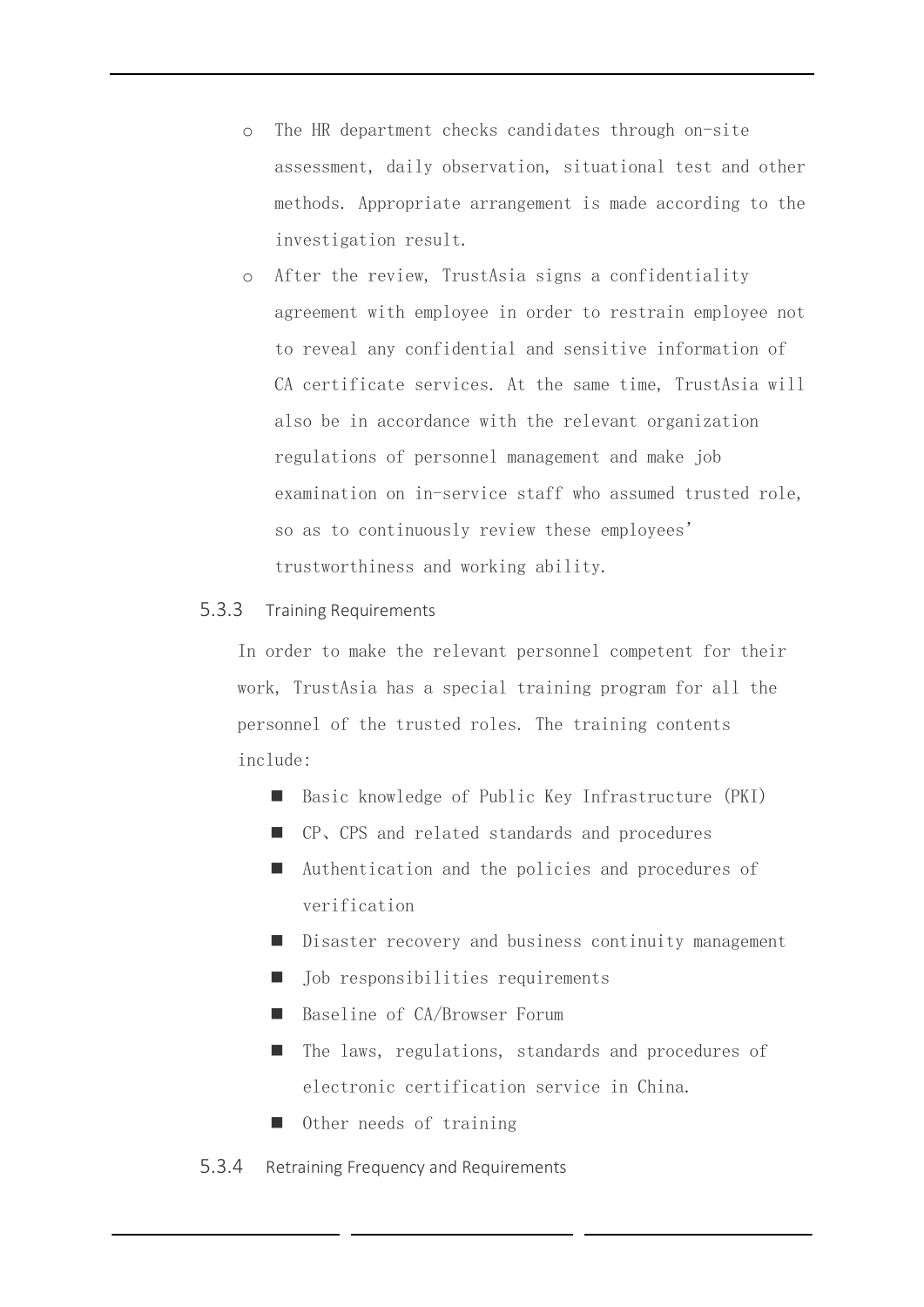- The HR department checks candidates through on-site assessment, daily observation, situational test and other methods. Appropriate arrangement is made according to the investigation result.
- After the review, TrustAsia signs a confidentiality agreement with employee in order to restrain employee not to reveal any confidential and sensitive information of CA certificate services. At the same time, TrustAsia will also be in accordance with the relevant organization regulations of personnel management and make job examination on in-service staff who assumed trusted role, so as to continuously review these employees' trustworthiness and working ability.

### 5.3.3 Training Requirements

In order to make the relevant personnel competent for their work, TrustAsia has a special training program for all the personnel of the trusted roles. The training contents include:

- Basic knowledge of Public Key Infrastructure (PKI)
- CP、CPS and related standards and procedures
- Authentication and the policies and procedures of verification
- Disaster recovery and business continuity management
- Job responsibilities requirements
- Baseline of CA/Browser Forum
- The laws, regulations, standards and procedures of electronic certification service in China.
- Other needs of training

### 5.3.4 Retraining Frequency and Requirements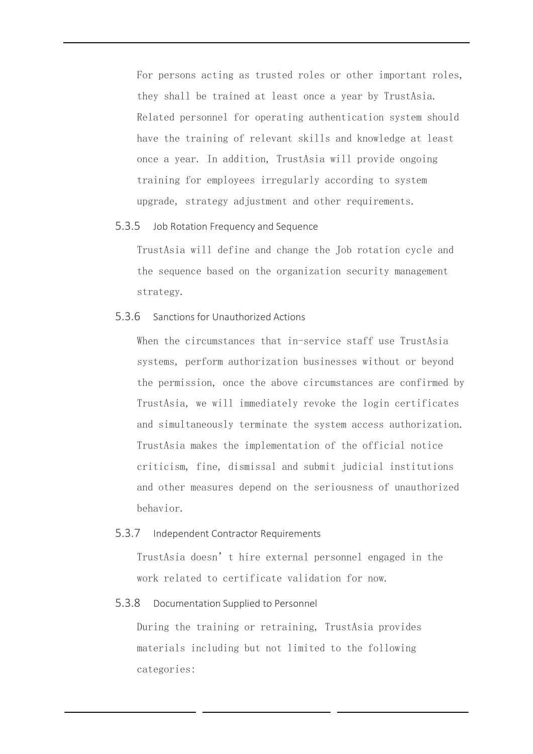For persons acting as trusted roles or other important roles, they shall be trained at least once a year by TrustAsia. Related personnel for operating authentication system should have the training of relevant skills and knowledge at least once a year. In addition, TrustAsia will provide ongoing training for employees irregularly according to system upgrade, strategy adjustment and other requirements.

### 5.3.5 Job Rotation Frequency and Sequence

TrustAsia will define and change the Job rotation cycle and the sequence based on the organization security management strategy.

### 5.3.6 Sanctions for Unauthorized Actions

When the circumstances that in-service staff use TrustAsia systems, perform authorization businesses without or beyond the permission, once the above circumstances are confirmed by TrustAsia, we will immediately revoke the login certificates and simultaneously terminate the system access authorization. TrustAsia makes the implementation of the official notice criticism, fine, dismissal and submit judicial institutions and other measures depend on the seriousness of unauthorized behavior.

### 5.3.7 Independent Contractor Requirements

TrustAsia doesn’t hire external personnel engaged in the work related to certificate validation for now.

### 5.3.8 Documentation Supplied to Personnel

During the training or retraining, TrustAsia provides materials including but not limited to the following categories: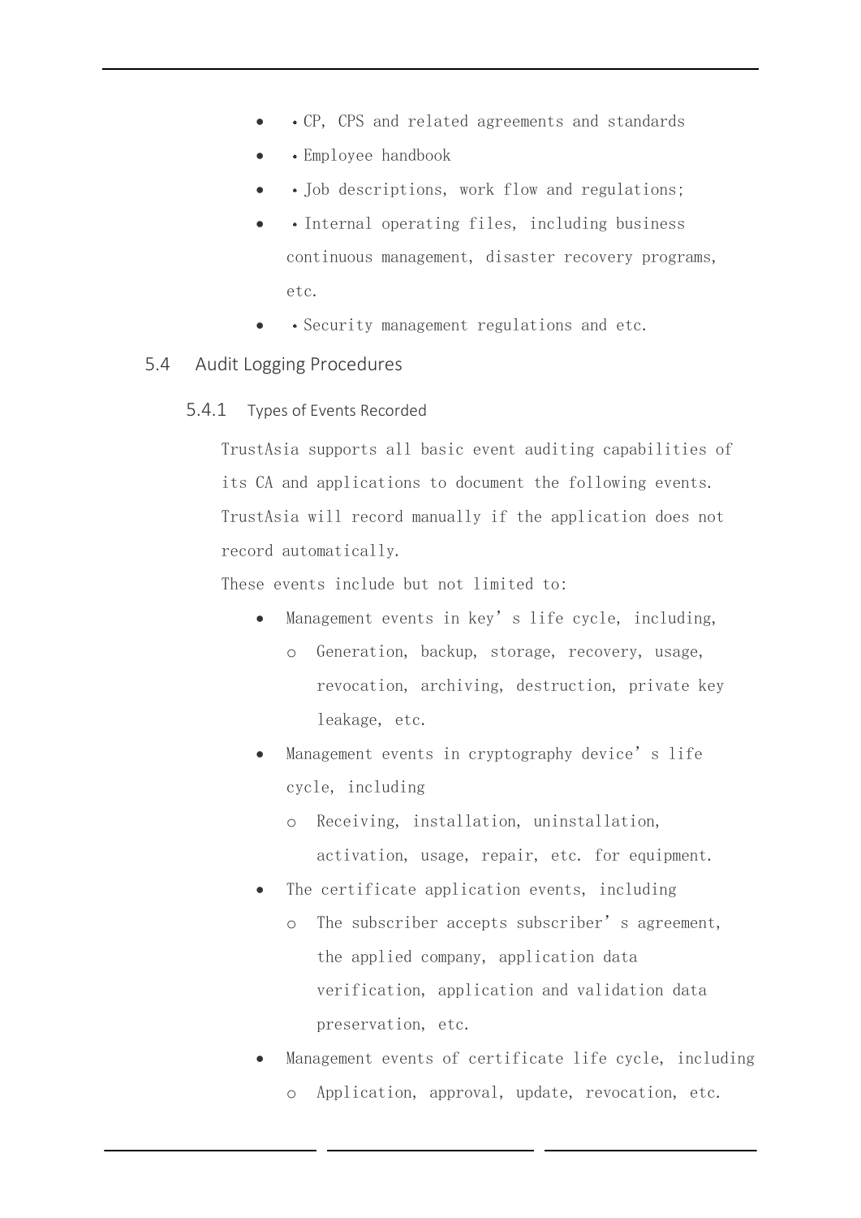- • CP, CPS and related agreements and standards
- • Employee handbook
- • Job descriptions, work flow and regulations;
- • Internal operating files, including business continuous management, disaster recovery programs, etc.
- • Security management regulations and etc.

## 5.4 Audit Logging Procedures

### 5.4.1 Types of Events Recorded

TrustAsia supports all basic event auditing capabilities of its CA and applications to document the following events. TrustAsia will record manually if the application does not record automatically.

These events include but not limited to:

- Management events in key's life cycle, including,
    - Generation, backup, storage, recovery, usage, revocation, archiving, destruction, private key leakage, etc.
- Management events in cryptography device's life cycle, including
    - Receiving, installation, uninstallation, activation, usage, repair, etc. for equipment.
- The certificate application events, including
    - The subscriber accepts subscriber's agreement, the applied company, application data verification, application and validation data preservation, etc.
- Management events of certificate life cycle, including
    - Application, approval, update, revocation, etc.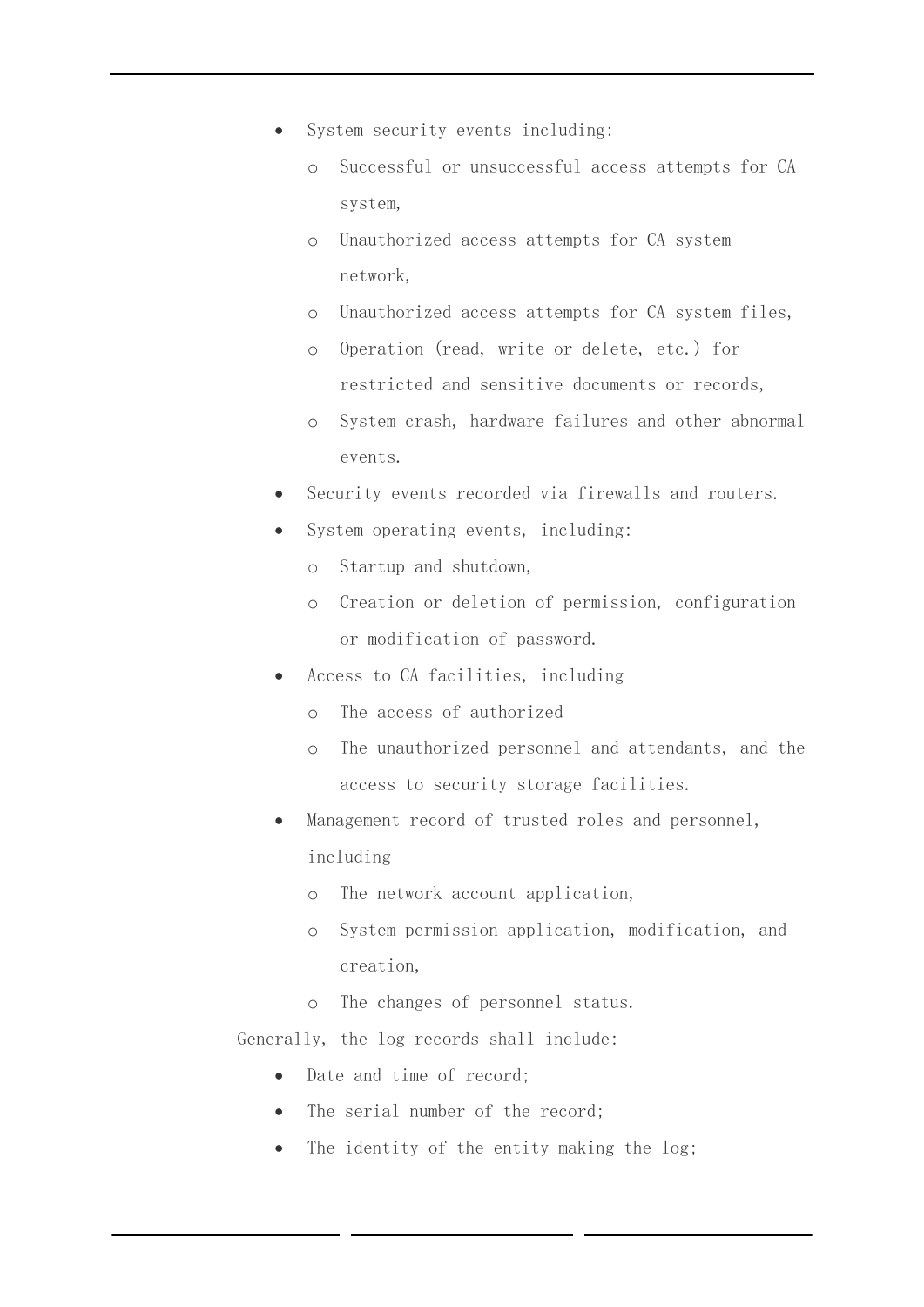- System security events including:
  - Successful or unsuccessful access attempts for CA system,
  - Unauthorized access attempts for CA system network,
  - Unauthorized access attempts for CA system files,
  - Operation (read, write or delete, etc.) for restricted and sensitive documents or records,
  - System crash, hardware failures and other abnormal events.
- Security events recorded via firewalls and routers.
- System operating events, including:
  - Startup and shutdown,
  - Creation or deletion of permission, configuration or modification of password.
- Access to CA facilities, including
  - The access of authorized
  - The unauthorized personnel and attendants, and the access to security storage facilities.
- Management record of trusted roles and personnel, including
  - The network account application,
  - System permission application, modification, and creation,
  - The changes of personnel status.

Generally, the log records shall include:

- Date and time of record;
- The serial number of the record;
- The identity of the entity making the log;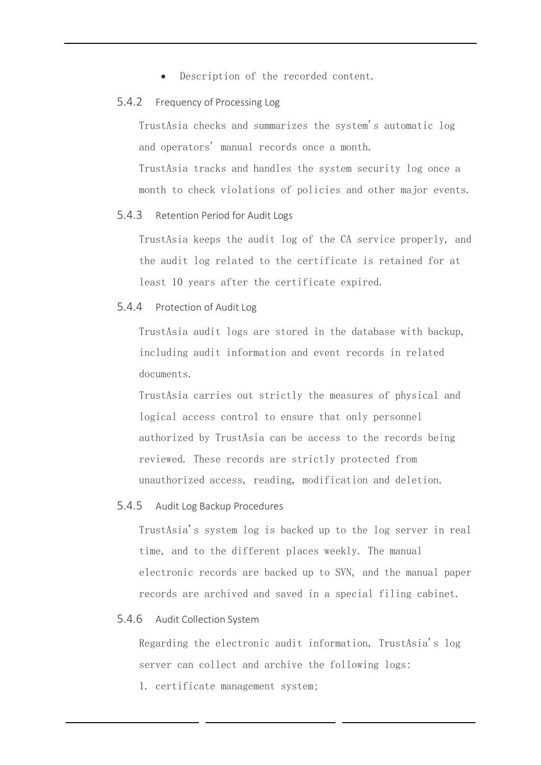- Description of the recorded content.

### 5.4.2 Frequency of Processing Log

TrustAsia checks and summarizes the system's automatic log and operators' manual records once a month.

TrustAsia tracks and handles the system security log once a month to check violations of policies and other major events.

### 5.4.3 Retention Period for Audit Logs

TrustAsia keeps the audit log of the CA service properly, and the audit log related to the certificate is retained for at least 10 years after the certificate expired.

### 5.4.4 Protection of Audit Log

TrustAsia audit logs are stored in the database with backup, including audit information and event records in related documents.

TrustAsia carries out strictly the measures of physical and logical access control to ensure that only personnel authorized by TrustAsia can be access to the records being reviewed. These records are strictly protected from unauthorized access, reading, modification and deletion.

### 5.4.5 Audit Log Backup Procedures

TrustAsia's system log is backed up to the log server in real time, and to the different places weekly. The manual electronic records are backed up to SVN, and the manual paper records are archived and saved in a special filing cabinet.

### 5.4.6 Audit Collection System

Regarding the electronic audit information, TrustAsia's log server can collect and archive the following logs:

1. certificate management system;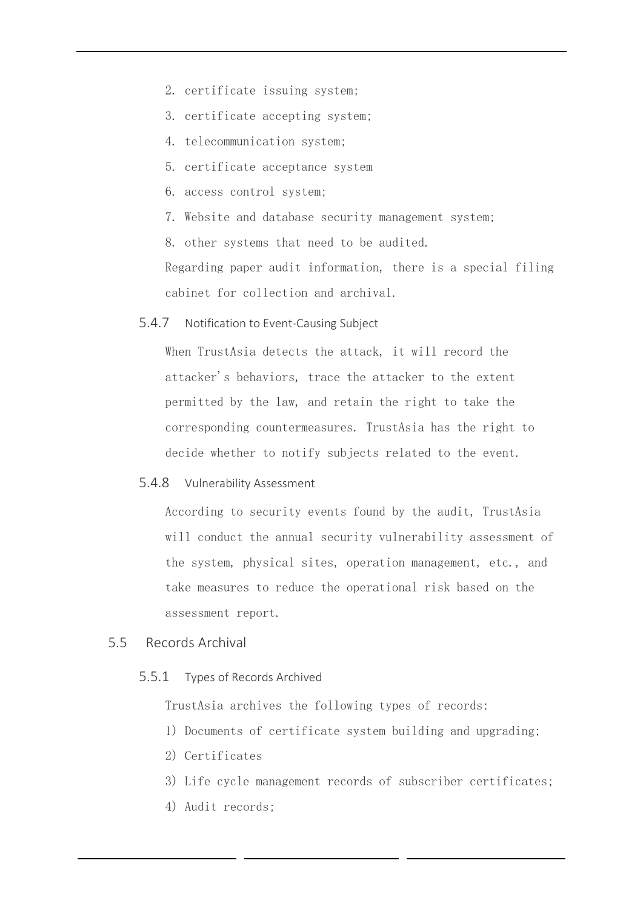2. certificate issuing system;
3. certificate accepting system;
4. telecommunication system;
5. certificate acceptance system
6. access control system;
7. Website and database security management system;
8. other systems that need to be audited.

Regarding paper audit information, there is a special filing cabinet for collection and archival.

#### 5.4.7 Notification to Event-Causing Subject

When TrustAsia detects the attack, it will record the attacker's behaviors, trace the attacker to the extent permitted by the law, and retain the right to take the corresponding countermeasures. TrustAsia has the right to decide whether to notify subjects related to the event.

#### 5.4.8 Vulnerability Assessment

According to security events found by the audit, TrustAsia will conduct the annual security vulnerability assessment of the system, physical sites, operation management, etc., and take measures to reduce the operational risk based on the assessment report.

### 5.5 Records Archival

#### 5.5.1 Types of Records Archived

TrustAsia archives the following types of records:

1) Documents of certificate system building and upgrading;
2) Certificates
3) Life cycle management records of subscriber certificates;
4) Audit records;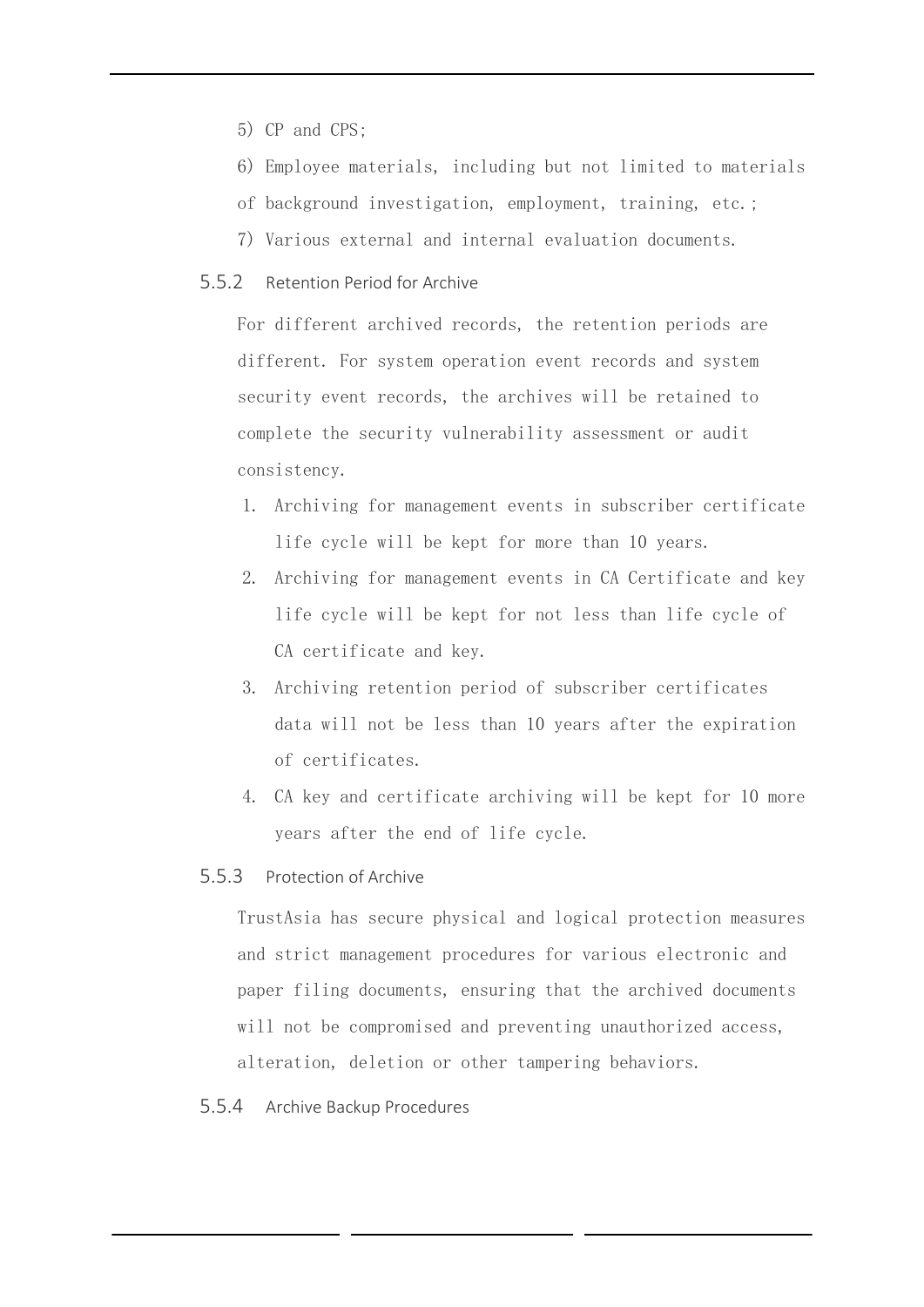5) CP and CPS;

6) Employee materials, including but not limited to materials of background investigation, employment, training, etc.;

7) Various external and internal evaluation documents.

### 5.5.2 Retention Period for Archive

For different archived records, the retention periods are different. For system operation event records and system security event records, the archives will be retained to complete the security vulnerability assessment or audit consistency.

1. Archiving for management events in subscriber certificate life cycle will be kept for more than 10 years.
2. Archiving for management events in CA Certificate and key life cycle will be kept for not less than life cycle of CA certificate and key.
3. Archiving retention period of subscriber certificates data will not be less than 10 years after the expiration of certificates.
4. CA key and certificate archiving will be kept for 10 more years after the end of life cycle.

### 5.5.3 Protection of Archive

TrustAsia has secure physical and logical protection measures and strict management procedures for various electronic and paper filing documents, ensuring that the archived documents will not be compromised and preventing unauthorized access, alteration, deletion or other tampering behaviors.

### 5.5.4 Archive Backup Procedures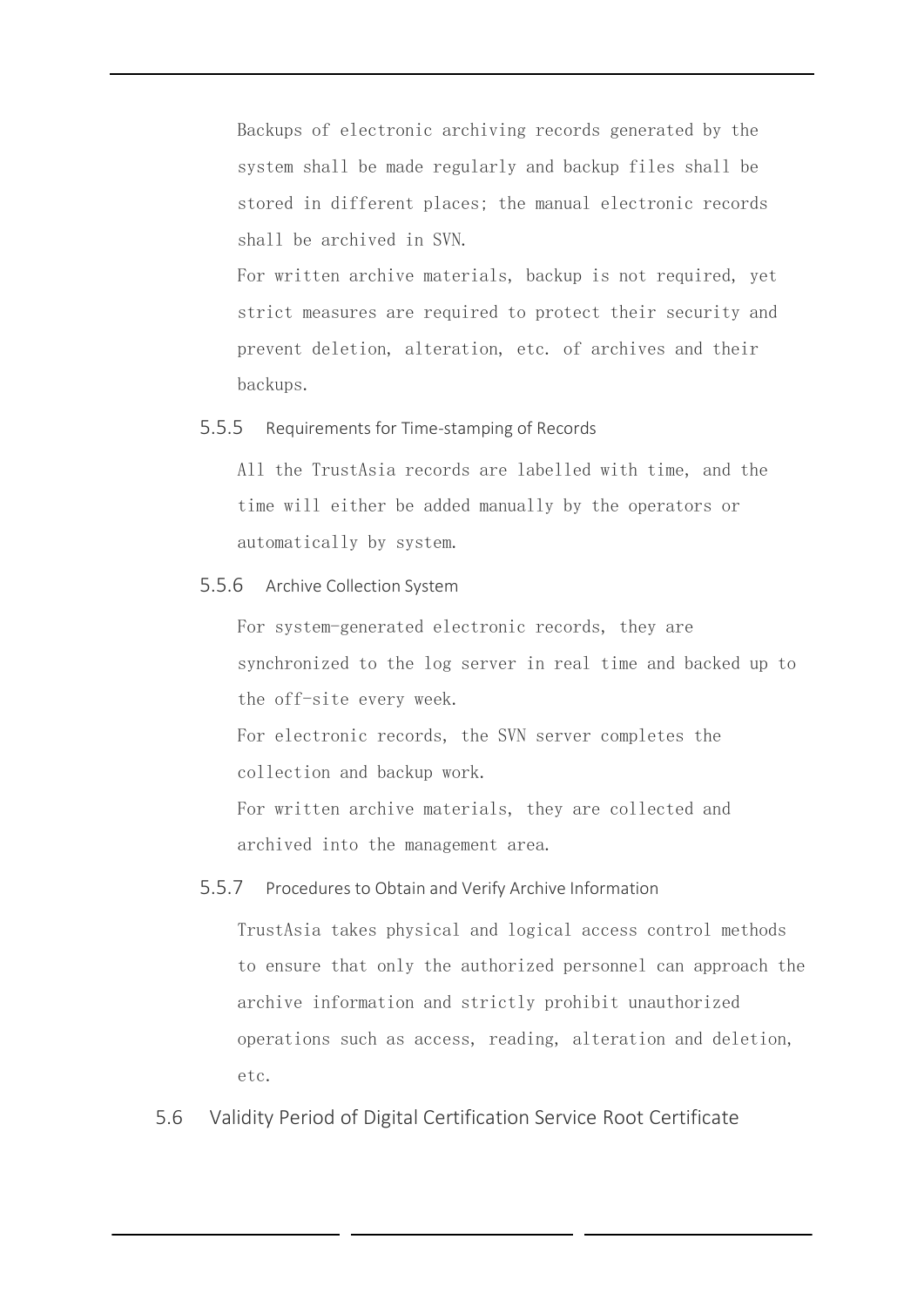Backups of electronic archiving records generated by the system shall be made regularly and backup files shall be stored in different places; the manual electronic records shall be archived in SVN.

For written archive materials, backup is not required, yet strict measures are required to protect their security and prevent deletion, alteration, etc. of archives and their backups.

### 5.5.5 Requirements for Time-stamping of Records

All the TrustAsia records are labelled with time, and the time will either be added manually by the operators or automatically by system.

### 5.5.6 Archive Collection System

For system-generated electronic records, they are synchronized to the log server in real time and backed up to the off-site every week.

For electronic records, the SVN server completes the collection and backup work.

For written archive materials, they are collected and archived into the management area.

### 5.5.7 Procedures to Obtain and Verify Archive Information

TrustAsia takes physical and logical access control methods to ensure that only the authorized personnel can approach the archive information and strictly prohibit unauthorized operations such as access, reading, alteration and deletion, etc.

## 5.6 Validity Period of Digital Certification Service Root Certificate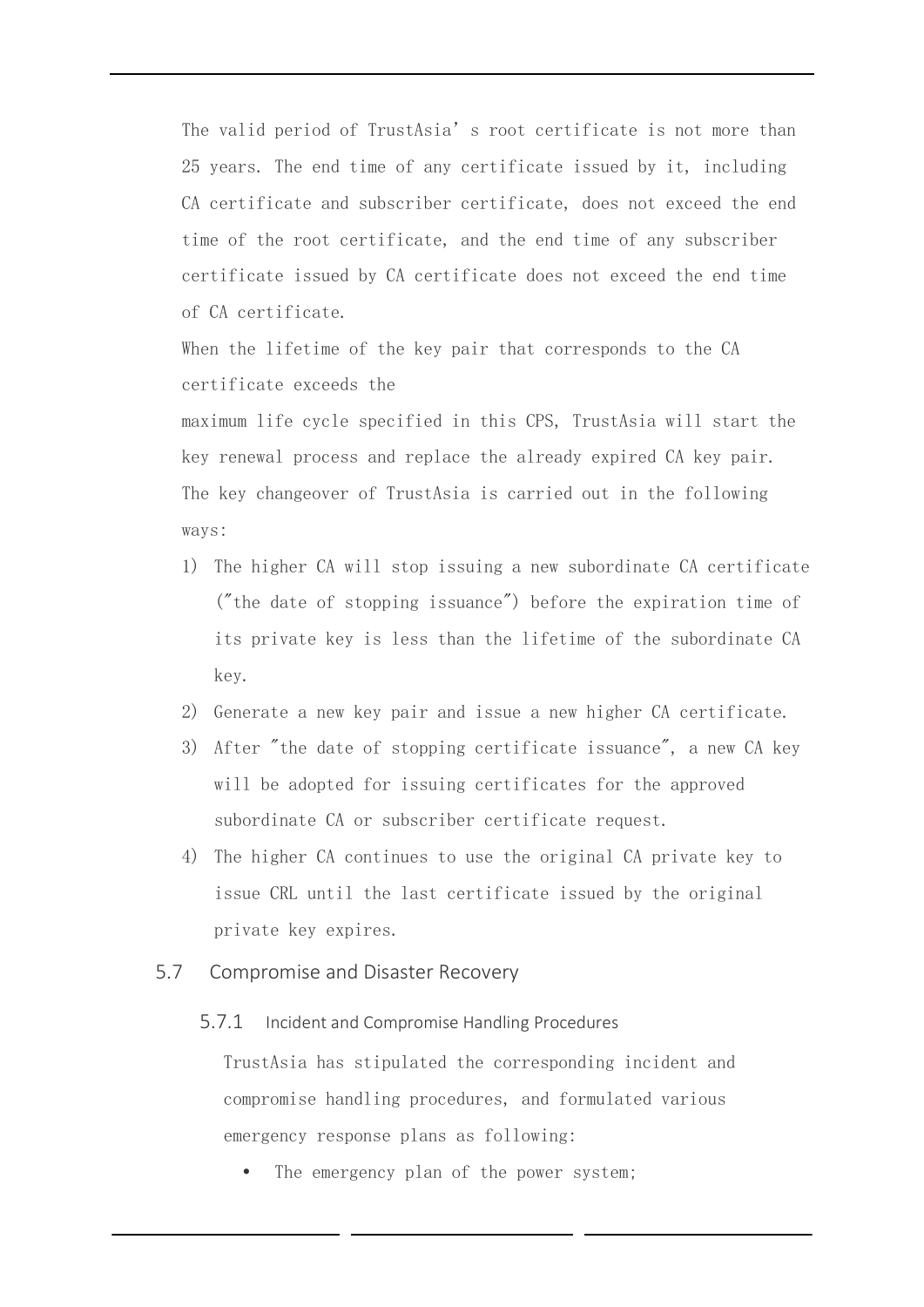The valid period of TrustAsia's root certificate is not more than 25 years. The end time of any certificate issued by it, including CA certificate and subscriber certificate, does not exceed the end time of the root certificate, and the end time of any subscriber certificate issued by CA certificate does not exceed the end time of CA certificate.

When the lifetime of the key pair that corresponds to the CA certificate exceeds the

maximum life cycle specified in this CPS, TrustAsia will start the key renewal process and replace the already expired CA key pair. The key changeover of TrustAsia is carried out in the following ways:

1) The higher CA will stop issuing a new subordinate CA certificate ("the date of stopping issuance") before the expiration time of its private key is less than the lifetime of the subordinate CA key.
2) Generate a new key pair and issue a new higher CA certificate.
3) After "the date of stopping certificate issuance", a new CA key will be adopted for issuing certificates for the approved subordinate CA or subscriber certificate request.
4) The higher CA continues to use the original CA private key to issue CRL until the last certificate issued by the original private key expires.

## 5.7 Compromise and Disaster Recovery

### 5.7.1 Incident and Compromise Handling Procedures

TrustAsia has stipulated the corresponding incident and compromise handling procedures, and formulated various emergency response plans as following:

- The emergency plan of the power system;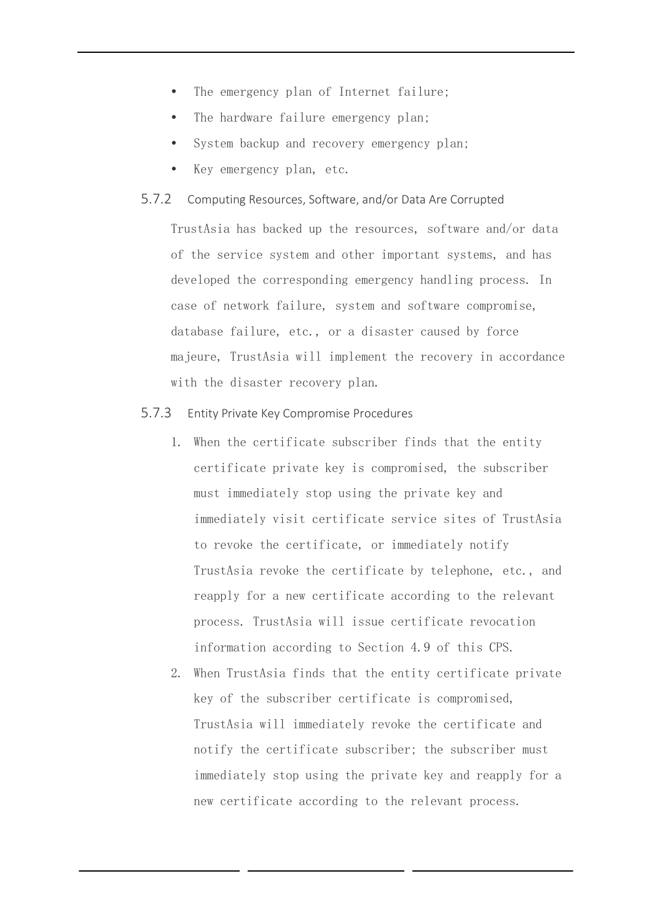- The emergency plan of Internet failure;
- The hardware failure emergency plan;
- System backup and recovery emergency plan;
- Key emergency plan, etc.

### 5.7.2 Computing Resources, Software, and/or Data Are Corrupted

TrustAsia has backed up the resources, software and/or data of the service system and other important systems, and has developed the corresponding emergency handling process. In case of network failure, system and software compromise, database failure, etc., or a disaster caused by force majeure, TrustAsia will implement the recovery in accordance with the disaster recovery plan.

### 5.7.3 Entity Private Key Compromise Procedures

1. When the certificate subscriber finds that the entity certificate private key is compromised, the subscriber must immediately stop using the private key and immediately visit certificate service sites of TrustAsia to revoke the certificate, or immediately notify TrustAsia revoke the certificate by telephone, etc., and reapply for a new certificate according to the relevant process. TrustAsia will issue certificate revocation information according to Section 4.9 of this CPS.
2. When TrustAsia finds that the entity certificate private key of the subscriber certificate is compromised, TrustAsia will immediately revoke the certificate and notify the certificate subscriber; the subscriber must immediately stop using the private key and reapply for a new certificate according to the relevant process.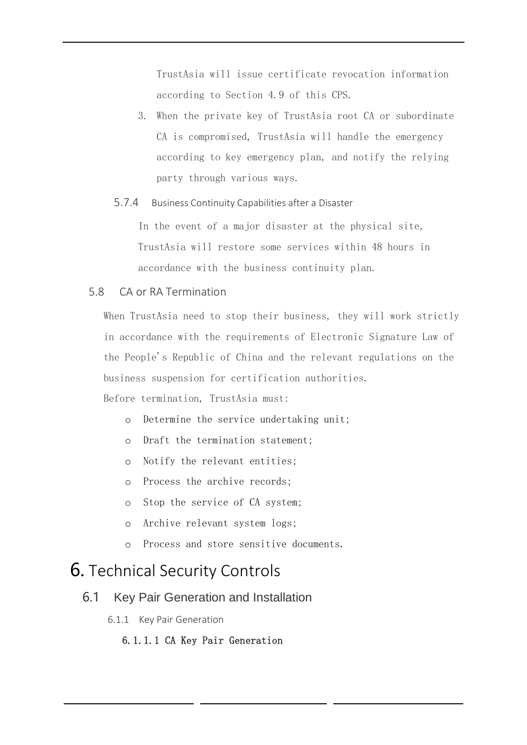TrustAsia will issue certificate revocation information according to Section 4.9 of this CPS.

3. When the private key of TrustAsia root CA or subordinate CA is compromised, TrustAsia will handle the emergency according to key emergency plan, and notify the relying party through various ways.

#### 5.7.4 Business Continuity Capabilities after a Disaster

In the event of a major disaster at the physical site, TrustAsia will restore some services within 48 hours in accordance with the business continuity plan.

### 5.8 CA or RA Termination

When TrustAsia need to stop their business, they will work strictly in accordance with the requirements of Electronic Signature Law of the People's Republic of China and the relevant regulations on the business suspension for certification authorities.

Before termination, TrustAsia must:

- Determine the service undertaking unit;
- Draft the termination statement;
- Notify the relevant entities;
- Process the archive records;
- Stop the service of CA system;
- Archive relevant system logs;
- Process and store sensitive documents.

# 6. Technical Security Controls

## 6.1 Key Pair Generation and Installation

### 6.1.1 Key Pair Generation

#### 6.1.1.1 CA Key Pair Generation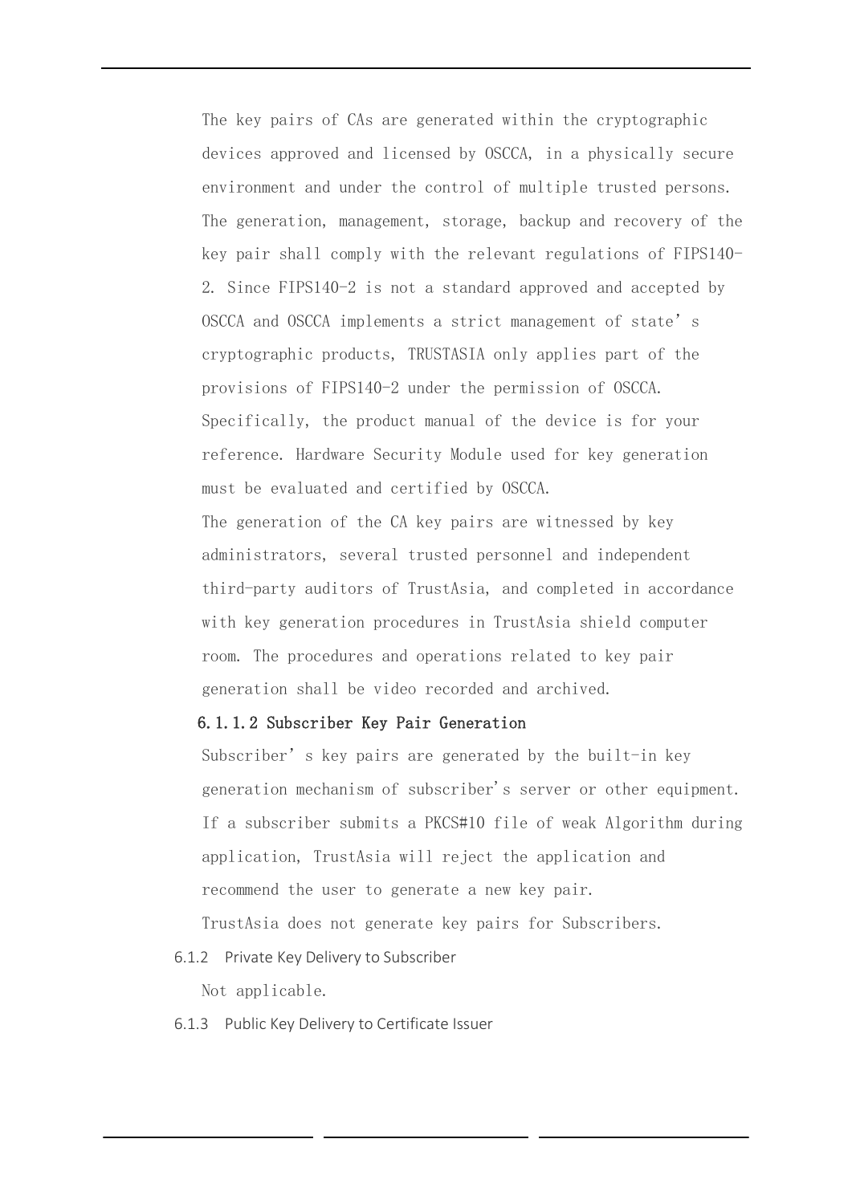The key pairs of CAs are generated within the cryptographic devices approved and licensed by OSCCA, in a physically secure environment and under the control of multiple trusted persons. The generation, management, storage, backup and recovery of the key pair shall comply with the relevant regulations of FIPS140-2. Since FIPS140-2 is not a standard approved and accepted by OSCCA and OSCCA implements a strict management of state's cryptographic products, TRUSTASIA only applies part of the provisions of FIPS140-2 under the permission of OSCCA. Specifically, the product manual of the device is for your reference. Hardware Security Module used for key generation must be evaluated and certified by OSCCA.

The generation of the CA key pairs are witnessed by key administrators, several trusted personnel and independent third-party auditors of TrustAsia, and completed in accordance with key generation procedures in TrustAsia shield computer room. The procedures and operations related to key pair generation shall be video recorded and archived.

#### 6.1.1.2 Subscriber Key Pair Generation

Subscriber's key pairs are generated by the built-in key generation mechanism of subscriber's server or other equipment. If a subscriber submits a PKCS#10 file of weak Algorithm during application, TrustAsia will reject the application and recommend the user to generate a new key pair.

TrustAsia does not generate key pairs for Subscribers.

### 6.1.2 Private Key Delivery to Subscriber

Not applicable.

### 6.1.3 Public Key Delivery to Certificate Issuer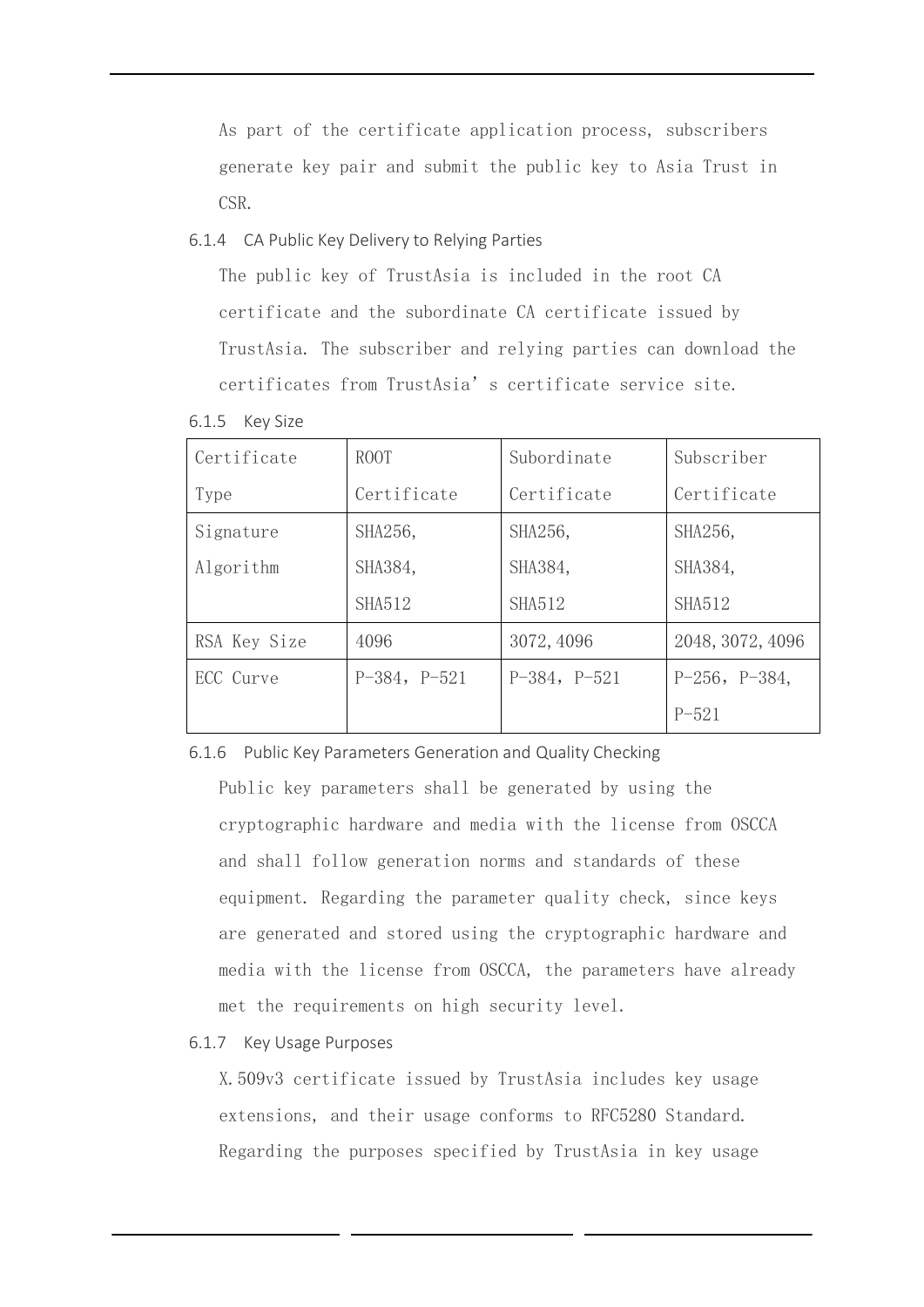As part of the certificate application process, subscribers generate key pair and submit the public key to Asia Trust in CSR.

### 6.1.4 CA Public Key Delivery to Relying Parties

The public key of TrustAsia is included in the root CA certificate and the subordinate CA certificate issued by TrustAsia. The subscriber and relying parties can download the certificates from TrustAsia's certificate service site.

### 6.1.5 Key Size

| Certificate Type | ROOT Certificate | Subordinate Certificate | Subscriber Certificate |
|---|---|---|---|
| Signature Algorithm | SHA256, SHA384, SHA512 | SHA256, SHA384, SHA512 | SHA256, SHA384, SHA512 |
| RSA Key Size | 4096 | 3072, 4096 | 2048, 3072, 4096 |
| ECC Curve | P-384, P-521 | P-384, P-521 | P-256, P-384, P-521 |

### 6.1.6 Public Key Parameters Generation and Quality Checking

Public key parameters shall be generated by using the cryptographic hardware and media with the license from OSCCA and shall follow generation norms and standards of these equipment. Regarding the parameter quality check, since keys are generated and stored using the cryptographic hardware and media with the license from OSCCA, the parameters have already met the requirements on high security level.

### 6.1.7 Key Usage Purposes

X.509v3 certificate issued by TrustAsia includes key usage extensions, and their usage conforms to RFC5280 Standard. Regarding the purposes specified by TrustAsia in key usage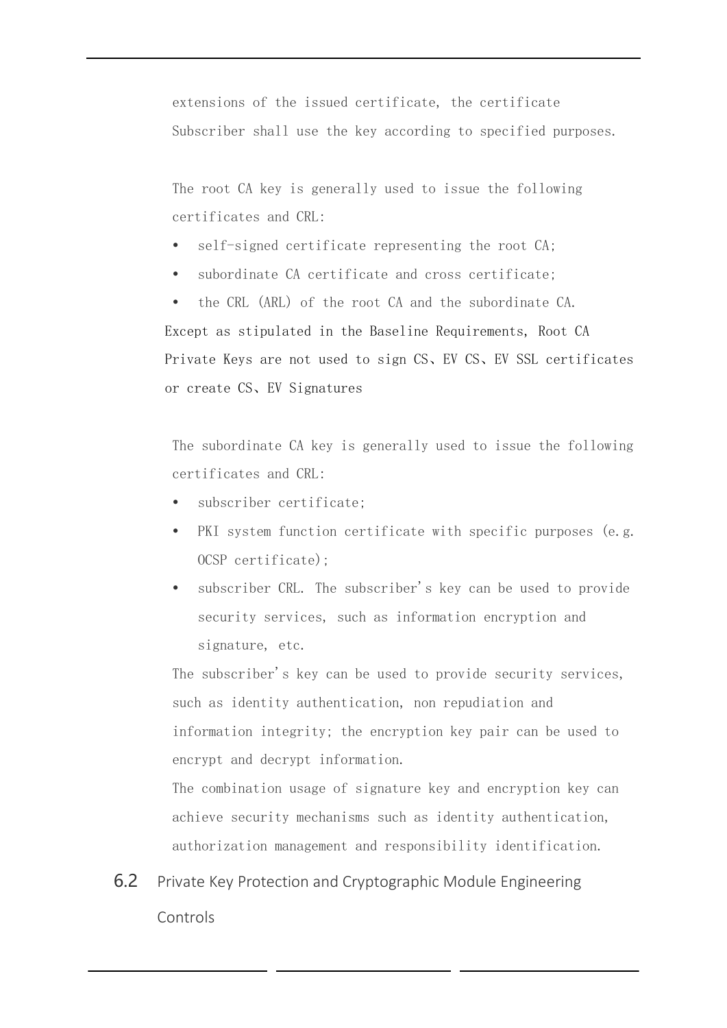extensions of the issued certificate, the certificate Subscriber shall use the key according to specified purposes.

The root CA key is generally used to issue the following certificates and CRL:

- self-signed certificate representing the root CA;
- subordinate CA certificate and cross certificate;
- the CRL (ARL) of the root CA and the subordinate CA.

Except as stipulated in the Baseline Requirements, Root CA Private Keys are not used to sign CS、EV CS、EV SSL certificates or create CS、EV Signatures

The subordinate CA key is generally used to issue the following certificates and CRL:

- subscriber certificate;
- PKI system function certificate with specific purposes (e.g. OCSP certificate);
- subscriber CRL. The subscriber's key can be used to provide security services, such as information encryption and signature, etc.

The subscriber's key can be used to provide security services, such as identity authentication, non repudiation and information integrity; the encryption key pair can be used to encrypt and decrypt information.

The combination usage of signature key and encryption key can achieve security mechanisms such as identity authentication, authorization management and responsibility identification.

## 6.2 Private Key Protection and Cryptographic Module Engineering Controls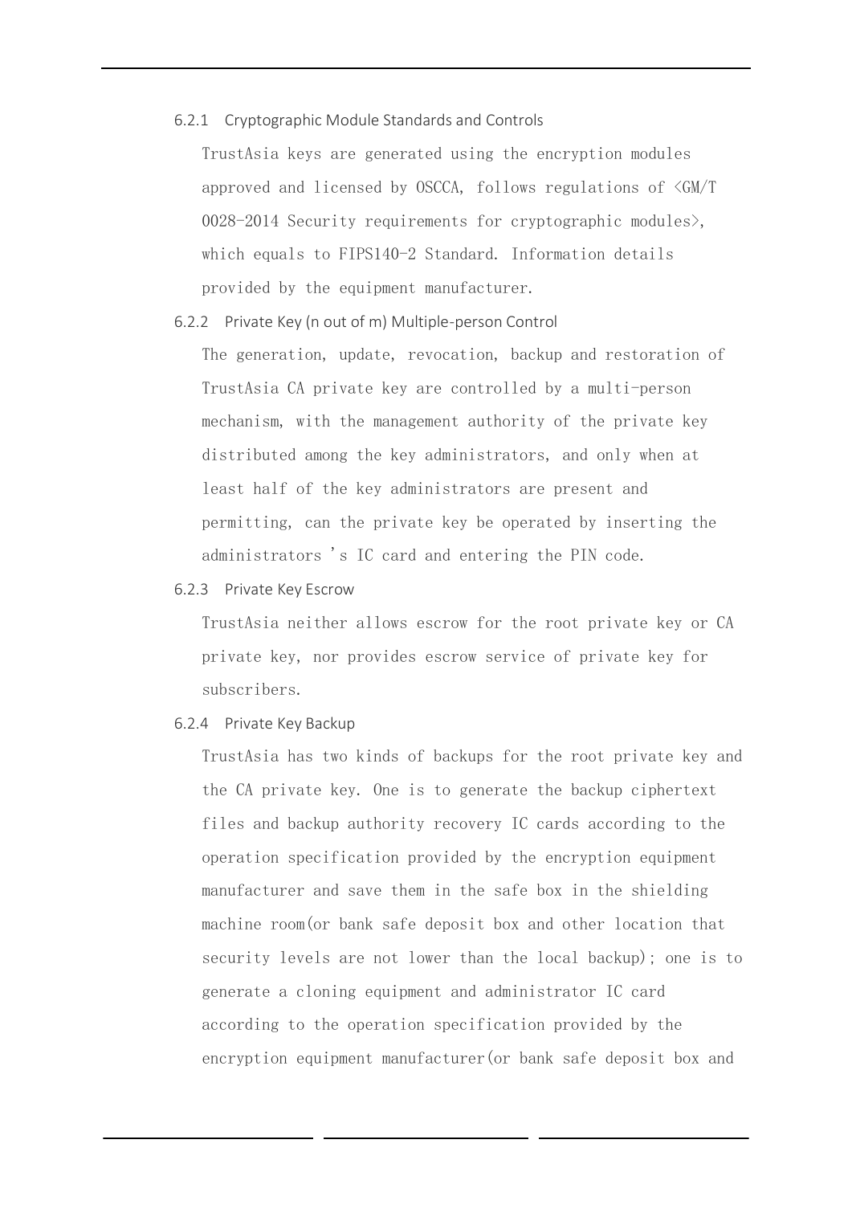### 6.2.1 Cryptographic Module Standards and Controls

TrustAsia keys are generated using the encryption modules approved and licensed by OSCCA, follows regulations of <GM/T 0028-2014 Security requirements for cryptographic modules>, which equals to FIPS140-2 Standard. Information details provided by the equipment manufacturer.

### 6.2.2 Private Key (n out of m) Multiple-person Control

The generation, update, revocation, backup and restoration of TrustAsia CA private key are controlled by a multi-person mechanism, with the management authority of the private key distributed among the key administrators, and only when at least half of the key administrators are present and permitting, can the private key be operated by inserting the administrators 's IC card and entering the PIN code.

### 6.2.3 Private Key Escrow

TrustAsia neither allows escrow for the root private key or CA private key, nor provides escrow service of private key for subscribers.

### 6.2.4 Private Key Backup

TrustAsia has two kinds of backups for the root private key and the CA private key. One is to generate the backup ciphertext files and backup authority recovery IC cards according to the operation specification provided by the encryption equipment manufacturer and save them in the safe box in the shielding machine room(or bank safe deposit box and other location that security levels are not lower than the local backup); one is to generate a cloning equipment and administrator IC card according to the operation specification provided by the encryption equipment manufacturer(or bank safe deposit box and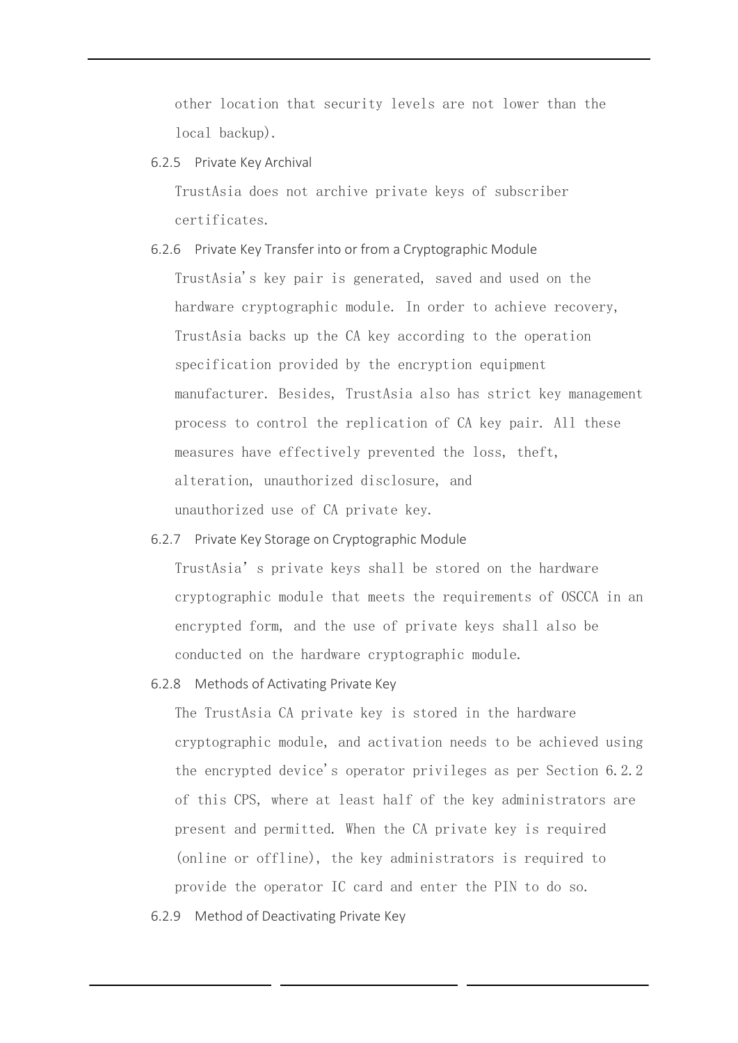other location that security levels are not lower than the local backup).

### 6.2.5 Private Key Archival

TrustAsia does not archive private keys of subscriber certificates.

### 6.2.6 Private Key Transfer into or from a Cryptographic Module

TrustAsia's key pair is generated, saved and used on the hardware cryptographic module. In order to achieve recovery, TrustAsia backs up the CA key according to the operation specification provided by the encryption equipment manufacturer. Besides, TrustAsia also has strict key management process to control the replication of CA key pair. All these measures have effectively prevented the loss, theft, alteration, unauthorized disclosure, and unauthorized use of CA private key.

### 6.2.7 Private Key Storage on Cryptographic Module

TrustAsia' s private keys shall be stored on the hardware cryptographic module that meets the requirements of OSCCA in an encrypted form, and the use of private keys shall also be conducted on the hardware cryptographic module.

### 6.2.8 Methods of Activating Private Key

The TrustAsia CA private key is stored in the hardware cryptographic module, and activation needs to be achieved using the encrypted device's operator privileges as per Section 6.2.2 of this CPS, where at least half of the key administrators are present and permitted. When the CA private key is required (online or offline), the key administrators is required to provide the operator IC card and enter the PIN to do so.

### 6.2.9 Method of Deactivating Private Key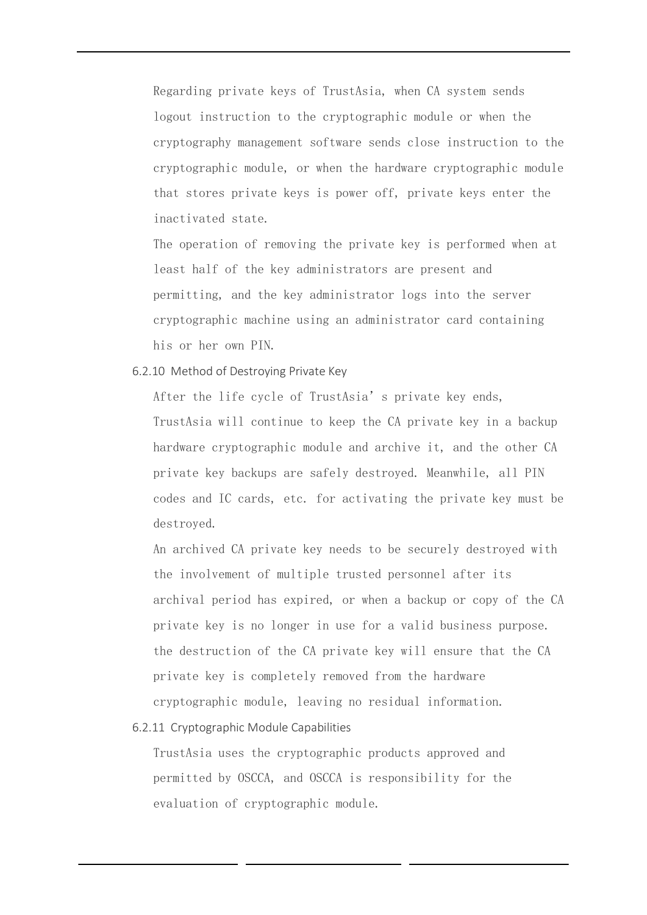Regarding private keys of TrustAsia, when CA system sends logout instruction to the cryptographic module or when the cryptography management software sends close instruction to the cryptographic module, or when the hardware cryptographic module that stores private keys is power off, private keys enter the inactivated state.

The operation of removing the private key is performed when at least half of the key administrators are present and permitting, and the key administrator logs into the server cryptographic machine using an administrator card containing his or her own PIN.

### 6.2.10 Method of Destroying Private Key

After the life cycle of TrustAsia's private key ends, TrustAsia will continue to keep the CA private key in a backup hardware cryptographic module and archive it, and the other CA private key backups are safely destroyed. Meanwhile, all PIN codes and IC cards, etc. for activating the private key must be destroyed.

An archived CA private key needs to be securely destroyed with the involvement of multiple trusted personnel after its archival period has expired, or when a backup or copy of the CA private key is no longer in use for a valid business purpose. the destruction of the CA private key will ensure that the CA private key is completely removed from the hardware cryptographic module, leaving no residual information.

### 6.2.11 Cryptographic Module Capabilities

TrustAsia uses the cryptographic products approved and permitted by OSCCA, and OSCCA is responsibility for the evaluation of cryptographic module.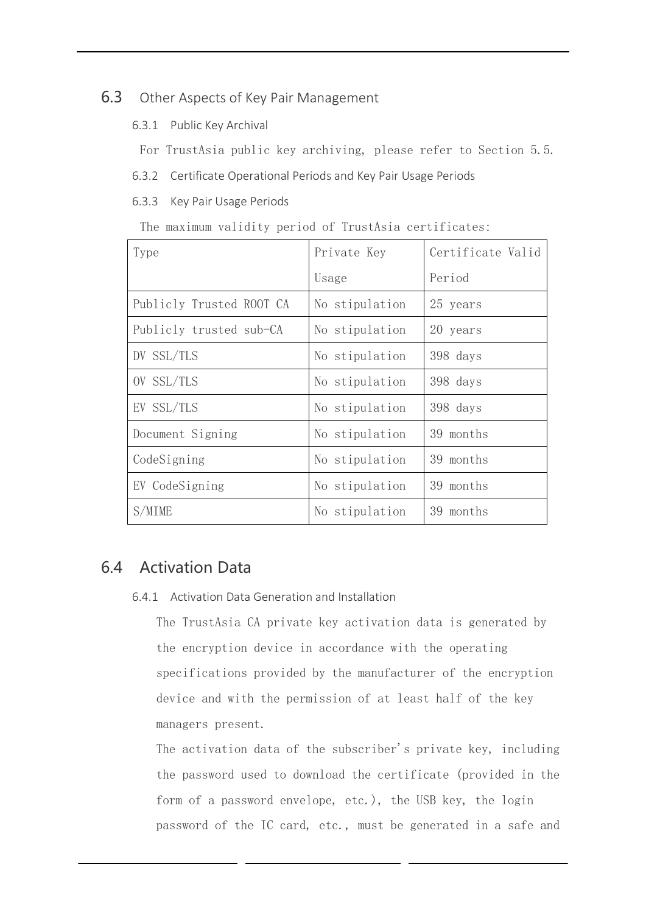## 6.3 Other Aspects of Key Pair Management

### 6.3.1 Public Key Archival

For TrustAsia public key archiving, please refer to Section 5.5.

### 6.3.2 Certificate Operational Periods and Key Pair Usage Periods

### 6.3.3 Key Pair Usage Periods

The maximum validity period of TrustAsia certificates:

| Type | Private Key Usage | Certificate Valid Period |
|---|---|---|
| Publicly Trusted ROOT CA | No stipulation | 25 years |
| Publicly trusted sub-CA | No stipulation | 20 years |
| DV SSL/TLS | No stipulation | 398 days |
| OV SSL/TLS | No stipulation | 398 days |
| EV SSL/TLS | No stipulation | 398 days |
| Document Signing | No stipulation | 39 months |
| CodeSigning | No stipulation | 39 months |
| EV CodeSigning | No stipulation | 39 months |
| S/MIME | No stipulation | 39 months |

## 6.4 Activation Data

### 6.4.1 Activation Data Generation and Installation

The TrustAsia CA private key activation data is generated by the encryption device in accordance with the operating specifications provided by the manufacturer of the encryption device and with the permission of at least half of the key managers present.

The activation data of the subscriber's private key, including the password used to download the certificate (provided in the form of a password envelope, etc.), the USB key, the login password of the IC card, etc., must be generated in a safe and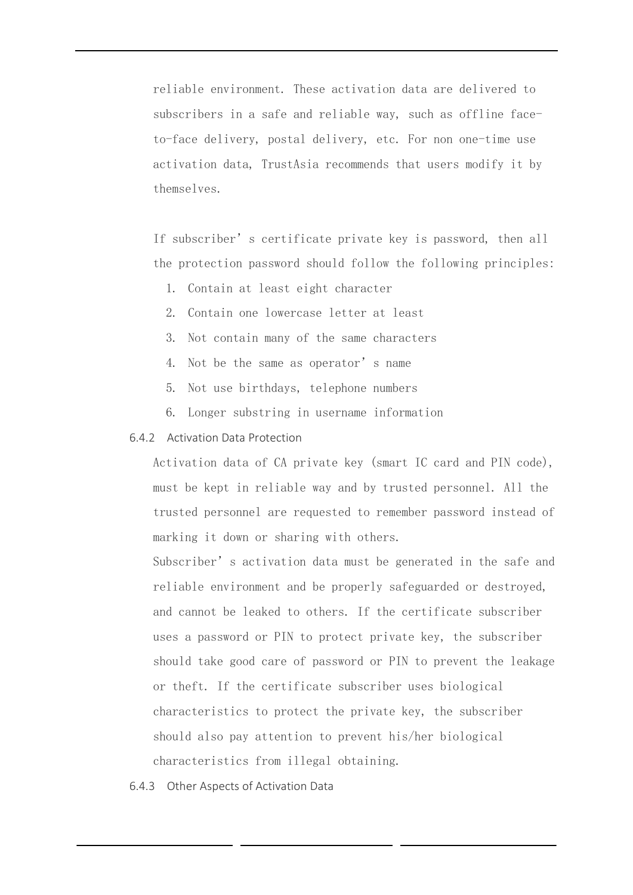reliable environment. These activation data are delivered to subscribers in a safe and reliable way, such as offline face-to-face delivery, postal delivery, etc. For non one-time use activation data, TrustAsia recommends that users modify it by themselves.

If subscriber's certificate private key is password, then all the protection password should follow the following principles:

1. Contain at least eight character
2. Contain one lowercase letter at least
3. Not contain many of the same characters
4. Not be the same as operator's name
5. Not use birthdays, telephone numbers
6. Longer substring in username information

### 6.4.2 Activation Data Protection

Activation data of CA private key (smart IC card and PIN code), must be kept in reliable way and by trusted personnel. All the trusted personnel are requested to remember password instead of marking it down or sharing with others.

Subscriber's activation data must be generated in the safe and reliable environment and be properly safeguarded or destroyed, and cannot be leaked to others. If the certificate subscriber uses a password or PIN to protect private key, the subscriber should take good care of password or PIN to prevent the leakage or theft. If the certificate subscriber uses biological characteristics to protect the private key, the subscriber should also pay attention to prevent his/her biological characteristics from illegal obtaining.

### 6.4.3 Other Aspects of Activation Data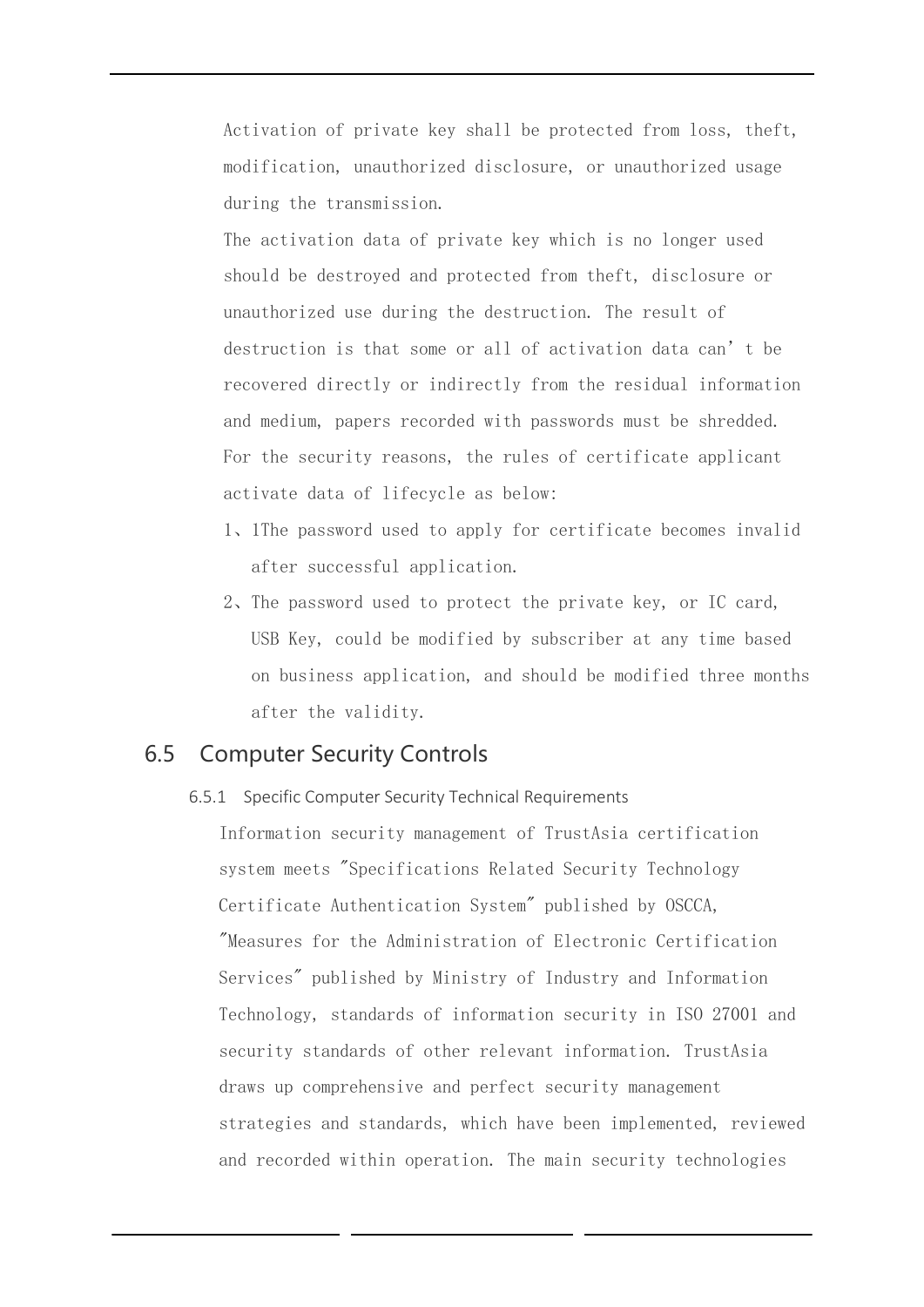Activation of private key shall be protected from loss, theft, modification, unauthorized disclosure, or unauthorized usage during the transmission.

The activation data of private key which is no longer used should be destroyed and protected from theft, disclosure or unauthorized use during the destruction. The result of destruction is that some or all of activation data can't be recovered directly or indirectly from the residual information and medium, papers recorded with passwords must be shredded.

For the security reasons, the rules of certificate applicant activate data of lifecycle as below:

1、1The password used to apply for certificate becomes invalid after successful application.

2、The password used to protect the private key, or IC card, USB Key, could be modified by subscriber at any time based on business application, and should be modified three months after the validity.

## 6.5 Computer Security Controls

### 6.5.1 Specific Computer Security Technical Requirements

Information security management of TrustAsia certification system meets "Specifications Related Security Technology Certificate Authentication System" published by OSCCA, "Measures for the Administration of Electronic Certification Services" published by Ministry of Industry and Information Technology, standards of information security in ISO 27001 and security standards of other relevant information. TrustAsia draws up comprehensive and perfect security management strategies and standards, which have been implemented, reviewed and recorded within operation. The main security technologies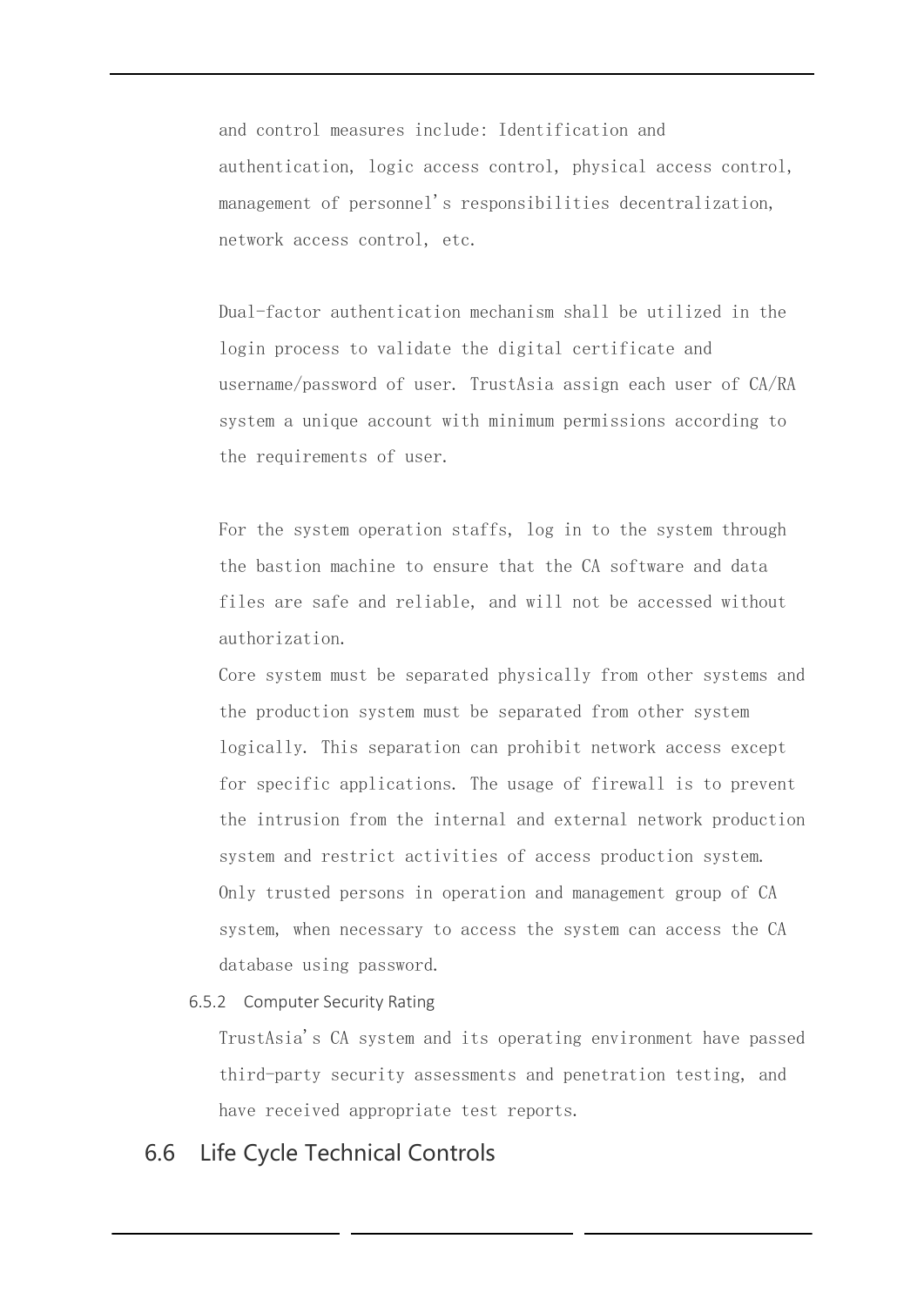and control measures include: Identification and authentication, logic access control, physical access control, management of personnel's responsibilities decentralization, network access control, etc.

Dual-factor authentication mechanism shall be utilized in the login process to validate the digital certificate and username/password of user. TrustAsia assign each user of CA/RA system a unique account with minimum permissions according to the requirements of user.

For the system operation staffs, log in to the system through the bastion machine to ensure that the CA software and data files are safe and reliable, and will not be accessed without authorization.

Core system must be separated physically from other systems and the production system must be separated from other system logically. This separation can prohibit network access except for specific applications. The usage of firewall is to prevent the intrusion from the internal and external network production system and restrict activities of access production system. Only trusted persons in operation and management group of CA system, when necessary to access the system can access the CA database using password.

### 6.5.2 Computer Security Rating

TrustAsia's CA system and its operating environment have passed third-party security assessments and penetration testing, and have received appropriate test reports.

## 6.6 Life Cycle Technical Controls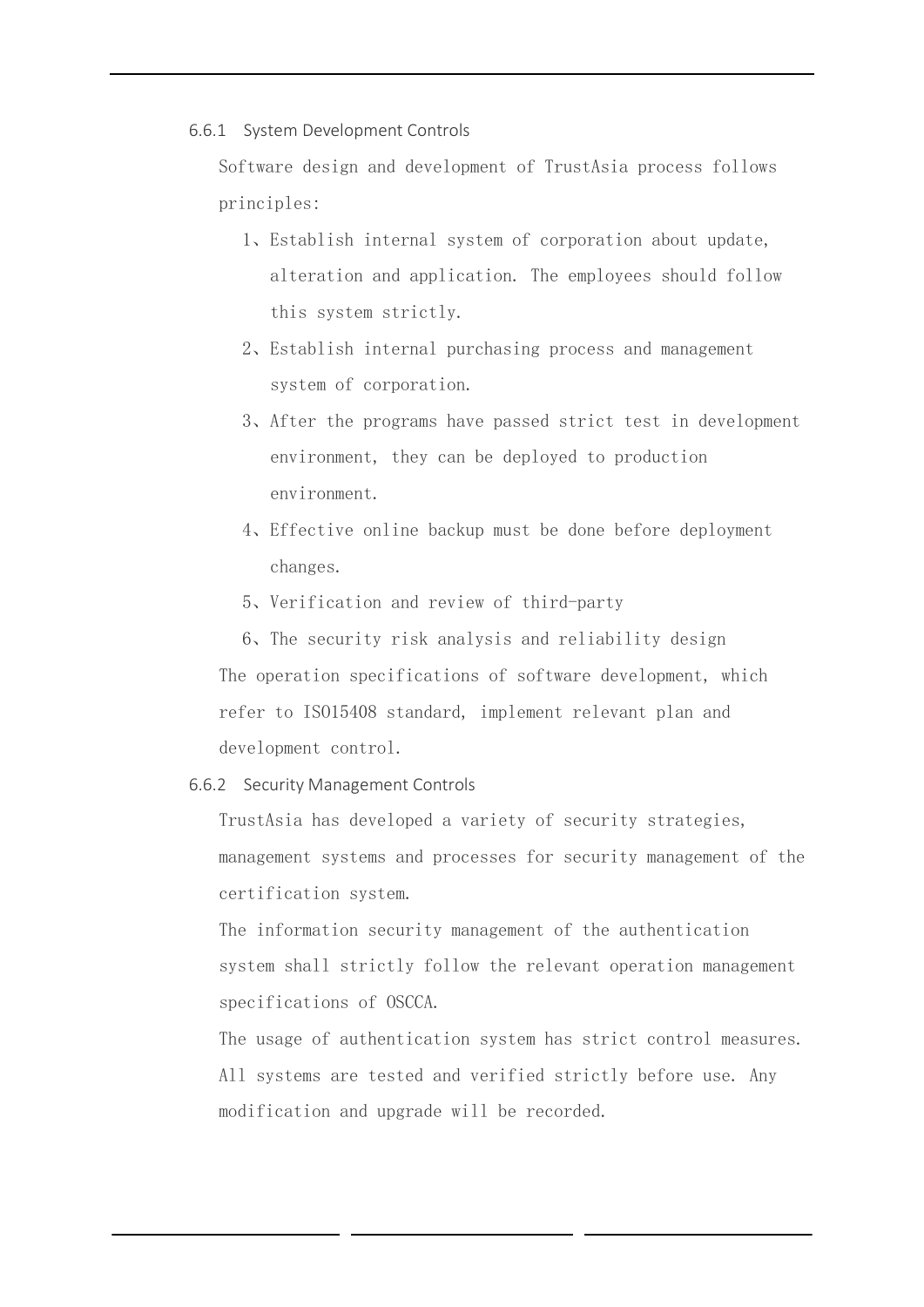### 6.6.1 System Development Controls

Software design and development of TrustAsia process follows principles:

1、Establish internal system of corporation about update, alteration and application. The employees should follow this system strictly.

2、Establish internal purchasing process and management system of corporation.

3、After the programs have passed strict test in development environment, they can be deployed to production environment.

4、Effective online backup must be done before deployment changes.

5、Verification and review of third-party

6、The security risk analysis and reliability design

The operation specifications of software development, which refer to ISO15408 standard, implement relevant plan and development control.

### 6.6.2 Security Management Controls

TrustAsia has developed a variety of security strategies, management systems and processes for security management of the certification system.

The information security management of the authentication system shall strictly follow the relevant operation management specifications of OSCCA.

The usage of authentication system has strict control measures. All systems are tested and verified strictly before use. Any modification and upgrade will be recorded.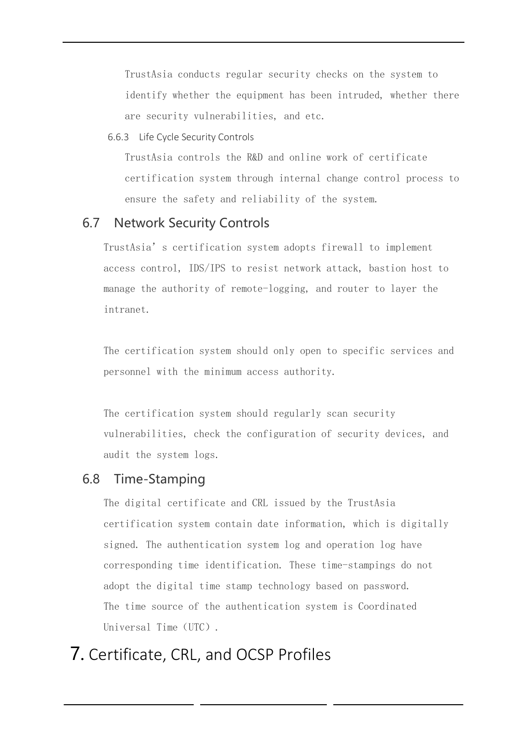TrustAsia conducts regular security checks on the system to identify whether the equipment has been intruded, whether there are security vulnerabilities, and etc.

#### 6.6.3 Life Cycle Security Controls

TrustAsia controls the R&D and online work of certificate certification system through internal change control process to ensure the safety and reliability of the system.

### 6.7 Network Security Controls

TrustAsia's certification system adopts firewall to implement access control, IDS/IPS to resist network attack, bastion host to manage the authority of remote-logging, and router to layer the intranet.

The certification system should only open to specific services and personnel with the minimum access authority.

The certification system should regularly scan security vulnerabilities, check the configuration of security devices, and audit the system logs.

### 6.8 Time-Stamping

The digital certificate and CRL issued by the TrustAsia certification system contain date information, which is digitally signed. The authentication system log and operation log have corresponding time identification. These time-stampings do not adopt the digital time stamp technology based on password.
The time source of the authentication system is Coordinated Universal Time (UTC).

## 7. Certificate, CRL, and OCSP Profiles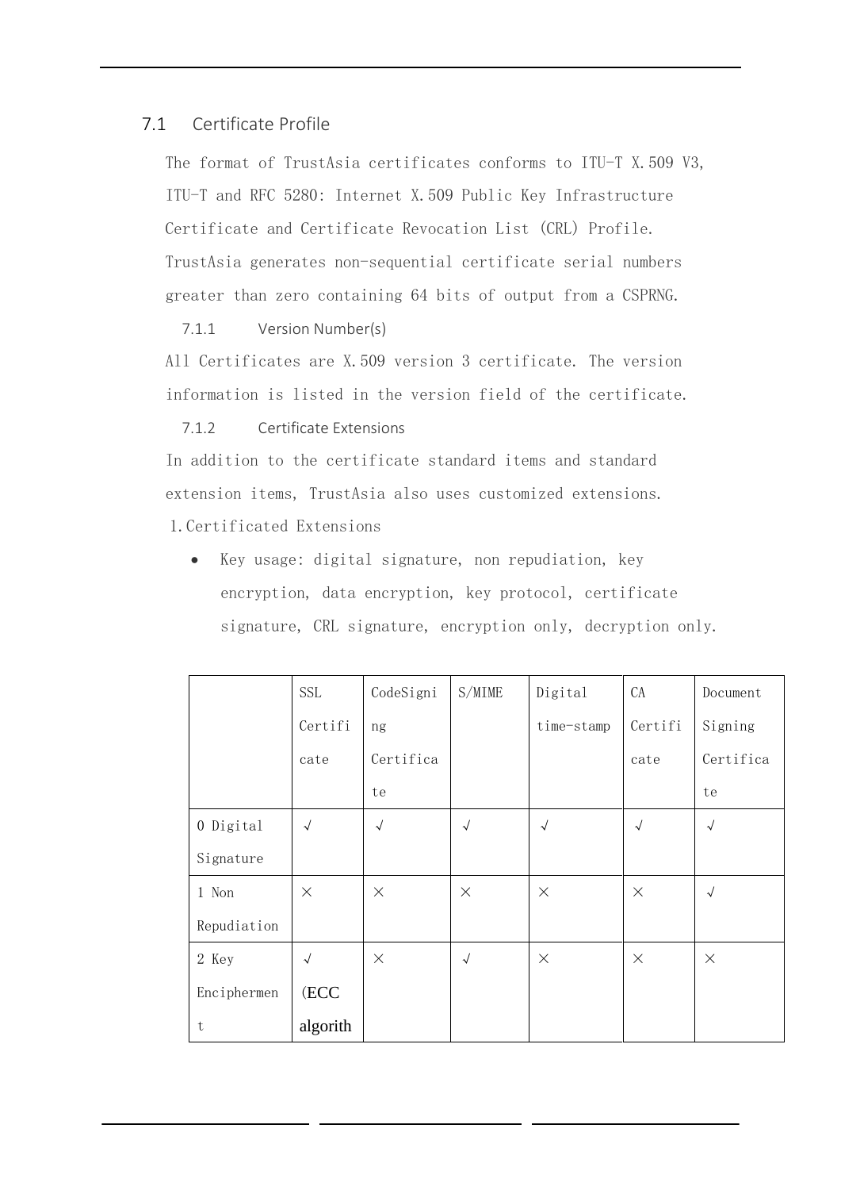## 7.1 Certificate Profile

The format of TrustAsia certificates conforms to ITU-T X.509 V3, ITU-T and RFC 5280: Internet X.509 Public Key Infrastructure Certificate and Certificate Revocation List (CRL) Profile. TrustAsia generates non-sequential certificate serial numbers greater than zero containing 64 bits of output from a CSPRNG.

### 7.1.1 Version Number(s)

All Certificates are X.509 version 3 certificate. The version information is listed in the version field of the certificate.

### 7.1.2 Certificate Extensions

In addition to the certificate standard items and standard extension items, TrustAsia also uses customized extensions.

1. Certificated Extensions

- Key usage: digital signature, non repudiation, key encryption, data encryption, key protocol, certificate signature, CRL signature, encryption only, decryption only.

| | SSL Certificate | CodeSigning Certificate | S/MIME | Digital time-stamp | CA Certificate | Document Signing Certificate |
|---|---|---|---|---|---|---|
| 0 Digital Signature | √ | √ | √ | √ | √ | √ |
| 1 Non Repudiation | × | × | × | × | × | √ |
| 2 Key Encipherment | √ (ECC algorith | × | √ | × | × | × |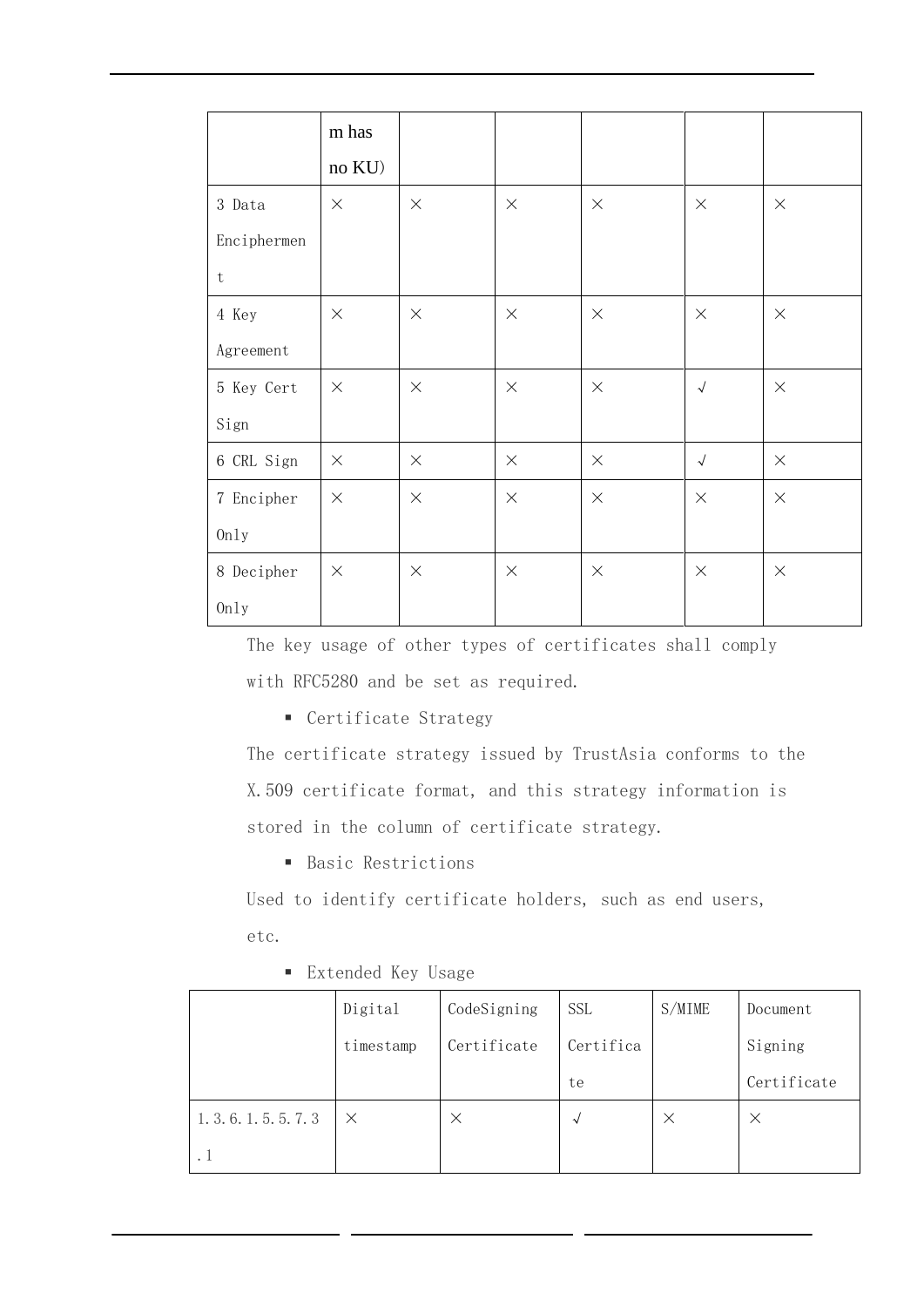| | m has no KU) | | | | | |
|---|---|---|---|---|---|---|
| 3 Data Encipherment | × | × | × | × | × | × |
| 4 Key Agreement | × | × | × | × | × | × |
| 5 Key Cert Sign | × | × | × | × | √ | × |
| 6 CRL Sign | × | × | × | × | √ | × |
| 7 Encipher Only | × | × | × | × | × | × |
| 8 Decipher Only | × | × | × | × | × | × |

The key usage of other types of certificates shall comply with RFC5280 and be set as required.

- Certificate Strategy

The certificate strategy issued by TrustAsia conforms to the X.509 certificate format, and this strategy information is stored in the column of certificate strategy.

- Basic Restrictions

Used to identify certificate holders, such as end users, etc.

- Extended Key Usage

| | Digital timestamp | CodeSigning Certificate | SSL Certificate | S/MIME | Document Signing Certificate |
|---|---|---|---|---|---|
| 1.3.6.1.5.5.7.3.1 | × | × | √ | × | × |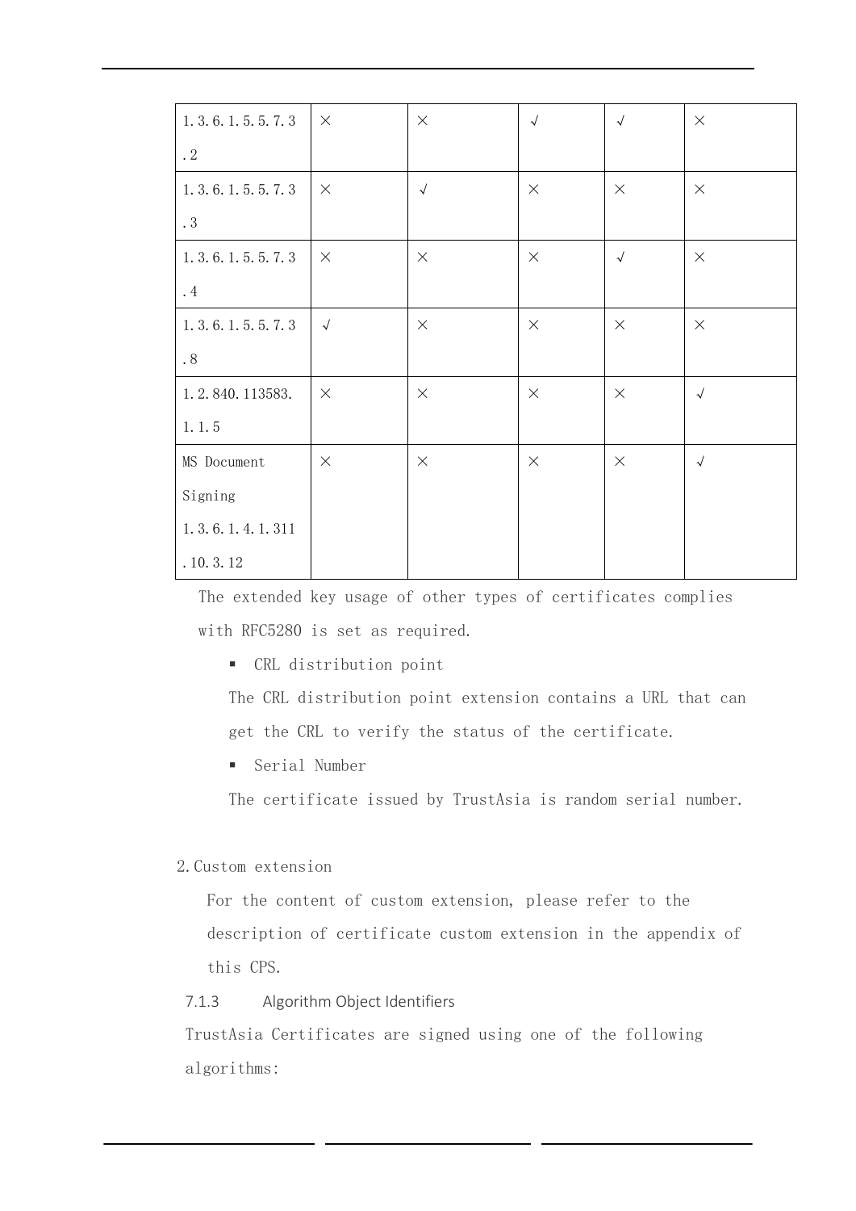| 1.3.6.1.5.5.7.3.2 | × | × | √ | √ | × |
|---|---|---|---|---|---|
| 1.3.6.1.5.5.7.3.3 | × | √ | × | × | × |
| 1.3.6.1.5.5.7.3.4 | × | × | × | √ | × |
| 1.3.6.1.5.5.7.3.8 | √ | × | × | × | × |
| 1.2.840.113583.1.1.5 | × | × | × | × | √ |
| MS Document Signing 1.3.6.1.4.1.311.10.3.12 | × | × | × | × | √ |

The extended key usage of other types of certificates complies with RFC5280 is set as required.

- CRL distribution point

  The CRL distribution point extension contains a URL that can get the CRL to verify the status of the certificate.

- Serial Number

  The certificate issued by TrustAsia is random serial number.

2. Custom extension

   For the content of custom extension, please refer to the description of certificate custom extension in the appendix of this CPS.

#### 7.1.3 Algorithm Object Identifiers

TrustAsia Certificates are signed using one of the following algorithms: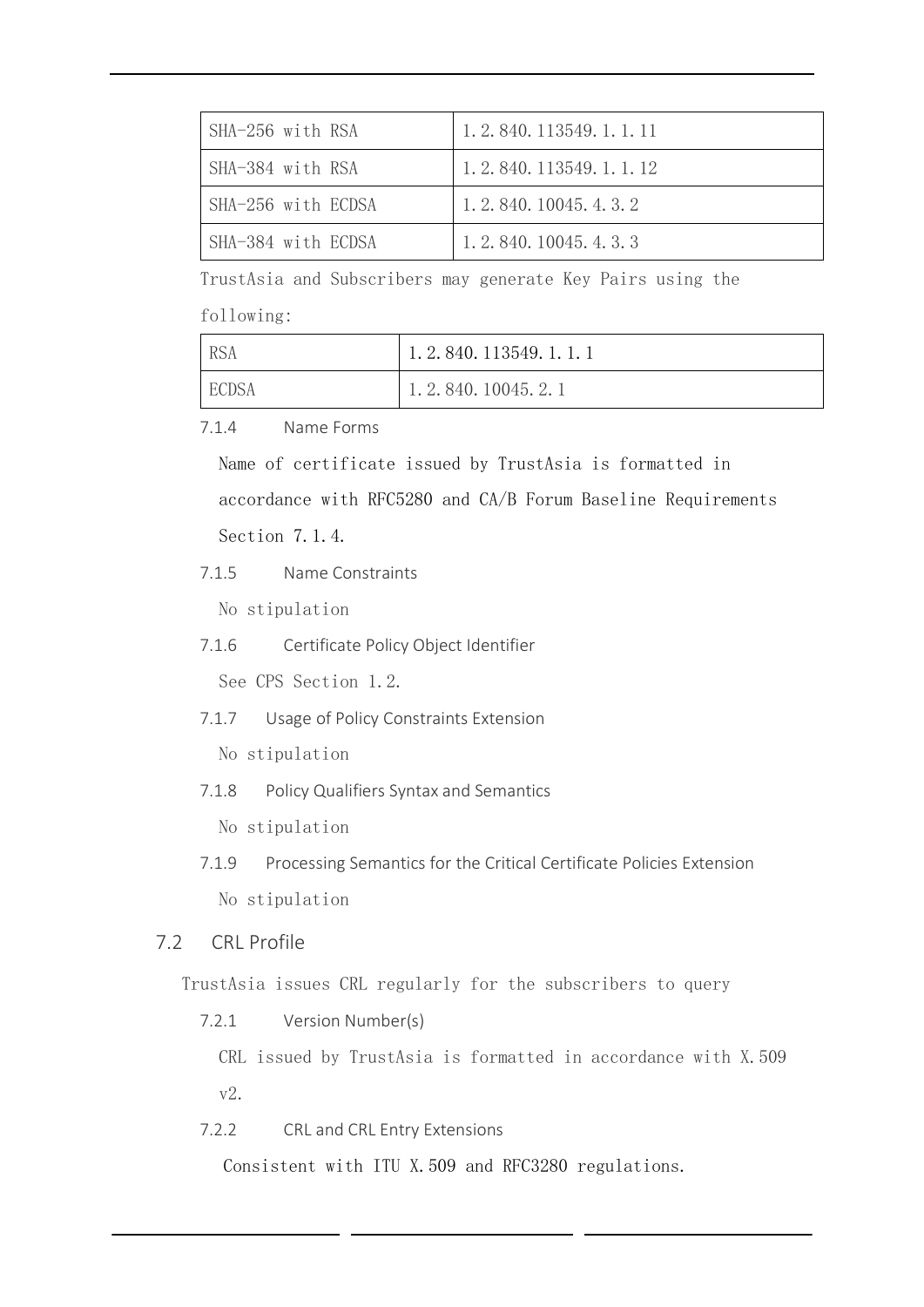| SHA-256 with RSA | 1.2.840.113549.1.1.11 |
|---|---|
| SHA-384 with RSA | 1.2.840.113549.1.1.12 |
| SHA-256 with ECDSA | 1.2.840.10045.4.3.2 |
| SHA-384 with ECDSA | 1.2.840.10045.4.3.3 |

TrustAsia and Subscribers may generate Key Pairs using the following:

| RSA | 1.2.840.113549.1.1.1 |
|---|---|
| ECDSA | 1.2.840.10045.2.1 |

#### 7.1.4 Name Forms

Name of certificate issued by TrustAsia is formatted in accordance with RFC5280 and CA/B Forum Baseline Requirements Section 7.1.4.

#### 7.1.5 Name Constraints

No stipulation

#### 7.1.6 Certificate Policy Object Identifier

See CPS Section 1.2.

#### 7.1.7 Usage of Policy Constraints Extension

No stipulation

#### 7.1.8 Policy Qualifiers Syntax and Semantics

No stipulation

#### 7.1.9 Processing Semantics for the Critical Certificate Policies Extension

No stipulation

### 7.2 CRL Profile

TrustAsia issues CRL regularly for the subscribers to query

#### 7.2.1 Version Number(s)

CRL issued by TrustAsia is formatted in accordance with X.509 v2.

#### 7.2.2 CRL and CRL Entry Extensions

Consistent with ITU X.509 and RFC3280 regulations.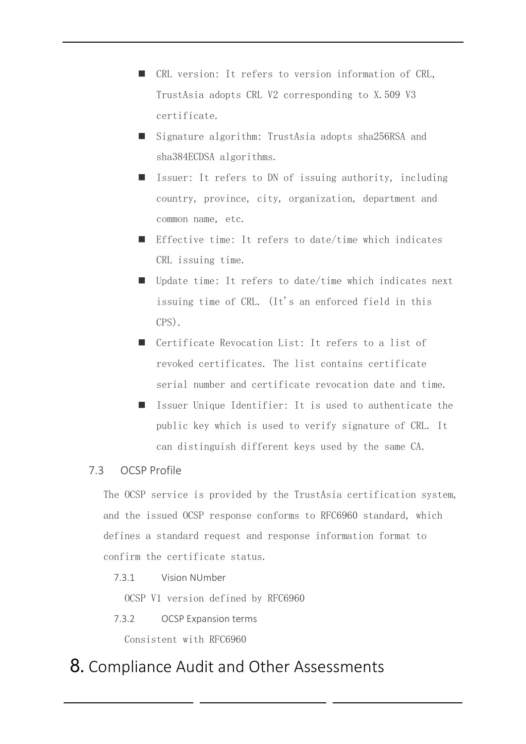- CRL version: It refers to version information of CRL, TrustAsia adopts CRL V2 corresponding to X.509 V3 certificate.
- Signature algorithm: TrustAsia adopts sha256RSA and sha384ECDSA algorithms.
- Issuer: It refers to DN of issuing authority, including country, province, city, organization, department and common name, etc.
- Effective time: It refers to date/time which indicates CRL issuing time.
- Update time: It refers to date/time which indicates next issuing time of CRL. (It's an enforced field in this CPS).
- Certificate Revocation List: It refers to a list of revoked certificates. The list contains certificate serial number and certificate revocation date and time.
- Issuer Unique Identifier: It is used to authenticate the public key which is used to verify signature of CRL. It can distinguish different keys used by the same CA.

## 7.3 OCSP Profile

The OCSP service is provided by the TrustAsia certification system, and the issued OCSP response conforms to RFC6960 standard, which defines a standard request and response information format to confirm the certificate status.

### 7.3.1 Vision NUmber

OCSP V1 version defined by RFC6960

### 7.3.2 OCSP Expansion terms

Consistent with RFC6960

# 8. Compliance Audit and Other Assessments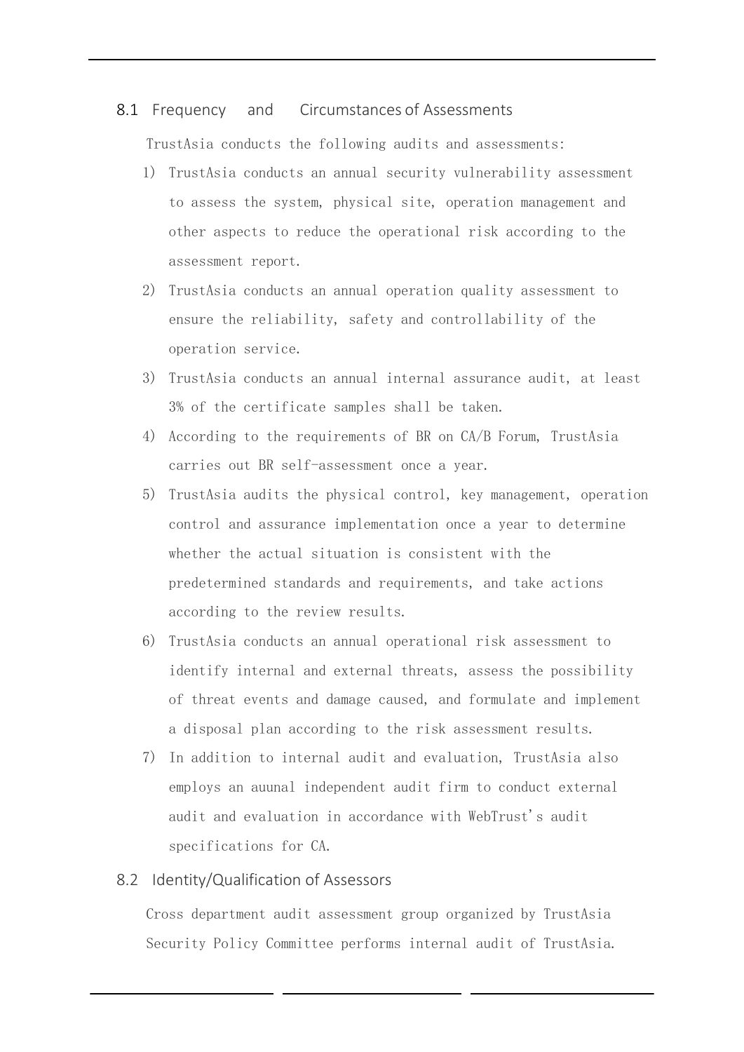## 8.1 Frequency and Circumstances of Assessments

TrustAsia conducts the following audits and assessments:

1) TrustAsia conducts an annual security vulnerability assessment to assess the system, physical site, operation management and other aspects to reduce the operational risk according to the assessment report.
2) TrustAsia conducts an annual operation quality assessment to ensure the reliability, safety and controllability of the operation service.
3) TrustAsia conducts an annual internal assurance audit, at least 3% of the certificate samples shall be taken.
4) According to the requirements of BR on CA/B Forum, TrustAsia carries out BR self-assessment once a year.
5) TrustAsia audits the physical control, key management, operation control and assurance implementation once a year to determine whether the actual situation is consistent with the predetermined standards and requirements, and take actions according to the review results.
6) TrustAsia conducts an annual operational risk assessment to identify internal and external threats, assess the possibility of threat events and damage caused, and formulate and implement a disposal plan according to the risk assessment results.
7) In addition to internal audit and evaluation, TrustAsia also employs an auunal independent audit firm to conduct external audit and evaluation in accordance with WebTrust's audit specifications for CA.

## 8.2 Identity/Qualification of Assessors

Cross department audit assessment group organized by TrustAsia Security Policy Committee performs internal audit of TrustAsia.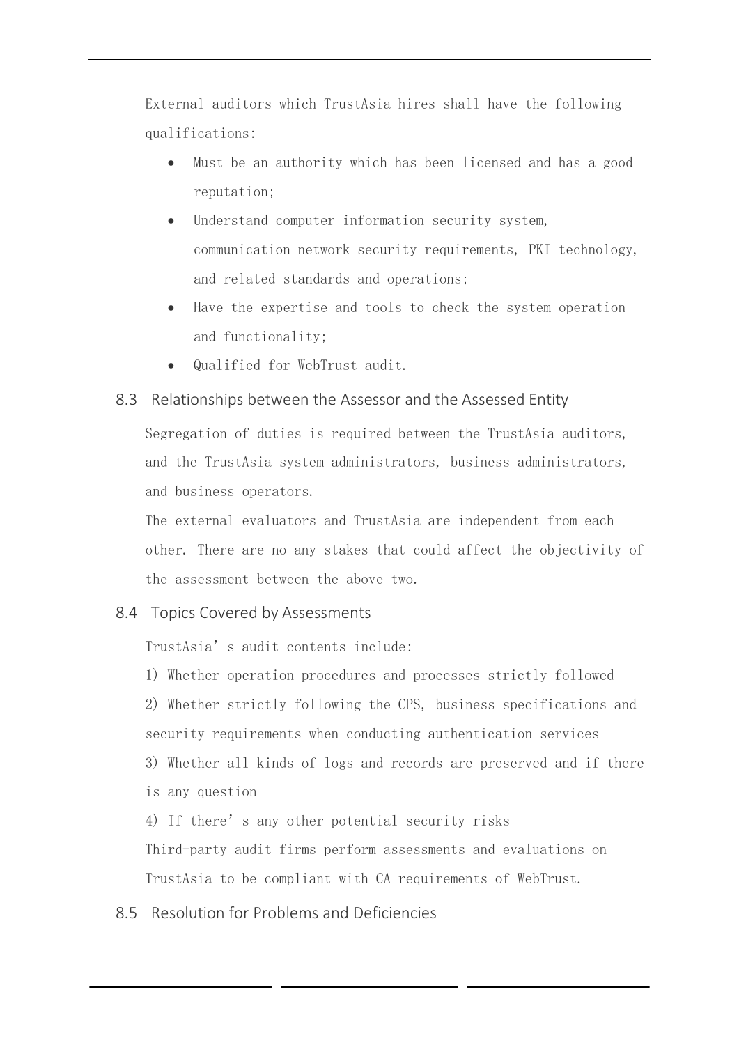External auditors which TrustAsia hires shall have the following qualifications:

- Must be an authority which has been licensed and has a good reputation;
- Understand computer information security system, communication network security requirements, PKI technology, and related standards and operations;
- Have the expertise and tools to check the system operation and functionality;
- Qualified for WebTrust audit.

## 8.3 Relationships between the Assessor and the Assessed Entity

Segregation of duties is required between the TrustAsia auditors, and the TrustAsia system administrators, business administrators, and business operators.

The external evaluators and TrustAsia are independent from each other. There are no any stakes that could affect the objectivity of the assessment between the above two.

## 8.4 Topics Covered by Assessments

TrustAsia's audit contents include:

1) Whether operation procedures and processes strictly followed

2) Whether strictly following the CPS, business specifications and security requirements when conducting authentication services

3) Whether all kinds of logs and records are preserved and if there is any question

4) If there's any other potential security risks

Third-party audit firms perform assessments and evaluations on TrustAsia to be compliant with CA requirements of WebTrust.

## 8.5 Resolution for Problems and Deficiencies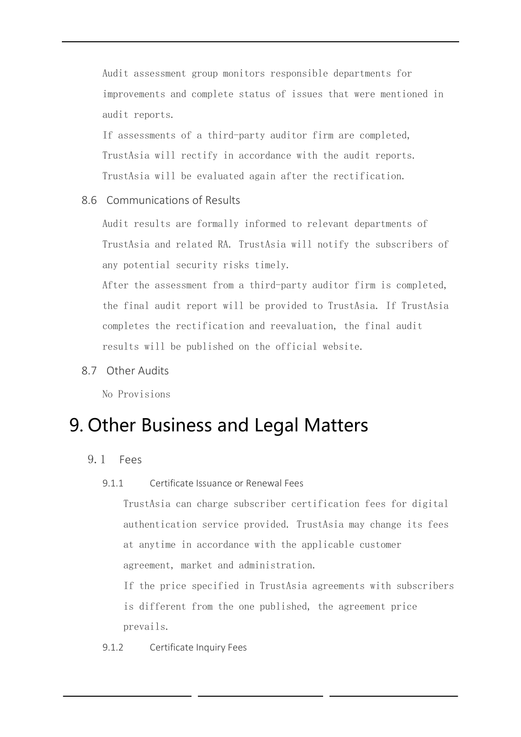Audit assessment group monitors responsible departments for improvements and complete status of issues that were mentioned in audit reports.

If assessments of a third-party auditor firm are completed, TrustAsia will rectify in accordance with the audit reports. TrustAsia will be evaluated again after the rectification.

### 8.6 Communications of Results

Audit results are formally informed to relevant departments of TrustAsia and related RA. TrustAsia will notify the subscribers of any potential security risks timely.

After the assessment from a third-party auditor firm is completed, the final audit report will be provided to TrustAsia. If TrustAsia completes the rectification and reevaluation, the final audit results will be published on the official website.

### 8.7 Other Audits

No Provisions

# 9. Other Business and Legal Matters

## 9.1 Fees

#### 9.1.1 Certificate Issuance or Renewal Fees

TrustAsia can charge subscriber certification fees for digital authentication service provided. TrustAsia may change its fees at anytime in accordance with the applicable customer agreement, market and administration.

If the price specified in TrustAsia agreements with subscribers is different from the one published, the agreement price prevails.

#### 9.1.2 Certificate Inquiry Fees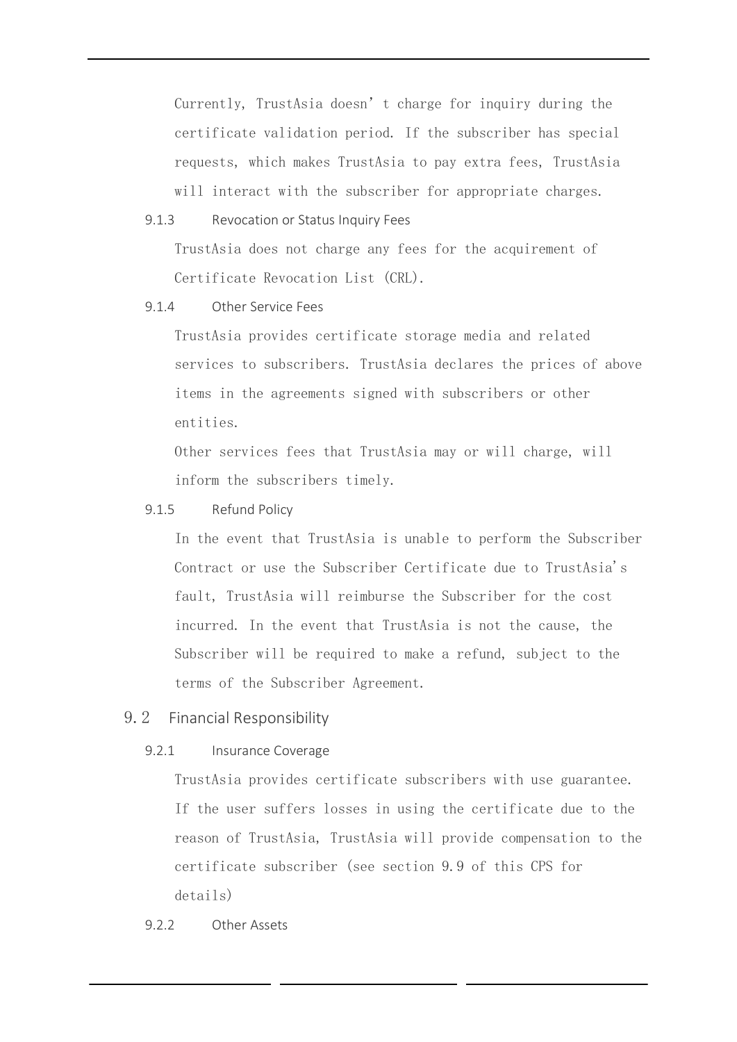Currently, TrustAsia doesn’t charge for inquiry during the certificate validation period. If the subscriber has special requests, which makes TrustAsia to pay extra fees, TrustAsia will interact with the subscriber for appropriate charges.

### 9.1.3 Revocation or Status Inquiry Fees

TrustAsia does not charge any fees for the acquirement of Certificate Revocation List (CRL).

### 9.1.4 Other Service Fees

TrustAsia provides certificate storage media and related services to subscribers. TrustAsia declares the prices of above items in the agreements signed with subscribers or other entities.

Other services fees that TrustAsia may or will charge, will inform the subscribers timely.

### 9.1.5 Refund Policy

In the event that TrustAsia is unable to perform the Subscriber Contract or use the Subscriber Certificate due to TrustAsia's fault, TrustAsia will reimburse the Subscriber for the cost incurred. In the event that TrustAsia is not the cause, the Subscriber will be required to make a refund, subject to the terms of the Subscriber Agreement.

## 9.2 Financial Responsibility

### 9.2.1 Insurance Coverage

TrustAsia provides certificate subscribers with use guarantee. If the user suffers losses in using the certificate due to the reason of TrustAsia, TrustAsia will provide compensation to the certificate subscriber (see section 9.9 of this CPS for details)

### 9.2.2 Other Assets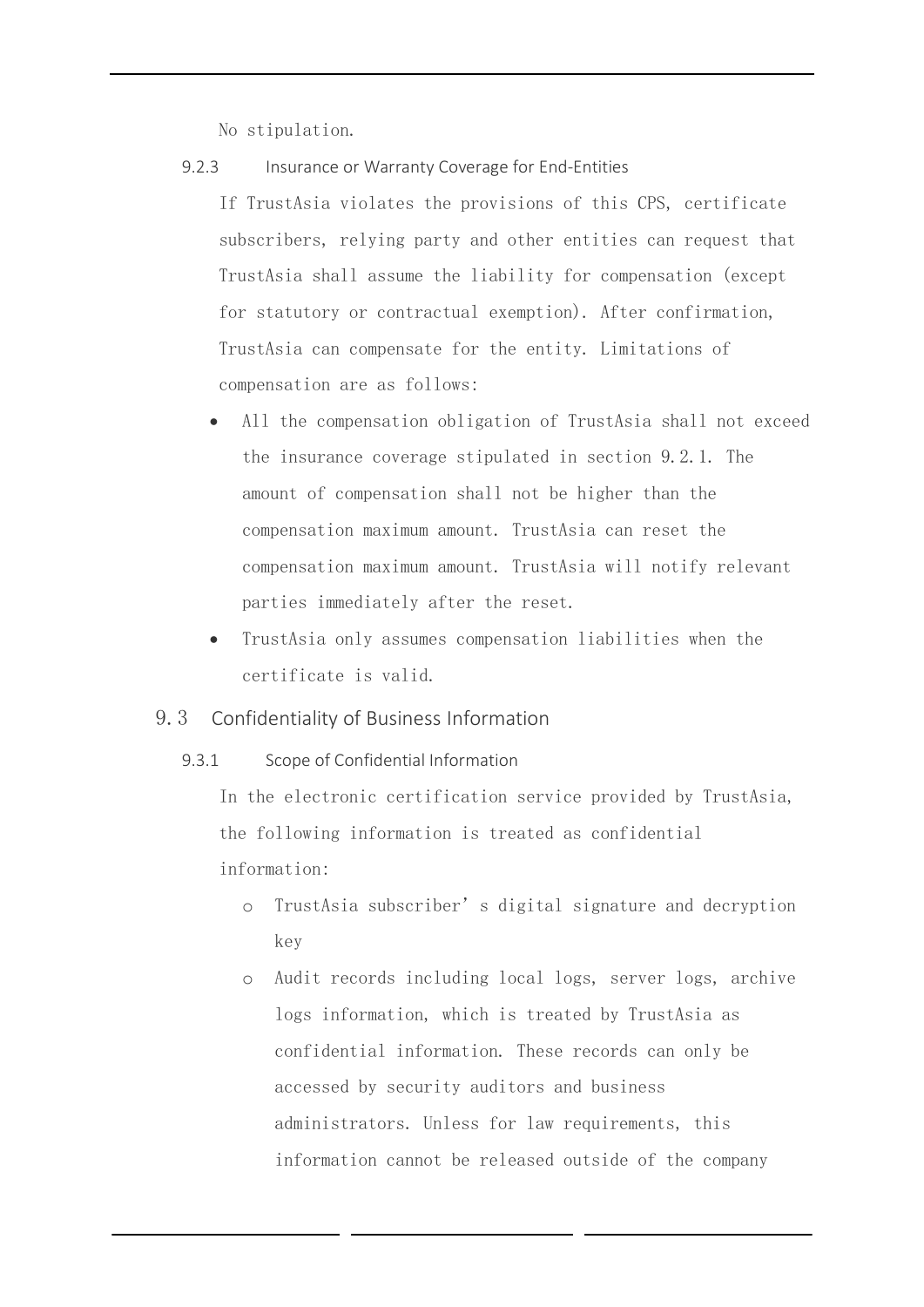No stipulation.

### 9.2.3 Insurance or Warranty Coverage for End-Entities

If TrustAsia violates the provisions of this CPS, certificate subscribers, relying party and other entities can request that TrustAsia shall assume the liability for compensation (except for statutory or contractual exemption). After confirmation, TrustAsia can compensate for the entity. Limitations of compensation are as follows:

- All the compensation obligation of TrustAsia shall not exceed the insurance coverage stipulated in section 9.2.1. The amount of compensation shall not be higher than the compensation maximum amount. TrustAsia can reset the compensation maximum amount. TrustAsia will notify relevant parties immediately after the reset.
- TrustAsia only assumes compensation liabilities when the certificate is valid.

## 9.3 Confidentiality of Business Information

### 9.3.1 Scope of Confidential Information

In the electronic certification service provided by TrustAsia, the following information is treated as confidential information:

- TrustAsia subscriber’s digital signature and decryption key
- Audit records including local logs, server logs, archive logs information, which is treated by TrustAsia as confidential information. These records can only be accessed by security auditors and business administrators. Unless for law requirements, this information cannot be released outside of the company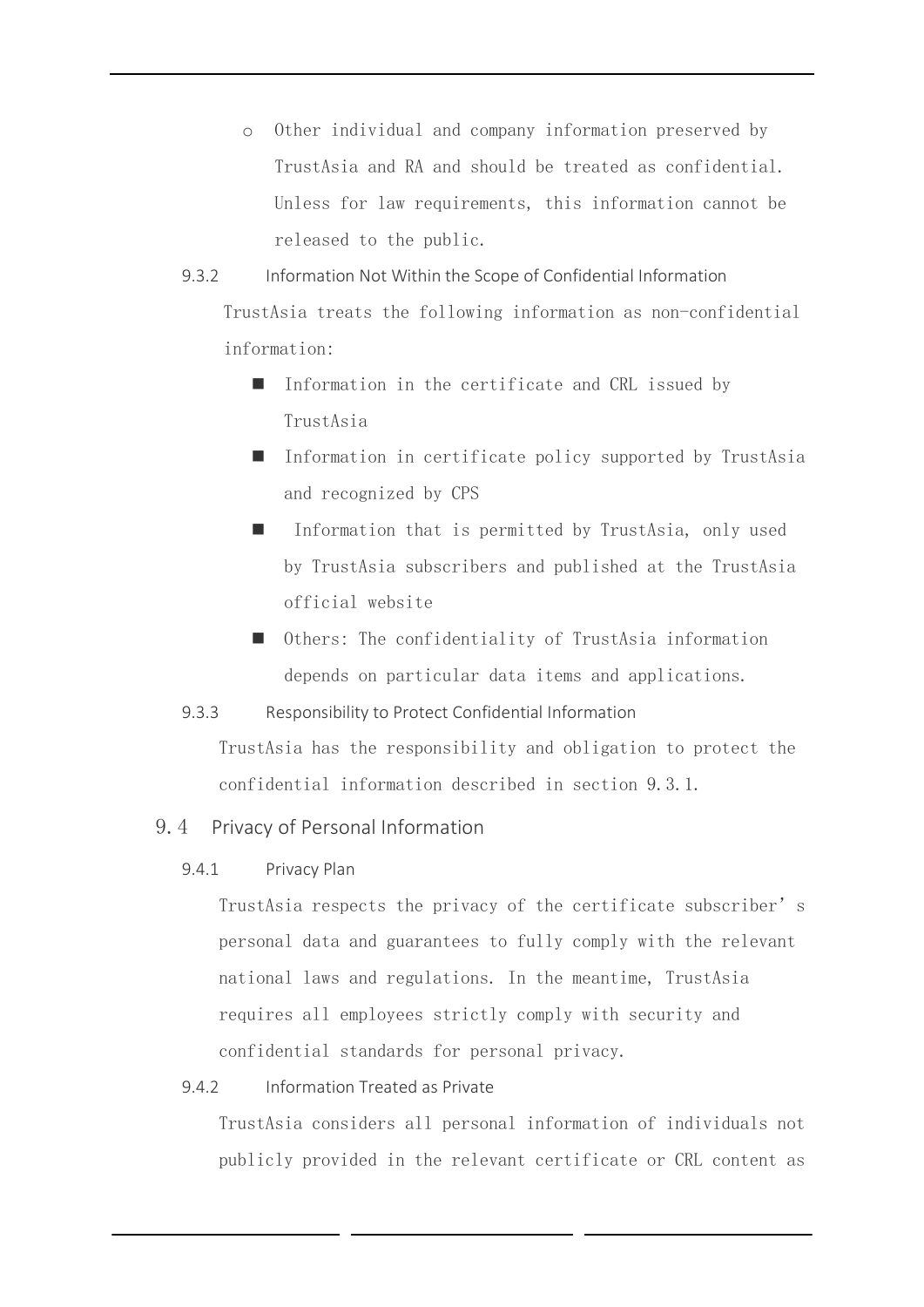- Other individual and company information preserved by TrustAsia and RA and should be treated as confidential. Unless for law requirements, this information cannot be released to the public.

#### 9.3.2 Information Not Within the Scope of Confidential Information

TrustAsia treats the following information as non-confidential information:

- Information in the certificate and CRL issued by TrustAsia
- Information in certificate policy supported by TrustAsia and recognized by CPS
- Information that is permitted by TrustAsia, only used by TrustAsia subscribers and published at the TrustAsia official website
- Others: The confidentiality of TrustAsia information depends on particular data items and applications.

#### 9.3.3 Responsibility to Protect Confidential Information

TrustAsia has the responsibility and obligation to protect the confidential information described in section 9.3.1.

### 9.4 Privacy of Personal Information

#### 9.4.1 Privacy Plan

TrustAsia respects the privacy of the certificate subscriber's personal data and guarantees to fully comply with the relevant national laws and regulations. In the meantime, TrustAsia requires all employees strictly comply with security and confidential standards for personal privacy.

#### 9.4.2 Information Treated as Private

TrustAsia considers all personal information of individuals not publicly provided in the relevant certificate or CRL content as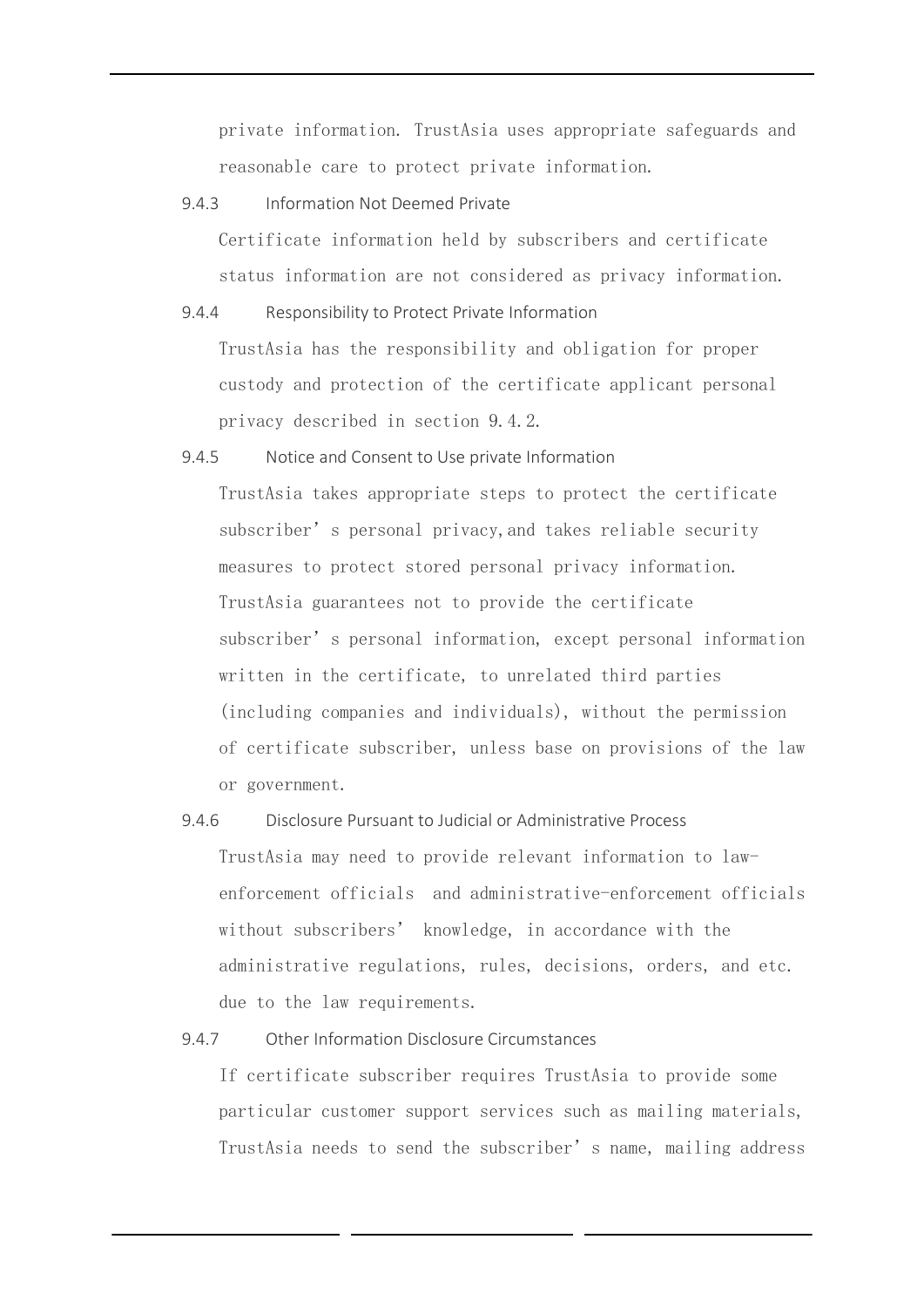private information. TrustAsia uses appropriate safeguards and reasonable care to protect private information.

#### 9.4.3 Information Not Deemed Private

Certificate information held by subscribers and certificate status information are not considered as privacy information.

#### 9.4.4 Responsibility to Protect Private Information

TrustAsia has the responsibility and obligation for proper custody and protection of the certificate applicant personal privacy described in section 9.4.2.

#### 9.4.5 Notice and Consent to Use private Information

TrustAsia takes appropriate steps to protect the certificate subscriber's personal privacy,and takes reliable security measures to protect stored personal privacy information. TrustAsia guarantees not to provide the certificate subscriber's personal information, except personal information written in the certificate, to unrelated third parties (including companies and individuals), without the permission of certificate subscriber, unless base on provisions of the law or government.

#### 9.4.6 Disclosure Pursuant to Judicial or Administrative Process

TrustAsia may need to provide relevant information to law-enforcement officials and administrative-enforcement officials without subscribers' knowledge, in accordance with the administrative regulations, rules, decisions, orders, and etc. due to the law requirements.

#### 9.4.7 Other Information Disclosure Circumstances

If certificate subscriber requires TrustAsia to provide some particular customer support services such as mailing materials, TrustAsia needs to send the subscriber's name, mailing address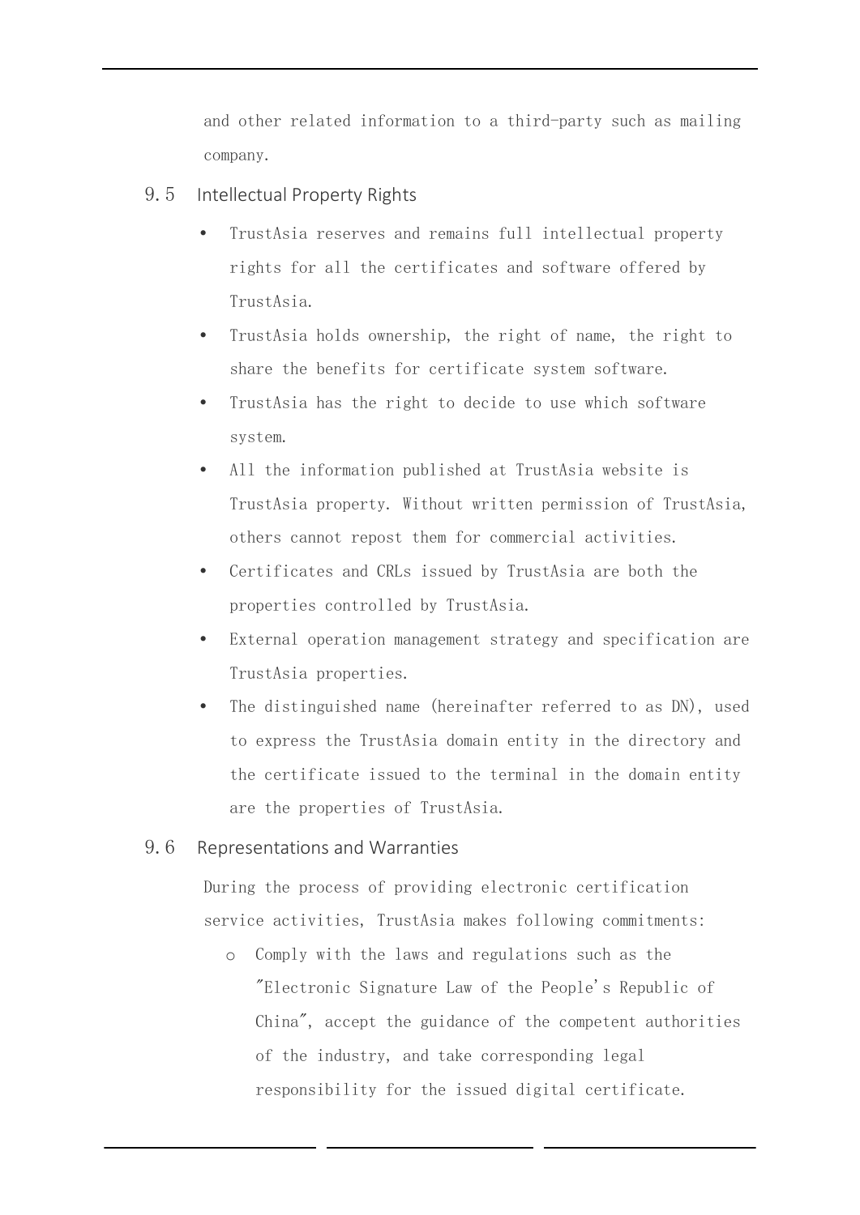and other related information to a third-party such as mailing company.

## 9.5 Intellectual Property Rights

- TrustAsia reserves and remains full intellectual property rights for all the certificates and software offered by TrustAsia.
- TrustAsia holds ownership, the right of name, the right to share the benefits for certificate system software.
- TrustAsia has the right to decide to use which software system.
- All the information published at TrustAsia website is TrustAsia property. Without written permission of TrustAsia, others cannot repost them for commercial activities.
- Certificates and CRLs issued by TrustAsia are both the properties controlled by TrustAsia.
- External operation management strategy and specification are TrustAsia properties.
- The distinguished name (hereinafter referred to as DN), used to express the TrustAsia domain entity in the directory and the certificate issued to the terminal in the domain entity are the properties of TrustAsia.

## 9.6 Representations and Warranties

During the process of providing electronic certification service activities, TrustAsia makes following commitments:

- Comply with the laws and regulations such as the "Electronic Signature Law of the People's Republic of China", accept the guidance of the competent authorities of the industry, and take corresponding legal responsibility for the issued digital certificate.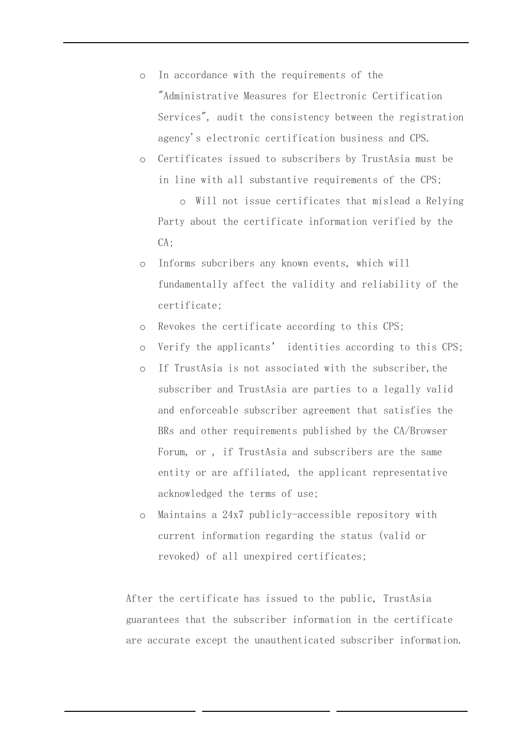- In accordance with the requirements of the "Administrative Measures for Electronic Certification Services", audit the consistency between the registration agency's electronic certification business and CPS.
- Certificates issued to subscribers by TrustAsia must be in line with all substantive requirements of the CPS;
  - Will not issue certificates that mislead a Relying Party about the certificate information verified by the CA;
- Informs subcribers any known events, which will fundamentally affect the validity and reliability of the certificate;
- Revokes the certificate according to this CPS;
- Verify the applicants' identities according to this CPS;
- If TrustAsia is not associated with the subscriber,the subscriber and TrustAsia are parties to a legally valid and enforceable subscriber agreement that satisfies the BRs and other requirements published by the CA/Browser Forum, or , if TrustAsia and subscribers are the same entity or are affiliated, the applicant representative acknowledged the terms of use;
- Maintains a 24x7 publicly-accessible repository with current information regarding the status (valid or revoked) of all unexpired certificates;

After the certificate has issued to the public, TrustAsia guarantees that the subscriber information in the certificate are accurate except the unauthenticated subscriber information.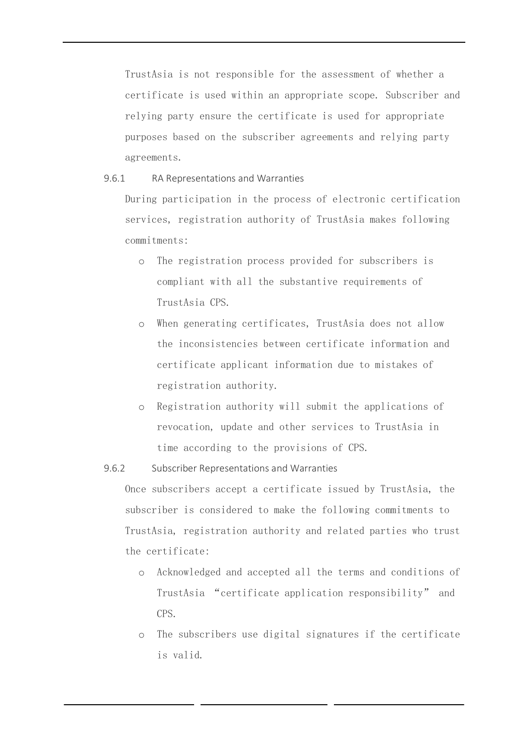TrustAsia is not responsible for the assessment of whether a certificate is used within an appropriate scope. Subscriber and relying party ensure the certificate is used for appropriate purposes based on the subscriber agreements and relying party agreements.

### 9.6.1 RA Representations and Warranties

During participation in the process of electronic certification services, registration authority of TrustAsia makes following commitments:

- The registration process provided for subscribers is compliant with all the substantive requirements of TrustAsia CPS.
- When generating certificates, TrustAsia does not allow the inconsistencies between certificate information and certificate applicant information due to mistakes of registration authority.
- Registration authority will submit the applications of revocation, update and other services to TrustAsia in time according to the provisions of CPS.

### 9.6.2 Subscriber Representations and Warranties

Once subscribers accept a certificate issued by TrustAsia, the subscriber is considered to make the following commitments to TrustAsia, registration authority and related parties who trust the certificate:

- Acknowledged and accepted all the terms and conditions of TrustAsia "certificate application responsibility" and CPS.
- The subscribers use digital signatures if the certificate is valid.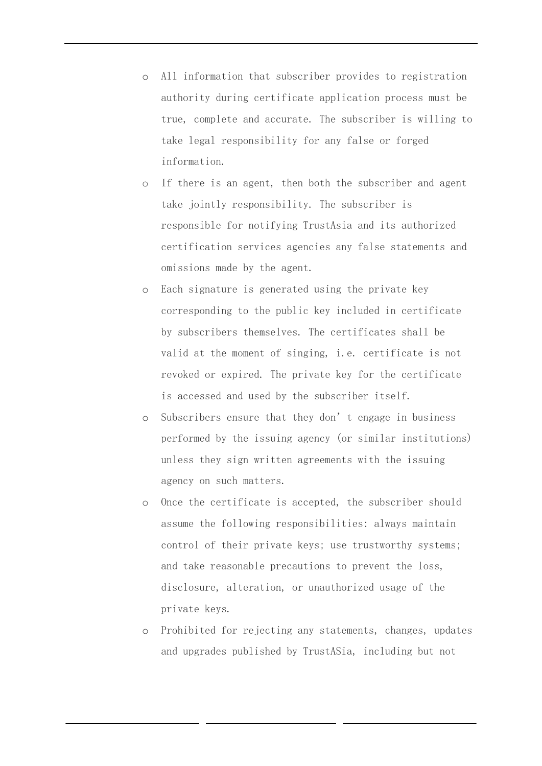- All information that subscriber provides to registration authority during certificate application process must be true, complete and accurate. The subscriber is willing to take legal responsibility for any false or forged information.
- If there is an agent, then both the subscriber and agent take jointly responsibility. The subscriber is responsible for notifying TrustAsia and its authorized certification services agencies any false statements and omissions made by the agent.
- Each signature is generated using the private key corresponding to the public key included in certificate by subscribers themselves. The certificates shall be valid at the moment of singing, i.e. certificate is not revoked or expired. The private key for the certificate is accessed and used by the subscriber itself.
- Subscribers ensure that they don't engage in business performed by the issuing agency (or similar institutions) unless they sign written agreements with the issuing agency on such matters.
- Once the certificate is accepted, the subscriber should assume the following responsibilities: always maintain control of their private keys; use trustworthy systems; and take reasonable precautions to prevent the loss, disclosure, alteration, or unauthorized usage of the private keys.
- Prohibited for rejecting any statements, changes, updates and upgrades published by TrustASia, including but not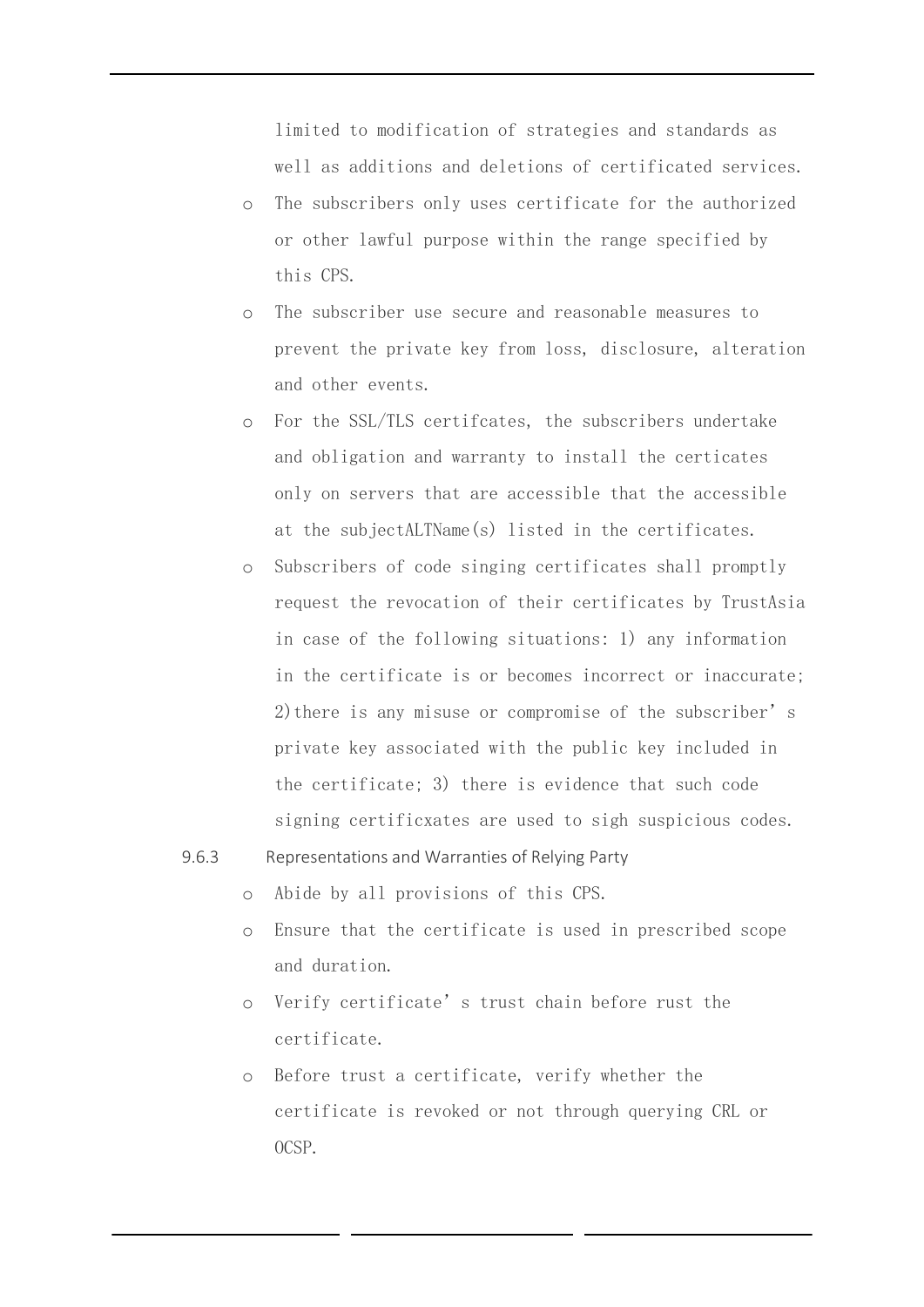limited to modification of strategies and standards as well as additions and deletions of certificated services.

- The subscribers only uses certificate for the authorized or other lawful purpose within the range specified by this CPS.
- The subscriber use secure and reasonable measures to prevent the private key from loss, disclosure, alteration and other events.
- For the SSL/TLS certifcates, the subscribers undertake and obligation and warranty to install the certicates only on servers that are accessible that the accessible at the subjectALTName(s) listed in the certificates.
- Subscribers of code singing certificates shall promptly request the revocation of their certificates by TrustAsia in case of the following situations: 1) any information in the certificate is or becomes incorrect or inaccurate; 2)there is any misuse or compromise of the subscriber's private key associated with the public key included in the certificate; 3) there is evidence that such code signing certificxates are used to sigh suspicious codes.

### 9.6.3 Representations and Warranties of Relying Party

- Abide by all provisions of this CPS.
- Ensure that the certificate is used in prescribed scope and duration.
- Verify certificate's trust chain before rust the certificate.
- Before trust a certificate, verify whether the certificate is revoked or not through querying CRL or OCSP.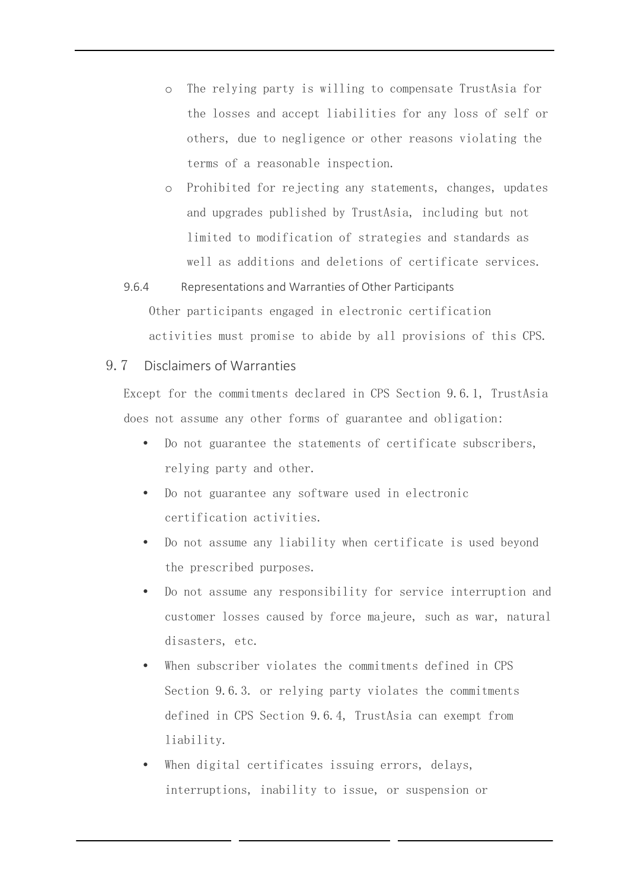- The relying party is willing to compensate TrustAsia for the losses and accept liabilities for any loss of self or others, due to negligence or other reasons violating the terms of a reasonable inspection.
  - Prohibited for rejecting any statements, changes, updates and upgrades published by TrustAsia, including but not limited to modification of strategies and standards as well as additions and deletions of certificate services.

### 9.6.4 Representations and Warranties of Other Participants

Other participants engaged in electronic certification activities must promise to abide by all provisions of this CPS.

## 9.7 Disclaimers of Warranties

Except for the commitments declared in CPS Section 9.6.1, TrustAsia does not assume any other forms of guarantee and obligation:

- Do not guarantee the statements of certificate subscribers, relying party and other.
- Do not guarantee any software used in electronic certification activities.
- Do not assume any liability when certificate is used beyond the prescribed purposes.
- Do not assume any responsibility for service interruption and customer losses caused by force majeure, such as war, natural disasters, etc.
- When subscriber violates the commitments defined in CPS Section 9.6.3. or relying party violates the commitments defined in CPS Section 9.6.4, TrustAsia can exempt from liability.
- When digital certificates issuing errors, delays, interruptions, inability to issue, or suspension or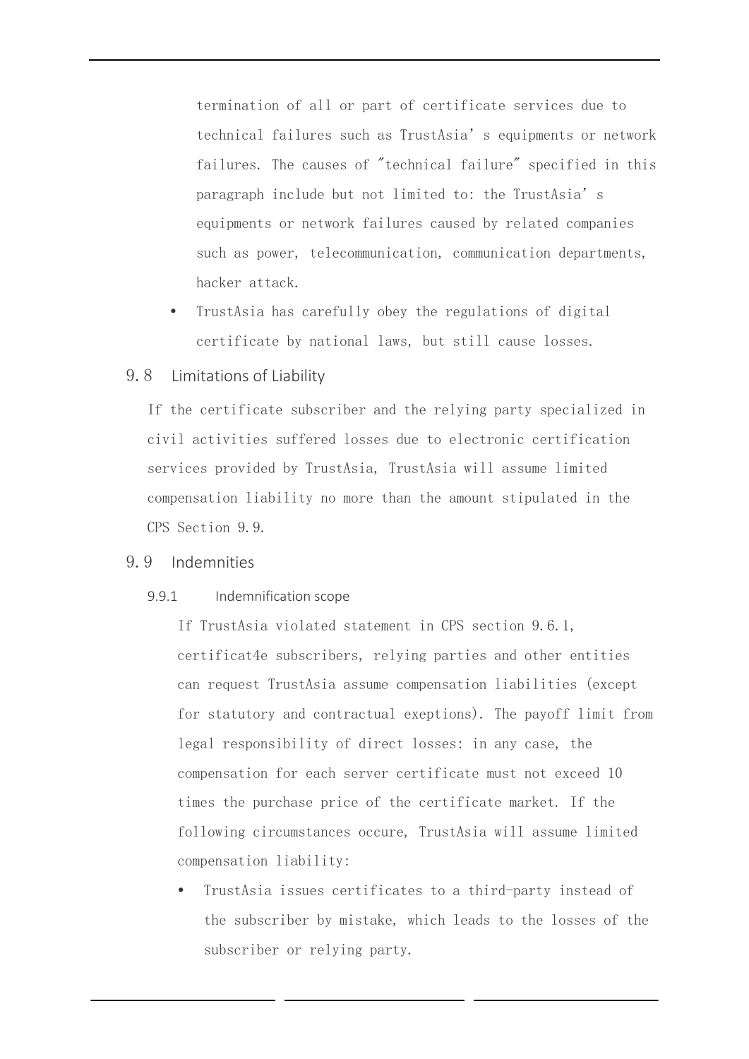termination of all or part of certificate services due to technical failures such as TrustAsia' s equipments or network failures. The causes of "technical failure" specified in this paragraph include but not limited to: the TrustAsia' s equipments or network failures caused by related companies such as power, telecommunication, communication departments, hacker attack.

- TrustAsia has carefully obey the regulations of digital certificate by national laws, but still cause losses.

## 9.8 Limitations of Liability

If the certificate subscriber and the relying party specialized in civil activities suffered losses due to electronic certification services provided by TrustAsia, TrustAsia will assume limited compensation liability no more than the amount stipulated in the CPS Section 9.9.

## 9.9 Indemnities

### 9.9.1 Indemnification scope

If TrustAsia violated statement in CPS section 9.6.1, certificat4e subscribers, relying parties and other entities can request TrustAsia assume compensation liabilities (except for statutory and contractual exeptions). The payoff limit from legal responsibility of direct losses: in any case, the compensation for each server certificate must not exceed 10 times the purchase price of the certificate market. If the following circumstances occure, TrustAsia will assume limited compensation liability:

- TrustAsia issues certificates to a third-party instead of the subscriber by mistake, which leads to the losses of the subscriber or relying party.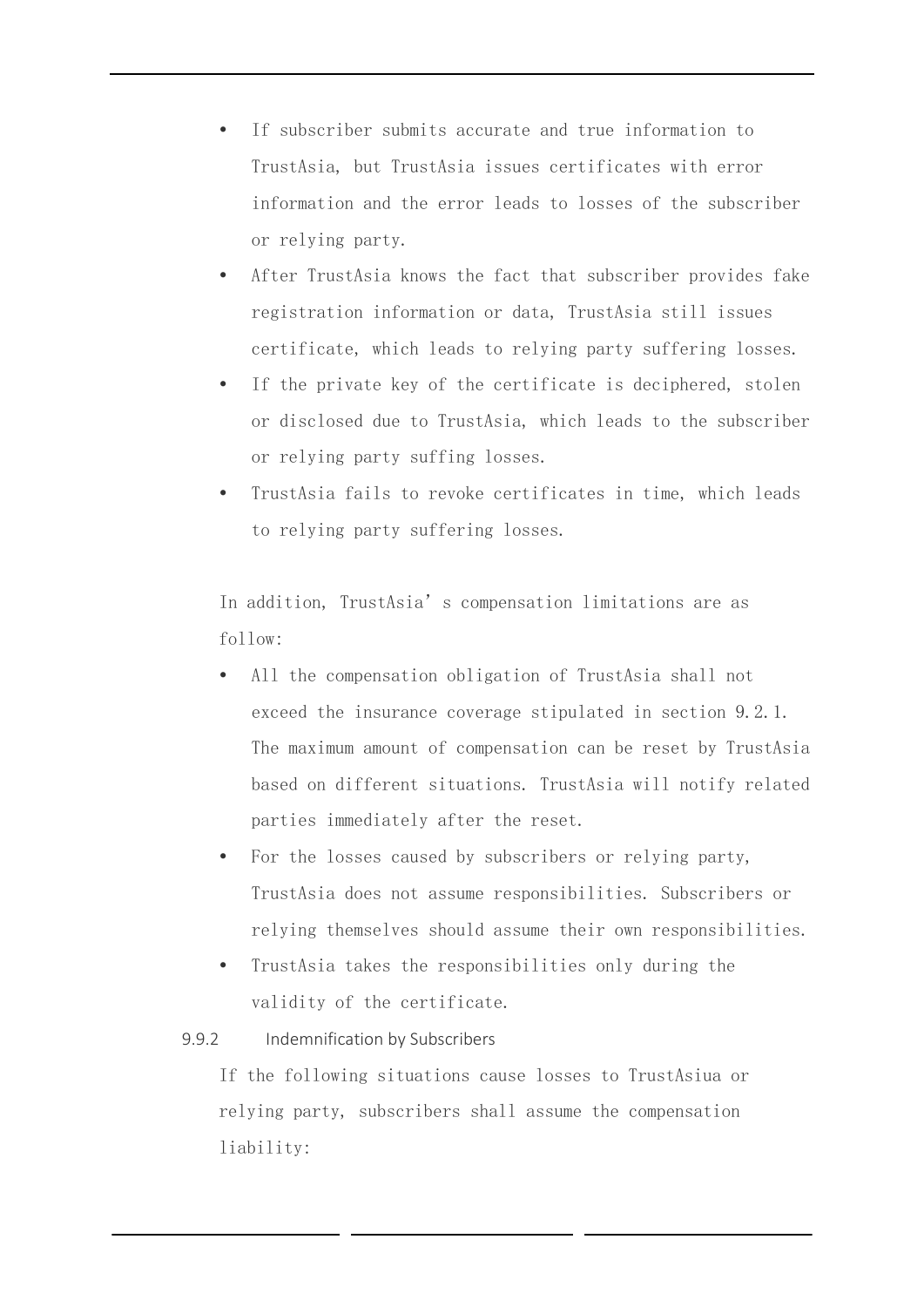- If subscriber submits accurate and true information to TrustAsia, but TrustAsia issues certificates with error information and the error leads to losses of the subscriber or relying party.
- After TrustAsia knows the fact that subscriber provides fake registration information or data, TrustAsia still issues certificate, which leads to relying party suffering losses.
- If the private key of the certificate is deciphered, stolen or disclosed due to TrustAsia, which leads to the subscriber or relying party suffing losses.
- TrustAsia fails to revoke certificates in time, which leads to relying party suffering losses.

In addition, TrustAsia's compensation limitations are as follow:

- All the compensation obligation of TrustAsia shall not exceed the insurance coverage stipulated in section 9.2.1. The maximum amount of compensation can be reset by TrustAsia based on different situations. TrustAsia will notify related parties immediately after the reset.
- For the losses caused by subscribers or relying party, TrustAsia does not assume responsibilities. Subscribers or relying themselves should assume their own responsibilities.
- TrustAsia takes the responsibilities only during the validity of the certificate.

### 9.9.2 Indemnification by Subscribers

If the following situations cause losses to TrustAsiua or relying party, subscribers shall assume the compensation liability: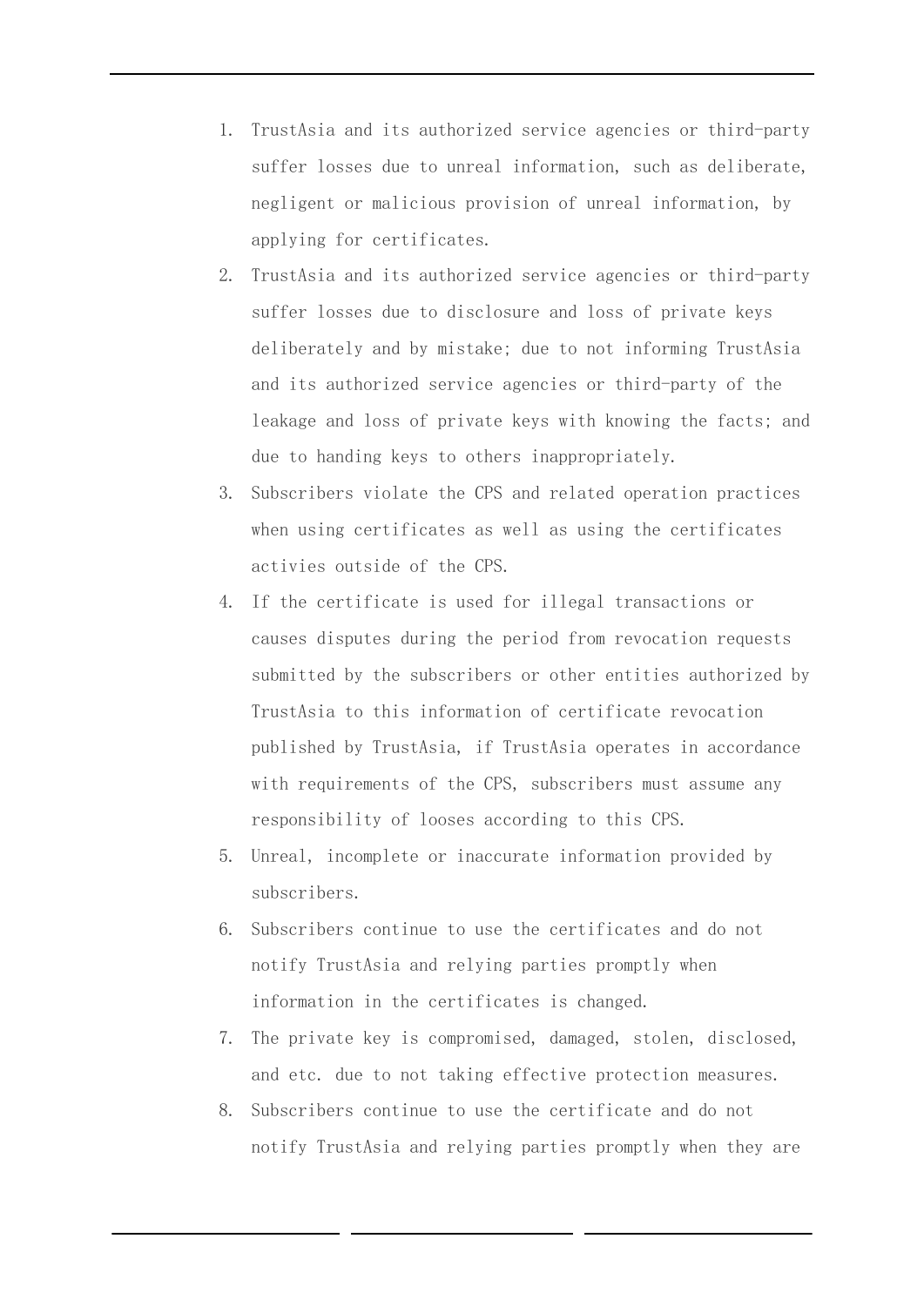1. TrustAsia and its authorized service agencies or third-party suffer losses due to unreal information, such as deliberate, negligent or malicious provision of unreal information, by applying for certificates.
2. TrustAsia and its authorized service agencies or third-party suffer losses due to disclosure and loss of private keys deliberately and by mistake; due to not informing TrustAsia and its authorized service agencies or third-party of the leakage and loss of private keys with knowing the facts; and due to handing keys to others inappropriately.
3. Subscribers violate the CPS and related operation practices when using certificates as well as using the certificates activies outside of the CPS.
4. If the certificate is used for illegal transactions or causes disputes during the period from revocation requests submitted by the subscribers or other entities authorized by TrustAsia to this information of certificate revocation published by TrustAsia, if TrustAsia operates in accordance with requirements of the CPS, subscribers must assume any responsibility of looses according to this CPS.
5. Unreal, incomplete or inaccurate information provided by subscribers.
6. Subscribers continue to use the certificates and do not notify TrustAsia and relying parties promptly when information in the certificates is changed.
7. The private key is compromised, damaged, stolen, disclosed, and etc. due to not taking effective protection measures.
8. Subscribers continue to use the certificate and do not notify TrustAsia and relying parties promptly when they are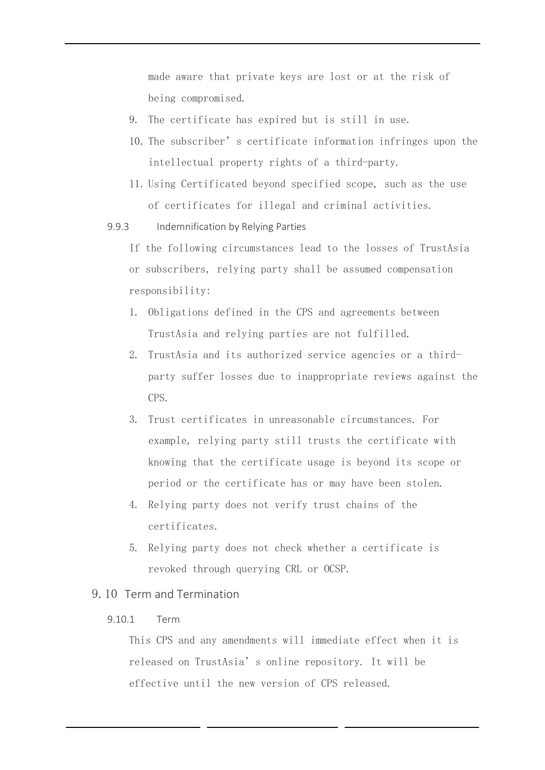made aware that private keys are lost or at the risk of being compromised.

9. The certificate has expired but is still in use.
10. The subscriber’s certificate information infringes upon the intellectual property rights of a third-party.
11. Using Certificated beyond specified scope, such as the use of certificates for illegal and criminal activities.

#### 9.9.3 Indemnification by Relying Parties

If the following circumstances lead to the losses of TrustAsia or subscribers, relying party shall be assumed compensation responsibility:

1. Obligations defined in the CPS and agreements between TrustAsia and relying parties are not fulfilled.
2. TrustAsia and its authorized service agencies or a third-party suffer losses due to inappropriate reviews against the CPS.
3. Trust certificates in unreasonable circumstances. For example, relying party still trusts the certificate with knowing that the certificate usage is beyond its scope or period or the certificate has or may have been stolen.
4. Relying party does not verify trust chains of the certificates.
5. Relying party does not check whether a certificate is revoked through querying CRL or OCSP.

### 9.10 Term and Termination

#### 9.10.1 Term

This CPS and any amendments will immediate effect when it is released on TrustAsia’s online repository. It will be effective until the new version of CPS released.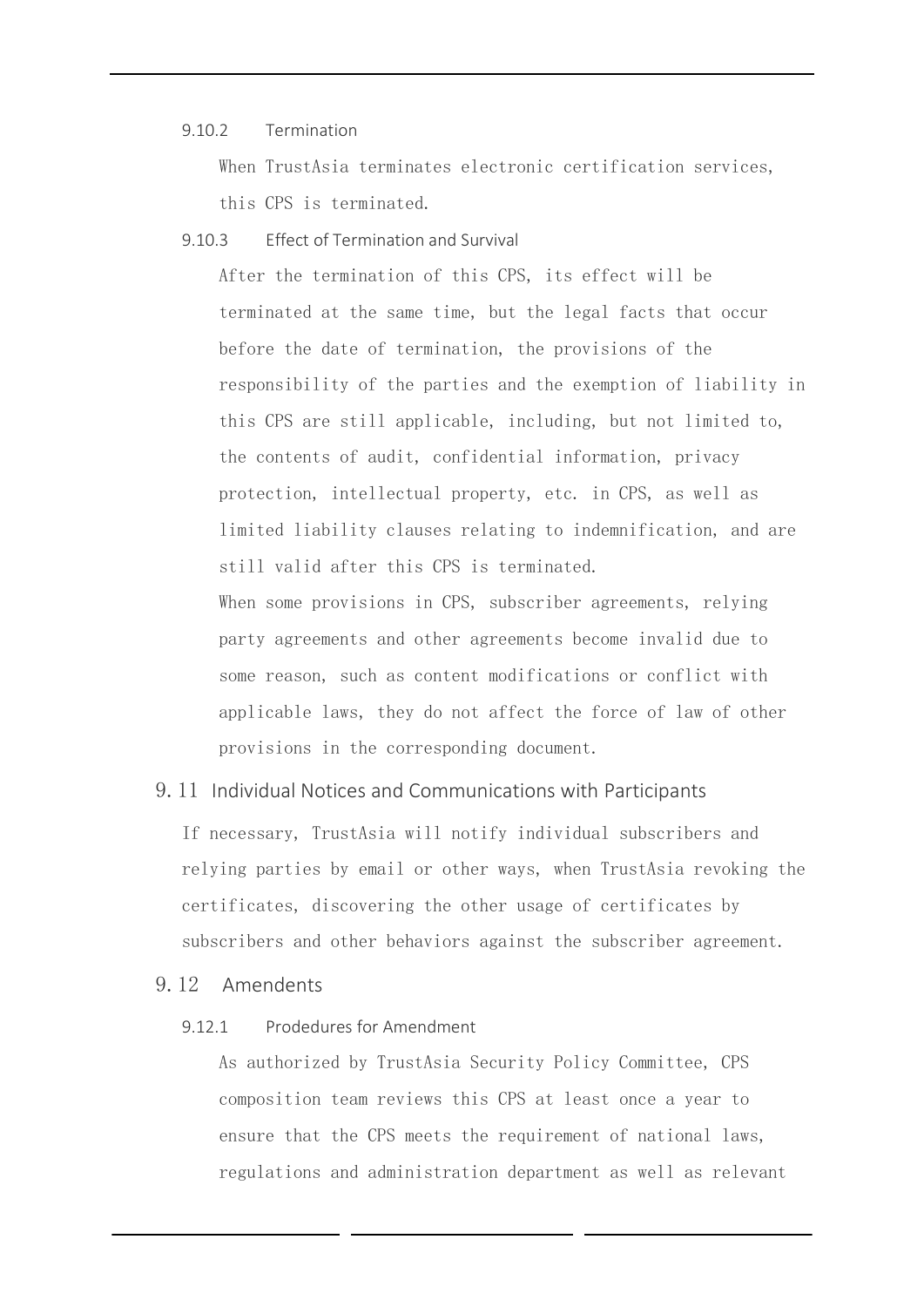#### 9.10.2 Termination

When TrustAsia terminates electronic certification services, this CPS is terminated.

#### 9.10.3 Effect of Termination and Survival

After the termination of this CPS, its effect will be terminated at the same time, but the legal facts that occur before the date of termination, the provisions of the responsibility of the parties and the exemption of liability in this CPS are still applicable, including, but not limited to, the contents of audit, confidential information, privacy protection, intellectual property, etc. in CPS, as well as limited liability clauses relating to indemnification, and are still valid after this CPS is terminated.

When some provisions in CPS, subscriber agreements, relying party agreements and other agreements become invalid due to some reason, such as content modifications or conflict with applicable laws, they do not affect the force of law of other provisions in the corresponding document.

### 9.11 Individual Notices and Communications with Participants

If necessary, TrustAsia will notify individual subscribers and relying parties by email or other ways, when TrustAsia revoking the certificates, discovering the other usage of certificates by subscribers and other behaviors against the subscriber agreement.

### 9.12 Amendents

#### 9.12.1 Prodedures for Amendment

As authorized by TrustAsia Security Policy Committee, CPS composition team reviews this CPS at least once a year to ensure that the CPS meets the requirement of national laws, regulations and administration department as well as relevant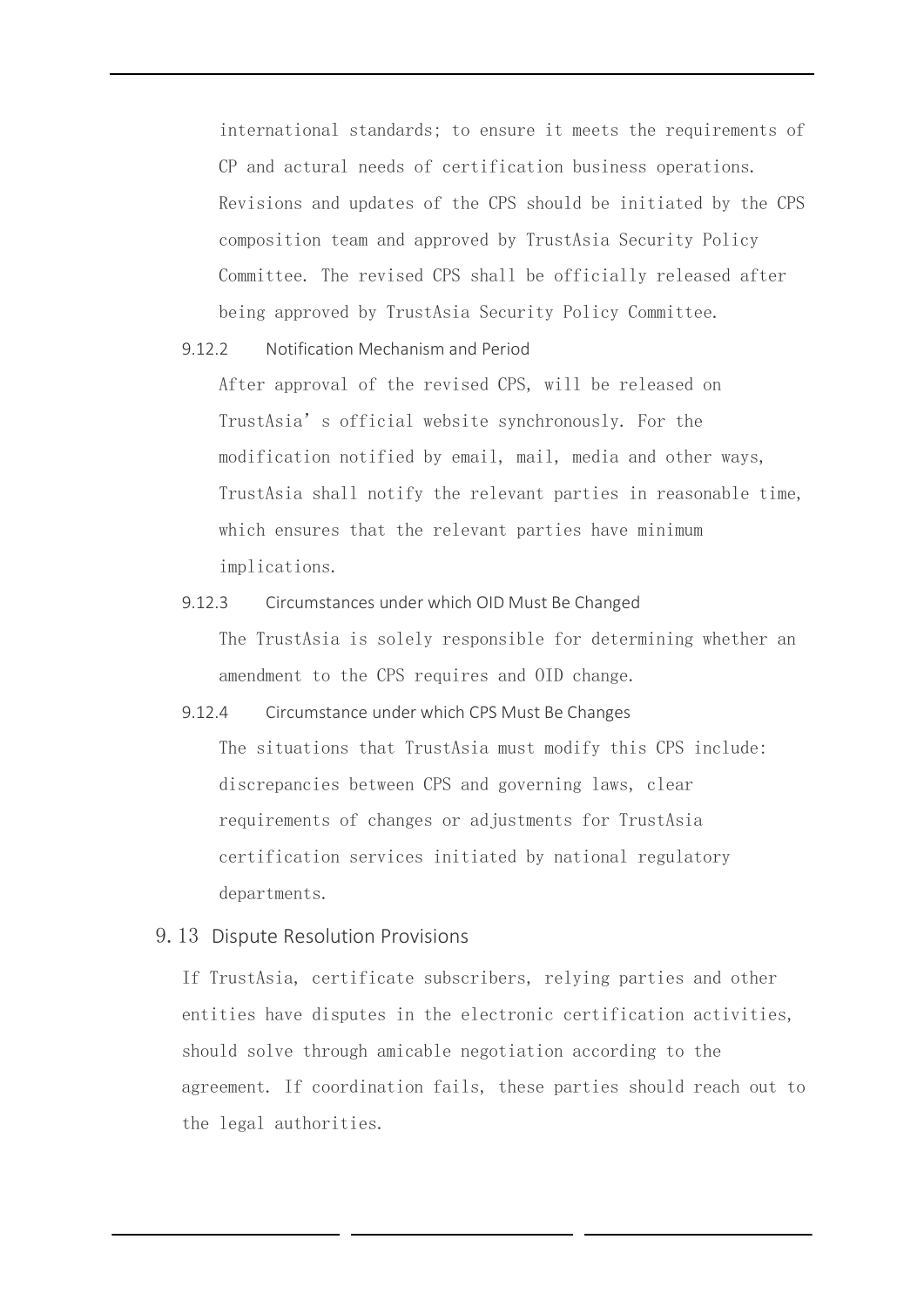international standards; to ensure it meets the requirements of CP and actural needs of certification business operations. Revisions and updates of the CPS should be initiated by the CPS composition team and approved by TrustAsia Security Policy Committee. The revised CPS shall be officially released after being approved by TrustAsia Security Policy Committee.

#### 9.12.2 Notification Mechanism and Period

After approval of the revised CPS, will be released on TrustAsia's official website synchronously. For the modification notified by email, mail, media and other ways, TrustAsia shall notify the relevant parties in reasonable time, which ensures that the relevant parties have minimum implications.

#### 9.12.3 Circumstances under which OID Must Be Changed

The TrustAsia is solely responsible for determining whether an amendment to the CPS requires and OID change.

#### 9.12.4 Circumstance under which CPS Must Be Changes

The situations that TrustAsia must modify this CPS include: discrepancies between CPS and governing laws, clear requirements of changes or adjustments for TrustAsia certification services initiated by national regulatory departments.

### 9.13 Dispute Resolution Provisions

If TrustAsia, certificate subscribers, relying parties and other entities have disputes in the electronic certification activities, should solve through amicable negotiation according to the agreement. If coordination fails, these parties should reach out to the legal authorities.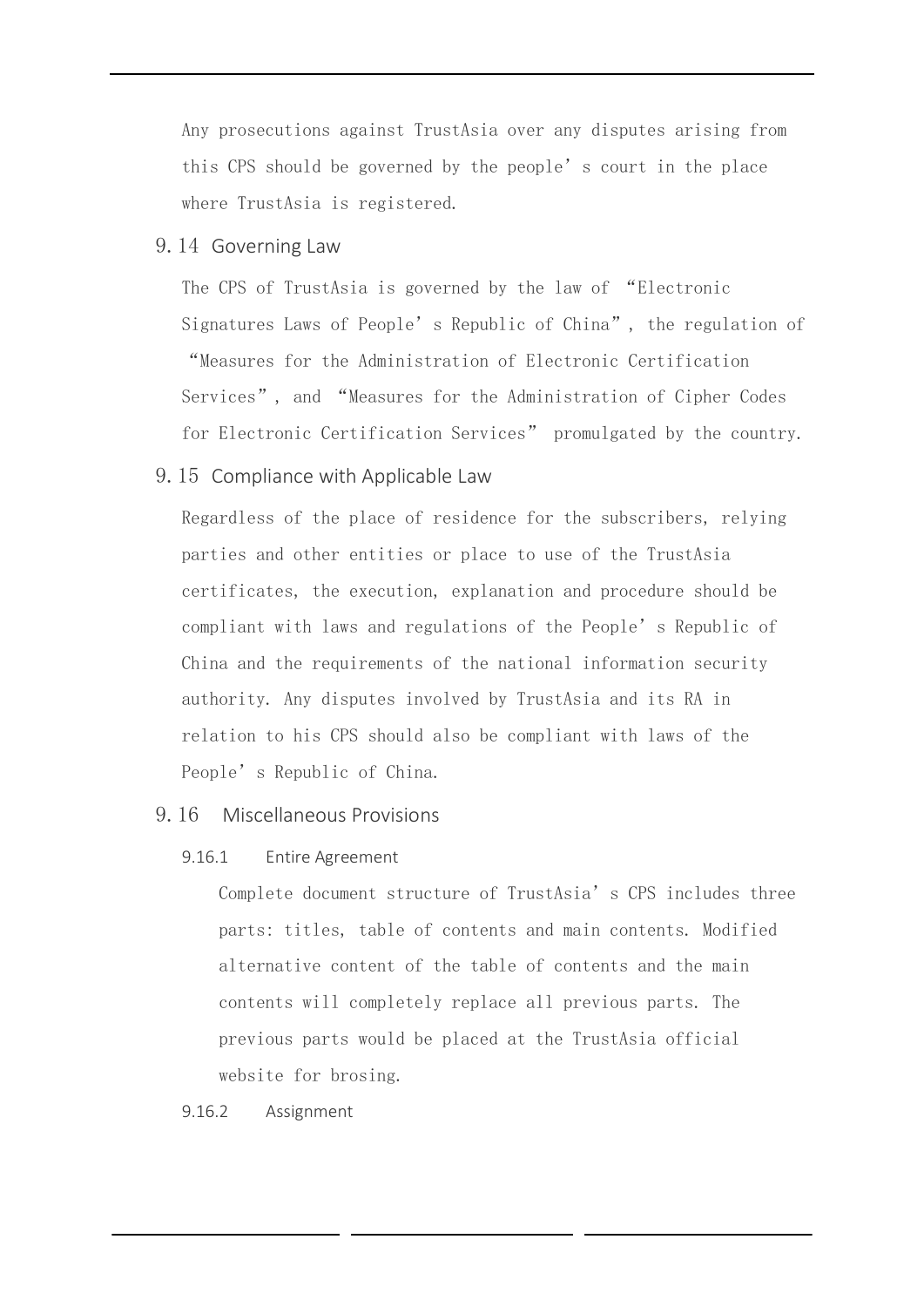Any prosecutions against TrustAsia over any disputes arising from this CPS should be governed by the people's court in the place where TrustAsia is registered.

## 9.14 Governing Law

The CPS of TrustAsia is governed by the law of "Electronic Signatures Laws of People's Republic of China", the regulation of "Measures for the Administration of Electronic Certification Services", and "Measures for the Administration of Cipher Codes for Electronic Certification Services" promulgated by the country.

## 9.15 Compliance with Applicable Law

Regardless of the place of residence for the subscribers, relying parties and other entities or place to use of the TrustAsia certificates, the execution, explanation and procedure should be compliant with laws and regulations of the People's Republic of China and the requirements of the national information security authority. Any disputes involved by TrustAsia and its RA in relation to his CPS should also be compliant with laws of the People's Republic of China.

## 9.16 Miscellaneous Provisions

### 9.16.1 Entire Agreement

Complete document structure of TrustAsia's CPS includes three parts: titles, table of contents and main contents. Modified alternative content of the table of contents and the main contents will completely replace all previous parts. The previous parts would be placed at the TrustAsia official website for brosing.

### 9.16.2 Assignment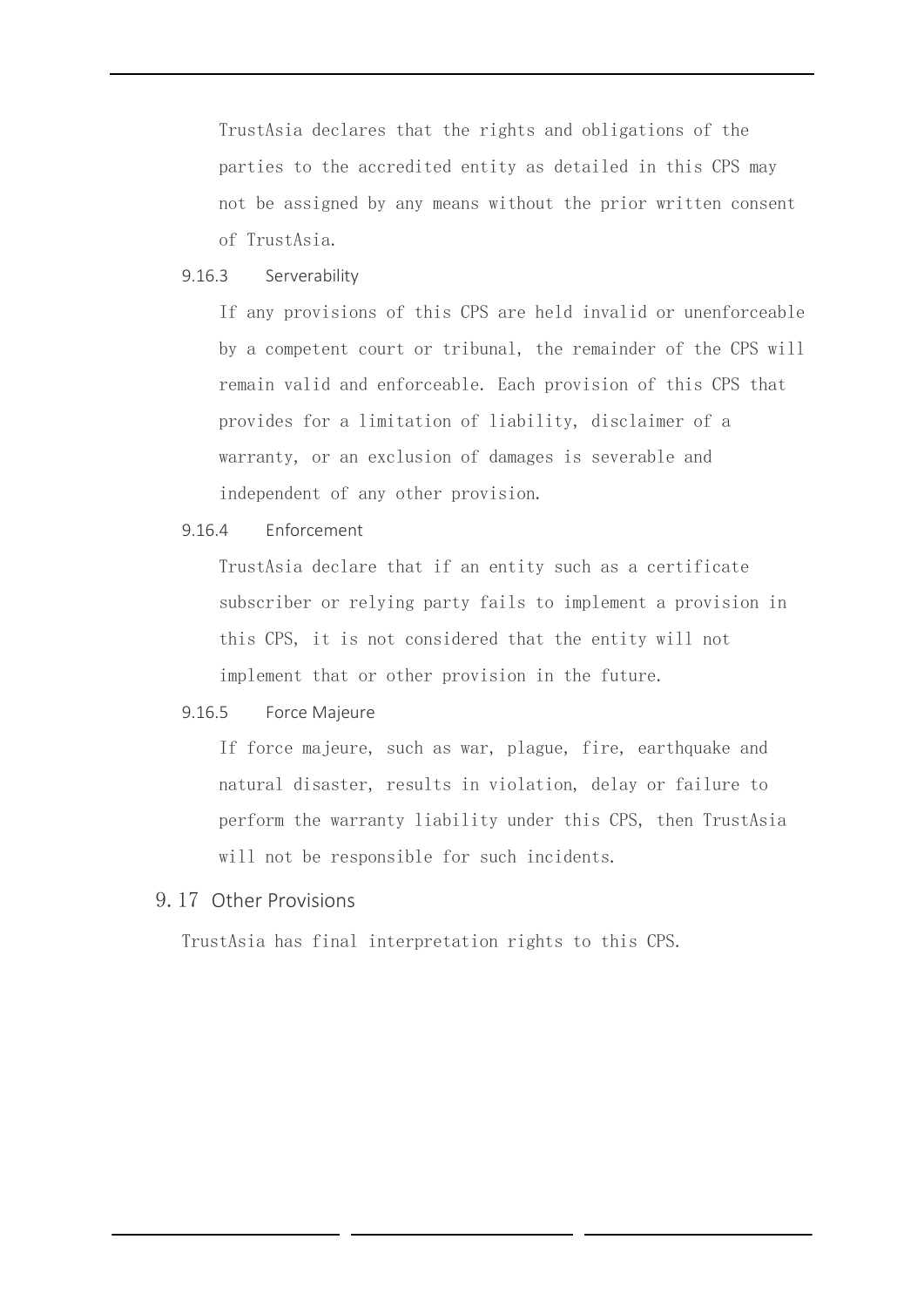TrustAsia declares that the rights and obligations of the parties to the accredited entity as detailed in this CPS may not be assigned by any means without the prior written consent of TrustAsia.

#### 9.16.3 Serverability

If any provisions of this CPS are held invalid or unenforceable by a competent court or tribunal, the remainder of the CPS will remain valid and enforceable. Each provision of this CPS that provides for a limitation of liability, disclaimer of a warranty, or an exclusion of damages is severable and independent of any other provision.

#### 9.16.4 Enforcement

TrustAsia declare that if an entity such as a certificate subscriber or relying party fails to implement a provision in this CPS, it is not considered that the entity will not implement that or other provision in the future.

#### 9.16.5 Force Majeure

If force majeure, such as war, plague, fire, earthquake and natural disaster, results in violation, delay or failure to perform the warranty liability under this CPS, then TrustAsia will not be responsible for such incidents.

### 9.17 Other Provisions

TrustAsia has final interpretation rights to this CPS.